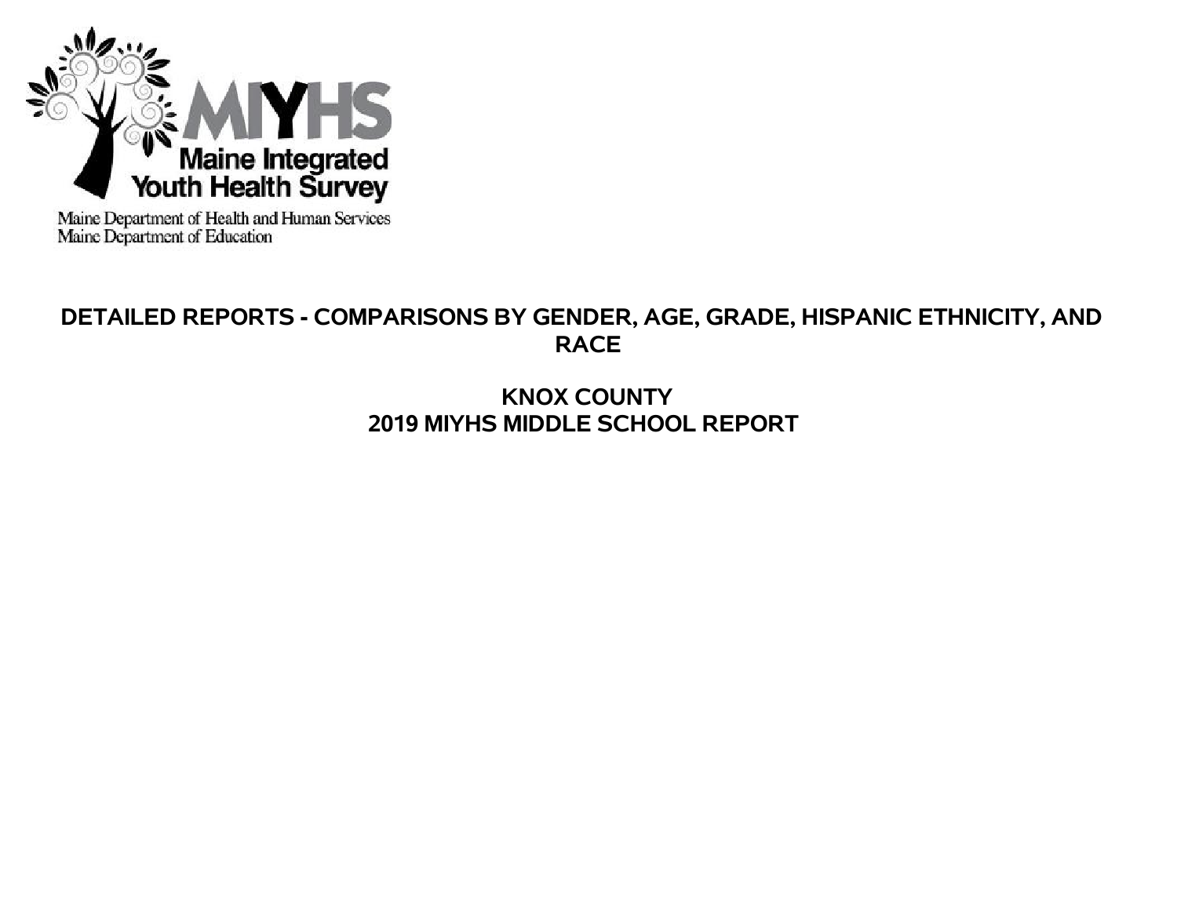MIYHS

Maine Integrated Youth Health Survey

Maine Department of Health and Human Services
Maine Department of Education

# DETAILED REPORTS - COMPARISONS BY GENDER, AGE, GRADE, HISPANIC ETHNICITY, AND RACE

## KNOX COUNTY
## 2019 MIYHS MIDDLE SCHOOL REPORT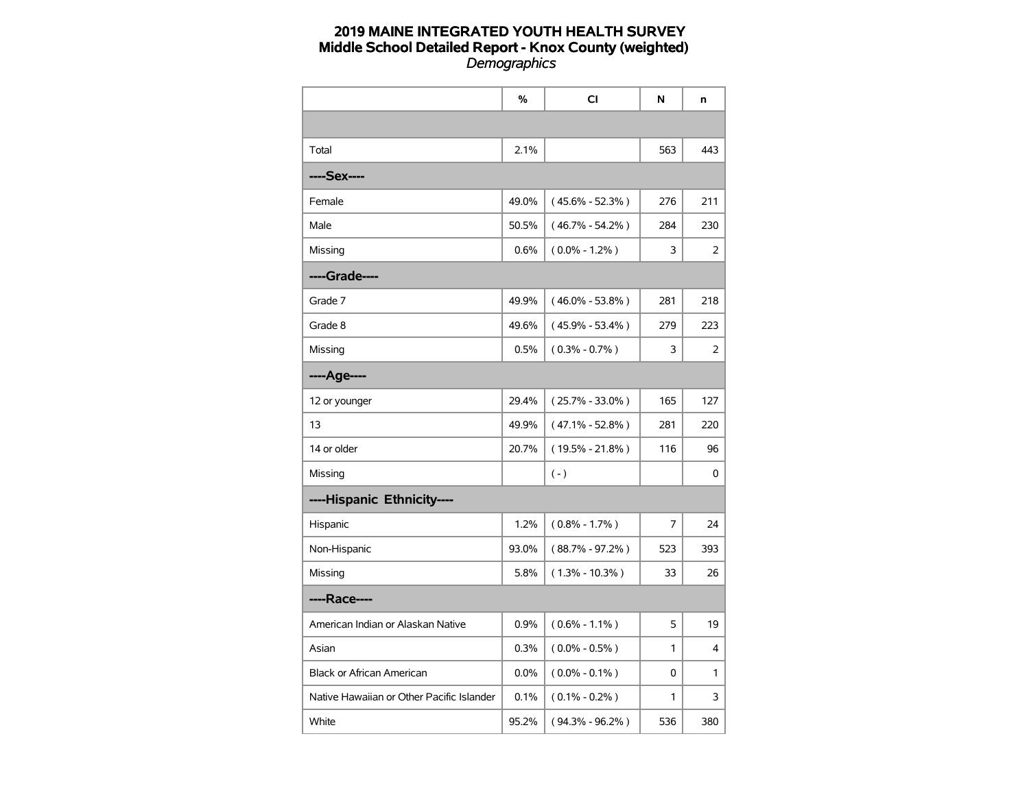# 2019 MAINE INTEGRATED YOUTH HEALTH SURVEY
## Middle School Detailed Report - Knox County (weighted)
*Demographics*

| | % | CI | N | n |
|---|---|---|---|---|
| | | | | |
| Total | 2.1% | | 563 | 443 |
| **----Sex----** | | | | |
| Female | 49.0% | ( 45.6% - 52.3% ) | 276 | 211 |
| Male | 50.5% | ( 46.7% - 54.2% ) | 284 | 230 |
| Missing | 0.6% | ( 0.0% - 1.2% ) | 3 | 2 |
| **----Grade----** | | | | |
| Grade 7 | 49.9% | ( 46.0% - 53.8% ) | 281 | 218 |
| Grade 8 | 49.6% | ( 45.9% - 53.4% ) | 279 | 223 |
| Missing | 0.5% | ( 0.3% - 0.7% ) | 3 | 2 |
| **----Age----** | | | | |
| 12 or younger | 29.4% | ( 25.7% - 33.0% ) | 165 | 127 |
| 13 | 49.9% | ( 47.1% - 52.8% ) | 281 | 220 |
| 14 or older | 20.7% | ( 19.5% - 21.8% ) | 116 | 96 |
| Missing | | ( - ) | | 0 |
| **----Hispanic Ethnicity----** | | | | |
| Hispanic | 1.2% | ( 0.8% - 1.7% ) | 7 | 24 |
| Non-Hispanic | 93.0% | ( 88.7% - 97.2% ) | 523 | 393 |
| Missing | 5.8% | ( 1.3% - 10.3% ) | 33 | 26 |
| **----Race----** | | | | |
| American Indian or Alaskan Native | 0.9% | ( 0.6% - 1.1% ) | 5 | 19 |
| Asian | 0.3% | ( 0.0% - 0.5% ) | 1 | 4 |
| Black or African American | 0.0% | ( 0.0% - 0.1% ) | 0 | 1 |
| Native Hawaiian or Other Pacific Islander | 0.1% | ( 0.1% - 0.2% ) | 1 | 3 |
| White | 95.2% | ( 94.3% - 96.2% ) | 536 | 380 |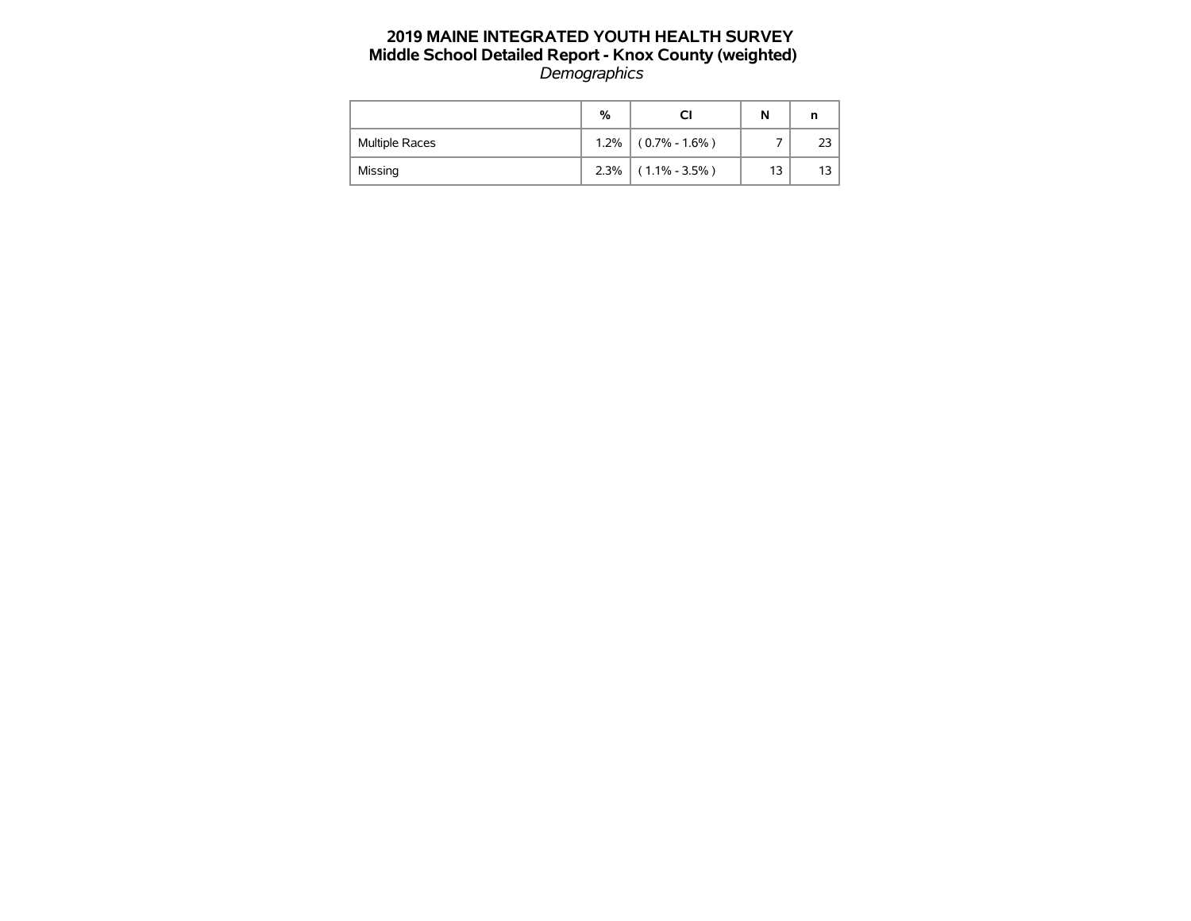# 2019 MAINE INTEGRATED YOUTH HEALTH SURVEY
## Middle School Detailed Report - Knox County (weighted)
*Demographics*

| | % | CI | N | n |
|---|---|---|---|---|
| Multiple Races | 1.2% | ( 0.7% - 1.6% ) | 7 | 23 |
| Missing | 2.3% | ( 1.1% - 3.5% ) | 13 | 13 |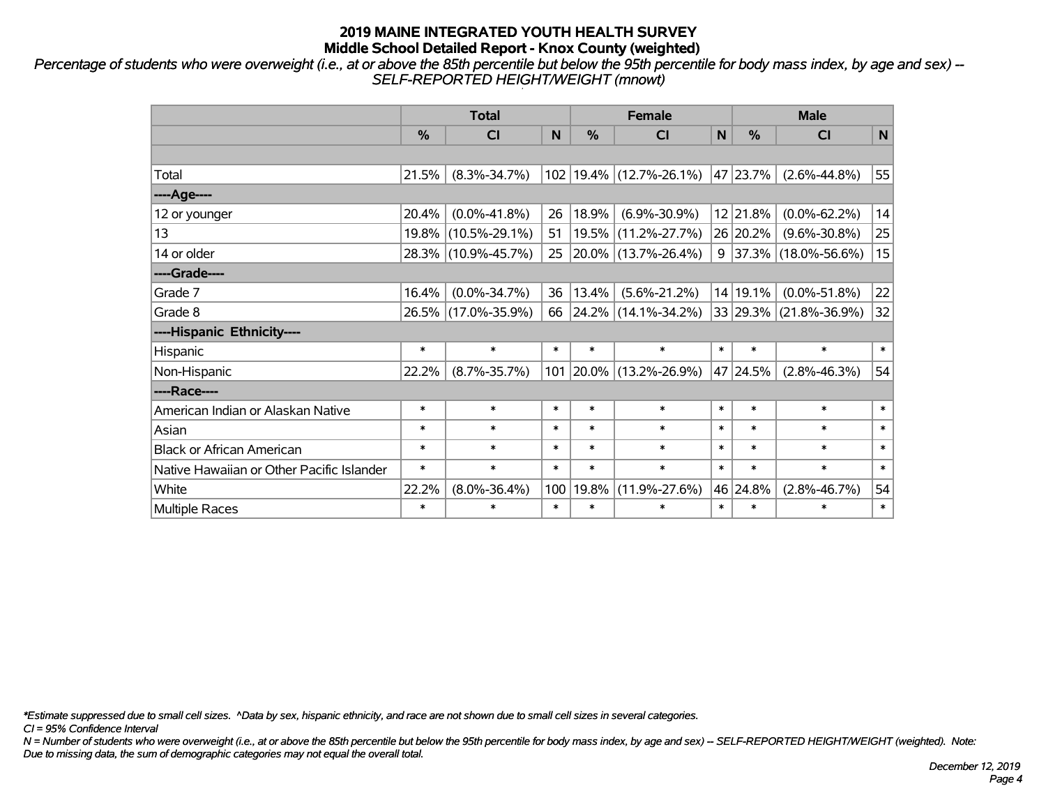## 2019 MAINE INTEGRATED YOUTH HEALTH SURVEY
## Middle School Detailed Report - Knox County (weighted)

*Percentage of students who were overweight (i.e., at or above the 85th percentile but below the 95th percentile for body mass index, by age and sex) -- SELF-REPORTED HEIGHT/WEIGHT (mnowt)*

| | Total | | | Female | | | Male | | |
|---|---|---|---|---|---|---|---|---|---|
| | % | CI | N | % | CI | N | % | CI | N |
| | | | | | | | | | |
| Total | 21.5% | (8.3%-34.7%) | 102 | 19.4% | (12.7%-26.1%) | 47 | 23.7% | (2.6%-44.8%) | 55 |
| ----Age---- | | | | | | | | | |
| 12 or younger | 20.4% | (0.0%-41.8%) | 26 | 18.9% | (6.9%-30.9%) | 12 | 21.8% | (0.0%-62.2%) | 14 |
| 13 | 19.8% | (10.5%-29.1%) | 51 | 19.5% | (11.2%-27.7%) | 26 | 20.2% | (9.6%-30.8%) | 25 |
| 14 or older | 28.3% | (10.9%-45.7%) | 25 | 20.0% | (13.7%-26.4%) | 9 | 37.3% | (18.0%-56.6%) | 15 |
| ----Grade---- | | | | | | | | | |
| Grade 7 | 16.4% | (0.0%-34.7%) | 36 | 13.4% | (5.6%-21.2%) | 14 | 19.1% | (0.0%-51.8%) | 22 |
| Grade 8 | 26.5% | (17.0%-35.9%) | 66 | 24.2% | (14.1%-34.2%) | 33 | 29.3% | (21.8%-36.9%) | 32 |
| ----Hispanic Ethnicity---- | | | | | | | | | |
| Hispanic | * | * | * | * | * | * | * | * | * |
| Non-Hispanic | 22.2% | (8.7%-35.7%) | 101 | 20.0% | (13.2%-26.9%) | 47 | 24.5% | (2.8%-46.3%) | 54 |
| ----Race---- | | | | | | | | | |
| American Indian or Alaskan Native | * | * | * | * | * | * | * | * | * |
| Asian | * | * | * | * | * | * | * | * | * |
| Black or African American | * | * | * | * | * | * | * | * | * |
| Native Hawaiian or Other Pacific Islander | * | * | * | * | * | * | * | * | * |
| White | 22.2% | (8.0%-36.4%) | 100 | 19.8% | (11.9%-27.6%) | 46 | 24.8% | (2.8%-46.7%) | 54 |
| Multiple Races | * | * | * | * | * | * | * | * | * |

*\*Estimate suppressed due to small cell sizes. ^Data by sex, hispanic ethnicity, and race are not shown due to small cell sizes in several categories.*

*CI = 95% Confidence Interval*

*N = Number of students who were overweight (i.e., at or above the 85th percentile but below the 95th percentile for body mass index, by age and sex) -- SELF-REPORTED HEIGHT/WEIGHT (weighted). Note: Due to missing data, the sum of demographic categories may not equal the overall total.*

*December 12, 2019*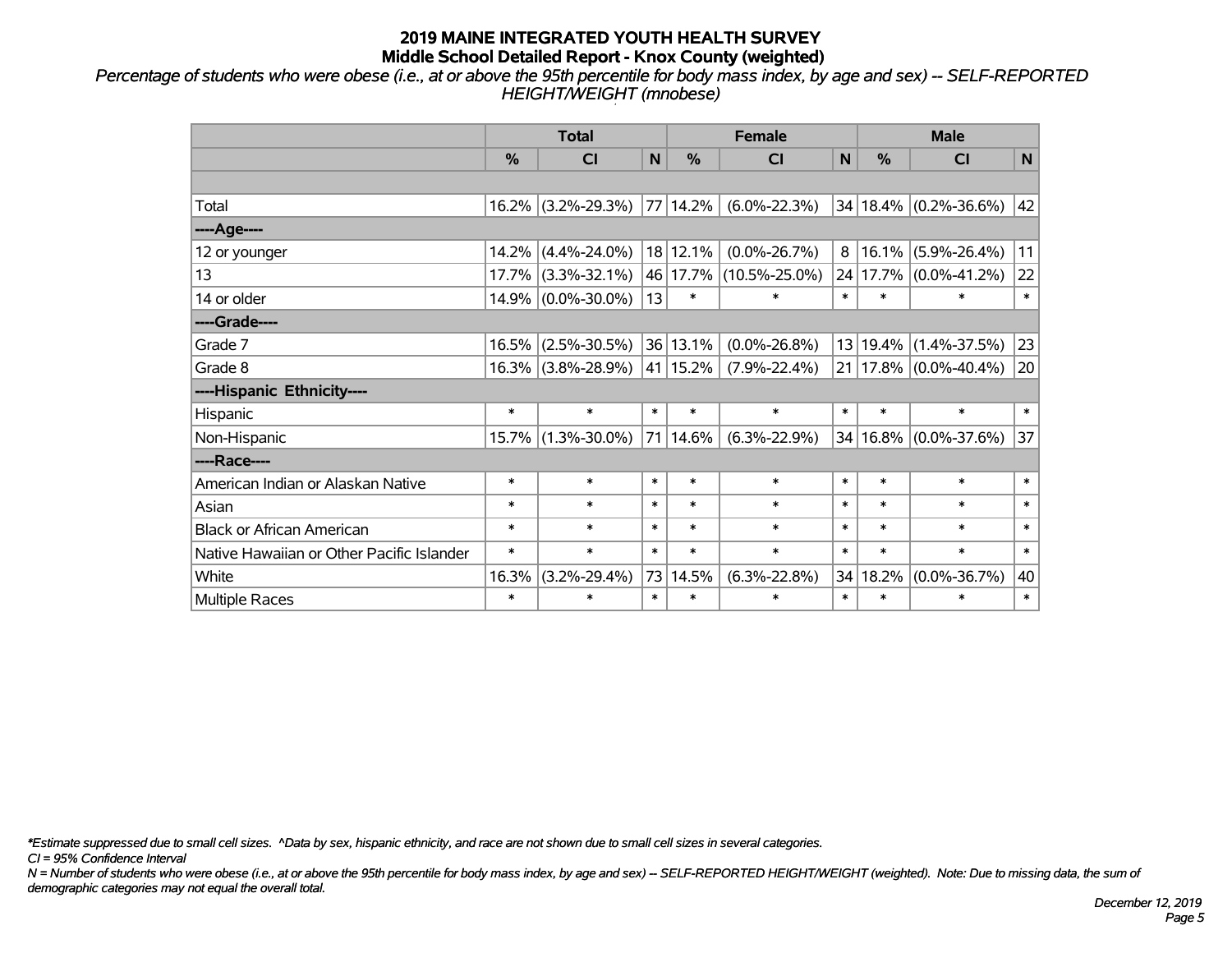# 2019 MAINE INTEGRATED YOUTH HEALTH SURVEY

## Middle School Detailed Report - Knox County (weighted)

*Percentage of students who were obese (i.e., at or above the 95th percentile for body mass index, by age and sex) -- SELF-REPORTED HEIGHT/WEIGHT (mnobese)*

| | Total | | | Female | | | Male | | |
|---|---|---|---|---|---|---|---|---|---|
| | % | CI | N | % | CI | N | % | CI | N |
| | | | | | | | | | |
| Total | 16.2% | (3.2%-29.3%) | 77 | 14.2% | (6.0%-22.3%) | 34 | 18.4% | (0.2%-36.6%) | 42 |
| ----Age---- | | | | | | | | | |
| 12 or younger | 14.2% | (4.4%-24.0%) | 18 | 12.1% | (0.0%-26.7%) | 8 | 16.1% | (5.9%-26.4%) | 11 |
| 13 | 17.7% | (3.3%-32.1%) | 46 | 17.7% | (10.5%-25.0%) | 24 | 17.7% | (0.0%-41.2%) | 22 |
| 14 or older | 14.9% | (0.0%-30.0%) | 13 | * | * | * | * | * | * |
| ----Grade---- | | | | | | | | | |
| Grade 7 | 16.5% | (2.5%-30.5%) | 36 | 13.1% | (0.0%-26.8%) | 13 | 19.4% | (1.4%-37.5%) | 23 |
| Grade 8 | 16.3% | (3.8%-28.9%) | 41 | 15.2% | (7.9%-22.4%) | 21 | 17.8% | (0.0%-40.4%) | 20 |
| ----Hispanic Ethnicity---- | | | | | | | | | |
| Hispanic | * | * | * | * | * | * | * | * | * |
| Non-Hispanic | 15.7% | (1.3%-30.0%) | 71 | 14.6% | (6.3%-22.9%) | 34 | 16.8% | (0.0%-37.6%) | 37 |
| ----Race---- | | | | | | | | | |
| American Indian or Alaskan Native | * | * | * | * | * | * | * | * | * |
| Asian | * | * | * | * | * | * | * | * | * |
| Black or African American | * | * | * | * | * | * | * | * | * |
| Native Hawaiian or Other Pacific Islander | * | * | * | * | * | * | * | * | * |
| White | 16.3% | (3.2%-29.4%) | 73 | 14.5% | (6.3%-22.8%) | 34 | 18.2% | (0.0%-36.7%) | 40 |
| Multiple Races | * | * | * | * | * | * | * | * | * |

*\*Estimate suppressed due to small cell sizes. ^Data by sex, hispanic ethnicity, and race are not shown due to small cell sizes in several categories.*

*CI = 95% Confidence Interval*

*N = Number of students who were obese (i.e., at or above the 95th percentile for body mass index, by age and sex) -- SELF-REPORTED HEIGHT/WEIGHT (weighted). Note: Due to missing data, the sum of demographic categories may not equal the overall total.*

*December 12, 2019*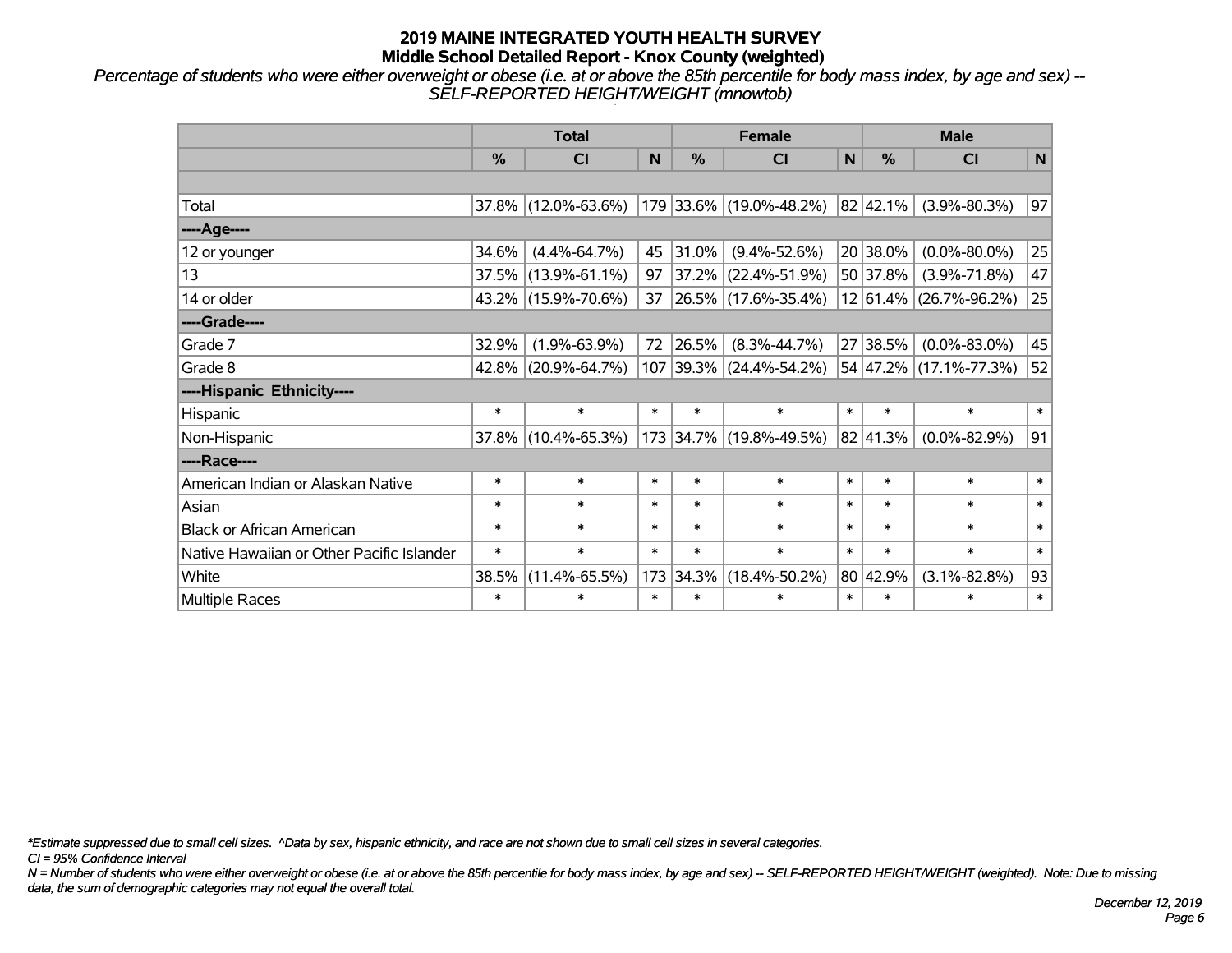# 2019 MAINE INTEGRATED YOUTH HEALTH SURVEY

## Middle School Detailed Report - Knox County (weighted)

*Percentage of students who were either overweight or obese (i.e. at or above the 85th percentile for body mass index, by age and sex) -- SELF-REPORTED HEIGHT/WEIGHT (mnowtob)*

| | Total | | | Female | | | Male | | |
|---|---|---|---|---|---|---|---|---|---|
| | % | CI | N | % | CI | N | % | CI | N |
| | | | | | | | | | |
| Total | 37.8% | (12.0%-63.6%) | 179 | 33.6% | (19.0%-48.2%) | 82 | 42.1% | (3.9%-80.3%) | 97 |
| ----Age---- | | | | | | | | | |
| 12 or younger | 34.6% | (4.4%-64.7%) | 45 | 31.0% | (9.4%-52.6%) | 20 | 38.0% | (0.0%-80.0%) | 25 |
| 13 | 37.5% | (13.9%-61.1%) | 97 | 37.2% | (22.4%-51.9%) | 50 | 37.8% | (3.9%-71.8%) | 47 |
| 14 or older | 43.2% | (15.9%-70.6%) | 37 | 26.5% | (17.6%-35.4%) | 12 | 61.4% | (26.7%-96.2%) | 25 |
| ----Grade---- | | | | | | | | | |
| Grade 7 | 32.9% | (1.9%-63.9%) | 72 | 26.5% | (8.3%-44.7%) | 27 | 38.5% | (0.0%-83.0%) | 45 |
| Grade 8 | 42.8% | (20.9%-64.7%) | 107 | 39.3% | (24.4%-54.2%) | 54 | 47.2% | (17.1%-77.3%) | 52 |
| ----Hispanic Ethnicity---- | | | | | | | | | |
| Hispanic | * | * | * | * | * | * | * | * | * |
| Non-Hispanic | 37.8% | (10.4%-65.3%) | 173 | 34.7% | (19.8%-49.5%) | 82 | 41.3% | (0.0%-82.9%) | 91 |
| ----Race---- | | | | | | | | | |
| American Indian or Alaskan Native | * | * | * | * | * | * | * | * | * |
| Asian | * | * | * | * | * | * | * | * | * |
| Black or African American | * | * | * | * | * | * | * | * | * |
| Native Hawaiian or Other Pacific Islander | * | * | * | * | * | * | * | * | * |
| White | 38.5% | (11.4%-65.5%) | 173 | 34.3% | (18.4%-50.2%) | 80 | 42.9% | (3.1%-82.8%) | 93 |
| Multiple Races | * | * | * | * | * | * | * | * | * |

*\*Estimate suppressed due to small cell sizes. ^Data by sex, hispanic ethnicity, and race are not shown due to small cell sizes in several categories.*

*CI = 95% Confidence Interval*

*N = Number of students who were either overweight or obese (i.e. at or above the 85th percentile for body mass index, by age and sex) -- SELF-REPORTED HEIGHT/WEIGHT (weighted). Note: Due to missing data, the sum of demographic categories may not equal the overall total.*

*December 12, 2019*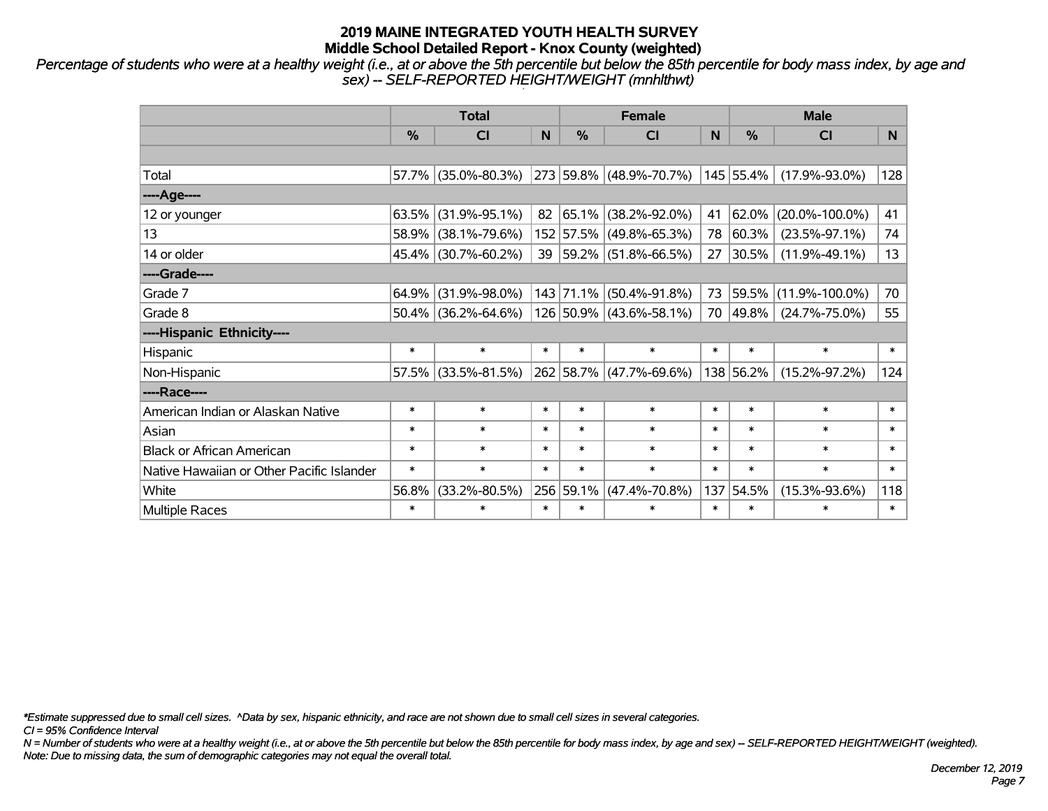# 2019 MAINE INTEGRATED YOUTH HEALTH SURVEY
## Middle School Detailed Report - Knox County (weighted)

*Percentage of students who were at a healthy weight (i.e., at or above the 5th percentile but below the 85th percentile for body mass index, by age and sex) -- SELF-REPORTED HEIGHT/WEIGHT (mnhlthwt)*

| | Total | | | Female | | | Male | | |
|---|---|---|---|---|---|---|---|---|---|
| | % | CI | N | % | CI | N | % | CI | N |
| | | | | | | | | | |
| Total | 57.7% | (35.0%-80.3%) | 273 | 59.8% | (48.9%-70.7%) | 145 | 55.4% | (17.9%-93.0%) | 128 |
| ----Age---- | | | | | | | | | |
| 12 or younger | 63.5% | (31.9%-95.1%) | 82 | 65.1% | (38.2%-92.0%) | 41 | 62.0% | (20.0%-100.0%) | 41 |
| 13 | 58.9% | (38.1%-79.6%) | 152 | 57.5% | (49.8%-65.3%) | 78 | 60.3% | (23.5%-97.1%) | 74 |
| 14 or older | 45.4% | (30.7%-60.2%) | 39 | 59.2% | (51.8%-66.5%) | 27 | 30.5% | (11.9%-49.1%) | 13 |
| ----Grade---- | | | | | | | | | |
| Grade 7 | 64.9% | (31.9%-98.0%) | 143 | 71.1% | (50.4%-91.8%) | 73 | 59.5% | (11.9%-100.0%) | 70 |
| Grade 8 | 50.4% | (36.2%-64.6%) | 126 | 50.9% | (43.6%-58.1%) | 70 | 49.8% | (24.7%-75.0%) | 55 |
| ----Hispanic Ethnicity---- | | | | | | | | | |
| Hispanic | * | * | * | * | * | * | * | * | * |
| Non-Hispanic | 57.5% | (33.5%-81.5%) | 262 | 58.7% | (47.7%-69.6%) | 138 | 56.2% | (15.2%-97.2%) | 124 |
| ----Race---- | | | | | | | | | |
| American Indian or Alaskan Native | * | * | * | * | * | * | * | * | * |
| Asian | * | * | * | * | * | * | * | * | * |
| Black or African American | * | * | * | * | * | * | * | * | * |
| Native Hawaiian or Other Pacific Islander | * | * | * | * | * | * | * | * | * |
| White | 56.8% | (33.2%-80.5%) | 256 | 59.1% | (47.4%-70.8%) | 137 | 54.5% | (15.3%-93.6%) | 118 |
| Multiple Races | * | * | * | * | * | * | * | * | * |

*\*Estimate suppressed due to small cell sizes. ^Data by sex, hispanic ethnicity, and race are not shown due to small cell sizes in several categories.*

*CI = 95% Confidence Interval*

*N = Number of students who were at a healthy weight (i.e., at or above the 5th percentile but below the 85th percentile for body mass index, by age and sex) -- SELF-REPORTED HEIGHT/WEIGHT (weighted).*

*Note: Due to missing data, the sum of demographic categories may not equal the overall total.*

*December 12, 2019*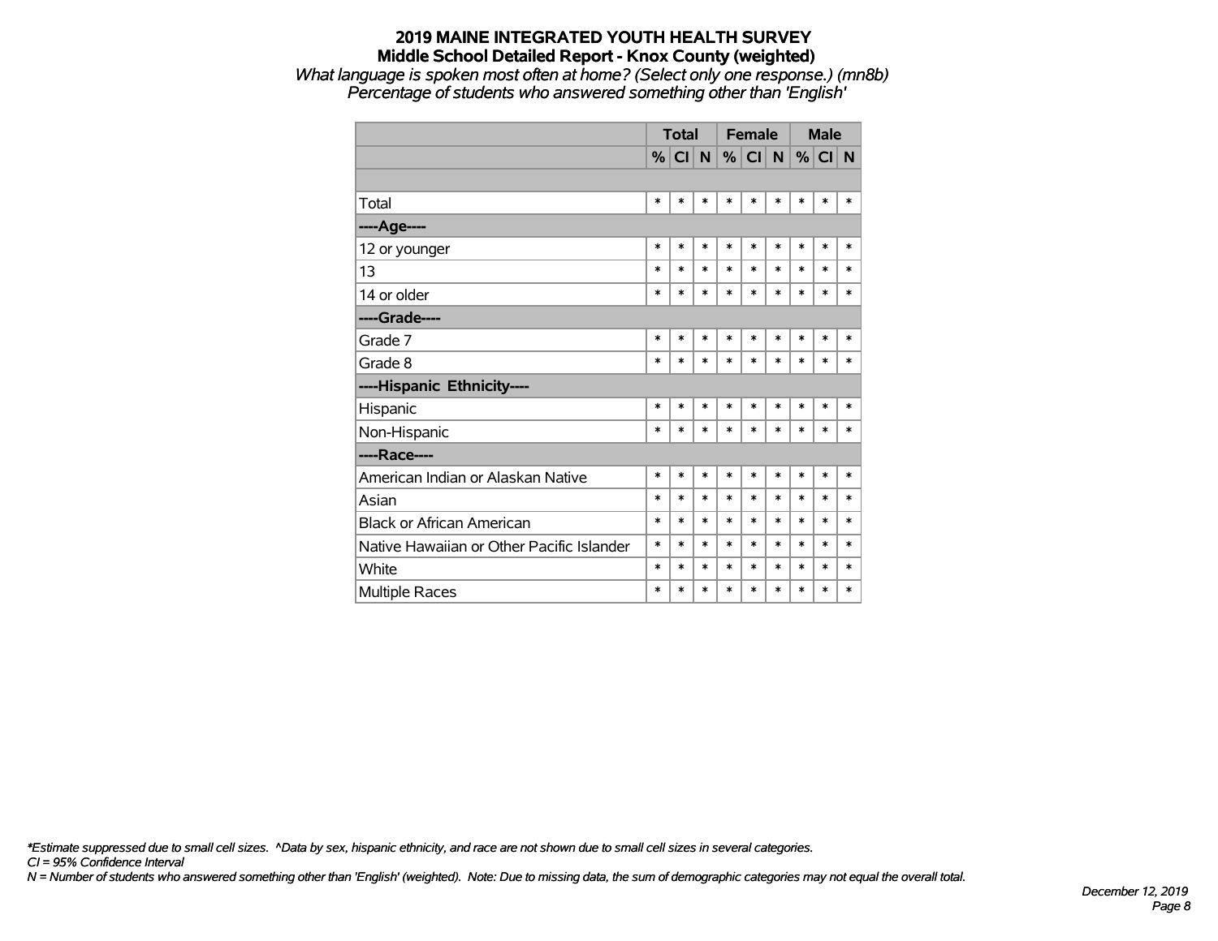# 2019 MAINE INTEGRATED YOUTH HEALTH SURVEY
## Middle School Detailed Report - Knox County (weighted)
*What language is spoken most often at home? (Select only one response.) (mn8b)*
*Percentage of students who answered something other than 'English'*

| | Total | | | Female | | | Male | | |
|---|---|---|---|---|---|---|---|---|---|
| | % | CI | N | % | CI | N | % | CI | N |
| | | | | | | | | | |
| Total | * | * | * | * | * | * | * | * | * |
| **----Age----** | | | | | | | | | |
| 12 or younger | * | * | * | * | * | * | * | * | * |
| 13 | * | * | * | * | * | * | * | * | * |
| 14 or older | * | * | * | * | * | * | * | * | * |
| **----Grade----** | | | | | | | | | |
| Grade 7 | * | * | * | * | * | * | * | * | * |
| Grade 8 | * | * | * | * | * | * | * | * | * |
| **----Hispanic Ethnicity----** | | | | | | | | | |
| Hispanic | * | * | * | * | * | * | * | * | * |
| Non-Hispanic | * | * | * | * | * | * | * | * | * |
| **----Race----** | | | | | | | | | |
| American Indian or Alaskan Native | * | * | * | * | * | * | * | * | * |
| Asian | * | * | * | * | * | * | * | * | * |
| Black or African American | * | * | * | * | * | * | * | * | * |
| Native Hawaiian or Other Pacific Islander | * | * | * | * | * | * | * | * | * |
| White | * | * | * | * | * | * | * | * | * |
| Multiple Races | * | * | * | * | * | * | * | * | * |

*\*Estimate suppressed due to small cell sizes. ^Data by sex, hispanic ethnicity, and race are not shown due to small cell sizes in several categories.*
*CI = 95% Confidence Interval*
*N = Number of students who answered something other than 'English' (weighted). Note: Due to missing data, the sum of demographic categories may not equal the overall total.*

*December 12, 2019*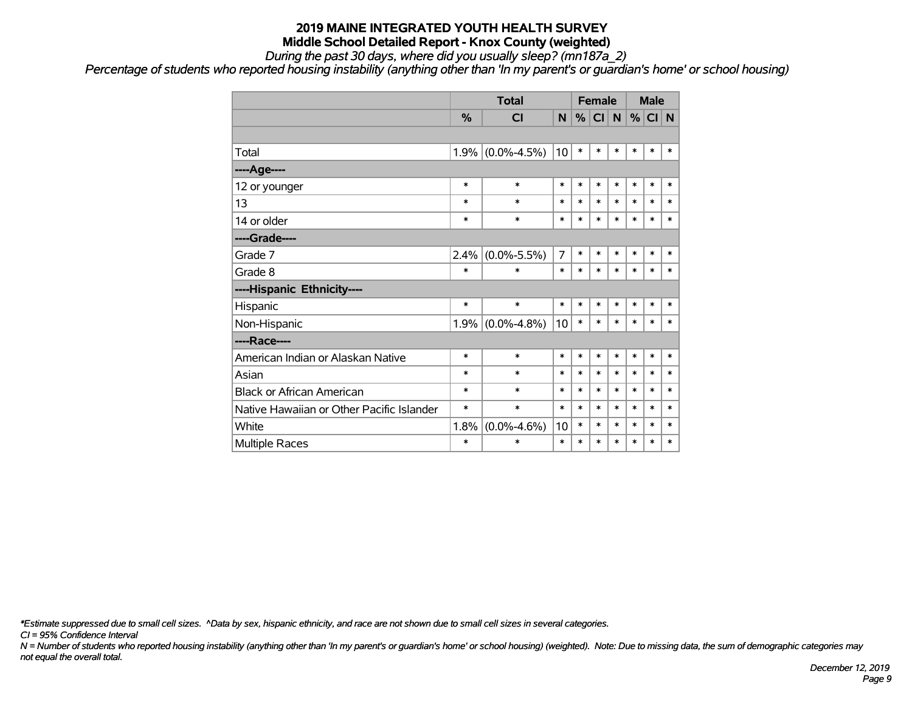# 2019 MAINE INTEGRATED YOUTH HEALTH SURVEY

## Middle School Detailed Report - Knox County (weighted)

*During the past 30 days, where did you usually sleep? (mn187a_2)*

*Percentage of students who reported housing instability (anything other than 'In my parent's or guardian's home' or school housing)*

| | Total | | | Female | | | Male | | |
|---|---|---|---|---|---|---|---|---|---|
| | % | CI | N | % | CI | N | % | CI | N |
| | | | | | | | | | |
| Total | 1.9% | (0.0%-4.5%) | 10 | * | * | * | * | * | * |
| ----Age---- | | | | | | | | | |
| 12 or younger | * | * | * | * | * | * | * | * | * |
| 13 | * | * | * | * | * | * | * | * | * |
| 14 or older | * | * | * | * | * | * | * | * | * |
| ----Grade---- | | | | | | | | | |
| Grade 7 | 2.4% | (0.0%-5.5%) | 7 | * | * | * | * | * | * |
| Grade 8 | * | * | * | * | * | * | * | * | * |
| ----Hispanic Ethnicity---- | | | | | | | | | |
| Hispanic | * | * | * | * | * | * | * | * | * |
| Non-Hispanic | 1.9% | (0.0%-4.8%) | 10 | * | * | * | * | * | * |
| ----Race---- | | | | | | | | | |
| American Indian or Alaskan Native | * | * | * | * | * | * | * | * | * |
| Asian | * | * | * | * | * | * | * | * | * |
| Black or African American | * | * | * | * | * | * | * | * | * |
| Native Hawaiian or Other Pacific Islander | * | * | * | * | * | * | * | * | * |
| White | 1.8% | (0.0%-4.6%) | 10 | * | * | * | * | * | * |
| Multiple Races | * | * | * | * | * | * | * | * | * |

*\*Estimate suppressed due to small cell sizes. ^Data by sex, hispanic ethnicity, and race are not shown due to small cell sizes in several categories.*

*CI = 95% Confidence Interval*

*N = Number of students who reported housing instability (anything other than 'In my parent's or guardian's home' or school housing) (weighted). Note: Due to missing data, the sum of demographic categories may not equal the overall total.*

*December 12, 2019*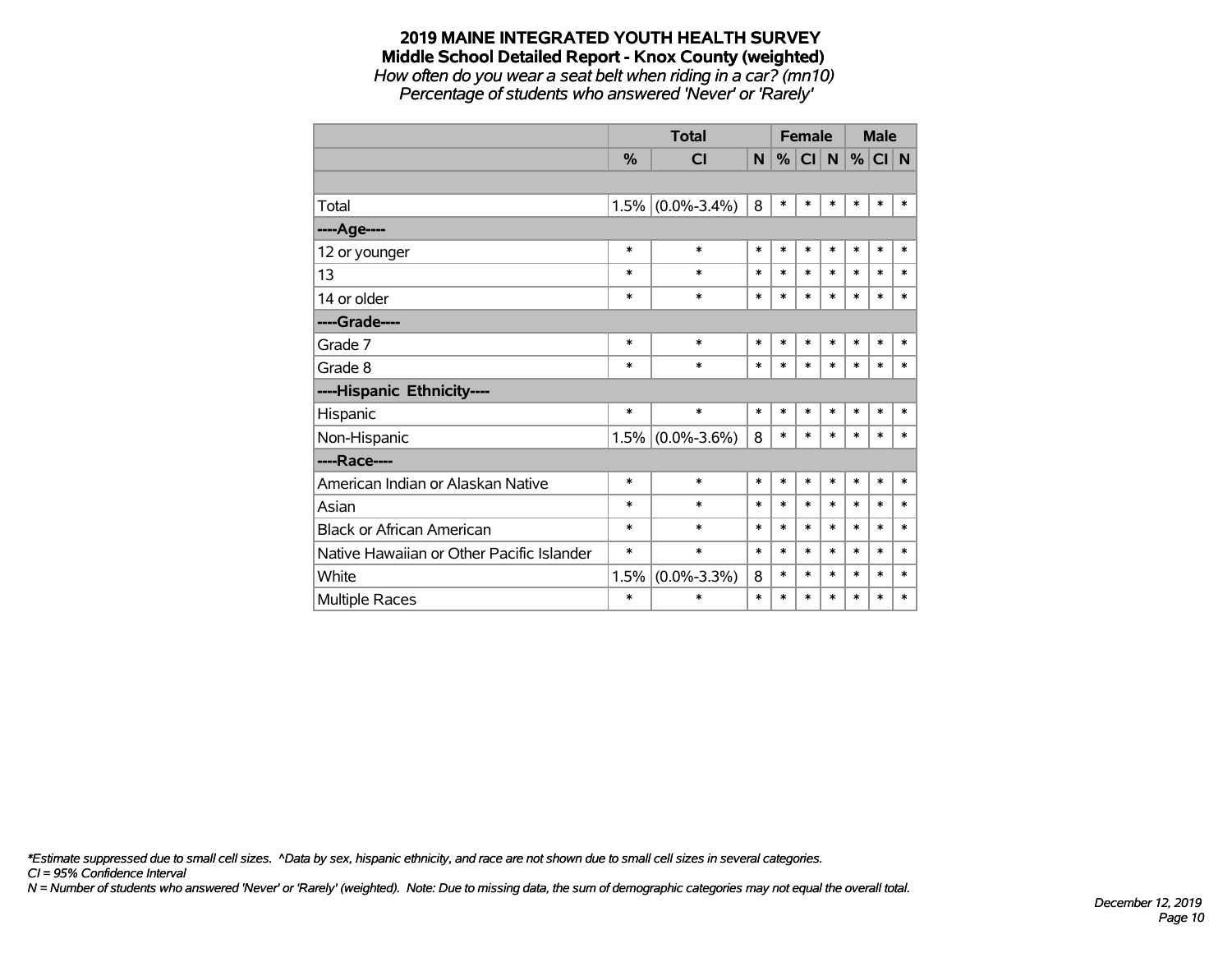# 2019 MAINE INTEGRATED YOUTH HEALTH SURVEY

## Middle School Detailed Report - Knox County (weighted)

*How often do you wear a seat belt when riding in a car? (mn10)*

*Percentage of students who answered 'Never' or 'Rarely'*

| | Total | | | Female | | | Male | | |
|---|---|---|---|---|---|---|---|---|---|
| | % | CI | N | % | CI | N | % | CI | N |
| | | | | | | | | | |
| Total | 1.5% | (0.0%-3.4%) | 8 | * | * | * | * | * | * |
| ----Age---- | | | | | | | | | |
| 12 or younger | * | * | * | * | * | * | * | * | * |
| 13 | * | * | * | * | * | * | * | * | * |
| 14 or older | * | * | * | * | * | * | * | * | * |
| ----Grade---- | | | | | | | | | |
| Grade 7 | * | * | * | * | * | * | * | * | * |
| Grade 8 | * | * | * | * | * | * | * | * | * |
| ----Hispanic Ethnicity---- | | | | | | | | | |
| Hispanic | * | * | * | * | * | * | * | * | * |
| Non-Hispanic | 1.5% | (0.0%-3.6%) | 8 | * | * | * | * | * | * |
| ----Race---- | | | | | | | | | |
| American Indian or Alaskan Native | * | * | * | * | * | * | * | * | * |
| Asian | * | * | * | * | * | * | * | * | * |
| Black or African American | * | * | * | * | * | * | * | * | * |
| Native Hawaiian or Other Pacific Islander | * | * | * | * | * | * | * | * | * |
| White | 1.5% | (0.0%-3.3%) | 8 | * | * | * | * | * | * |
| Multiple Races | * | * | * | * | * | * | * | * | * |

*\*Estimate suppressed due to small cell sizes. ^Data by sex, hispanic ethnicity, and race are not shown due to small cell sizes in several categories.*
*CI = 95% Confidence Interval*
*N = Number of students who answered 'Never' or 'Rarely' (weighted). Note: Due to missing data, the sum of demographic categories may not equal the overall total.*

*December 12, 2019*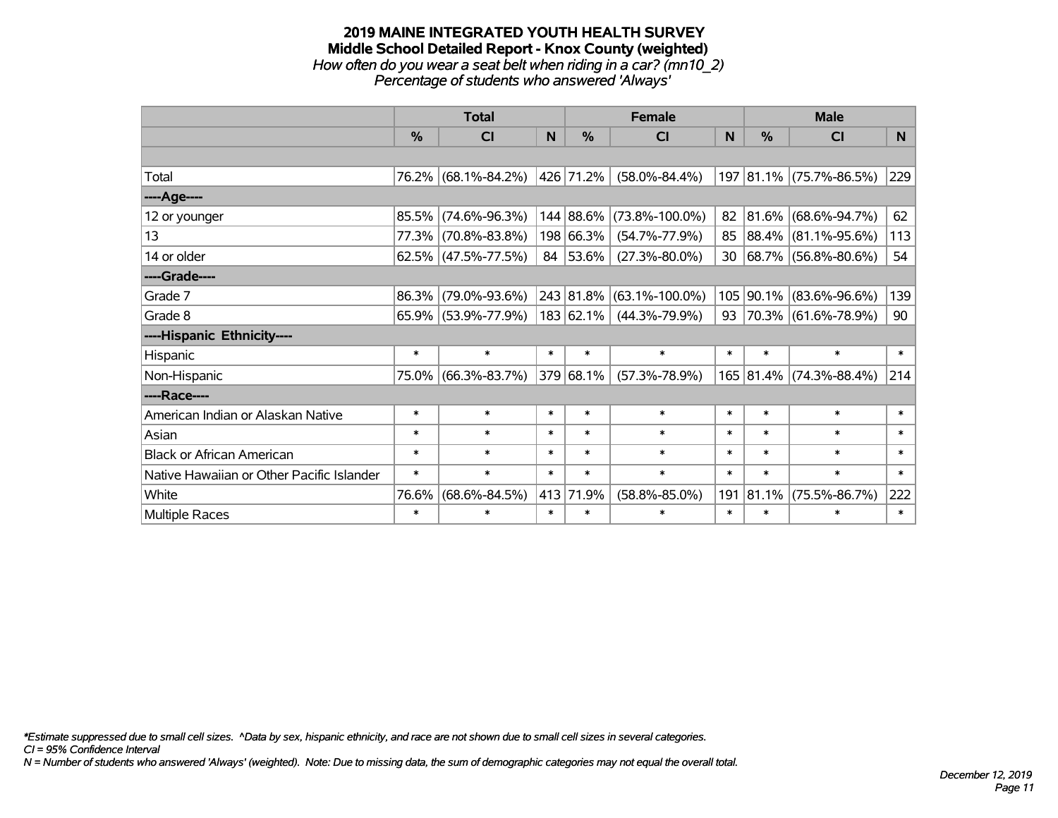# 2019 MAINE INTEGRATED YOUTH HEALTH SURVEY
## Middle School Detailed Report - Knox County (weighted)
*How often do you wear a seat belt when riding in a car? (mn10_2)*
*Percentage of students who answered 'Always'*

| | Total | | | Female | | | Male | | |
|---|---|---|---|---|---|---|---|---|---|
| | % | CI | N | % | CI | N | % | CI | N |
| Total | 76.2% | (68.1%-84.2%) | 426 | 71.2% | (58.0%-84.4%) | 197 | 81.1% | (75.7%-86.5%) | 229 |
| ----Age---- | | | | | | | | | |
| 12 or younger | 85.5% | (74.6%-96.3%) | 144 | 88.6% | (73.8%-100.0%) | 82 | 81.6% | (68.6%-94.7%) | 62 |
| 13 | 77.3% | (70.8%-83.8%) | 198 | 66.3% | (54.7%-77.9%) | 85 | 88.4% | (81.1%-95.6%) | 113 |
| 14 or older | 62.5% | (47.5%-77.5%) | 84 | 53.6% | (27.3%-80.0%) | 30 | 68.7% | (56.8%-80.6%) | 54 |
| ----Grade---- | | | | | | | | | |
| Grade 7 | 86.3% | (79.0%-93.6%) | 243 | 81.8% | (63.1%-100.0%) | 105 | 90.1% | (83.6%-96.6%) | 139 |
| Grade 8 | 65.9% | (53.9%-77.9%) | 183 | 62.1% | (44.3%-79.9%) | 93 | 70.3% | (61.6%-78.9%) | 90 |
| ----Hispanic Ethnicity---- | | | | | | | | | |
| Hispanic | * | * | * | * | * | * | * | * | * |
| Non-Hispanic | 75.0% | (66.3%-83.7%) | 379 | 68.1% | (57.3%-78.9%) | 165 | 81.4% | (74.3%-88.4%) | 214 |
| ----Race---- | | | | | | | | | |
| American Indian or Alaskan Native | * | * | * | * | * | * | * | * | * |
| Asian | * | * | * | * | * | * | * | * | * |
| Black or African American | * | * | * | * | * | * | * | * | * |
| Native Hawaiian or Other Pacific Islander | * | * | * | * | * | * | * | * | * |
| White | 76.6% | (68.6%-84.5%) | 413 | 71.9% | (58.8%-85.0%) | 191 | 81.1% | (75.5%-86.7%) | 222 |
| Multiple Races | * | * | * | * | * | * | * | * | * |

*\*Estimate suppressed due to small cell sizes. ^Data by sex, hispanic ethnicity, and race are not shown due to small cell sizes in several categories.*
*CI = 95% Confidence Interval*
*N = Number of students who answered 'Always' (weighted). Note: Due to missing data, the sum of demographic categories may not equal the overall total.*

*December 12, 2019*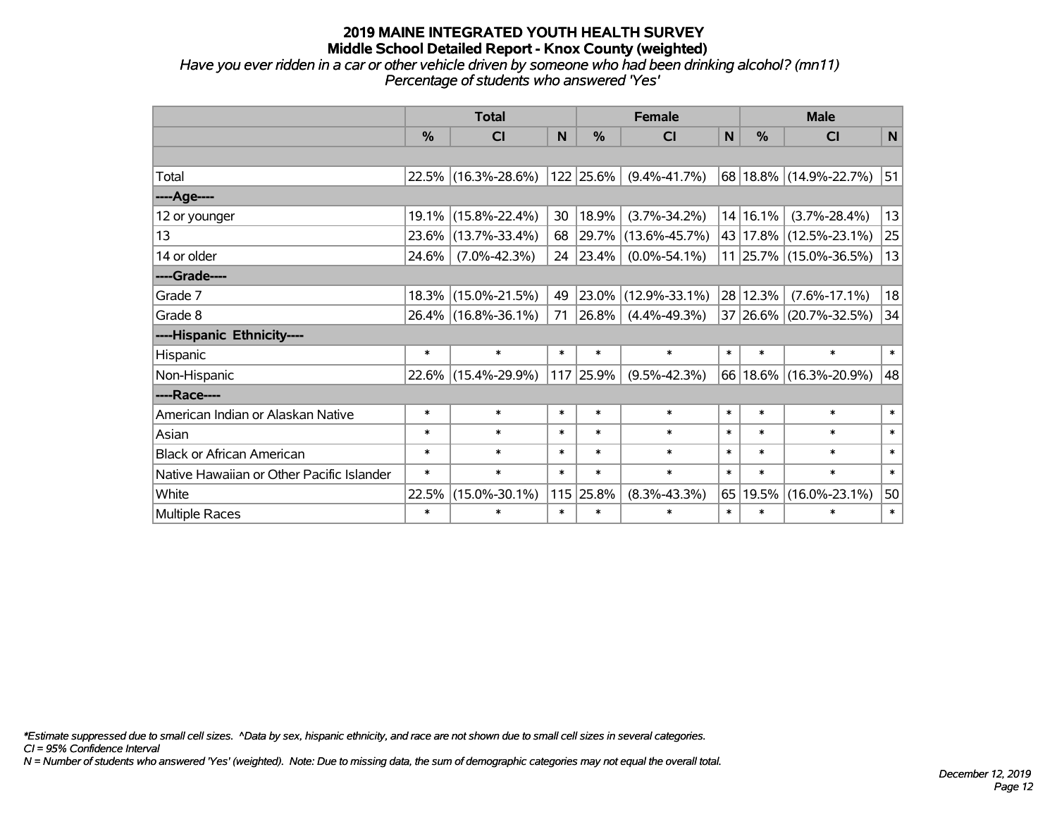# 2019 MAINE INTEGRATED YOUTH HEALTH SURVEY
## Middle School Detailed Report - Knox County (weighted)

*Have you ever ridden in a car or other vehicle driven by someone who had been drinking alcohol? (mn11)*
*Percentage of students who answered 'Yes'*

| | Total | | | Female | | | Male | | |
|---|---|---|---|---|---|---|---|---|---|
| | % | CI | N | % | CI | N | % | CI | N |
| | | | | | | | | | |
| Total | 22.5% | (16.3%-28.6%) | 122 | 25.6% | (9.4%-41.7%) | 68 | 18.8% | (14.9%-22.7%) | 51 |
| ----Age---- | | | | | | | | | |
| 12 or younger | 19.1% | (15.8%-22.4%) | 30 | 18.9% | (3.7%-34.2%) | 14 | 16.1% | (3.7%-28.4%) | 13 |
| 13 | 23.6% | (13.7%-33.4%) | 68 | 29.7% | (13.6%-45.7%) | 43 | 17.8% | (12.5%-23.1%) | 25 |
| 14 or older | 24.6% | (7.0%-42.3%) | 24 | 23.4% | (0.0%-54.1%) | 11 | 25.7% | (15.0%-36.5%) | 13 |
| ----Grade---- | | | | | | | | | |
| Grade 7 | 18.3% | (15.0%-21.5%) | 49 | 23.0% | (12.9%-33.1%) | 28 | 12.3% | (7.6%-17.1%) | 18 |
| Grade 8 | 26.4% | (16.8%-36.1%) | 71 | 26.8% | (4.4%-49.3%) | 37 | 26.6% | (20.7%-32.5%) | 34 |
| ----Hispanic Ethnicity---- | | | | | | | | | |
| Hispanic | * | * | * | * | * | * | * | * | * |
| Non-Hispanic | 22.6% | (15.4%-29.9%) | 117 | 25.9% | (9.5%-42.3%) | 66 | 18.6% | (16.3%-20.9%) | 48 |
| ----Race---- | | | | | | | | | |
| American Indian or Alaskan Native | * | * | * | * | * | * | * | * | * |
| Asian | * | * | * | * | * | * | * | * | * |
| Black or African American | * | * | * | * | * | * | * | * | * |
| Native Hawaiian or Other Pacific Islander | * | * | * | * | * | * | * | * | * |
| White | 22.5% | (15.0%-30.1%) | 115 | 25.8% | (8.3%-43.3%) | 65 | 19.5% | (16.0%-23.1%) | 50 |
| Multiple Races | * | * | * | * | * | * | * | * | * |

*\*Estimate suppressed due to small cell sizes. ^Data by sex, hispanic ethnicity, and race are not shown due to small cell sizes in several categories.*
*CI = 95% Confidence Interval*
*N = Number of students who answered 'Yes' (weighted). Note: Due to missing data, the sum of demographic categories may not equal the overall total.*

*December 12, 2019*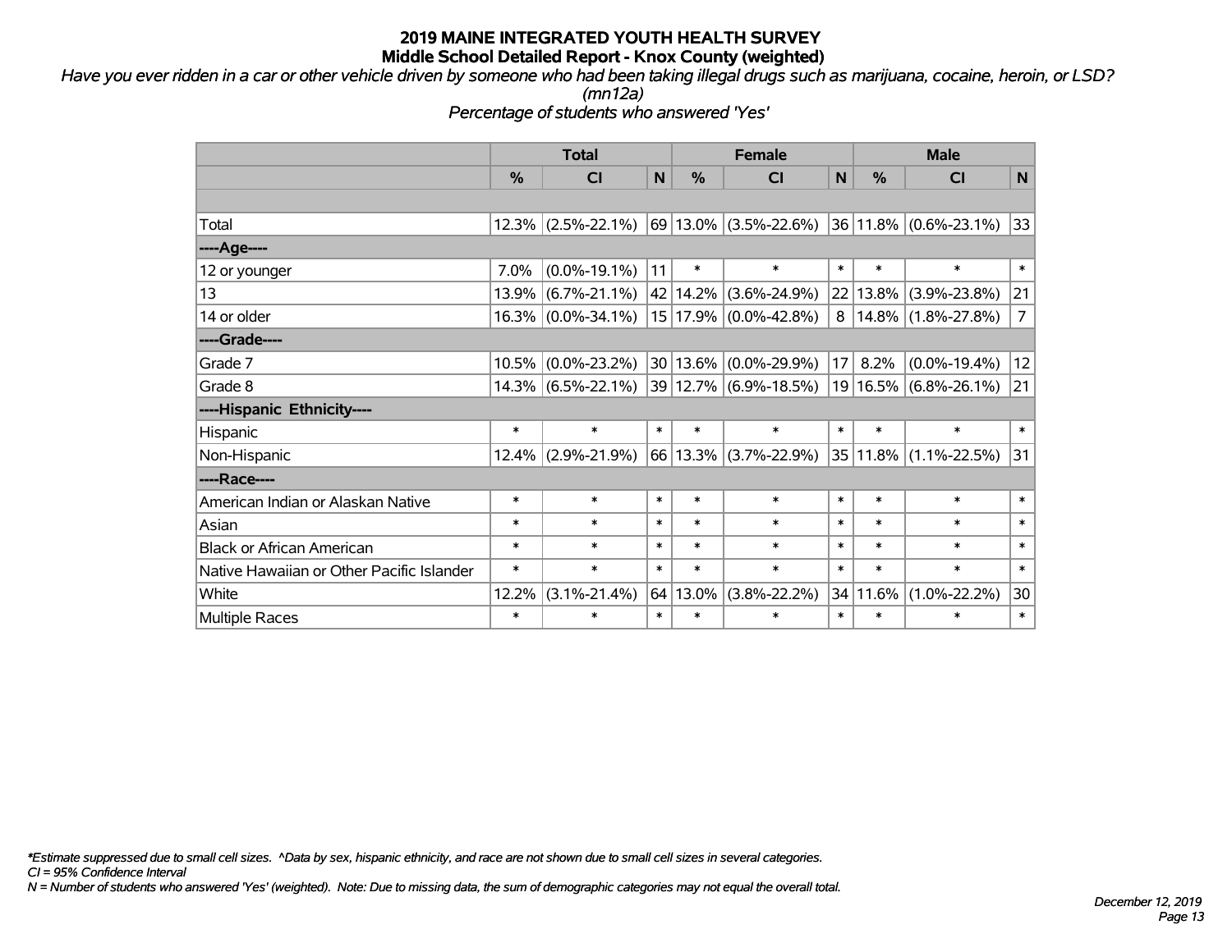# 2019 MAINE INTEGRATED YOUTH HEALTH SURVEY
## Middle School Detailed Report - Knox County (weighted)

*Have you ever ridden in a car or other vehicle driven by someone who had been taking illegal drugs such as marijuana, cocaine, heroin, or LSD? (mn12a)*

*Percentage of students who answered 'Yes'*

| | Total | | | Female | | | Male | | |
|---|---|---|---|---|---|---|---|---|---|
| | % | CI | N | % | CI | N | % | CI | N |
| Total | 12.3% | (2.5%-22.1%) | 69 | 13.0% | (3.5%-22.6%) | 36 | 11.8% | (0.6%-23.1%) | 33 |
| ----Age---- | | | | | | | | | |
| 12 or younger | 7.0% | (0.0%-19.1%) | 11 | * | * | * | * | * | * |
| 13 | 13.9% | (6.7%-21.1%) | 42 | 14.2% | (3.6%-24.9%) | 22 | 13.8% | (3.9%-23.8%) | 21 |
| 14 or older | 16.3% | (0.0%-34.1%) | 15 | 17.9% | (0.0%-42.8%) | 8 | 14.8% | (1.8%-27.8%) | 7 |
| ----Grade---- | | | | | | | | | |
| Grade 7 | 10.5% | (0.0%-23.2%) | 30 | 13.6% | (0.0%-29.9%) | 17 | 8.2% | (0.0%-19.4%) | 12 |
| Grade 8 | 14.3% | (6.5%-22.1%) | 39 | 12.7% | (6.9%-18.5%) | 19 | 16.5% | (6.8%-26.1%) | 21 |
| ----Hispanic Ethnicity---- | | | | | | | | | |
| Hispanic | * | * | * | * | * | * | * | * | * |
| Non-Hispanic | 12.4% | (2.9%-21.9%) | 66 | 13.3% | (3.7%-22.9%) | 35 | 11.8% | (1.1%-22.5%) | 31 |
| ----Race---- | | | | | | | | | |
| American Indian or Alaskan Native | * | * | * | * | * | * | * | * | * |
| Asian | * | * | * | * | * | * | * | * | * |
| Black or African American | * | * | * | * | * | * | * | * | * |
| Native Hawaiian or Other Pacific Islander | * | * | * | * | * | * | * | * | * |
| White | 12.2% | (3.1%-21.4%) | 64 | 13.0% | (3.8%-22.2%) | 34 | 11.6% | (1.0%-22.2%) | 30 |
| Multiple Races | * | * | * | * | * | * | * | * | * |

*\*Estimate suppressed due to small cell sizes. ^Data by sex, hispanic ethnicity, and race are not shown due to small cell sizes in several categories.*
*CI = 95% Confidence Interval*
*N = Number of students who answered 'Yes' (weighted). Note: Due to missing data, the sum of demographic categories may not equal the overall total.*

*December 12, 2019*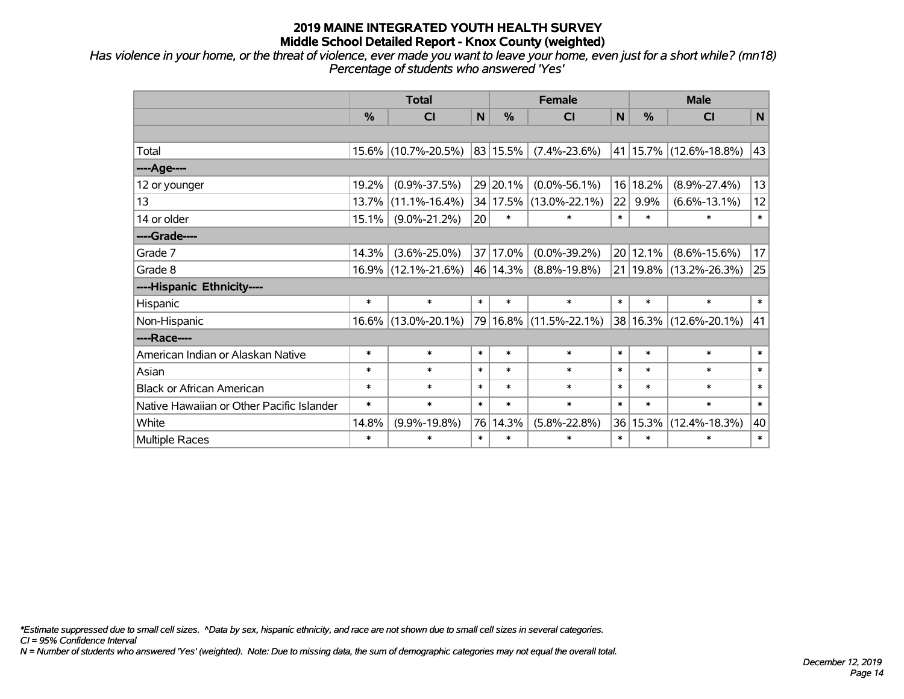# 2019 MAINE INTEGRATED YOUTH HEALTH SURVEY
## Middle School Detailed Report - Knox County (weighted)

*Has violence in your home, or the threat of violence, ever made you want to leave your home, even just for a short while? (mn18)*
*Percentage of students who answered 'Yes'*

| | Total | | | Female | | | Male | | |
|---|---|---|---|---|---|---|---|---|---|
| | % | CI | N | % | CI | N | % | CI | N |
| | | | | | | | | | |
| Total | 15.6% | (10.7%-20.5%) | 83 | 15.5% | (7.4%-23.6%) | 41 | 15.7% | (12.6%-18.8%) | 43 |
| **----Age----** | | | | | | | | | |
| 12 or younger | 19.2% | (0.9%-37.5%) | 29 | 20.1% | (0.0%-56.1%) | 16 | 18.2% | (8.9%-27.4%) | 13 |
| 13 | 13.7% | (11.1%-16.4%) | 34 | 17.5% | (13.0%-22.1%) | 22 | 9.9% | (6.6%-13.1%) | 12 |
| 14 or older | 15.1% | (9.0%-21.2%) | 20 | * | * | * | * | * | * |
| **----Grade----** | | | | | | | | | |
| Grade 7 | 14.3% | (3.6%-25.0%) | 37 | 17.0% | (0.0%-39.2%) | 20 | 12.1% | (8.6%-15.6%) | 17 |
| Grade 8 | 16.9% | (12.1%-21.6%) | 46 | 14.3% | (8.8%-19.8%) | 21 | 19.8% | (13.2%-26.3%) | 25 |
| **----Hispanic Ethnicity----** | | | | | | | | | |
| Hispanic | * | * | * | * | * | * | * | * | * |
| Non-Hispanic | 16.6% | (13.0%-20.1%) | 79 | 16.8% | (11.5%-22.1%) | 38 | 16.3% | (12.6%-20.1%) | 41 |
| **----Race----** | | | | | | | | | |
| American Indian or Alaskan Native | * | * | * | * | * | * | * | * | * |
| Asian | * | * | * | * | * | * | * | * | * |
| Black or African American | * | * | * | * | * | * | * | * | * |
| Native Hawaiian or Other Pacific Islander | * | * | * | * | * | * | * | * | * |
| White | 14.8% | (9.9%-19.8%) | 76 | 14.3% | (5.8%-22.8%) | 36 | 15.3% | (12.4%-18.3%) | 40 |
| Multiple Races | * | * | * | * | * | * | * | * | * |

*\*Estimate suppressed due to small cell sizes. ^Data by sex, hispanic ethnicity, and race are not shown due to small cell sizes in several categories.*
*CI = 95% Confidence Interval*
*N = Number of students who answered 'Yes' (weighted). Note: Due to missing data, the sum of demographic categories may not equal the overall total.*

*December 12, 2019*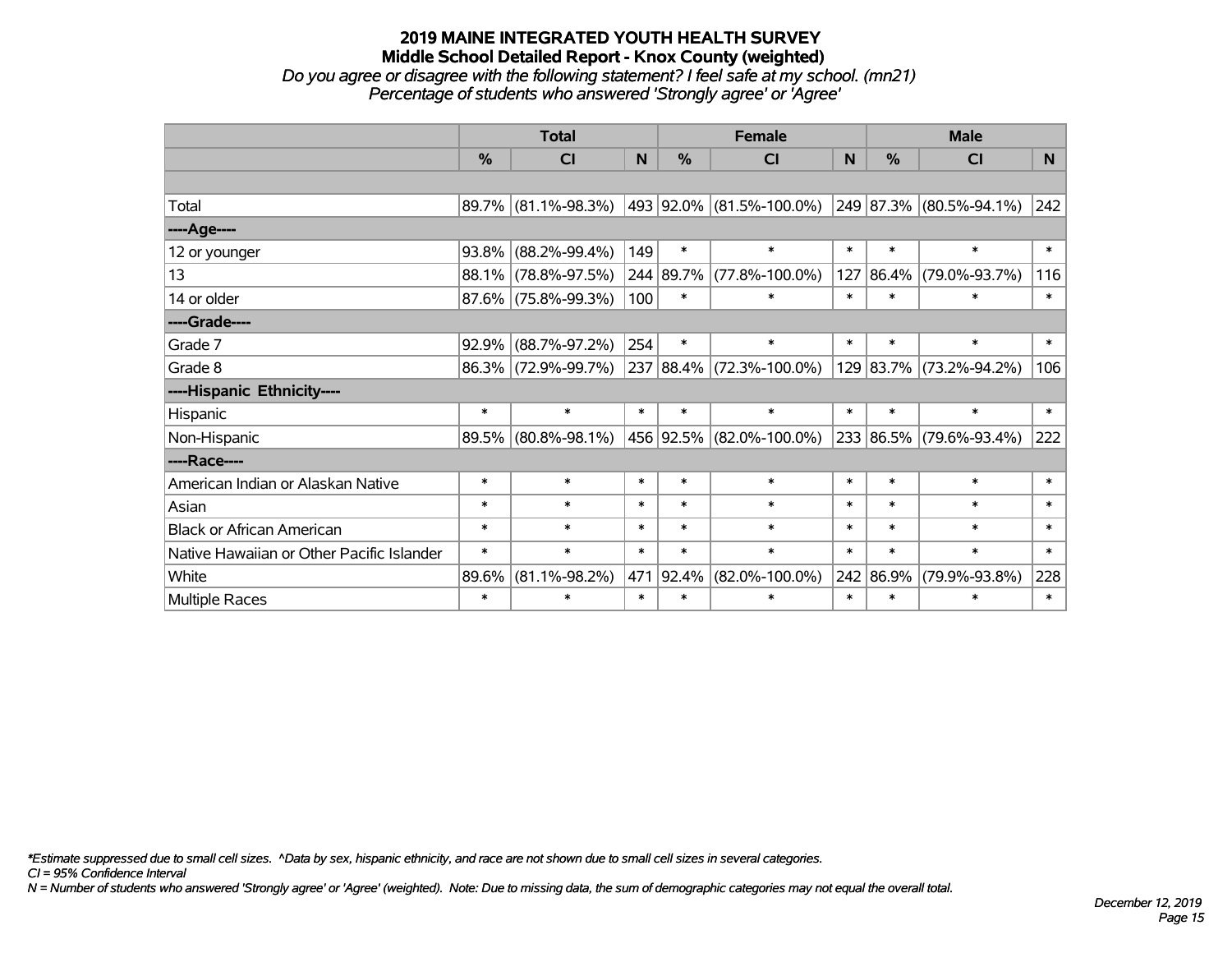# 2019 MAINE INTEGRATED YOUTH HEALTH SURVEY
## Middle School Detailed Report - Knox County (weighted)
*Do you agree or disagree with the following statement? I feel safe at my school. (mn21)*
*Percentage of students who answered 'Strongly agree' or 'Agree'*

| | Total | | | Female | | | Male | | |
|---|---|---|---|---|---|---|---|---|---|
| | % | CI | N | % | CI | N | % | CI | N |
| Total | 89.7% | (81.1%-98.3%) | 493 | 92.0% | (81.5%-100.0%) | 249 | 87.3% | (80.5%-94.1%) | 242 |
| ----Age---- | | | | | | | | | |
| 12 or younger | 93.8% | (88.2%-99.4%) | 149 | * | * | * | * | * | * |
| 13 | 88.1% | (78.8%-97.5%) | 244 | 89.7% | (77.8%-100.0%) | 127 | 86.4% | (79.0%-93.7%) | 116 |
| 14 or older | 87.6% | (75.8%-99.3%) | 100 | * | * | * | * | * | * |
| ----Grade---- | | | | | | | | | |
| Grade 7 | 92.9% | (88.7%-97.2%) | 254 | * | * | * | * | * | * |
| Grade 8 | 86.3% | (72.9%-99.7%) | 237 | 88.4% | (72.3%-100.0%) | 129 | 83.7% | (73.2%-94.2%) | 106 |
| ----Hispanic Ethnicity---- | | | | | | | | | |
| Hispanic | * | * | * | * | * | * | * | * | * |
| Non-Hispanic | 89.5% | (80.8%-98.1%) | 456 | 92.5% | (82.0%-100.0%) | 233 | 86.5% | (79.6%-93.4%) | 222 |
| ----Race---- | | | | | | | | | |
| American Indian or Alaskan Native | * | * | * | * | * | * | * | * | * |
| Asian | * | * | * | * | * | * | * | * | * |
| Black or African American | * | * | * | * | * | * | * | * | * |
| Native Hawaiian or Other Pacific Islander | * | * | * | * | * | * | * | * | * |
| White | 89.6% | (81.1%-98.2%) | 471 | 92.4% | (82.0%-100.0%) | 242 | 86.9% | (79.9%-93.8%) | 228 |
| Multiple Races | * | * | * | * | * | * | * | * | * |

*\*Estimate suppressed due to small cell sizes. ^Data by sex, hispanic ethnicity, and race are not shown due to small cell sizes in several categories.*
*CI = 95% Confidence Interval*
*N = Number of students who answered 'Strongly agree' or 'Agree' (weighted). Note: Due to missing data, the sum of demographic categories may not equal the overall total.*

*December 12, 2019*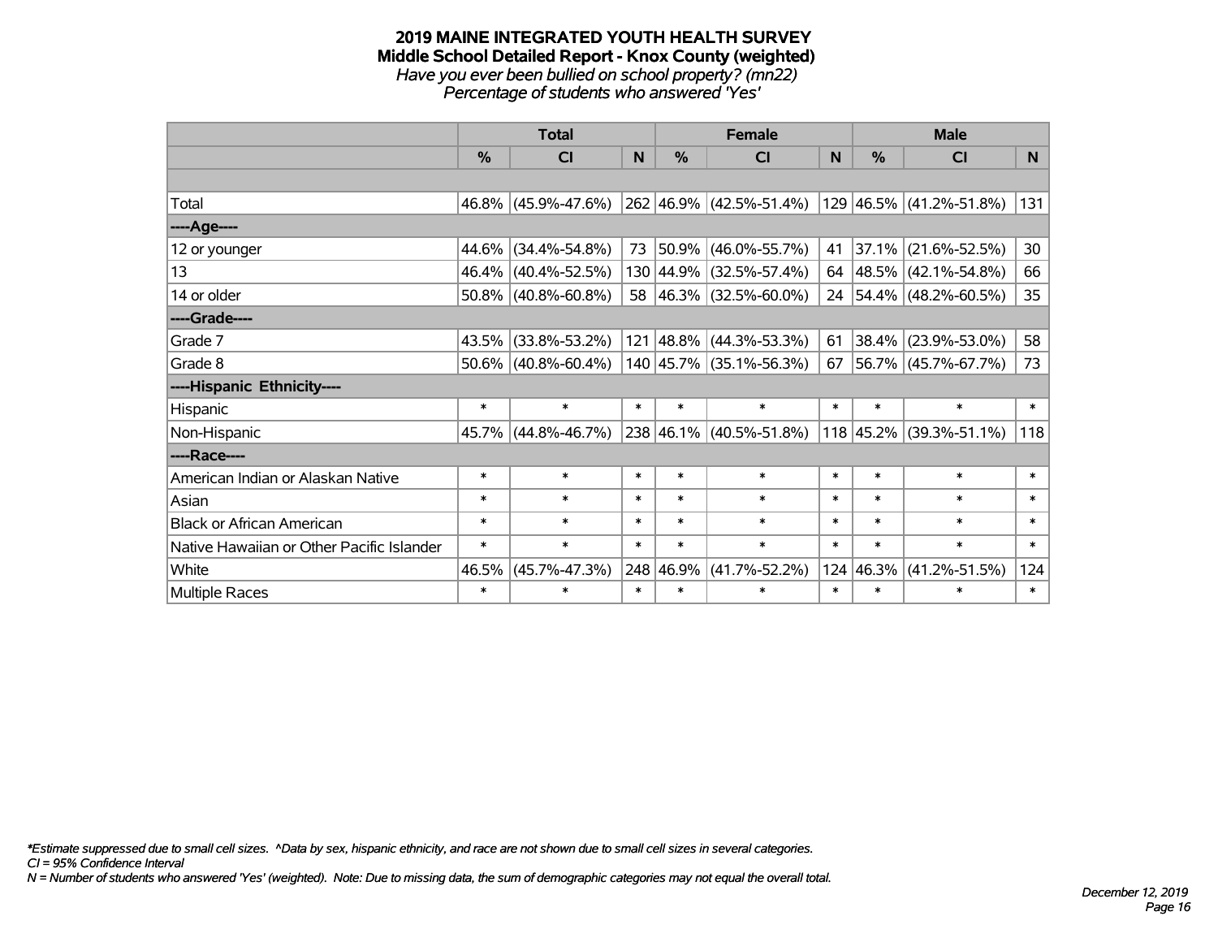# 2019 MAINE INTEGRATED YOUTH HEALTH SURVEY
## Middle School Detailed Report - Knox County (weighted)
*Have you ever been bullied on school property? (mn22)*
*Percentage of students who answered 'Yes'*

| | Total | | | Female | | | Male | | |
|---|---|---|---|---|---|---|---|---|---|
| | % | CI | N | % | CI | N | % | CI | N |
| Total | 46.8% | (45.9%-47.6%) | 262 | 46.9% | (42.5%-51.4%) | 129 | 46.5% | (41.2%-51.8%) | 131 |
| ----Age---- | | | | | | | | | |
| 12 or younger | 44.6% | (34.4%-54.8%) | 73 | 50.9% | (46.0%-55.7%) | 41 | 37.1% | (21.6%-52.5%) | 30 |
| 13 | 46.4% | (40.4%-52.5%) | 130 | 44.9% | (32.5%-57.4%) | 64 | 48.5% | (42.1%-54.8%) | 66 |
| 14 or older | 50.8% | (40.8%-60.8%) | 58 | 46.3% | (32.5%-60.0%) | 24 | 54.4% | (48.2%-60.5%) | 35 |
| ----Grade---- | | | | | | | | | |
| Grade 7 | 43.5% | (33.8%-53.2%) | 121 | 48.8% | (44.3%-53.3%) | 61 | 38.4% | (23.9%-53.0%) | 58 |
| Grade 8 | 50.6% | (40.8%-60.4%) | 140 | 45.7% | (35.1%-56.3%) | 67 | 56.7% | (45.7%-67.7%) | 73 |
| ----Hispanic Ethnicity---- | | | | | | | | | |
| Hispanic | * | * | * | * | * | * | * | * | * |
| Non-Hispanic | 45.7% | (44.8%-46.7%) | 238 | 46.1% | (40.5%-51.8%) | 118 | 45.2% | (39.3%-51.1%) | 118 |
| ----Race---- | | | | | | | | | |
| American Indian or Alaskan Native | * | * | * | * | * | * | * | * | * |
| Asian | * | * | * | * | * | * | * | * | * |
| Black or African American | * | * | * | * | * | * | * | * | * |
| Native Hawaiian or Other Pacific Islander | * | * | * | * | * | * | * | * | * |
| White | 46.5% | (45.7%-47.3%) | 248 | 46.9% | (41.7%-52.2%) | 124 | 46.3% | (41.2%-51.5%) | 124 |
| Multiple Races | * | * | * | * | * | * | * | * | * |

*\*Estimate suppressed due to small cell sizes. ^Data by sex, hispanic ethnicity, and race are not shown due to small cell sizes in several categories.*
*CI = 95% Confidence Interval*
*N = Number of students who answered 'Yes' (weighted). Note: Due to missing data, the sum of demographic categories may not equal the overall total.*

*December 12, 2019*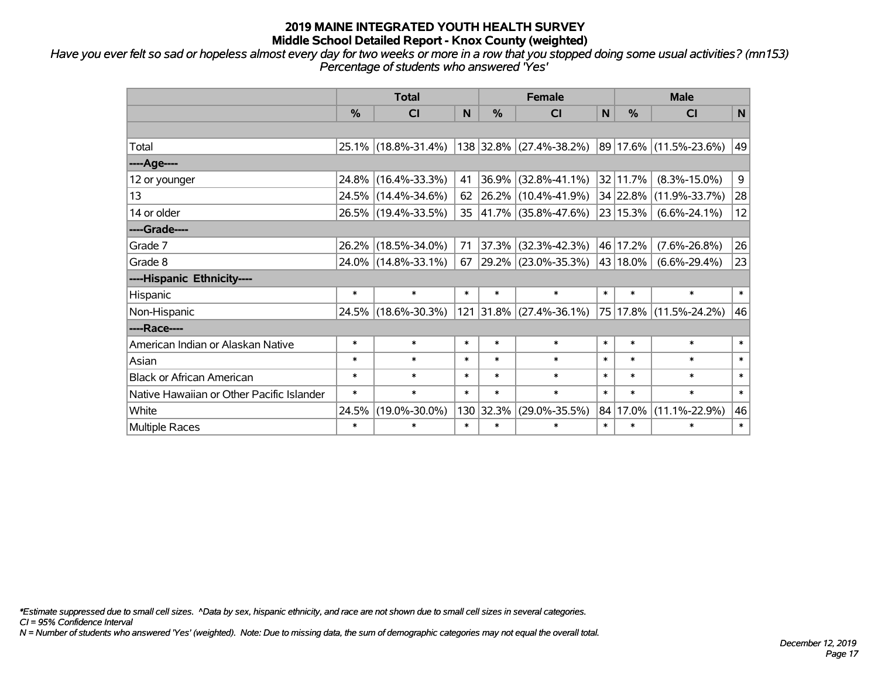# 2019 MAINE INTEGRATED YOUTH HEALTH SURVEY
## Middle School Detailed Report - Knox County (weighted)

*Have you ever felt so sad or hopeless almost every day for two weeks or more in a row that you stopped doing some usual activities? (mn153)*
*Percentage of students who answered 'Yes'*

| | Total | | | Female | | | Male | | |
|---|---|---|---|---|---|---|---|---|---|
| | % | CI | N | % | CI | N | % | CI | N |
| | | | | | | | | | |
| Total | 25.1% | (18.8%-31.4%) | 138 | 32.8% | (27.4%-38.2%) | 89 | 17.6% | (11.5%-23.6%) | 49 |
| ----Age---- | | | | | | | | | |
| 12 or younger | 24.8% | (16.4%-33.3%) | 41 | 36.9% | (32.8%-41.1%) | 32 | 11.7% | (8.3%-15.0%) | 9 |
| 13 | 24.5% | (14.4%-34.6%) | 62 | 26.2% | (10.4%-41.9%) | 34 | 22.8% | (11.9%-33.7%) | 28 |
| 14 or older | 26.5% | (19.4%-33.5%) | 35 | 41.7% | (35.8%-47.6%) | 23 | 15.3% | (6.6%-24.1%) | 12 |
| ----Grade---- | | | | | | | | | |
| Grade 7 | 26.2% | (18.5%-34.0%) | 71 | 37.3% | (32.3%-42.3%) | 46 | 17.2% | (7.6%-26.8%) | 26 |
| Grade 8 | 24.0% | (14.8%-33.1%) | 67 | 29.2% | (23.0%-35.3%) | 43 | 18.0% | (6.6%-29.4%) | 23 |
| ----Hispanic Ethnicity---- | | | | | | | | | |
| Hispanic | * | * | * | * | * | * | * | * | * |
| Non-Hispanic | 24.5% | (18.6%-30.3%) | 121 | 31.8% | (27.4%-36.1%) | 75 | 17.8% | (11.5%-24.2%) | 46 |
| ----Race---- | | | | | | | | | |
| American Indian or Alaskan Native | * | * | * | * | * | * | * | * | * |
| Asian | * | * | * | * | * | * | * | * | * |
| Black or African American | * | * | * | * | * | * | * | * | * |
| Native Hawaiian or Other Pacific Islander | * | * | * | * | * | * | * | * | * |
| White | 24.5% | (19.0%-30.0%) | 130 | 32.3% | (29.0%-35.5%) | 84 | 17.0% | (11.1%-22.9%) | 46 |
| Multiple Races | * | * | * | * | * | * | * | * | * |

*\*Estimate suppressed due to small cell sizes. ^Data by sex, hispanic ethnicity, and race are not shown due to small cell sizes in several categories.*
*CI = 95% Confidence Interval*
*N = Number of students who answered 'Yes' (weighted). Note: Due to missing data, the sum of demographic categories may not equal the overall total.*

*December 12, 2019*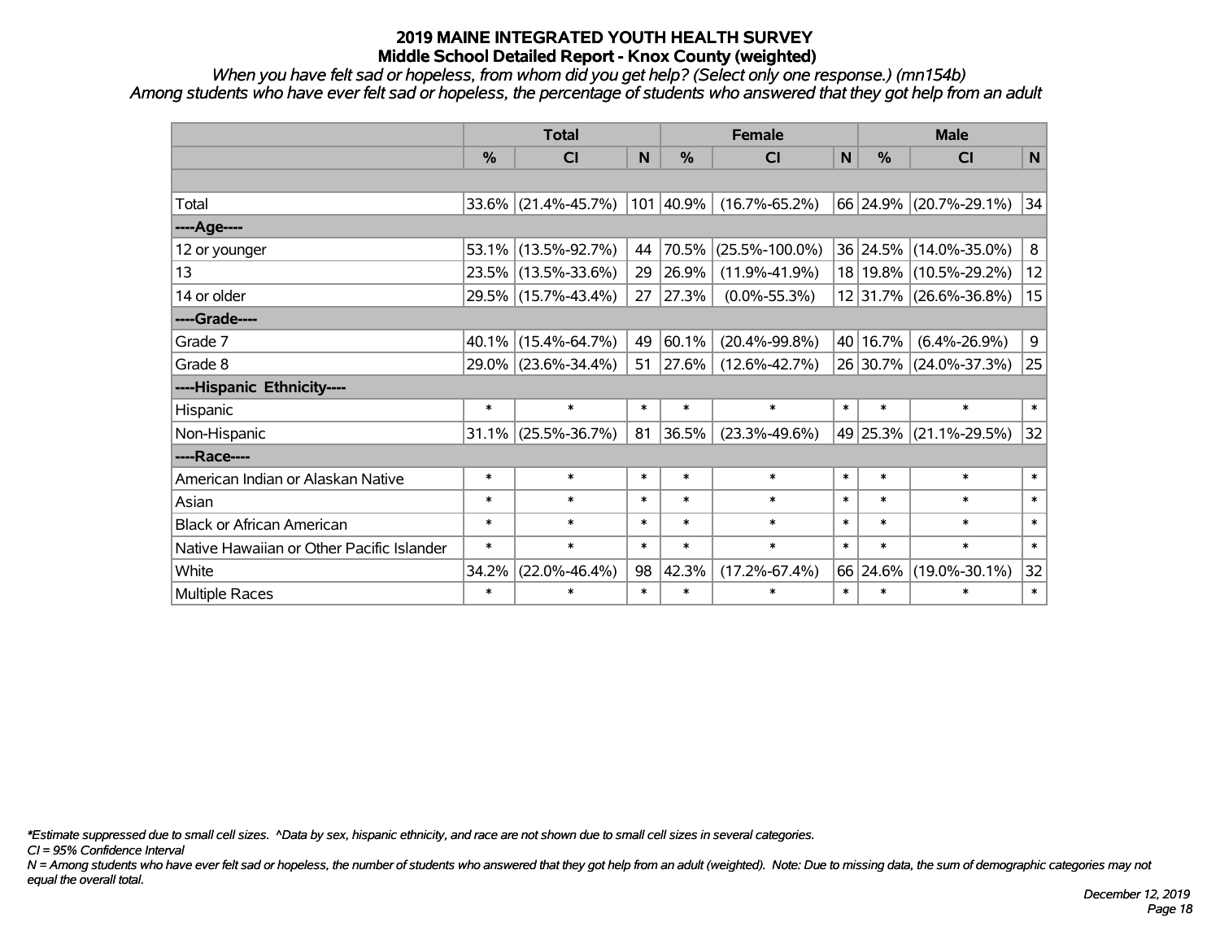# 2019 MAINE INTEGRATED YOUTH HEALTH SURVEY
## Middle School Detailed Report - Knox County (weighted)

*When you have felt sad or hopeless, from whom did you get help? (Select only one response.) (mn154b)*
*Among students who have ever felt sad or hopeless, the percentage of students who answered that they got help from an adult*

| | Total | | | Female | | | Male | | |
|---|---|---|---|---|---|---|---|---|---|
| | % | CI | N | % | CI | N | % | CI | N |
| | | | | | | | | | |
| Total | 33.6% | (21.4%-45.7%) | 101 | 40.9% | (16.7%-65.2%) | 66 | 24.9% | (20.7%-29.1%) | 34 |
| ----Age---- | | | | | | | | | |
| 12 or younger | 53.1% | (13.5%-92.7%) | 44 | 70.5% | (25.5%-100.0%) | 36 | 24.5% | (14.0%-35.0%) | 8 |
| 13 | 23.5% | (13.5%-33.6%) | 29 | 26.9% | (11.9%-41.9%) | 18 | 19.8% | (10.5%-29.2%) | 12 |
| 14 or older | 29.5% | (15.7%-43.4%) | 27 | 27.3% | (0.0%-55.3%) | 12 | 31.7% | (26.6%-36.8%) | 15 |
| ----Grade---- | | | | | | | | | |
| Grade 7 | 40.1% | (15.4%-64.7%) | 49 | 60.1% | (20.4%-99.8%) | 40 | 16.7% | (6.4%-26.9%) | 9 |
| Grade 8 | 29.0% | (23.6%-34.4%) | 51 | 27.6% | (12.6%-42.7%) | 26 | 30.7% | (24.0%-37.3%) | 25 |
| ----Hispanic Ethnicity---- | | | | | | | | | |
| Hispanic | * | * | * | * | * | * | * | * | * |
| Non-Hispanic | 31.1% | (25.5%-36.7%) | 81 | 36.5% | (23.3%-49.6%) | 49 | 25.3% | (21.1%-29.5%) | 32 |
| ----Race---- | | | | | | | | | |
| American Indian or Alaskan Native | * | * | * | * | * | * | * | * | * |
| Asian | * | * | * | * | * | * | * | * | * |
| Black or African American | * | * | * | * | * | * | * | * | * |
| Native Hawaiian or Other Pacific Islander | * | * | * | * | * | * | * | * | * |
| White | 34.2% | (22.0%-46.4%) | 98 | 42.3% | (17.2%-67.4%) | 66 | 24.6% | (19.0%-30.1%) | 32 |
| Multiple Races | * | * | * | * | * | * | * | * | * |

*\*Estimate suppressed due to small cell sizes. ^Data by sex, hispanic ethnicity, and race are not shown due to small cell sizes in several categories.*
*CI = 95% Confidence Interval*
*N = Among students who have ever felt sad or hopeless, the number of students who answered that they got help from an adult (weighted). Note: Due to missing data, the sum of demographic categories may not equal the overall total.*

*December 12, 2019*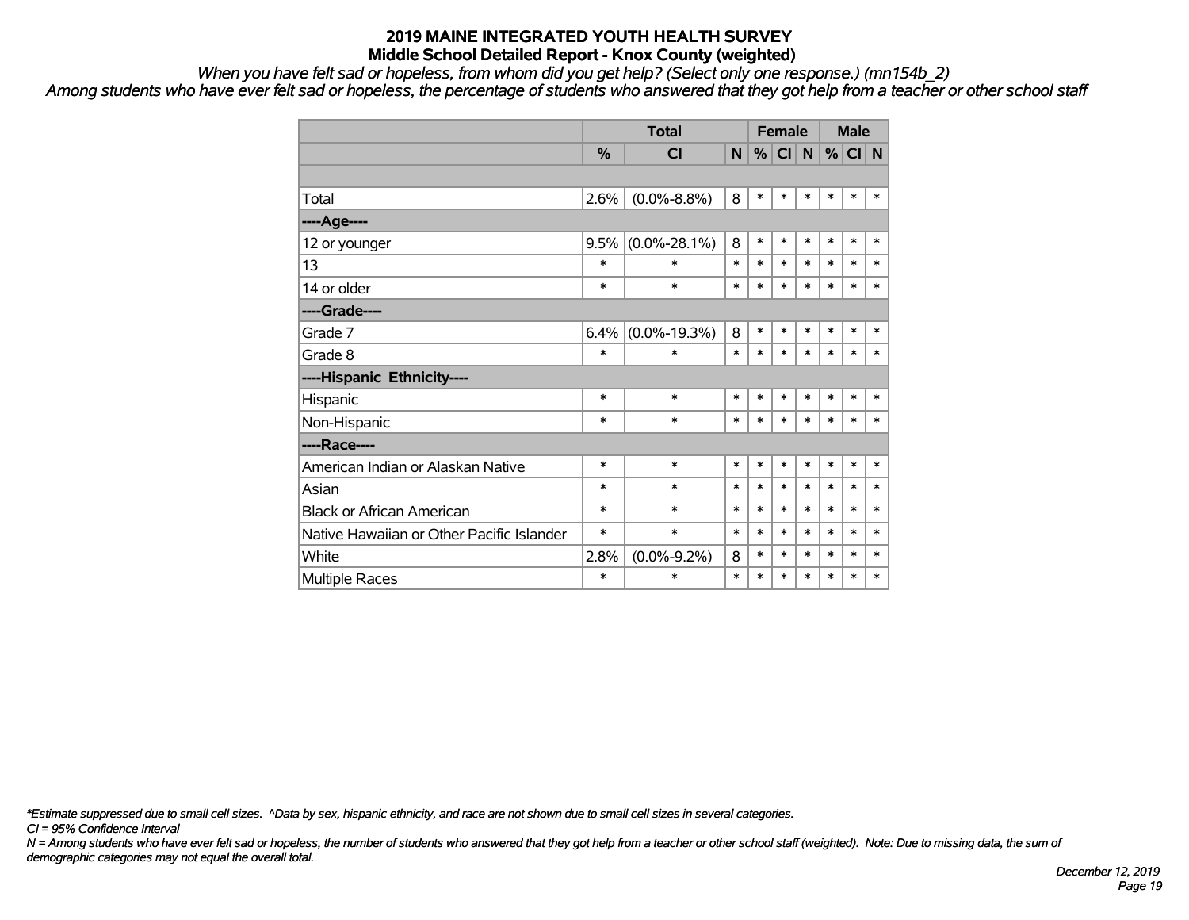# 2019 MAINE INTEGRATED YOUTH HEALTH SURVEY
## Middle School Detailed Report - Knox County (weighted)

*When you have felt sad or hopeless, from whom did you get help? (Select only one response.) (mn154b_2)*

*Among students who have ever felt sad or hopeless, the percentage of students who answered that they got help from a teacher or other school staff*

| | Total | | | Female | | | Male | | |
|---|---|---|---|---|---|---|---|---|---|
| | % | CI | N | % | CI | N | % | CI | N |
| | | | | | | | | | |
| Total | 2.6% | (0.0%-8.8%) | 8 | * | * | * | * | * | * |
| ----Age---- | | | | | | | | | |
| 12 or younger | 9.5% | (0.0%-28.1%) | 8 | * | * | * | * | * | * |
| 13 | * | * | * | * | * | * | * | * | * |
| 14 or older | * | * | * | * | * | * | * | * | * |
| ----Grade---- | | | | | | | | | |
| Grade 7 | 6.4% | (0.0%-19.3%) | 8 | * | * | * | * | * | * |
| Grade 8 | * | * | * | * | * | * | * | * | * |
| ----Hispanic Ethnicity---- | | | | | | | | | |
| Hispanic | * | * | * | * | * | * | * | * | * |
| Non-Hispanic | * | * | * | * | * | * | * | * | * |
| ----Race---- | | | | | | | | | |
| American Indian or Alaskan Native | * | * | * | * | * | * | * | * | * |
| Asian | * | * | * | * | * | * | * | * | * |
| Black or African American | * | * | * | * | * | * | * | * | * |
| Native Hawaiian or Other Pacific Islander | * | * | * | * | * | * | * | * | * |
| White | 2.8% | (0.0%-9.2%) | 8 | * | * | * | * | * | * |
| Multiple Races | * | * | * | * | * | * | * | * | * |

*\*Estimate suppressed due to small cell sizes. ^Data by sex, hispanic ethnicity, and race are not shown due to small cell sizes in several categories.*

*CI = 95% Confidence Interval*

*N = Among students who have ever felt sad or hopeless, the number of students who answered that they got help from a teacher or other school staff (weighted). Note: Due to missing data, the sum of demographic categories may not equal the overall total.*

*December 12, 2019*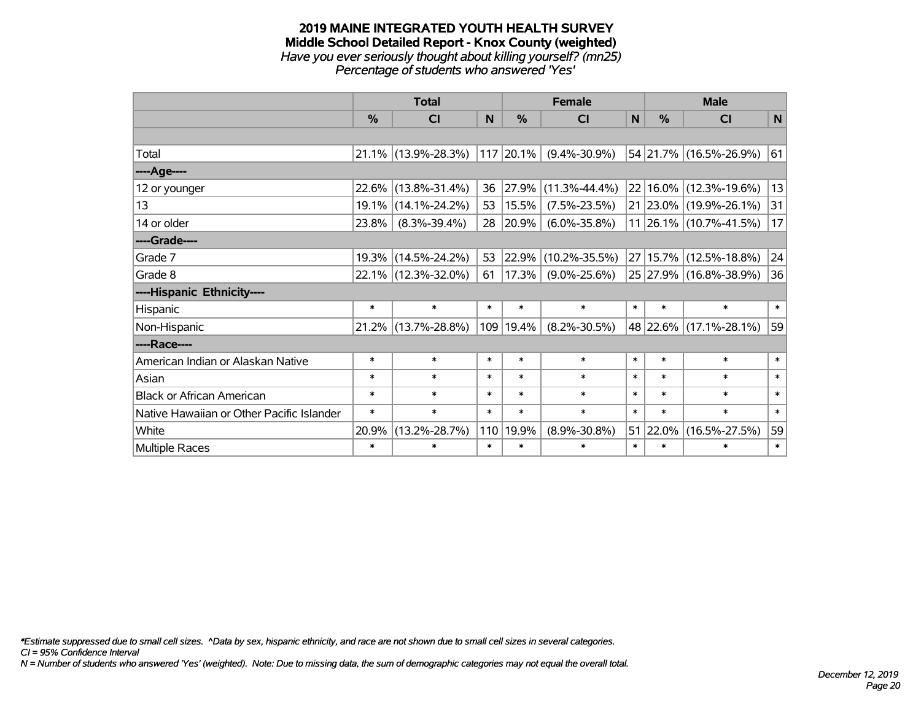**2019 MAINE INTEGRATED YOUTH HEALTH SURVEY**
**Middle School Detailed Report - Knox County (weighted)**
*Have you ever seriously thought about killing yourself? (mn25)*
*Percentage of students who answered 'Yes'*

| | Total | | | Female | | | Male | | |
|---|---|---|---|---|---|---|---|---|---|
| | % | CI | N | % | CI | N | % | CI | N |
| | | | | | | | | | |
| Total | 21.1% | (13.9%-28.3%) | 117 | 20.1% | (9.4%-30.9%) | 54 | 21.7% | (16.5%-26.9%) | 61 |
| ----Age---- | | | | | | | | | |
| 12 or younger | 22.6% | (13.8%-31.4%) | 36 | 27.9% | (11.3%-44.4%) | 22 | 16.0% | (12.3%-19.6%) | 13 |
| 13 | 19.1% | (14.1%-24.2%) | 53 | 15.5% | (7.5%-23.5%) | 21 | 23.0% | (19.9%-26.1%) | 31 |
| 14 or older | 23.8% | (8.3%-39.4%) | 28 | 20.9% | (6.0%-35.8%) | 11 | 26.1% | (10.7%-41.5%) | 17 |
| ----Grade---- | | | | | | | | | |
| Grade 7 | 19.3% | (14.5%-24.2%) | 53 | 22.9% | (10.2%-35.5%) | 27 | 15.7% | (12.5%-18.8%) | 24 |
| Grade 8 | 22.1% | (12.3%-32.0%) | 61 | 17.3% | (9.0%-25.6%) | 25 | 27.9% | (16.8%-38.9%) | 36 |
| ----Hispanic Ethnicity---- | | | | | | | | | |
| Hispanic | * | * | * | * | * | * | * | * | * |
| Non-Hispanic | 21.2% | (13.7%-28.8%) | 109 | 19.4% | (8.2%-30.5%) | 48 | 22.6% | (17.1%-28.1%) | 59 |
| ----Race---- | | | | | | | | | |
| American Indian or Alaskan Native | * | * | * | * | * | * | * | * | * |
| Asian | * | * | * | * | * | * | * | * | * |
| Black or African American | * | * | * | * | * | * | * | * | * |
| Native Hawaiian or Other Pacific Islander | * | * | * | * | * | * | * | * | * |
| White | 20.9% | (13.2%-28.7%) | 110 | 19.9% | (8.9%-30.8%) | 51 | 22.0% | (16.5%-27.5%) | 59 |
| Multiple Races | * | * | * | * | * | * | * | * | * |

*\*Estimate suppressed due to small cell sizes. ^Data by sex, hispanic ethnicity, and race are not shown due to small cell sizes in several categories.*
*CI = 95% Confidence Interval*
*N = Number of students who answered 'Yes' (weighted). Note: Due to missing data, the sum of demographic categories may not equal the overall total.*

*December 12, 2019*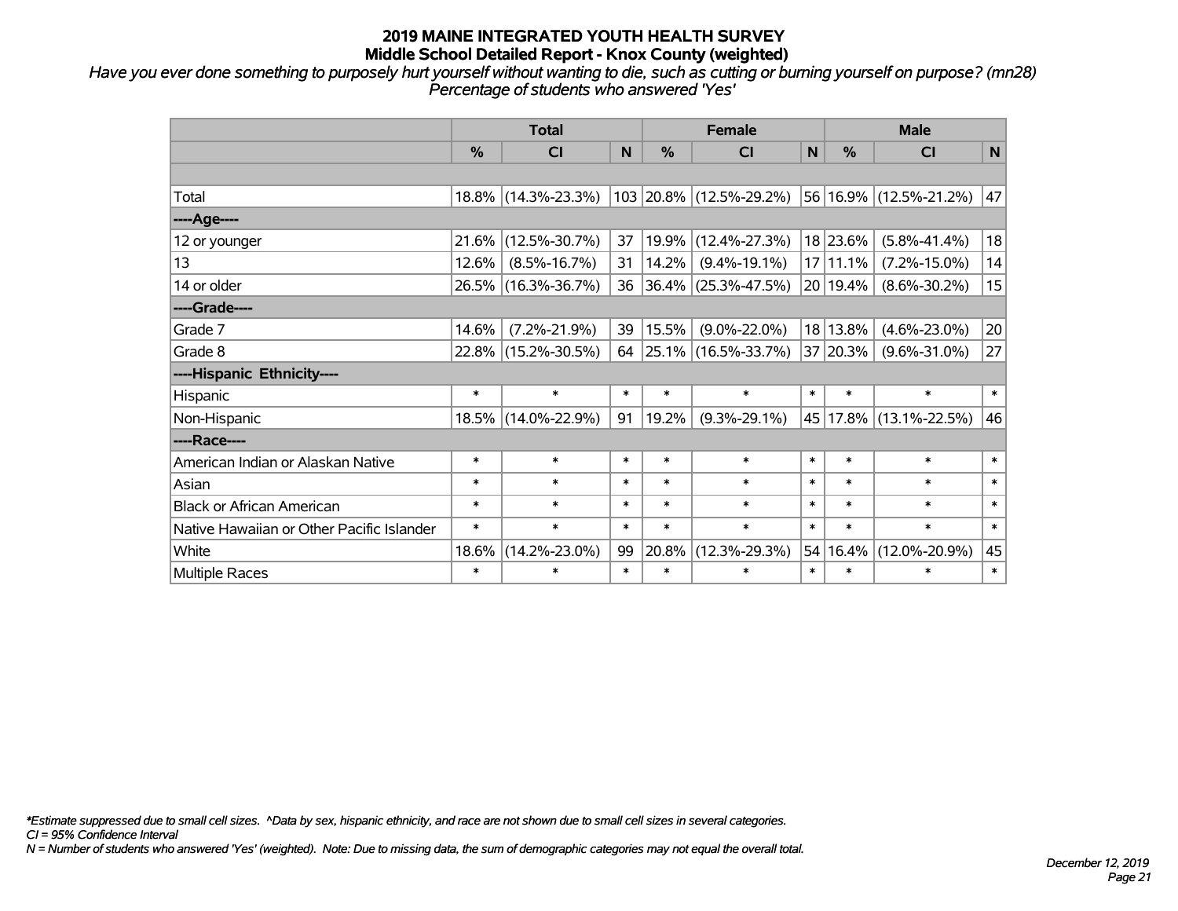# 2019 MAINE INTEGRATED YOUTH HEALTH SURVEY
## Middle School Detailed Report - Knox County (weighted)

*Have you ever done something to purposely hurt yourself without wanting to die, such as cutting or burning yourself on purpose? (mn28)*
*Percentage of students who answered 'Yes'*

| | Total | | | Female | | | Male | | |
|---|---|---|---|---|---|---|---|---|---|
| | % | CI | N | % | CI | N | % | CI | N |
| | | | | | | | | | |
| Total | 18.8% | (14.3%-23.3%) | 103 | 20.8% | (12.5%-29.2%) | 56 | 16.9% | (12.5%-21.2%) | 47 |
| ----Age---- | | | | | | | | | |
| 12 or younger | 21.6% | (12.5%-30.7%) | 37 | 19.9% | (12.4%-27.3%) | 18 | 23.6% | (5.8%-41.4%) | 18 |
| 13 | 12.6% | (8.5%-16.7%) | 31 | 14.2% | (9.4%-19.1%) | 17 | 11.1% | (7.2%-15.0%) | 14 |
| 14 or older | 26.5% | (16.3%-36.7%) | 36 | 36.4% | (25.3%-47.5%) | 20 | 19.4% | (8.6%-30.2%) | 15 |
| ----Grade---- | | | | | | | | | |
| Grade 7 | 14.6% | (7.2%-21.9%) | 39 | 15.5% | (9.0%-22.0%) | 18 | 13.8% | (4.6%-23.0%) | 20 |
| Grade 8 | 22.8% | (15.2%-30.5%) | 64 | 25.1% | (16.5%-33.7%) | 37 | 20.3% | (9.6%-31.0%) | 27 |
| ----Hispanic Ethnicity---- | | | | | | | | | |
| Hispanic | * | * | * | * | * | * | * | * | * |
| Non-Hispanic | 18.5% | (14.0%-22.9%) | 91 | 19.2% | (9.3%-29.1%) | 45 | 17.8% | (13.1%-22.5%) | 46 |
| ----Race---- | | | | | | | | | |
| American Indian or Alaskan Native | * | * | * | * | * | * | * | * | * |
| Asian | * | * | * | * | * | * | * | * | * |
| Black or African American | * | * | * | * | * | * | * | * | * |
| Native Hawaiian or Other Pacific Islander | * | * | * | * | * | * | * | * | * |
| White | 18.6% | (14.2%-23.0%) | 99 | 20.8% | (12.3%-29.3%) | 54 | 16.4% | (12.0%-20.9%) | 45 |
| Multiple Races | * | * | * | * | * | * | * | * | * |

*\*Estimate suppressed due to small cell sizes. ^Data by sex, hispanic ethnicity, and race are not shown due to small cell sizes in several categories.*
*CI = 95% Confidence Interval*
*N = Number of students who answered 'Yes' (weighted). Note: Due to missing data, the sum of demographic categories may not equal the overall total.*

*December 12, 2019*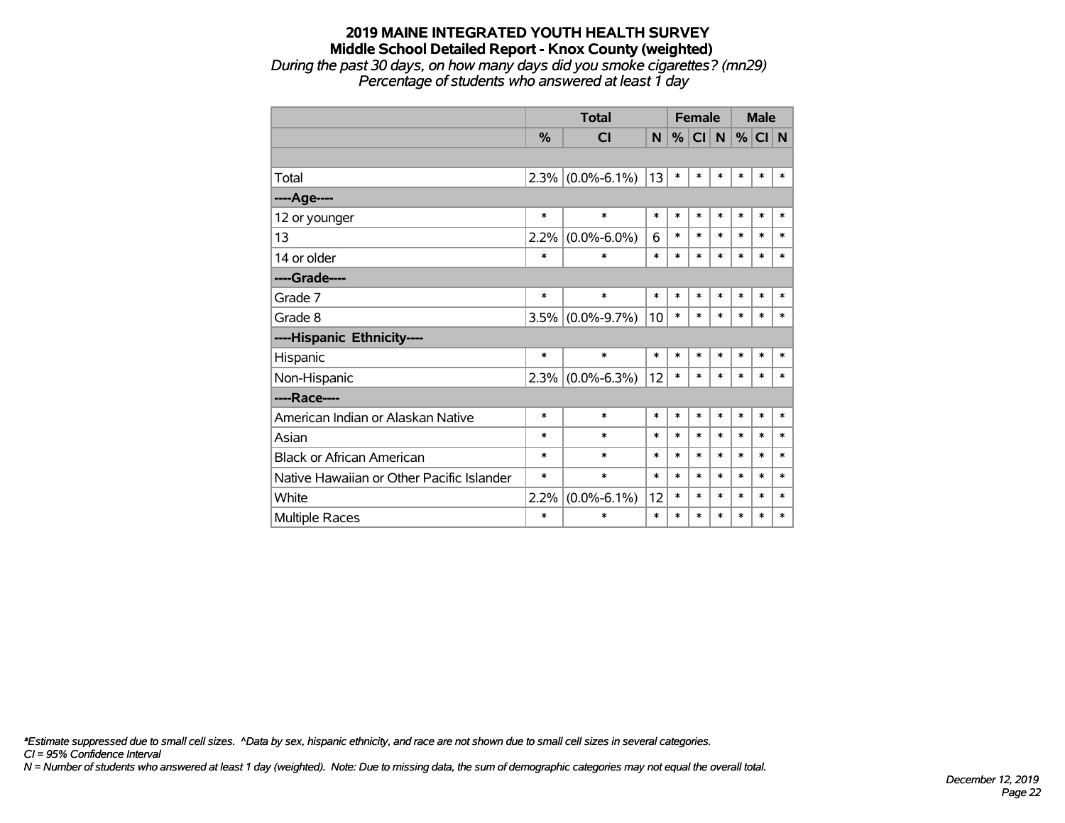# 2019 MAINE INTEGRATED YOUTH HEALTH SURVEY

## Middle School Detailed Report - Knox County (weighted)

*During the past 30 days, on how many days did you smoke cigarettes? (mn29)*
*Percentage of students who answered at least 1 day*

| | Total | | | Female | | | Male | | |
|---|---|---|---|---|---|---|---|---|---|
| | % | CI | N | % | CI | N | % | CI | N |
| | | | | | | | | | |
| Total | 2.3% | (0.0%-6.1%) | 13 | * | * | * | * | * | * |
| ----Age---- | | | | | | | | | |
| 12 or younger | * | * | * | * | * | * | * | * | * |
| 13 | 2.2% | (0.0%-6.0%) | 6 | * | * | * | * | * | * |
| 14 or older | * | * | * | * | * | * | * | * | * |
| ----Grade---- | | | | | | | | | |
| Grade 7 | * | * | * | * | * | * | * | * | * |
| Grade 8 | 3.5% | (0.0%-9.7%) | 10 | * | * | * | * | * | * |
| ----Hispanic Ethnicity---- | | | | | | | | | |
| Hispanic | * | * | * | * | * | * | * | * | * |
| Non-Hispanic | 2.3% | (0.0%-6.3%) | 12 | * | * | * | * | * | * |
| ----Race---- | | | | | | | | | |
| American Indian or Alaskan Native | * | * | * | * | * | * | * | * | * |
| Asian | * | * | * | * | * | * | * | * | * |
| Black or African American | * | * | * | * | * | * | * | * | * |
| Native Hawaiian or Other Pacific Islander | * | * | * | * | * | * | * | * | * |
| White | 2.2% | (0.0%-6.1%) | 12 | * | * | * | * | * | * |
| Multiple Races | * | * | * | * | * | * | * | * | * |

*\*Estimate suppressed due to small cell sizes. ^Data by sex, hispanic ethnicity, and race are not shown due to small cell sizes in several categories.*
*CI = 95% Confidence Interval*
*N = Number of students who answered at least 1 day (weighted). Note: Due to missing data, the sum of demographic categories may not equal the overall total.*

*December 12, 2019*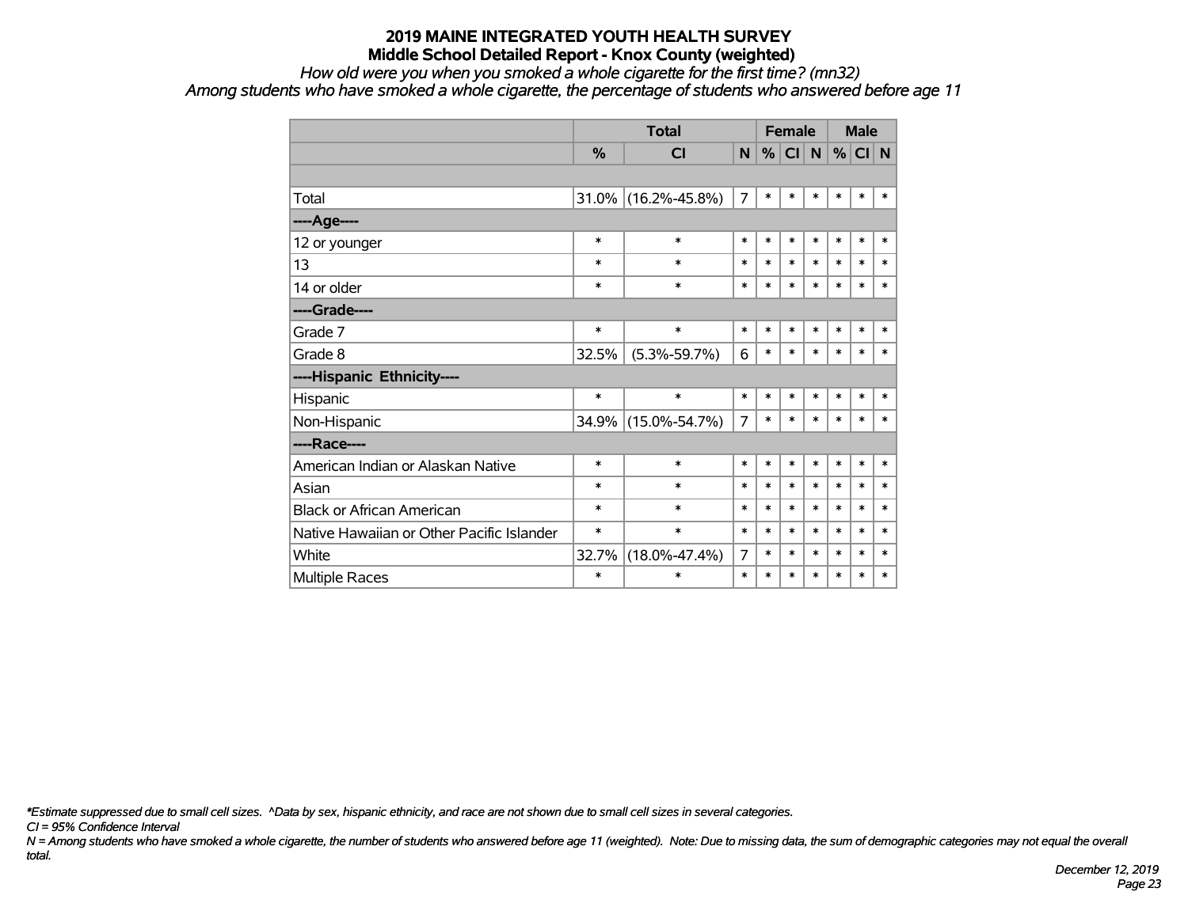# 2019 MAINE INTEGRATED YOUTH HEALTH SURVEY
## Middle School Detailed Report - Knox County (weighted)

*How old were you when you smoked a whole cigarette for the first time? (mn32)*
*Among students who have smoked a whole cigarette, the percentage of students who answered before age 11*

| | Total | | | Female | | | Male | | |
|---|---|---|---|---|---|---|---|---|---|
| | % | CI | N | % | CI | N | % | CI | N |
| | | | | | | | | | |
| Total | 31.0% | (16.2%-45.8%) | 7 | * | * | * | * | * | * |
| ----Age---- | | | | | | | | | |
| 12 or younger | * | * | * | * | * | * | * | * | * |
| 13 | * | * | * | * | * | * | * | * | * |
| 14 or older | * | * | * | * | * | * | * | * | * |
| ----Grade---- | | | | | | | | | |
| Grade 7 | * | * | * | * | * | * | * | * | * |
| Grade 8 | 32.5% | (5.3%-59.7%) | 6 | * | * | * | * | * | * |
| ----Hispanic Ethnicity---- | | | | | | | | | |
| Hispanic | * | * | * | * | * | * | * | * | * |
| Non-Hispanic | 34.9% | (15.0%-54.7%) | 7 | * | * | * | * | * | * |
| ----Race---- | | | | | | | | | |
| American Indian or Alaskan Native | * | * | * | * | * | * | * | * | * |
| Asian | * | * | * | * | * | * | * | * | * |
| Black or African American | * | * | * | * | * | * | * | * | * |
| Native Hawaiian or Other Pacific Islander | * | * | * | * | * | * | * | * | * |
| White | 32.7% | (18.0%-47.4%) | 7 | * | * | * | * | * | * |
| Multiple Races | * | * | * | * | * | * | * | * | * |

*\*Estimate suppressed due to small cell sizes. ^Data by sex, hispanic ethnicity, and race are not shown due to small cell sizes in several categories.*

*CI = 95% Confidence Interval*

*N = Among students who have smoked a whole cigarette, the number of students who answered before age 11 (weighted). Note: Due to missing data, the sum of demographic categories may not equal the overall total.*

*December 12, 2019*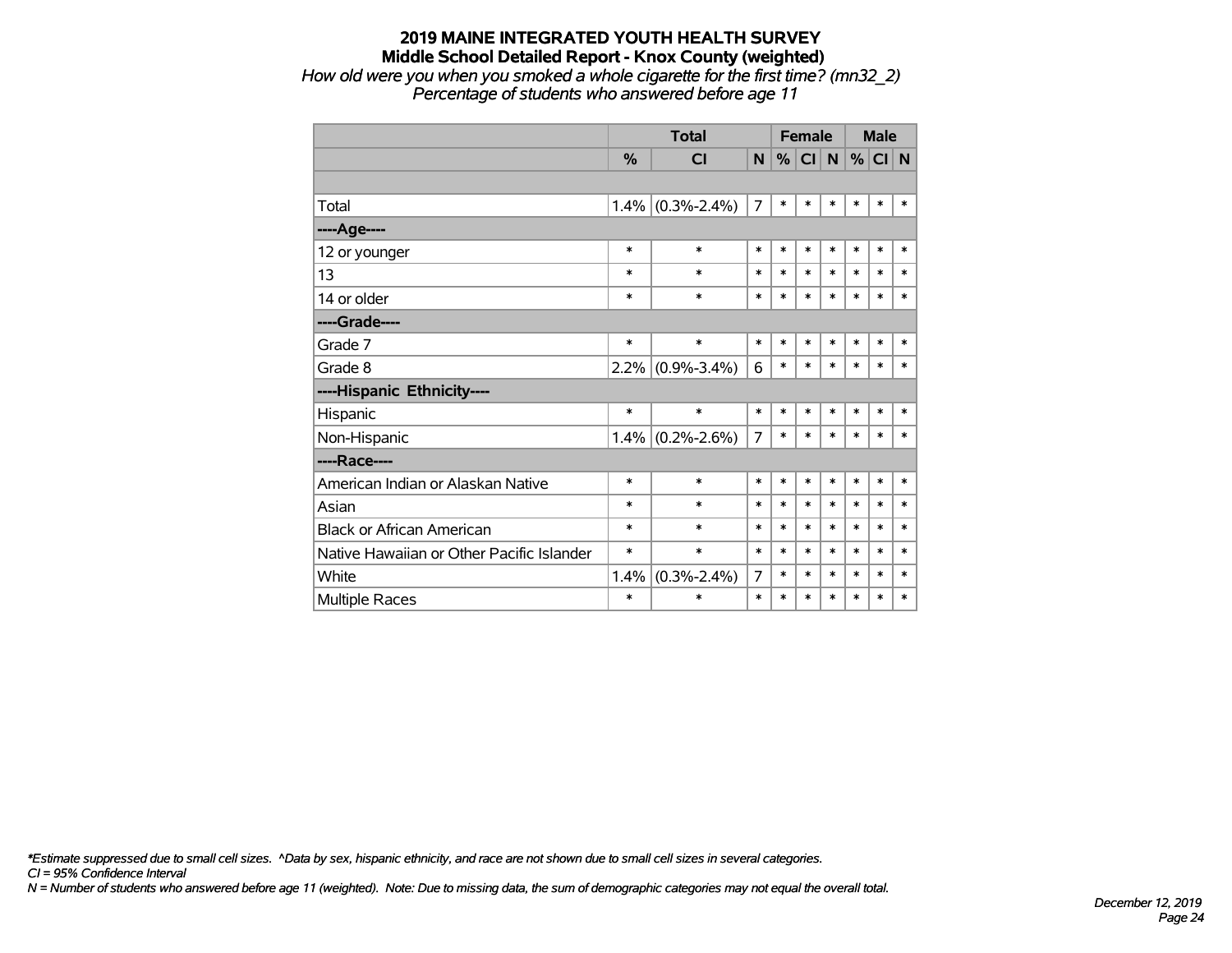# 2019 MAINE INTEGRATED YOUTH HEALTH SURVEY

## Middle School Detailed Report - Knox County (weighted)

*How old were you when you smoked a whole cigarette for the first time? (mn32_2)*
*Percentage of students who answered before age 11*

| | Total | | | Female | | | Male | | |
|---|---|---|---|---|---|---|---|---|---|
| | % | CI | N | % | CI | N | % | CI | N |
| | | | | | | | | | |
| Total | 1.4% | (0.3%-2.4%) | 7 | * | * | * | * | * | * |
| ----Age---- | | | | | | | | | |
| 12 or younger | * | * | * | * | * | * | * | * | * |
| 13 | * | * | * | * | * | * | * | * | * |
| 14 or older | * | * | * | * | * | * | * | * | * |
| ----Grade---- | | | | | | | | | |
| Grade 7 | * | * | * | * | * | * | * | * | * |
| Grade 8 | 2.2% | (0.9%-3.4%) | 6 | * | * | * | * | * | * |
| ----Hispanic Ethnicity---- | | | | | | | | | |
| Hispanic | * | * | * | * | * | * | * | * | * |
| Non-Hispanic | 1.4% | (0.2%-2.6%) | 7 | * | * | * | * | * | * |
| ----Race---- | | | | | | | | | |
| American Indian or Alaskan Native | * | * | * | * | * | * | * | * | * |
| Asian | * | * | * | * | * | * | * | * | * |
| Black or African American | * | * | * | * | * | * | * | * | * |
| Native Hawaiian or Other Pacific Islander | * | * | * | * | * | * | * | * | * |
| White | 1.4% | (0.3%-2.4%) | 7 | * | * | * | * | * | * |
| Multiple Races | * | * | * | * | * | * | * | * | * |

*\*Estimate suppressed due to small cell sizes. ^Data by sex, hispanic ethnicity, and race are not shown due to small cell sizes in several categories.*
*CI = 95% Confidence Interval*
*N = Number of students who answered before age 11 (weighted). Note: Due to missing data, the sum of demographic categories may not equal the overall total.*

*December 12, 2019*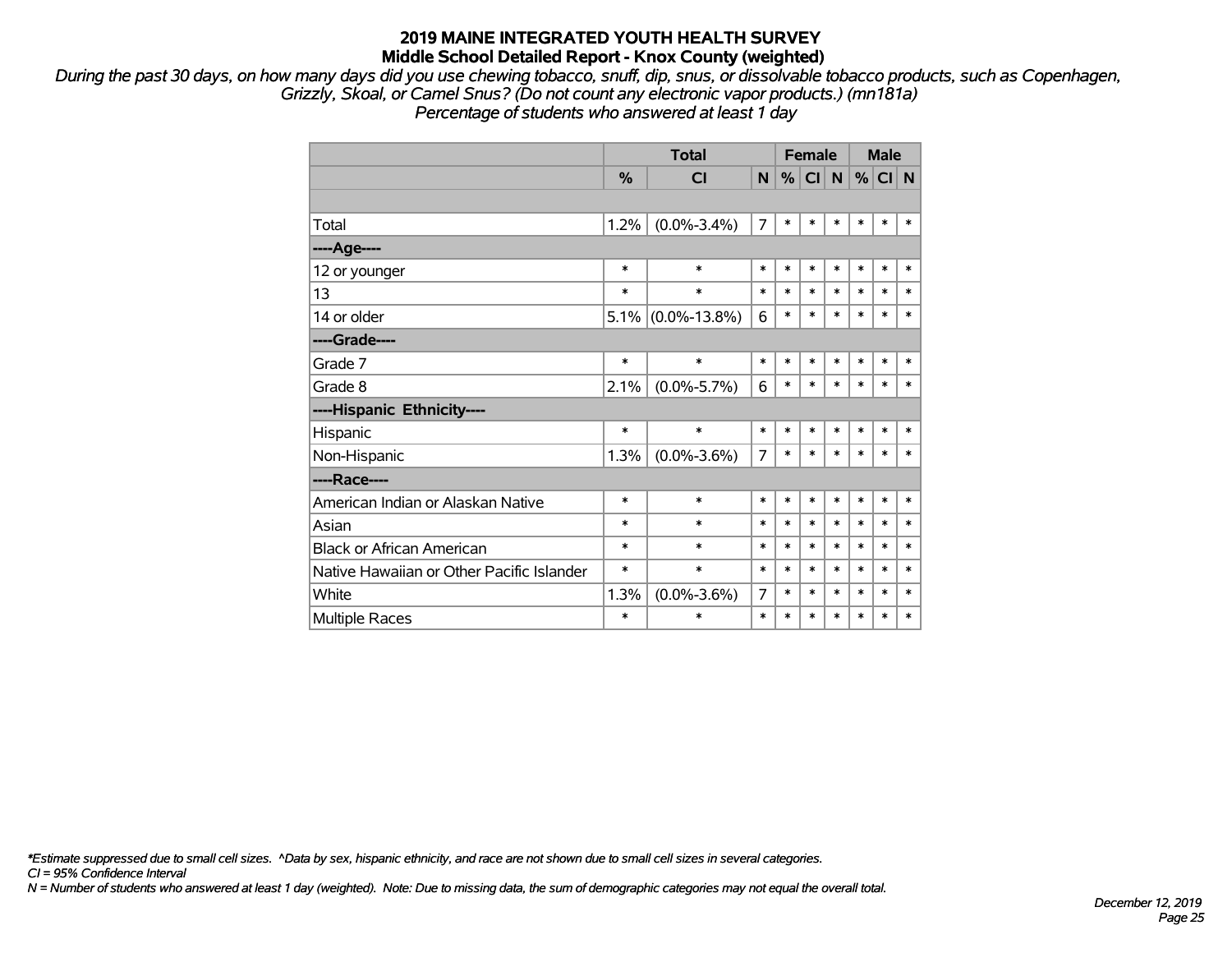# 2019 MAINE INTEGRATED YOUTH HEALTH SURVEY
## Middle School Detailed Report - Knox County (weighted)

*During the past 30 days, on how many days did you use chewing tobacco, snuff, dip, snus, or dissolvable tobacco products, such as Copenhagen, Grizzly, Skoal, or Camel Snus? (Do not count any electronic vapor products.) (mn181a)*
*Percentage of students who answered at least 1 day*

| | Total | | | Female | | | Male | | |
|---|---|---|---|---|---|---|---|---|---|
| | % | CI | N | % | CI | N | % | CI | N |
| Total | 1.2% | (0.0%-3.4%) | 7 | * | * | * | * | * | * |
| ----Age---- | | | | | | | | | |
| 12 or younger | * | * | * | * | * | * | * | * | * |
| 13 | * | * | * | * | * | * | * | * | * |
| 14 or older | 5.1% | (0.0%-13.8%) | 6 | * | * | * | * | * | * |
| ----Grade---- | | | | | | | | | |
| Grade 7 | * | * | * | * | * | * | * | * | * |
| Grade 8 | 2.1% | (0.0%-5.7%) | 6 | * | * | * | * | * | * |
| ----Hispanic Ethnicity---- | | | | | | | | | |
| Hispanic | * | * | * | * | * | * | * | * | * |
| Non-Hispanic | 1.3% | (0.0%-3.6%) | 7 | * | * | * | * | * | * |
| ----Race---- | | | | | | | | | |
| American Indian or Alaskan Native | * | * | * | * | * | * | * | * | * |
| Asian | * | * | * | * | * | * | * | * | * |
| Black or African American | * | * | * | * | * | * | * | * | * |
| Native Hawaiian or Other Pacific Islander | * | * | * | * | * | * | * | * | * |
| White | 1.3% | (0.0%-3.6%) | 7 | * | * | * | * | * | * |
| Multiple Races | * | * | * | * | * | * | * | * | * |

*\*Estimate suppressed due to small cell sizes. ^Data by sex, hispanic ethnicity, and race are not shown due to small cell sizes in several categories.*
*CI = 95% Confidence Interval*
*N = Number of students who answered at least 1 day (weighted). Note: Due to missing data, the sum of demographic categories may not equal the overall total.*

*December 12, 2019*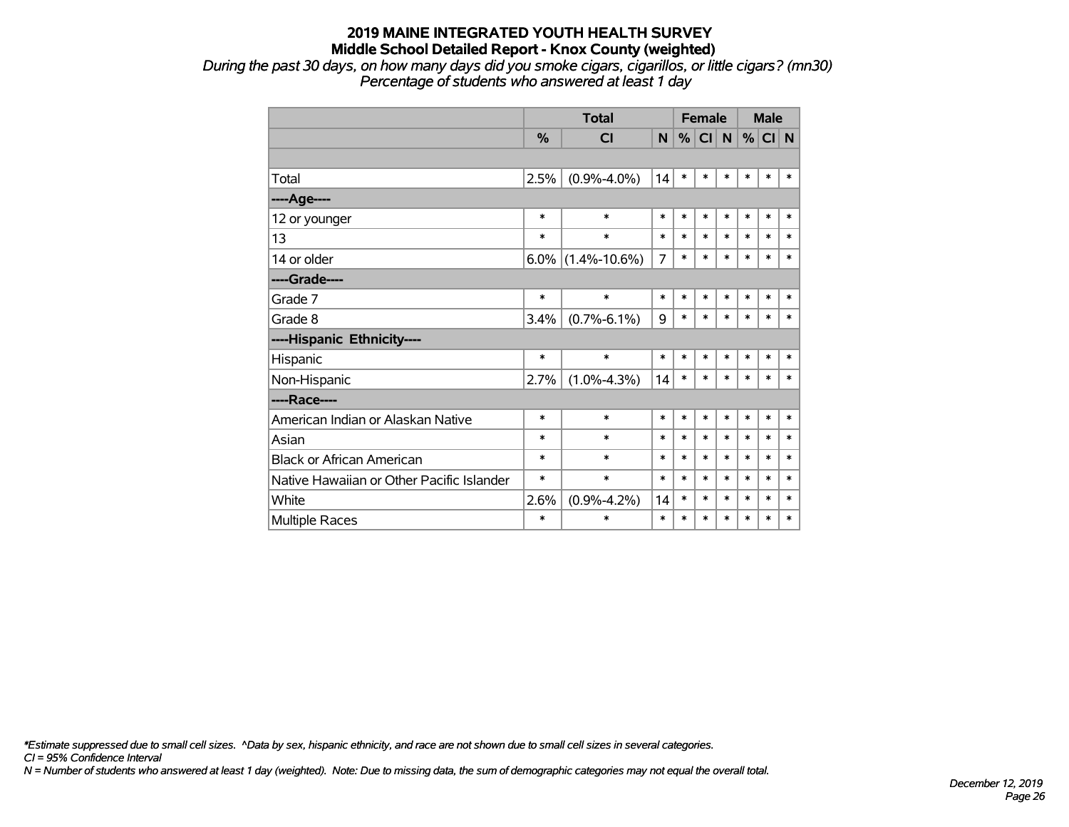# 2019 MAINE INTEGRATED YOUTH HEALTH SURVEY
## Middle School Detailed Report - Knox County (weighted)

*During the past 30 days, on how many days did you smoke cigars, cigarillos, or little cigars? (mn30)*
*Percentage of students who answered at least 1 day*

| | Total | | | Female | | | Male | | |
|---|---|---|---|---|---|---|---|---|---|
| | % | CI | N | % | CI | N | % | CI | N |
| | | | | | | | | | |
| Total | 2.5% | (0.9%-4.0%) | 14 | * | * | * | * | * | * |
| ----Age---- | | | | | | | | | |
| 12 or younger | * | * | * | * | * | * | * | * | * |
| 13 | * | * | * | * | * | * | * | * | * |
| 14 or older | 6.0% | (1.4%-10.6%) | 7 | * | * | * | * | * | * |
| ----Grade---- | | | | | | | | | |
| Grade 7 | * | * | * | * | * | * | * | * | * |
| Grade 8 | 3.4% | (0.7%-6.1%) | 9 | * | * | * | * | * | * |
| ----Hispanic Ethnicity---- | | | | | | | | | |
| Hispanic | * | * | * | * | * | * | * | * | * |
| Non-Hispanic | 2.7% | (1.0%-4.3%) | 14 | * | * | * | * | * | * |
| ----Race---- | | | | | | | | | |
| American Indian or Alaskan Native | * | * | * | * | * | * | * | * | * |
| Asian | * | * | * | * | * | * | * | * | * |
| Black or African American | * | * | * | * | * | * | * | * | * |
| Native Hawaiian or Other Pacific Islander | * | * | * | * | * | * | * | * | * |
| White | 2.6% | (0.9%-4.2%) | 14 | * | * | * | * | * | * |
| Multiple Races | * | * | * | * | * | * | * | * | * |

*\*Estimate suppressed due to small cell sizes. ^Data by sex, hispanic ethnicity, and race are not shown due to small cell sizes in several categories.*
*CI = 95% Confidence Interval*
*N = Number of students who answered at least 1 day (weighted). Note: Due to missing data, the sum of demographic categories may not equal the overall total.*

*December 12, 2019*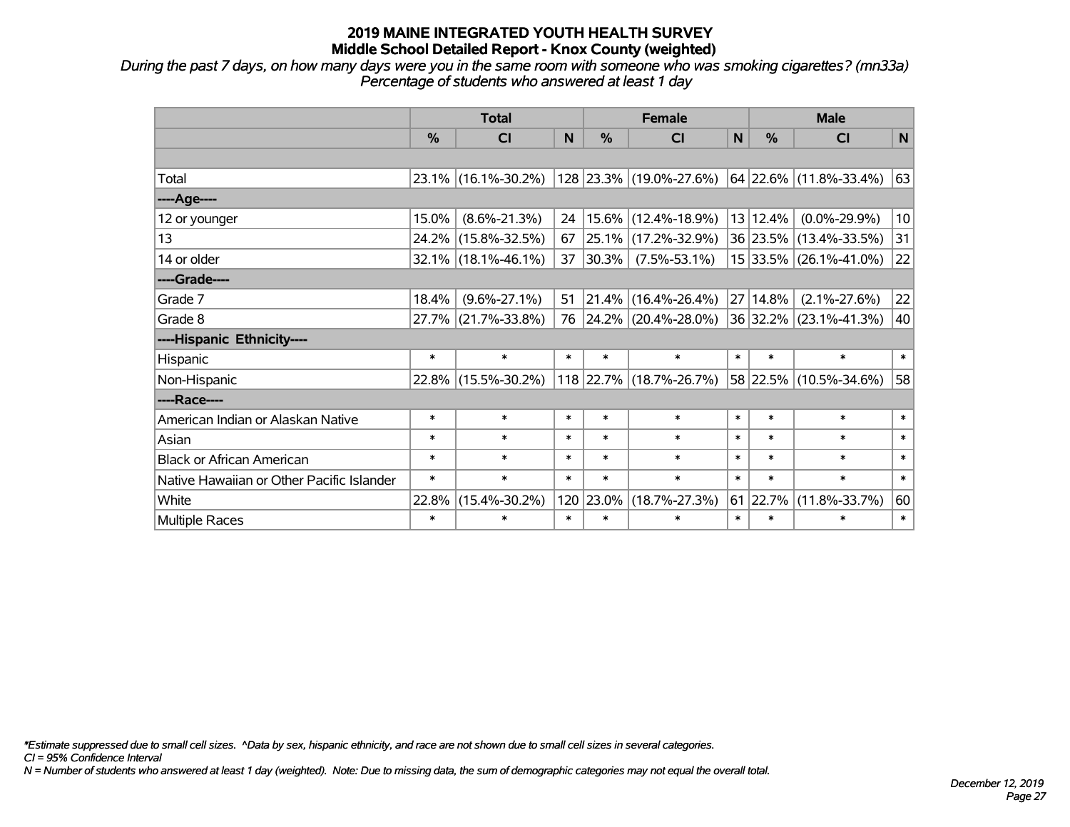# 2019 MAINE INTEGRATED YOUTH HEALTH SURVEY
## Middle School Detailed Report - Knox County (weighted)

*During the past 7 days, on how many days were you in the same room with someone who was smoking cigarettes? (mn33a)*
*Percentage of students who answered at least 1 day*

| | Total | | | Female | | | Male | | |
|---|---|---|---|---|---|---|---|---|---|
| | % | CI | N | % | CI | N | % | CI | N |
| Total | 23.1% | (16.1%-30.2%) | 128 | 23.3% | (19.0%-27.6%) | 64 | 22.6% | (11.8%-33.4%) | 63 |
| ----Age---- | | | | | | | | | |
| 12 or younger | 15.0% | (8.6%-21.3%) | 24 | 15.6% | (12.4%-18.9%) | 13 | 12.4% | (0.0%-29.9%) | 10 |
| 13 | 24.2% | (15.8%-32.5%) | 67 | 25.1% | (17.2%-32.9%) | 36 | 23.5% | (13.4%-33.5%) | 31 |
| 14 or older | 32.1% | (18.1%-46.1%) | 37 | 30.3% | (7.5%-53.1%) | 15 | 33.5% | (26.1%-41.0%) | 22 |
| ----Grade---- | | | | | | | | | |
| Grade 7 | 18.4% | (9.6%-27.1%) | 51 | 21.4% | (16.4%-26.4%) | 27 | 14.8% | (2.1%-27.6%) | 22 |
| Grade 8 | 27.7% | (21.7%-33.8%) | 76 | 24.2% | (20.4%-28.0%) | 36 | 32.2% | (23.1%-41.3%) | 40 |
| ----Hispanic Ethnicity---- | | | | | | | | | |
| Hispanic | * | * | * | * | * | * | * | * | * |
| Non-Hispanic | 22.8% | (15.5%-30.2%) | 118 | 22.7% | (18.7%-26.7%) | 58 | 22.5% | (10.5%-34.6%) | 58 |
| ----Race---- | | | | | | | | | |
| American Indian or Alaskan Native | * | * | * | * | * | * | * | * | * |
| Asian | * | * | * | * | * | * | * | * | * |
| Black or African American | * | * | * | * | * | * | * | * | * |
| Native Hawaiian or Other Pacific Islander | * | * | * | * | * | * | * | * | * |
| White | 22.8% | (15.4%-30.2%) | 120 | 23.0% | (18.7%-27.3%) | 61 | 22.7% | (11.8%-33.7%) | 60 |
| Multiple Races | * | * | * | * | * | * | * | * | * |

*\*Estimate suppressed due to small cell sizes. ^Data by sex, hispanic ethnicity, and race are not shown due to small cell sizes in several categories.*
*CI = 95% Confidence Interval*
*N = Number of students who answered at least 1 day (weighted). Note: Due to missing data, the sum of demographic categories may not equal the overall total.*

*December 12, 2019*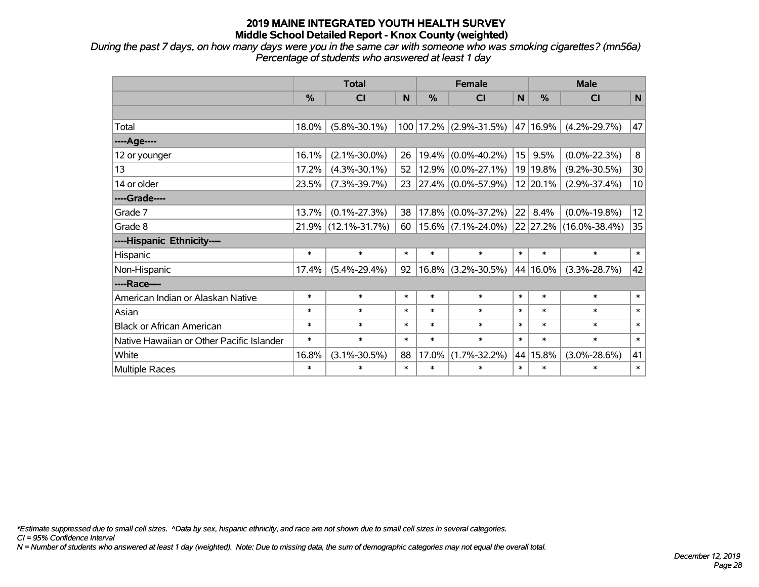# 2019 MAINE INTEGRATED YOUTH HEALTH SURVEY
## Middle School Detailed Report - Knox County (weighted)

*During the past 7 days, on how many days were you in the same car with someone who was smoking cigarettes? (mn56a)*
*Percentage of students who answered at least 1 day*

| | Total | | | Female | | | Male | | |
|---|---|---|---|---|---|---|---|---|---|
| | % | CI | N | % | CI | N | % | CI | N |
| | | | | | | | | | |
| Total | 18.0% | (5.8%-30.1%) | 100 | 17.2% | (2.9%-31.5%) | 47 | 16.9% | (4.2%-29.7%) | 47 |
| ----Age---- | | | | | | | | | |
| 12 or younger | 16.1% | (2.1%-30.0%) | 26 | 19.4% | (0.0%-40.2%) | 15 | 9.5% | (0.0%-22.3%) | 8 |
| 13 | 17.2% | (4.3%-30.1%) | 52 | 12.9% | (0.0%-27.1%) | 19 | 19.8% | (9.2%-30.5%) | 30 |
| 14 or older | 23.5% | (7.3%-39.7%) | 23 | 27.4% | (0.0%-57.9%) | 12 | 20.1% | (2.9%-37.4%) | 10 |
| ----Grade---- | | | | | | | | | |
| Grade 7 | 13.7% | (0.1%-27.3%) | 38 | 17.8% | (0.0%-37.2%) | 22 | 8.4% | (0.0%-19.8%) | 12 |
| Grade 8 | 21.9% | (12.1%-31.7%) | 60 | 15.6% | (7.1%-24.0%) | 22 | 27.2% | (16.0%-38.4%) | 35 |
| ----Hispanic Ethnicity---- | | | | | | | | | |
| Hispanic | * | * | * | * | * | * | * | * | * |
| Non-Hispanic | 17.4% | (5.4%-29.4%) | 92 | 16.8% | (3.2%-30.5%) | 44 | 16.0% | (3.3%-28.7%) | 42 |
| ----Race---- | | | | | | | | | |
| American Indian or Alaskan Native | * | * | * | * | * | * | * | * | * |
| Asian | * | * | * | * | * | * | * | * | * |
| Black or African American | * | * | * | * | * | * | * | * | * |
| Native Hawaiian or Other Pacific Islander | * | * | * | * | * | * | * | * | * |
| White | 16.8% | (3.1%-30.5%) | 88 | 17.0% | (1.7%-32.2%) | 44 | 15.8% | (3.0%-28.6%) | 41 |
| Multiple Races | * | * | * | * | * | * | * | * | * |

*\*Estimate suppressed due to small cell sizes. ^Data by sex, hispanic ethnicity, and race are not shown due to small cell sizes in several categories.*
*CI = 95% Confidence Interval*
*N = Number of students who answered at least 1 day (weighted). Note: Due to missing data, the sum of demographic categories may not equal the overall total.*

*December 12, 2019*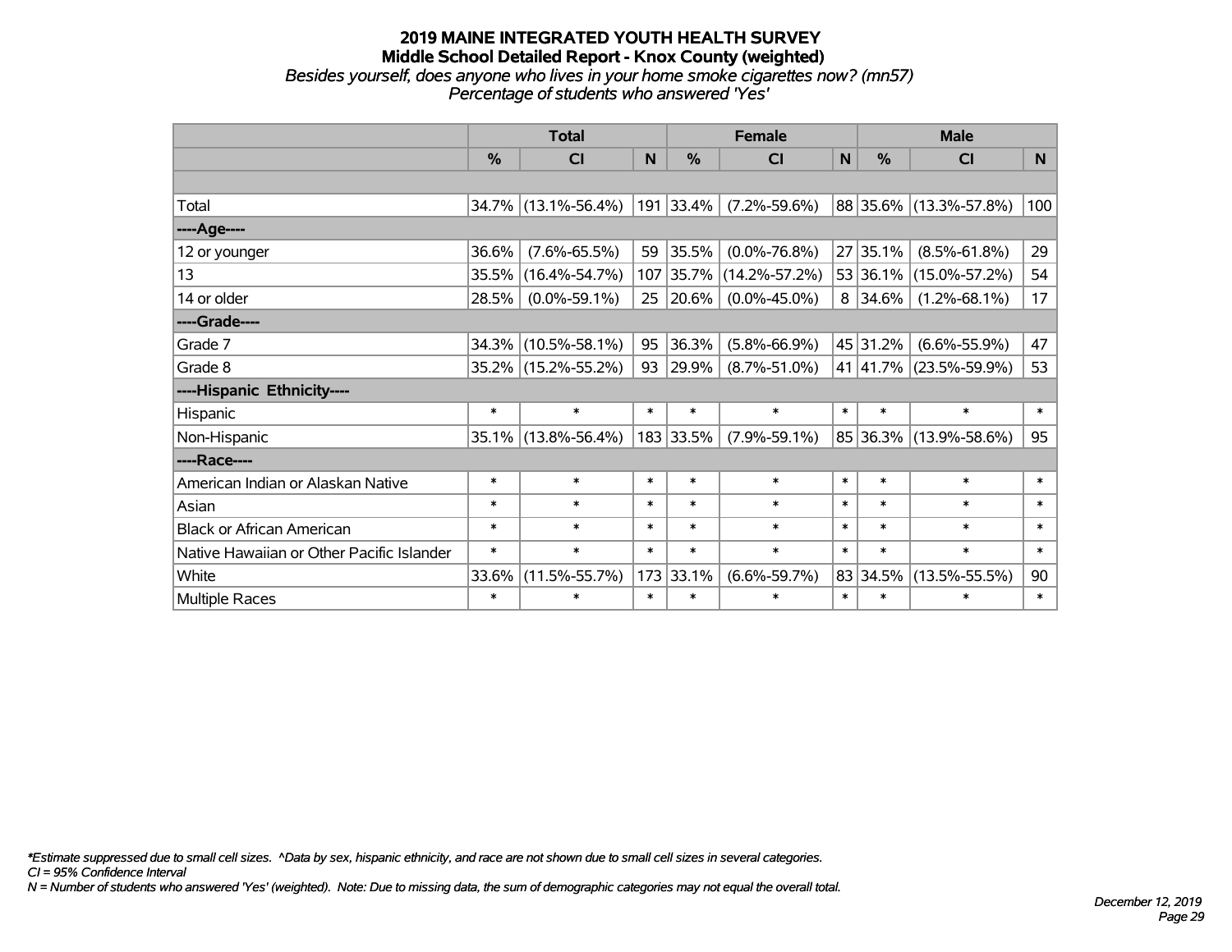# 2019 MAINE INTEGRATED YOUTH HEALTH SURVEY
## Middle School Detailed Report - Knox County (weighted)
*Besides yourself, does anyone who lives in your home smoke cigarettes now? (mn57)*
*Percentage of students who answered 'Yes'*

| | Total | | | Female | | | Male | | |
|---|---|---|---|---|---|---|---|---|---|
| | % | CI | N | % | CI | N | % | CI | N |
| | | | | | | | | | |
| Total | 34.7% | (13.1%-56.4%) | 191 | 33.4% | (7.2%-59.6%) | 88 | 35.6% | (13.3%-57.8%) | 100 |
| ----Age---- | | | | | | | | | |
| 12 or younger | 36.6% | (7.6%-65.5%) | 59 | 35.5% | (0.0%-76.8%) | 27 | 35.1% | (8.5%-61.8%) | 29 |
| 13 | 35.5% | (16.4%-54.7%) | 107 | 35.7% | (14.2%-57.2%) | 53 | 36.1% | (15.0%-57.2%) | 54 |
| 14 or older | 28.5% | (0.0%-59.1%) | 25 | 20.6% | (0.0%-45.0%) | 8 | 34.6% | (1.2%-68.1%) | 17 |
| ----Grade---- | | | | | | | | | |
| Grade 7 | 34.3% | (10.5%-58.1%) | 95 | 36.3% | (5.8%-66.9%) | 45 | 31.2% | (6.6%-55.9%) | 47 |
| Grade 8 | 35.2% | (15.2%-55.2%) | 93 | 29.9% | (8.7%-51.0%) | 41 | 41.7% | (23.5%-59.9%) | 53 |
| ----Hispanic Ethnicity---- | | | | | | | | | |
| Hispanic | * | * | * | * | * | * | * | * | * |
| Non-Hispanic | 35.1% | (13.8%-56.4%) | 183 | 33.5% | (7.9%-59.1%) | 85 | 36.3% | (13.9%-58.6%) | 95 |
| ----Race---- | | | | | | | | | |
| American Indian or Alaskan Native | * | * | * | * | * | * | * | * | * |
| Asian | * | * | * | * | * | * | * | * | * |
| Black or African American | * | * | * | * | * | * | * | * | * |
| Native Hawaiian or Other Pacific Islander | * | * | * | * | * | * | * | * | * |
| White | 33.6% | (11.5%-55.7%) | 173 | 33.1% | (6.6%-59.7%) | 83 | 34.5% | (13.5%-55.5%) | 90 |
| Multiple Races | * | * | * | * | * | * | * | * | * |

*\*Estimate suppressed due to small cell sizes. ^Data by sex, hispanic ethnicity, and race are not shown due to small cell sizes in several categories.*
*CI = 95% Confidence Interval*
*N = Number of students who answered 'Yes' (weighted). Note: Due to missing data, the sum of demographic categories may not equal the overall total.*

*December 12, 2019*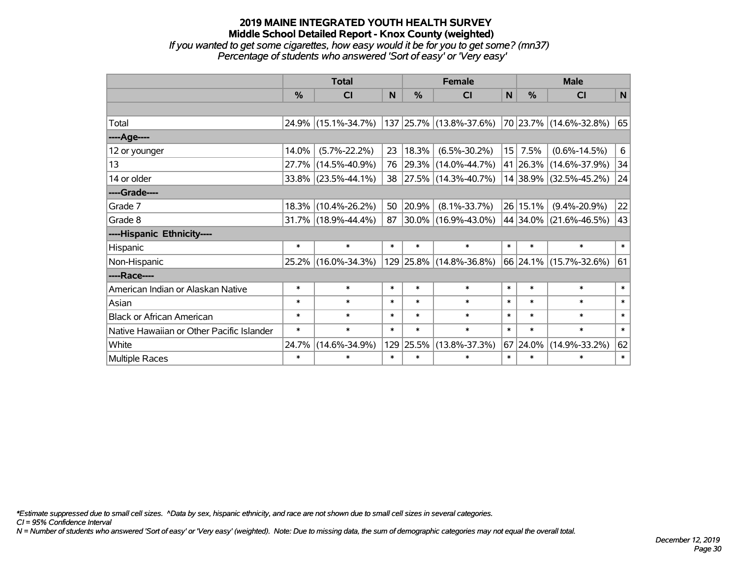# 2019 MAINE INTEGRATED YOUTH HEALTH SURVEY
## Middle School Detailed Report - Knox County (weighted)
*If you wanted to get some cigarettes, how easy would it be for you to get some? (mn37)*
*Percentage of students who answered 'Sort of easy' or 'Very easy'*

| | Total | | | Female | | | Male | | |
|---|---|---|---|---|---|---|---|---|---|
| | % | CI | N | % | CI | N | % | CI | N |
| | | | | | | | | | |
| Total | 24.9% | (15.1%-34.7%) | 137 | 25.7% | (13.8%-37.6%) | 70 | 23.7% | (14.6%-32.8%) | 65 |
| ----Age---- | | | | | | | | | |
| 12 or younger | 14.0% | (5.7%-22.2%) | 23 | 18.3% | (6.5%-30.2%) | 15 | 7.5% | (0.6%-14.5%) | 6 |
| 13 | 27.7% | (14.5%-40.9%) | 76 | 29.3% | (14.0%-44.7%) | 41 | 26.3% | (14.6%-37.9%) | 34 |
| 14 or older | 33.8% | (23.5%-44.1%) | 38 | 27.5% | (14.3%-40.7%) | 14 | 38.9% | (32.5%-45.2%) | 24 |
| ----Grade---- | | | | | | | | | |
| Grade 7 | 18.3% | (10.4%-26.2%) | 50 | 20.9% | (8.1%-33.7%) | 26 | 15.1% | (9.4%-20.9%) | 22 |
| Grade 8 | 31.7% | (18.9%-44.4%) | 87 | 30.0% | (16.9%-43.0%) | 44 | 34.0% | (21.6%-46.5%) | 43 |
| ----Hispanic Ethnicity---- | | | | | | | | | |
| Hispanic | * | * | * | * | * | * | * | * | * |
| Non-Hispanic | 25.2% | (16.0%-34.3%) | 129 | 25.8% | (14.8%-36.8%) | 66 | 24.1% | (15.7%-32.6%) | 61 |
| ----Race---- | | | | | | | | | |
| American Indian or Alaskan Native | * | * | * | * | * | * | * | * | * |
| Asian | * | * | * | * | * | * | * | * | * |
| Black or African American | * | * | * | * | * | * | * | * | * |
| Native Hawaiian or Other Pacific Islander | * | * | * | * | * | * | * | * | * |
| White | 24.7% | (14.6%-34.9%) | 129 | 25.5% | (13.8%-37.3%) | 67 | 24.0% | (14.9%-33.2%) | 62 |
| Multiple Races | * | * | * | * | * | * | * | * | * |

*\*Estimate suppressed due to small cell sizes. ^Data by sex, hispanic ethnicity, and race are not shown due to small cell sizes in several categories.*
*CI = 95% Confidence Interval*
*N = Number of students who answered 'Sort of easy' or 'Very easy' (weighted). Note: Due to missing data, the sum of demographic categories may not equal the overall total.*

*December 12, 2019*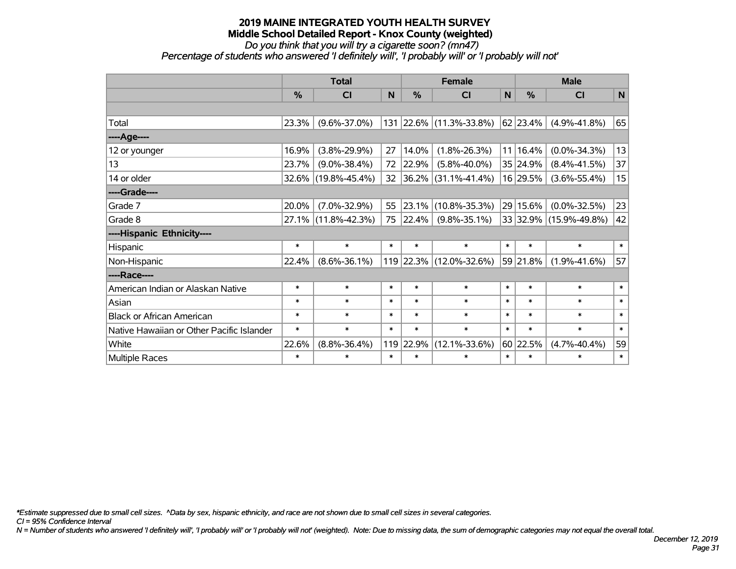# 2019 MAINE INTEGRATED YOUTH HEALTH SURVEY

## Middle School Detailed Report - Knox County (weighted)

*Do you think that you will try a cigarette soon? (mn47)*

*Percentage of students who answered 'I definitely will', 'I probably will' or 'I probably will not'*

| | Total | | | Female | | | Male | | |
|---|---|---|---|---|---|---|---|---|---|
| | % | CI | N | % | CI | N | % | CI | N |
| | | | | | | | | | |
| Total | 23.3% | (9.6%-37.0%) | 131 | 22.6% | (11.3%-33.8%) | 62 | 23.4% | (4.9%-41.8%) | 65 |
| ----Age---- | | | | | | | | | |
| 12 or younger | 16.9% | (3.8%-29.9%) | 27 | 14.0% | (1.8%-26.3%) | 11 | 16.4% | (0.0%-34.3%) | 13 |
| 13 | 23.7% | (9.0%-38.4%) | 72 | 22.9% | (5.8%-40.0%) | 35 | 24.9% | (8.4%-41.5%) | 37 |
| 14 or older | 32.6% | (19.8%-45.4%) | 32 | 36.2% | (31.1%-41.4%) | 16 | 29.5% | (3.6%-55.4%) | 15 |
| ----Grade---- | | | | | | | | | |
| Grade 7 | 20.0% | (7.0%-32.9%) | 55 | 23.1% | (10.8%-35.3%) | 29 | 15.6% | (0.0%-32.5%) | 23 |
| Grade 8 | 27.1% | (11.8%-42.3%) | 75 | 22.4% | (9.8%-35.1%) | 33 | 32.9% | (15.9%-49.8%) | 42 |
| ----Hispanic Ethnicity---- | | | | | | | | | |
| Hispanic | * | * | * | * | * | * | * | * | * |
| Non-Hispanic | 22.4% | (8.6%-36.1%) | 119 | 22.3% | (12.0%-32.6%) | 59 | 21.8% | (1.9%-41.6%) | 57 |
| ----Race---- | | | | | | | | | |
| American Indian or Alaskan Native | * | * | * | * | * | * | * | * | * |
| Asian | * | * | * | * | * | * | * | * | * |
| Black or African American | * | * | * | * | * | * | * | * | * |
| Native Hawaiian or Other Pacific Islander | * | * | * | * | * | * | * | * | * |
| White | 22.6% | (8.8%-36.4%) | 119 | 22.9% | (12.1%-33.6%) | 60 | 22.5% | (4.7%-40.4%) | 59 |
| Multiple Races | * | * | * | * | * | * | * | * | * |

*\*Estimate suppressed due to small cell sizes. ^Data by sex, hispanic ethnicity, and race are not shown due to small cell sizes in several categories.*

*CI = 95% Confidence Interval*

*N = Number of students who answered 'I definitely will', 'I probably will' or 'I probably will not' (weighted). Note: Due to missing data, the sum of demographic categories may not equal the overall total.*

*December 12, 2019*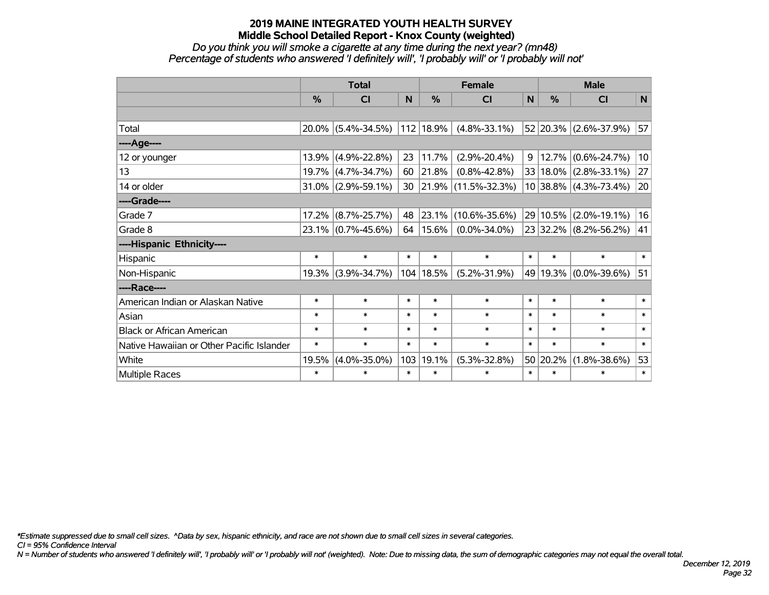# 2019 MAINE INTEGRATED YOUTH HEALTH SURVEY
## Middle School Detailed Report - Knox County (weighted)

*Do you think you will smoke a cigarette at any time during the next year? (mn48)*
*Percentage of students who answered 'I definitely will', 'I probably will' or 'I probably will not'*

| | Total | | | Female | | | Male | | |
|---|---|---|---|---|---|---|---|---|---|
| | % | CI | N | % | CI | N | % | CI | N |
| | | | | | | | | | |
| Total | 20.0% | (5.4%-34.5%) | 112 | 18.9% | (4.8%-33.1%) | 52 | 20.3% | (2.6%-37.9%) | 57 |
| ----Age---- | | | | | | | | | |
| 12 or younger | 13.9% | (4.9%-22.8%) | 23 | 11.7% | (2.9%-20.4%) | 9 | 12.7% | (0.6%-24.7%) | 10 |
| 13 | 19.7% | (4.7%-34.7%) | 60 | 21.8% | (0.8%-42.8%) | 33 | 18.0% | (2.8%-33.1%) | 27 |
| 14 or older | 31.0% | (2.9%-59.1%) | 30 | 21.9% | (11.5%-32.3%) | 10 | 38.8% | (4.3%-73.4%) | 20 |
| ----Grade---- | | | | | | | | | |
| Grade 7 | 17.2% | (8.7%-25.7%) | 48 | 23.1% | (10.6%-35.6%) | 29 | 10.5% | (2.0%-19.1%) | 16 |
| Grade 8 | 23.1% | (0.7%-45.6%) | 64 | 15.6% | (0.0%-34.0%) | 23 | 32.2% | (8.2%-56.2%) | 41 |
| ----Hispanic Ethnicity---- | | | | | | | | | |
| Hispanic | * | * | * | * | * | * | * | * | * |
| Non-Hispanic | 19.3% | (3.9%-34.7%) | 104 | 18.5% | (5.2%-31.9%) | 49 | 19.3% | (0.0%-39.6%) | 51 |
| ----Race---- | | | | | | | | | |
| American Indian or Alaskan Native | * | * | * | * | * | * | * | * | * |
| Asian | * | * | * | * | * | * | * | * | * |
| Black or African American | * | * | * | * | * | * | * | * | * |
| Native Hawaiian or Other Pacific Islander | * | * | * | * | * | * | * | * | * |
| White | 19.5% | (4.0%-35.0%) | 103 | 19.1% | (5.3%-32.8%) | 50 | 20.2% | (1.8%-38.6%) | 53 |
| Multiple Races | * | * | * | * | * | * | * | * | * |

*\*Estimate suppressed due to small cell sizes. ^Data by sex, hispanic ethnicity, and race are not shown due to small cell sizes in several categories.*
*CI = 95% Confidence Interval*
*N = Number of students who answered 'I definitely will', 'I probably will' or 'I probably will not' (weighted). Note: Due to missing data, the sum of demographic categories may not equal the overall total.*

*December 12, 2019*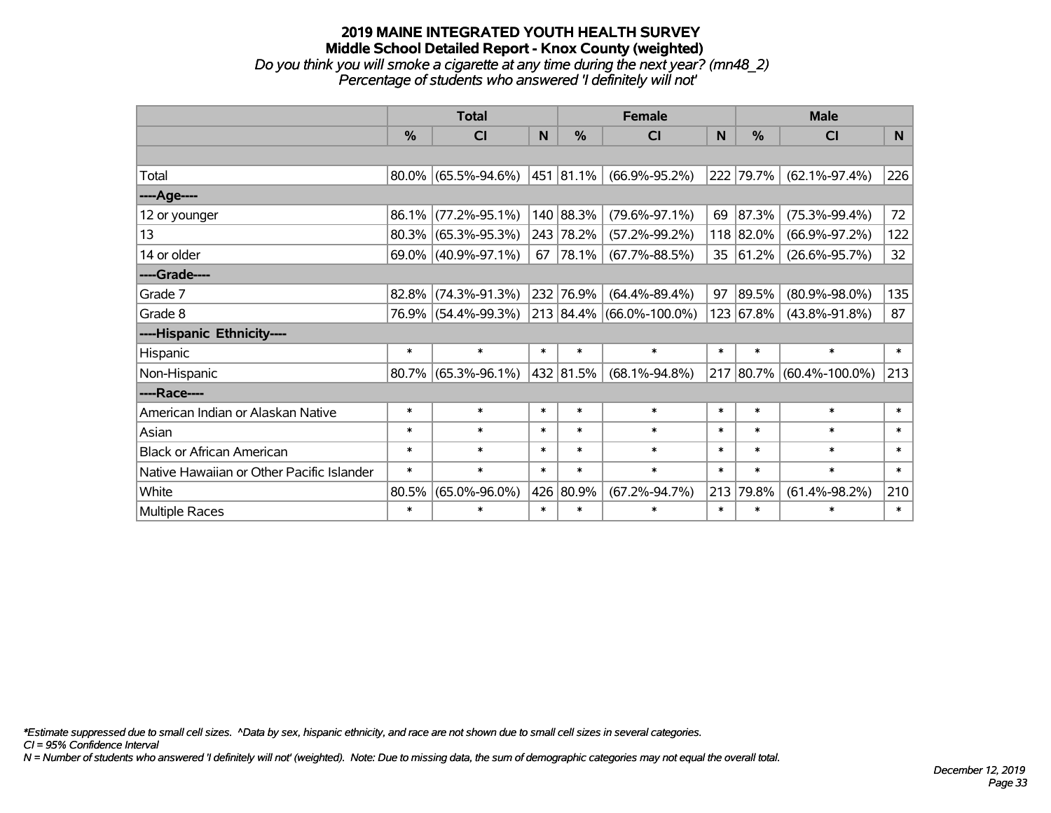# 2019 MAINE INTEGRATED YOUTH HEALTH SURVEY

## Middle School Detailed Report - Knox County (weighted)

*Do you think you will smoke a cigarette at any time during the next year? (mn48_2)*

*Percentage of students who answered 'I definitely will not'*

| | Total | | | Female | | | Male | | |
|---|---|---|---|---|---|---|---|---|---|
| | % | CI | N | % | CI | N | % | CI | N |
| Total | 80.0% | (65.5%-94.6%) | 451 | 81.1% | (66.9%-95.2%) | 222 | 79.7% | (62.1%-97.4%) | 226 |
| ----Age---- | | | | | | | | | |
| 12 or younger | 86.1% | (77.2%-95.1%) | 140 | 88.3% | (79.6%-97.1%) | 69 | 87.3% | (75.3%-99.4%) | 72 |
| 13 | 80.3% | (65.3%-95.3%) | 243 | 78.2% | (57.2%-99.2%) | 118 | 82.0% | (66.9%-97.2%) | 122 |
| 14 or older | 69.0% | (40.9%-97.1%) | 67 | 78.1% | (67.7%-88.5%) | 35 | 61.2% | (26.6%-95.7%) | 32 |
| ----Grade---- | | | | | | | | | |
| Grade 7 | 82.8% | (74.3%-91.3%) | 232 | 76.9% | (64.4%-89.4%) | 97 | 89.5% | (80.9%-98.0%) | 135 |
| Grade 8 | 76.9% | (54.4%-99.3%) | 213 | 84.4% | (66.0%-100.0%) | 123 | 67.8% | (43.8%-91.8%) | 87 |
| ----Hispanic Ethnicity---- | | | | | | | | | |
| Hispanic | * | * | * | * | * | * | * | * | * |
| Non-Hispanic | 80.7% | (65.3%-96.1%) | 432 | 81.5% | (68.1%-94.8%) | 217 | 80.7% | (60.4%-100.0%) | 213 |
| ----Race---- | | | | | | | | | |
| American Indian or Alaskan Native | * | * | * | * | * | * | * | * | * |
| Asian | * | * | * | * | * | * | * | * | * |
| Black or African American | * | * | * | * | * | * | * | * | * |
| Native Hawaiian or Other Pacific Islander | * | * | * | * | * | * | * | * | * |
| White | 80.5% | (65.0%-96.0%) | 426 | 80.9% | (67.2%-94.7%) | 213 | 79.8% | (61.4%-98.2%) | 210 |
| Multiple Races | * | * | * | * | * | * | * | * | * |

*\*Estimate suppressed due to small cell sizes. ^Data by sex, hispanic ethnicity, and race are not shown due to small cell sizes in several categories.*

*CI = 95% Confidence Interval*

*N = Number of students who answered 'I definitely will not' (weighted). Note: Due to missing data, the sum of demographic categories may not equal the overall total.*

*December 12, 2019*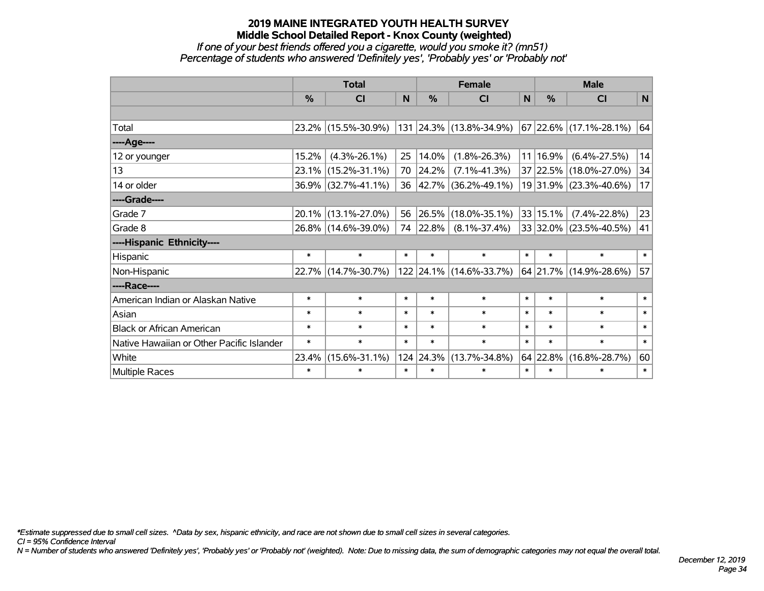# 2019 MAINE INTEGRATED YOUTH HEALTH SURVEY
## Middle School Detailed Report - Knox County (weighted)
*If one of your best friends offered you a cigarette, would you smoke it? (mn51)*
*Percentage of students who answered 'Definitely yes', 'Probably yes' or 'Probably not'*

| | Total | | | Female | | | Male | | |
|---|---|---|---|---|---|---|---|---|---|
| | % | CI | N | % | CI | N | % | CI | N |
| | | | | | | | | | |
| Total | 23.2% | (15.5%-30.9%) | 131 | 24.3% | (13.8%-34.9%) | 67 | 22.6% | (17.1%-28.1%) | 64 |
| ----Age---- | | | | | | | | | |
| 12 or younger | 15.2% | (4.3%-26.1%) | 25 | 14.0% | (1.8%-26.3%) | 11 | 16.9% | (6.4%-27.5%) | 14 |
| 13 | 23.1% | (15.2%-31.1%) | 70 | 24.2% | (7.1%-41.3%) | 37 | 22.5% | (18.0%-27.0%) | 34 |
| 14 or older | 36.9% | (32.7%-41.1%) | 36 | 42.7% | (36.2%-49.1%) | 19 | 31.9% | (23.3%-40.6%) | 17 |
| ----Grade---- | | | | | | | | | |
| Grade 7 | 20.1% | (13.1%-27.0%) | 56 | 26.5% | (18.0%-35.1%) | 33 | 15.1% | (7.4%-22.8%) | 23 |
| Grade 8 | 26.8% | (14.6%-39.0%) | 74 | 22.8% | (8.1%-37.4%) | 33 | 32.0% | (23.5%-40.5%) | 41 |
| ----Hispanic Ethnicity---- | | | | | | | | | |
| Hispanic | * | * | * | * | * | * | * | * | * |
| Non-Hispanic | 22.7% | (14.7%-30.7%) | 122 | 24.1% | (14.6%-33.7%) | 64 | 21.7% | (14.9%-28.6%) | 57 |
| ----Race---- | | | | | | | | | |
| American Indian or Alaskan Native | * | * | * | * | * | * | * | * | * |
| Asian | * | * | * | * | * | * | * | * | * |
| Black or African American | * | * | * | * | * | * | * | * | * |
| Native Hawaiian or Other Pacific Islander | * | * | * | * | * | * | * | * | * |
| White | 23.4% | (15.6%-31.1%) | 124 | 24.3% | (13.7%-34.8%) | 64 | 22.8% | (16.8%-28.7%) | 60 |
| Multiple Races | * | * | * | * | * | * | * | * | * |

*\*Estimate suppressed due to small cell sizes. ^Data by sex, hispanic ethnicity, and race are not shown due to small cell sizes in several categories.*
*CI = 95% Confidence Interval*
*N = Number of students who answered 'Definitely yes', 'Probably yes' or 'Probably not' (weighted). Note: Due to missing data, the sum of demographic categories may not equal the overall total.*

*December 12, 2019*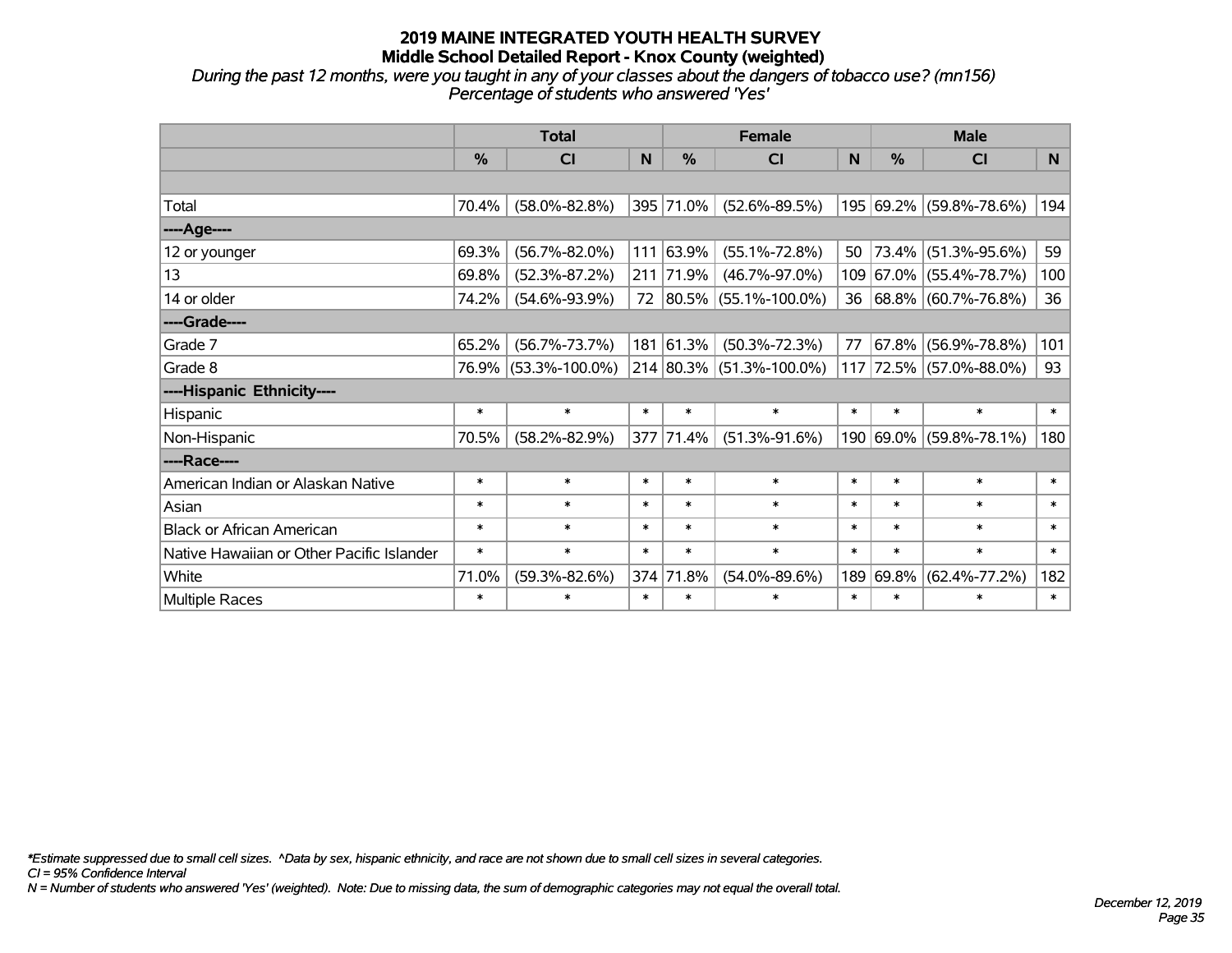# 2019 MAINE INTEGRATED YOUTH HEALTH SURVEY

## Middle School Detailed Report - Knox County (weighted)

*During the past 12 months, were you taught in any of your classes about the dangers of tobacco use? (mn156)*
*Percentage of students who answered 'Yes'*

| | Total | | | Female | | | Male | | |
|---|---|---|---|---|---|---|---|---|---|
| | % | CI | N | % | CI | N | % | CI | N |
| | | | | | | | | | |
| Total | 70.4% | (58.0%-82.8%) | 395 | 71.0% | (52.6%-89.5%) | 195 | 69.2% | (59.8%-78.6%) | 194 |
| ----Age---- | | | | | | | | | |
| 12 or younger | 69.3% | (56.7%-82.0%) | 111 | 63.9% | (55.1%-72.8%) | 50 | 73.4% | (51.3%-95.6%) | 59 |
| 13 | 69.8% | (52.3%-87.2%) | 211 | 71.9% | (46.7%-97.0%) | 109 | 67.0% | (55.4%-78.7%) | 100 |
| 14 or older | 74.2% | (54.6%-93.9%) | 72 | 80.5% | (55.1%-100.0%) | 36 | 68.8% | (60.7%-76.8%) | 36 |
| ----Grade---- | | | | | | | | | |
| Grade 7 | 65.2% | (56.7%-73.7%) | 181 | 61.3% | (50.3%-72.3%) | 77 | 67.8% | (56.9%-78.8%) | 101 |
| Grade 8 | 76.9% | (53.3%-100.0%) | 214 | 80.3% | (51.3%-100.0%) | 117 | 72.5% | (57.0%-88.0%) | 93 |
| ----Hispanic Ethnicity---- | | | | | | | | | |
| Hispanic | * | * | * | * | * | * | * | * | * |
| Non-Hispanic | 70.5% | (58.2%-82.9%) | 377 | 71.4% | (51.3%-91.6%) | 190 | 69.0% | (59.8%-78.1%) | 180 |
| ----Race---- | | | | | | | | | |
| American Indian or Alaskan Native | * | * | * | * | * | * | * | * | * |
| Asian | * | * | * | * | * | * | * | * | * |
| Black or African American | * | * | * | * | * | * | * | * | * |
| Native Hawaiian or Other Pacific Islander | * | * | * | * | * | * | * | * | * |
| White | 71.0% | (59.3%-82.6%) | 374 | 71.8% | (54.0%-89.6%) | 189 | 69.8% | (62.4%-77.2%) | 182 |
| Multiple Races | * | * | * | * | * | * | * | * | * |

*\*Estimate suppressed due to small cell sizes. ^Data by sex, hispanic ethnicity, and race are not shown due to small cell sizes in several categories.*
*CI = 95% Confidence Interval*
*N = Number of students who answered 'Yes' (weighted). Note: Due to missing data, the sum of demographic categories may not equal the overall total.*

*December 12, 2019*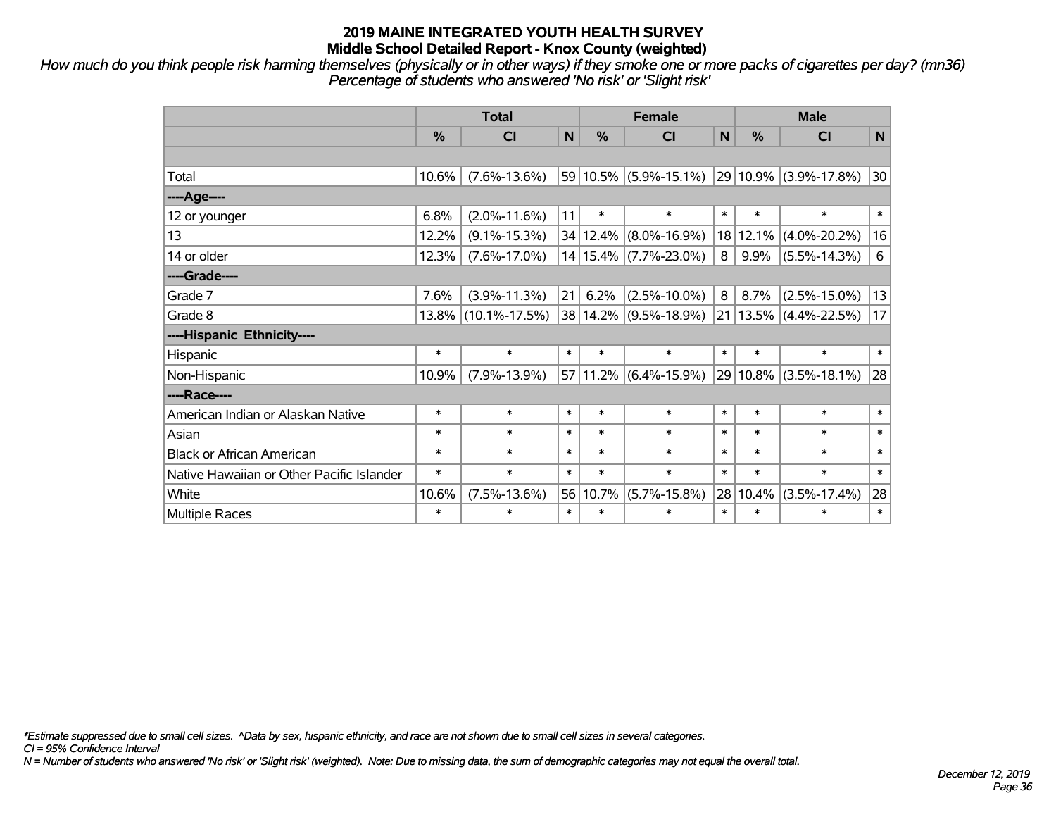# 2019 MAINE INTEGRATED YOUTH HEALTH SURVEY
## Middle School Detailed Report - Knox County (weighted)

*How much do you think people risk harming themselves (physically or in other ways) if they smoke one or more packs of cigarettes per day? (mn36)*
*Percentage of students who answered 'No risk' or 'Slight risk'*

| | Total | | | Female | | | Male | | |
|---|---|---|---|---|---|---|---|---|---|
| | % | CI | N | % | CI | N | % | CI | N |
| | | | | | | | | | |
| Total | 10.6% | (7.6%-13.6%) | 59 | 10.5% | (5.9%-15.1%) | 29 | 10.9% | (3.9%-17.8%) | 30 |
| ----Age---- | | | | | | | | | |
| 12 or younger | 6.8% | (2.0%-11.6%) | 11 | * | * | * | * | * | * |
| 13 | 12.2% | (9.1%-15.3%) | 34 | 12.4% | (8.0%-16.9%) | 18 | 12.1% | (4.0%-20.2%) | 16 |
| 14 or older | 12.3% | (7.6%-17.0%) | 14 | 15.4% | (7.7%-23.0%) | 8 | 9.9% | (5.5%-14.3%) | 6 |
| ----Grade---- | | | | | | | | | |
| Grade 7 | 7.6% | (3.9%-11.3%) | 21 | 6.2% | (2.5%-10.0%) | 8 | 8.7% | (2.5%-15.0%) | 13 |
| Grade 8 | 13.8% | (10.1%-17.5%) | 38 | 14.2% | (9.5%-18.9%) | 21 | 13.5% | (4.4%-22.5%) | 17 |
| ----Hispanic Ethnicity---- | | | | | | | | | |
| Hispanic | * | * | * | * | * | * | * | * | * |
| Non-Hispanic | 10.9% | (7.9%-13.9%) | 57 | 11.2% | (6.4%-15.9%) | 29 | 10.8% | (3.5%-18.1%) | 28 |
| ----Race---- | | | | | | | | | |
| American Indian or Alaskan Native | * | * | * | * | * | * | * | * | * |
| Asian | * | * | * | * | * | * | * | * | * |
| Black or African American | * | * | * | * | * | * | * | * | * |
| Native Hawaiian or Other Pacific Islander | * | * | * | * | * | * | * | * | * |
| White | 10.6% | (7.5%-13.6%) | 56 | 10.7% | (5.7%-15.8%) | 28 | 10.4% | (3.5%-17.4%) | 28 |
| Multiple Races | * | * | * | * | * | * | * | * | * |

*\*Estimate suppressed due to small cell sizes. ^Data by sex, hispanic ethnicity, and race are not shown due to small cell sizes in several categories.*
*CI = 95% Confidence Interval*
*N = Number of students who answered 'No risk' or 'Slight risk' (weighted). Note: Due to missing data, the sum of demographic categories may not equal the overall total.*

*December 12, 2019*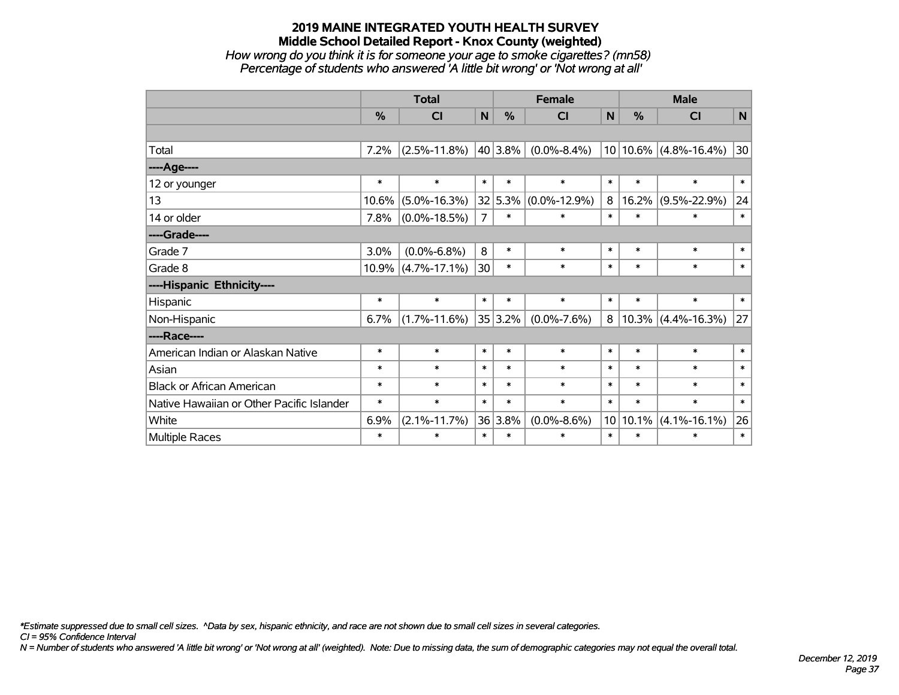# 2019 MAINE INTEGRATED YOUTH HEALTH SURVEY
## Middle School Detailed Report - Knox County (weighted)
*How wrong do you think it is for someone your age to smoke cigarettes? (mn58)*
*Percentage of students who answered 'A little bit wrong' or 'Not wrong at all'*

| | Total | | | Female | | | Male | | |
|---|---|---|---|---|---|---|---|---|---|
| | % | CI | N | % | CI | N | % | CI | N |
| | | | | | | | | | |
| Total | 7.2% | (2.5%-11.8%) | 40 | 3.8% | (0.0%-8.4%) | 10 | 10.6% | (4.8%-16.4%) | 30 |
| ----Age---- | | | | | | | | | |
| 12 or younger | * | * | * | * | * | * | * | * | * |
| 13 | 10.6% | (5.0%-16.3%) | 32 | 5.3% | (0.0%-12.9%) | 8 | 16.2% | (9.5%-22.9%) | 24 |
| 14 or older | 7.8% | (0.0%-18.5%) | 7 | * | * | * | * | * | * |
| ----Grade---- | | | | | | | | | |
| Grade 7 | 3.0% | (0.0%-6.8%) | 8 | * | * | * | * | * | * |
| Grade 8 | 10.9% | (4.7%-17.1%) | 30 | * | * | * | * | * | * |
| ----Hispanic Ethnicity---- | | | | | | | | | |
| Hispanic | * | * | * | * | * | * | * | * | * |
| Non-Hispanic | 6.7% | (1.7%-11.6%) | 35 | 3.2% | (0.0%-7.6%) | 8 | 10.3% | (4.4%-16.3%) | 27 |
| ----Race---- | | | | | | | | | |
| American Indian or Alaskan Native | * | * | * | * | * | * | * | * | * |
| Asian | * | * | * | * | * | * | * | * | * |
| Black or African American | * | * | * | * | * | * | * | * | * |
| Native Hawaiian or Other Pacific Islander | * | * | * | * | * | * | * | * | * |
| White | 6.9% | (2.1%-11.7%) | 36 | 3.8% | (0.0%-8.6%) | 10 | 10.1% | (4.1%-16.1%) | 26 |
| Multiple Races | * | * | * | * | * | * | * | * | * |

*\*Estimate suppressed due to small cell sizes. ^Data by sex, hispanic ethnicity, and race are not shown due to small cell sizes in several categories.*
*CI = 95% Confidence Interval*
*N = Number of students who answered 'A little bit wrong' or 'Not wrong at all' (weighted). Note: Due to missing data, the sum of demographic categories may not equal the overall total.*

*December 12, 2019*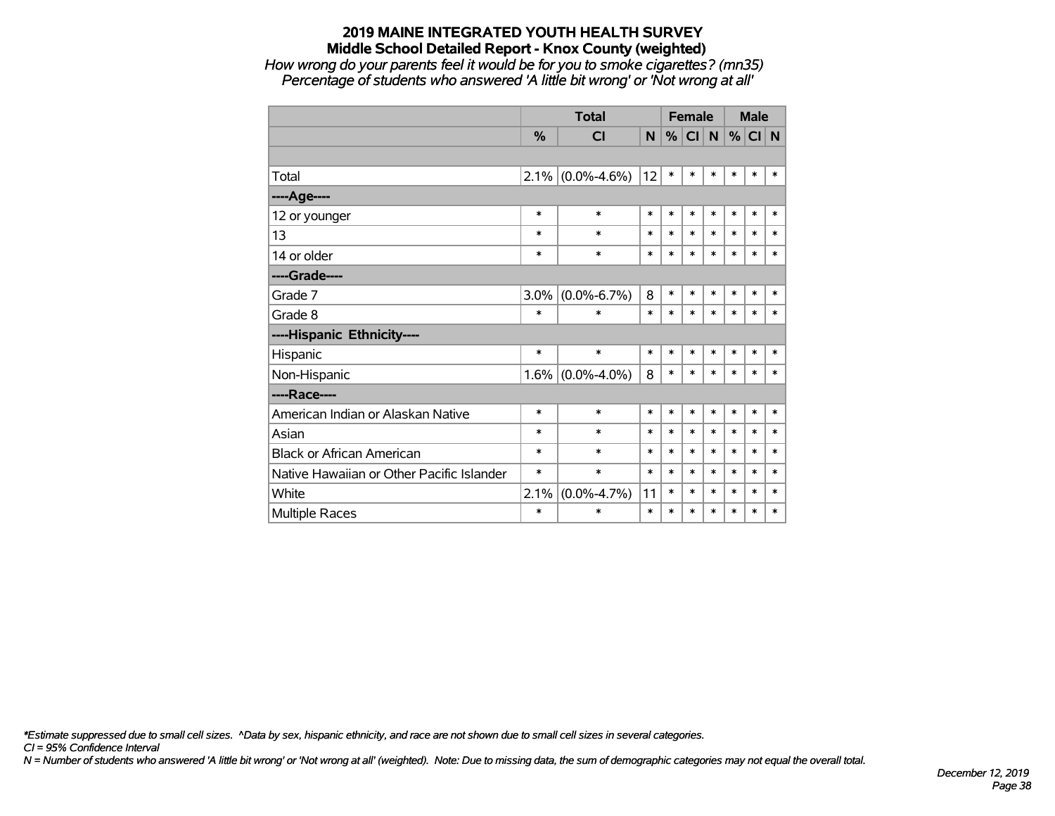# 2019 MAINE INTEGRATED YOUTH HEALTH SURVEY
## Middle School Detailed Report - Knox County (weighted)

*How wrong do your parents feel it would be for you to smoke cigarettes? (mn35)*
*Percentage of students who answered 'A little bit wrong' or 'Not wrong at all'*

| | Total | | | Female | | | Male | | |
|---|---|---|---|---|---|---|---|---|---|
| | % | CI | N | % | CI | N | % | CI | N |
| | | | | | | | | | |
| Total | 2.1% | (0.0%-4.6%) | 12 | * | * | * | * | * | * |
| ----Age---- | | | | | | | | | |
| 12 or younger | * | * | * | * | * | * | * | * | * |
| 13 | * | * | * | * | * | * | * | * | * |
| 14 or older | * | * | * | * | * | * | * | * | * |
| ----Grade---- | | | | | | | | | |
| Grade 7 | 3.0% | (0.0%-6.7%) | 8 | * | * | * | * | * | * |
| Grade 8 | * | * | * | * | * | * | * | * | * |
| ----Hispanic Ethnicity---- | | | | | | | | | |
| Hispanic | * | * | * | * | * | * | * | * | * |
| Non-Hispanic | 1.6% | (0.0%-4.0%) | 8 | * | * | * | * | * | * |
| ----Race---- | | | | | | | | | |
| American Indian or Alaskan Native | * | * | * | * | * | * | * | * | * |
| Asian | * | * | * | * | * | * | * | * | * |
| Black or African American | * | * | * | * | * | * | * | * | * |
| Native Hawaiian or Other Pacific Islander | * | * | * | * | * | * | * | * | * |
| White | 2.1% | (0.0%-4.7%) | 11 | * | * | * | * | * | * |
| Multiple Races | * | * | * | * | * | * | * | * | * |

*\*Estimate suppressed due to small cell sizes. ^Data by sex, hispanic ethnicity, and race are not shown due to small cell sizes in several categories.*
*CI = 95% Confidence Interval*
*N = Number of students who answered 'A little bit wrong' or 'Not wrong at all' (weighted). Note: Due to missing data, the sum of demographic categories may not equal the overall total.*

*December 12, 2019*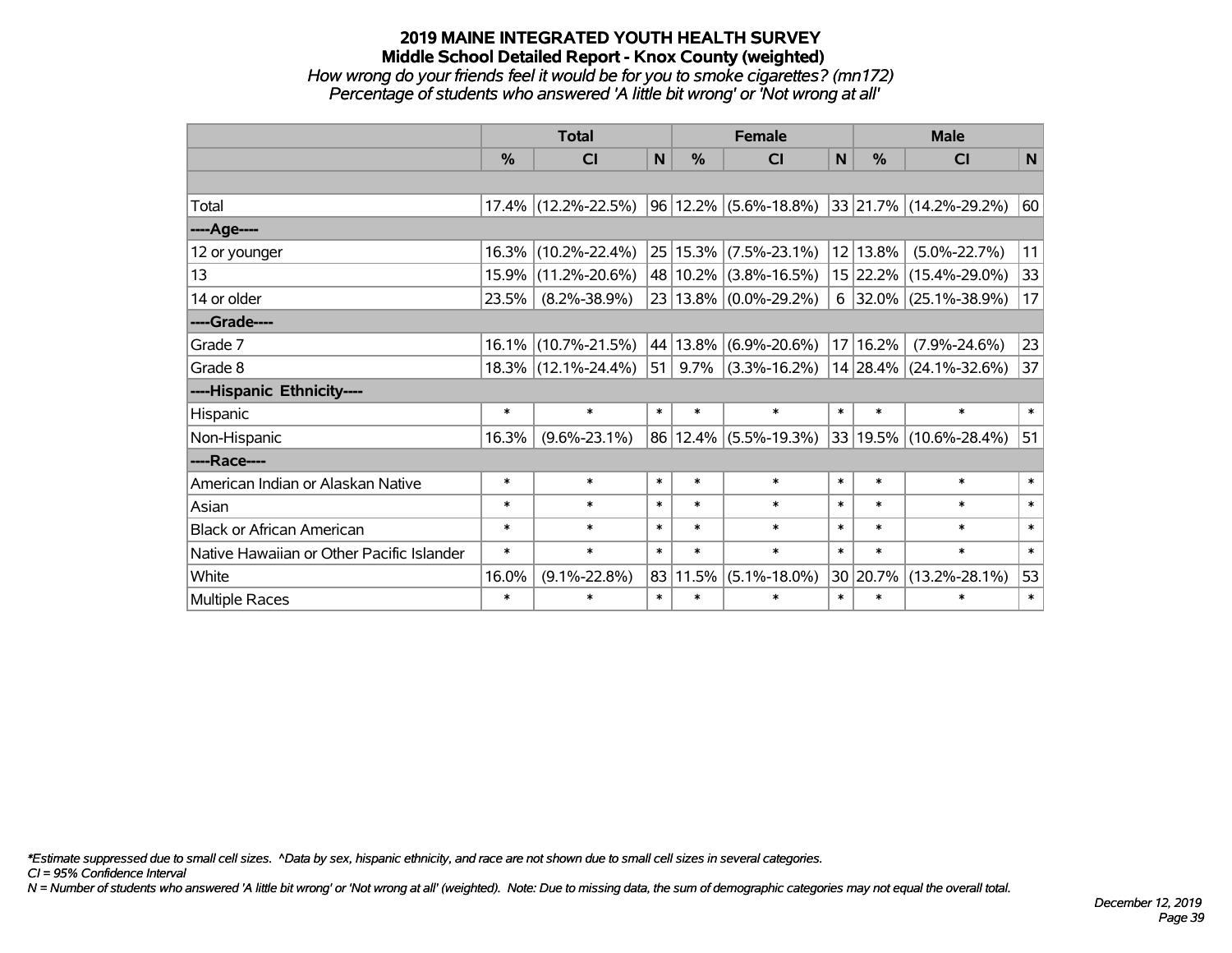# 2019 MAINE INTEGRATED YOUTH HEALTH SURVEY
## Middle School Detailed Report - Knox County (weighted)
*How wrong do your friends feel it would be for you to smoke cigarettes? (mn172)*
*Percentage of students who answered 'A little bit wrong' or 'Not wrong at all'*

| | Total | | | Female | | | Male | | |
|---|---|---|---|---|---|---|---|---|---|
| | % | CI | N | % | CI | N | % | CI | N |
| | | | | | | | | | |
| Total | 17.4% | (12.2%-22.5%) | 96 | 12.2% | (5.6%-18.8%) | 33 | 21.7% | (14.2%-29.2%) | 60 |
| ----Age---- | | | | | | | | | |
| 12 or younger | 16.3% | (10.2%-22.4%) | 25 | 15.3% | (7.5%-23.1%) | 12 | 13.8% | (5.0%-22.7%) | 11 |
| 13 | 15.9% | (11.2%-20.6%) | 48 | 10.2% | (3.8%-16.5%) | 15 | 22.2% | (15.4%-29.0%) | 33 |
| 14 or older | 23.5% | (8.2%-38.9%) | 23 | 13.8% | (0.0%-29.2%) | 6 | 32.0% | (25.1%-38.9%) | 17 |
| ----Grade---- | | | | | | | | | |
| Grade 7 | 16.1% | (10.7%-21.5%) | 44 | 13.8% | (6.9%-20.6%) | 17 | 16.2% | (7.9%-24.6%) | 23 |
| Grade 8 | 18.3% | (12.1%-24.4%) | 51 | 9.7% | (3.3%-16.2%) | 14 | 28.4% | (24.1%-32.6%) | 37 |
| ----Hispanic Ethnicity---- | | | | | | | | | |
| Hispanic | * | * | * | * | * | * | * | * | * |
| Non-Hispanic | 16.3% | (9.6%-23.1%) | 86 | 12.4% | (5.5%-19.3%) | 33 | 19.5% | (10.6%-28.4%) | 51 |
| ----Race---- | | | | | | | | | |
| American Indian or Alaskan Native | * | * | * | * | * | * | * | * | * |
| Asian | * | * | * | * | * | * | * | * | * |
| Black or African American | * | * | * | * | * | * | * | * | * |
| Native Hawaiian or Other Pacific Islander | * | * | * | * | * | * | * | * | * |
| White | 16.0% | (9.1%-22.8%) | 83 | 11.5% | (5.1%-18.0%) | 30 | 20.7% | (13.2%-28.1%) | 53 |
| Multiple Races | * | * | * | * | * | * | * | * | * |

*\*Estimate suppressed due to small cell sizes. ^Data by sex, hispanic ethnicity, and race are not shown due to small cell sizes in several categories.*
*CI = 95% Confidence Interval*
*N = Number of students who answered 'A little bit wrong' or 'Not wrong at all' (weighted). Note: Due to missing data, the sum of demographic categories may not equal the overall total.*

*December 12, 2019*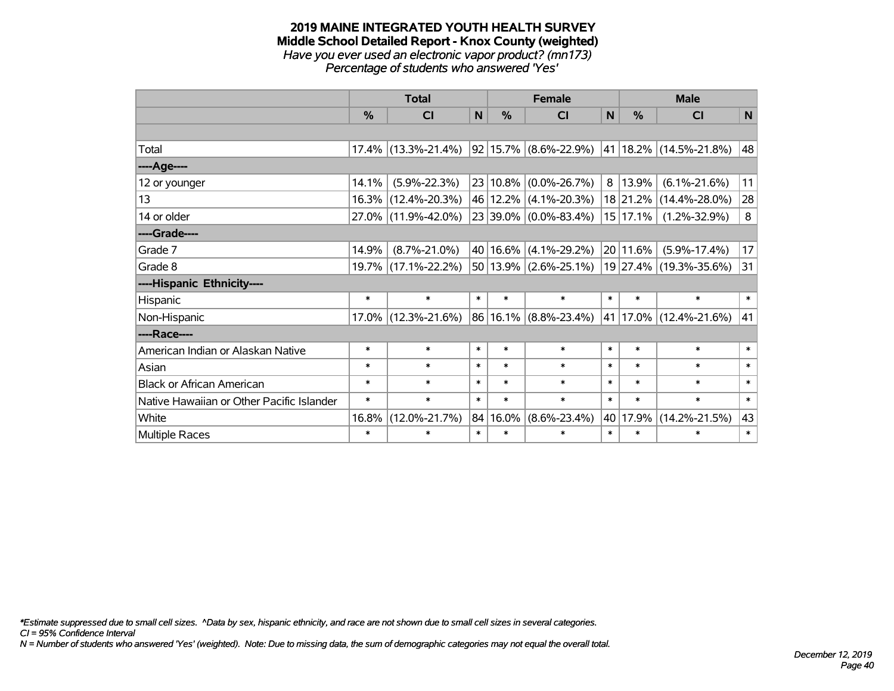# 2019 MAINE INTEGRATED YOUTH HEALTH SURVEY

## Middle School Detailed Report - Knox County (weighted)

*Have you ever used an electronic vapor product? (mn173)*

*Percentage of students who answered 'Yes'*

| | Total | | | Female | | | Male | | |
|---|---|---|---|---|---|---|---|---|---|
| | % | CI | N | % | CI | N | % | CI | N |
| | | | | | | | | | |
| Total | 17.4% | (13.3%-21.4%) | 92 | 15.7% | (8.6%-22.9%) | 41 | 18.2% | (14.5%-21.8%) | 48 |
| ----Age---- | | | | | | | | | |
| 12 or younger | 14.1% | (5.9%-22.3%) | 23 | 10.8% | (0.0%-26.7%) | 8 | 13.9% | (6.1%-21.6%) | 11 |
| 13 | 16.3% | (12.4%-20.3%) | 46 | 12.2% | (4.1%-20.3%) | 18 | 21.2% | (14.4%-28.0%) | 28 |
| 14 or older | 27.0% | (11.9%-42.0%) | 23 | 39.0% | (0.0%-83.4%) | 15 | 17.1% | (1.2%-32.9%) | 8 |
| ----Grade---- | | | | | | | | | |
| Grade 7 | 14.9% | (8.7%-21.0%) | 40 | 16.6% | (4.1%-29.2%) | 20 | 11.6% | (5.9%-17.4%) | 17 |
| Grade 8 | 19.7% | (17.1%-22.2%) | 50 | 13.9% | (2.6%-25.1%) | 19 | 27.4% | (19.3%-35.6%) | 31 |
| ----Hispanic Ethnicity---- | | | | | | | | | |
| Hispanic | * | * | * | * | * | * | * | * | * |
| Non-Hispanic | 17.0% | (12.3%-21.6%) | 86 | 16.1% | (8.8%-23.4%) | 41 | 17.0% | (12.4%-21.6%) | 41 |
| ----Race---- | | | | | | | | | |
| American Indian or Alaskan Native | * | * | * | * | * | * | * | * | * |
| Asian | * | * | * | * | * | * | * | * | * |
| Black or African American | * | * | * | * | * | * | * | * | * |
| Native Hawaiian or Other Pacific Islander | * | * | * | * | * | * | * | * | * |
| White | 16.8% | (12.0%-21.7%) | 84 | 16.0% | (8.6%-23.4%) | 40 | 17.9% | (14.2%-21.5%) | 43 |
| Multiple Races | * | * | * | * | * | * | * | * | * |

*\*Estimate suppressed due to small cell sizes. ^Data by sex, hispanic ethnicity, and race are not shown due to small cell sizes in several categories.*
*CI = 95% Confidence Interval*
*N = Number of students who answered 'Yes' (weighted). Note: Due to missing data, the sum of demographic categories may not equal the overall total.*

*December 12, 2019*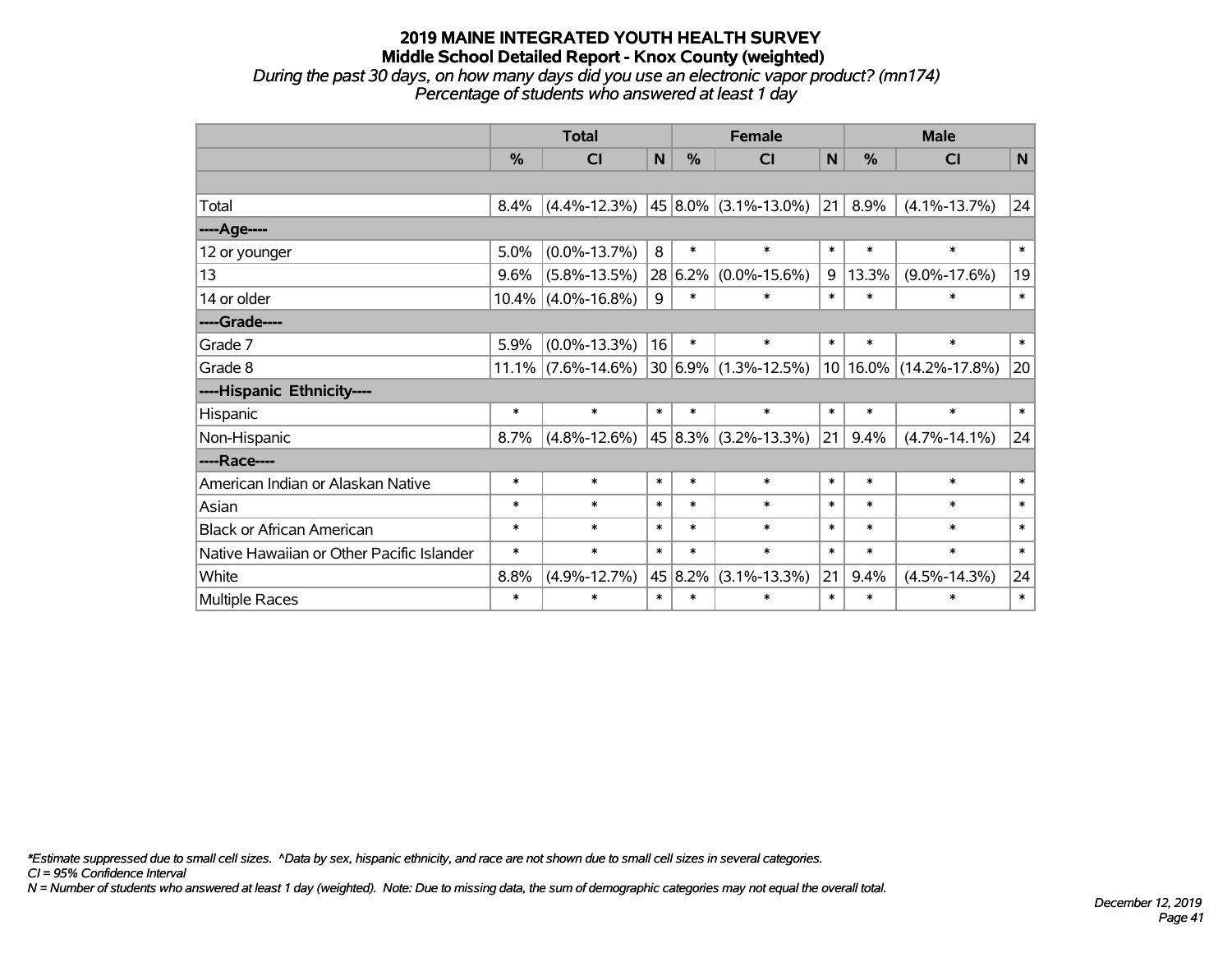# 2019 MAINE INTEGRATED YOUTH HEALTH SURVEY

## Middle School Detailed Report - Knox County (weighted)

*During the past 30 days, on how many days did you use an electronic vapor product? (mn174)*

*Percentage of students who answered at least 1 day*

| | Total | | | Female | | | Male | | |
|---|---|---|---|---|---|---|---|---|---|
| | % | CI | N | % | CI | N | % | CI | N |
| | | | | | | | | | |
| Total | 8.4% | (4.4%-12.3%) | 45 | 8.0% | (3.1%-13.0%) | 21 | 8.9% | (4.1%-13.7%) | 24 |
| ----Age---- | | | | | | | | | |
| 12 or younger | 5.0% | (0.0%-13.7%) | 8 | * | * | * | * | * | * |
| 13 | 9.6% | (5.8%-13.5%) | 28 | 6.2% | (0.0%-15.6%) | 9 | 13.3% | (9.0%-17.6%) | 19 |
| 14 or older | 10.4% | (4.0%-16.8%) | 9 | * | * | * | * | * | * |
| ----Grade---- | | | | | | | | | |
| Grade 7 | 5.9% | (0.0%-13.3%) | 16 | * | * | * | * | * | * |
| Grade 8 | 11.1% | (7.6%-14.6%) | 30 | 6.9% | (1.3%-12.5%) | 10 | 16.0% | (14.2%-17.8%) | 20 |
| ----Hispanic Ethnicity---- | | | | | | | | | |
| Hispanic | * | * | * | * | * | * | * | * | * |
| Non-Hispanic | 8.7% | (4.8%-12.6%) | 45 | 8.3% | (3.2%-13.3%) | 21 | 9.4% | (4.7%-14.1%) | 24 |
| ----Race---- | | | | | | | | | |
| American Indian or Alaskan Native | * | * | * | * | * | * | * | * | * |
| Asian | * | * | * | * | * | * | * | * | * |
| Black or African American | * | * | * | * | * | * | * | * | * |
| Native Hawaiian or Other Pacific Islander | * | * | * | * | * | * | * | * | * |
| White | 8.8% | (4.9%-12.7%) | 45 | 8.2% | (3.1%-13.3%) | 21 | 9.4% | (4.5%-14.3%) | 24 |
| Multiple Races | * | * | * | * | * | * | * | * | * |

*\*Estimate suppressed due to small cell sizes. ^Data by sex, hispanic ethnicity, and race are not shown due to small cell sizes in several categories.*

*CI = 95% Confidence Interval*

*N = Number of students who answered at least 1 day (weighted). Note: Due to missing data, the sum of demographic categories may not equal the overall total.*

*December 12, 2019*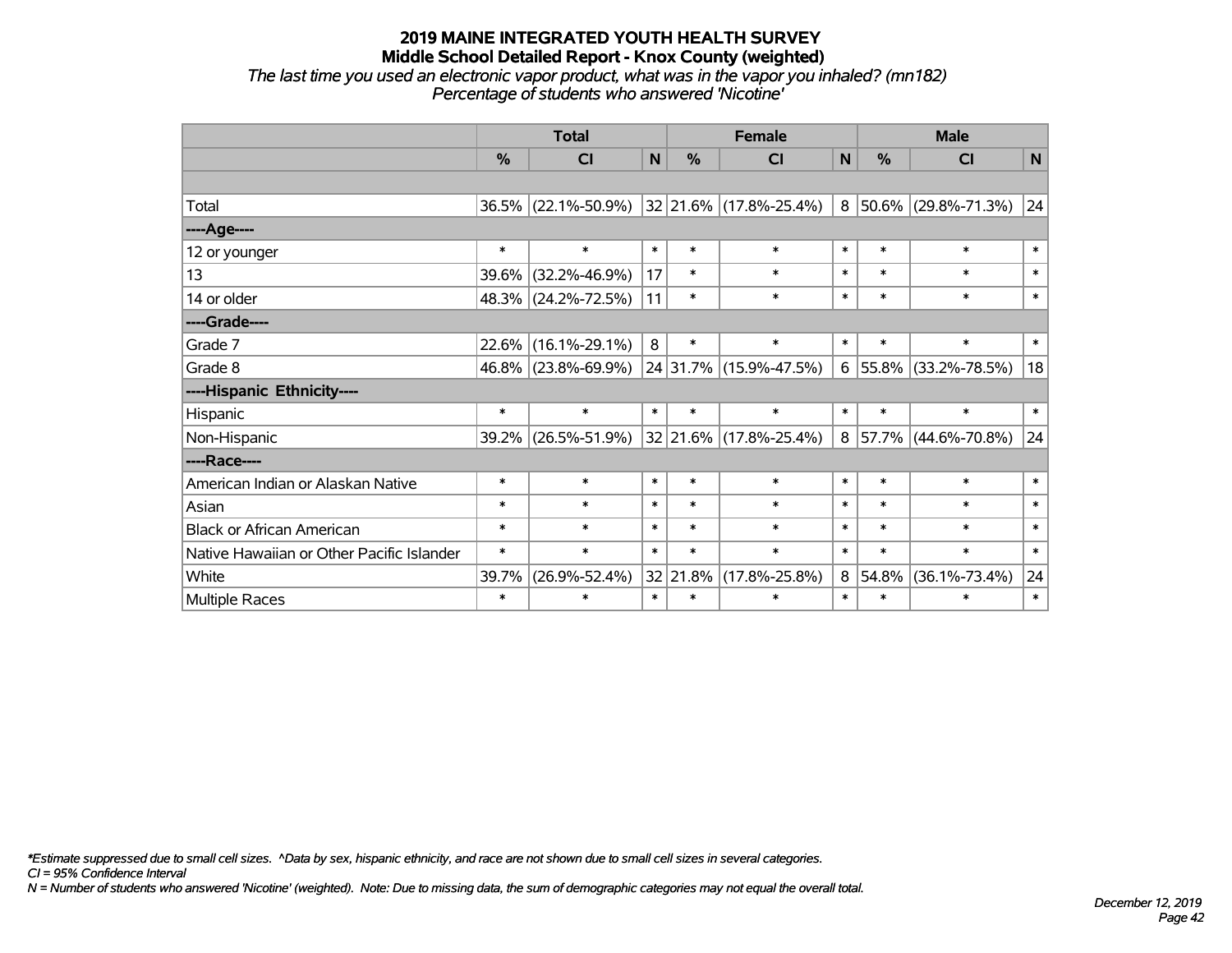# 2019 MAINE INTEGRATED YOUTH HEALTH SURVEY
## Middle School Detailed Report - Knox County (weighted)
*The last time you used an electronic vapor product, what was in the vapor you inhaled? (mn182)*
*Percentage of students who answered 'Nicotine'*

| | Total | | | Female | | | Male | | |
|---|---|---|---|---|---|---|---|---|---|
| | % | CI | N | % | CI | N | % | CI | N |
| | | | | | | | | | |
| Total | 36.5% | (22.1%-50.9%) | 32 | 21.6% | (17.8%-25.4%) | 8 | 50.6% | (29.8%-71.3%) | 24 |
| ----Age---- | | | | | | | | | |
| 12 or younger | * | * | * | * | * | * | * | * | * |
| 13 | 39.6% | (32.2%-46.9%) | 17 | * | * | * | * | * | * |
| 14 or older | 48.3% | (24.2%-72.5%) | 11 | * | * | * | * | * | * |
| ----Grade---- | | | | | | | | | |
| Grade 7 | 22.6% | (16.1%-29.1%) | 8 | * | * | * | * | * | * |
| Grade 8 | 46.8% | (23.8%-69.9%) | 24 | 31.7% | (15.9%-47.5%) | 6 | 55.8% | (33.2%-78.5%) | 18 |
| ----Hispanic Ethnicity---- | | | | | | | | | |
| Hispanic | * | * | * | * | * | * | * | * | * |
| Non-Hispanic | 39.2% | (26.5%-51.9%) | 32 | 21.6% | (17.8%-25.4%) | 8 | 57.7% | (44.6%-70.8%) | 24 |
| ----Race---- | | | | | | | | | |
| American Indian or Alaskan Native | * | * | * | * | * | * | * | * | * |
| Asian | * | * | * | * | * | * | * | * | * |
| Black or African American | * | * | * | * | * | * | * | * | * |
| Native Hawaiian or Other Pacific Islander | * | * | * | * | * | * | * | * | * |
| White | 39.7% | (26.9%-52.4%) | 32 | 21.8% | (17.8%-25.8%) | 8 | 54.8% | (36.1%-73.4%) | 24 |
| Multiple Races | * | * | * | * | * | * | * | * | * |

*\*Estimate suppressed due to small cell sizes. ^Data by sex, hispanic ethnicity, and race are not shown due to small cell sizes in several categories.*
*CI = 95% Confidence Interval*
*N = Number of students who answered 'Nicotine' (weighted). Note: Due to missing data, the sum of demographic categories may not equal the overall total.*

*December 12, 2019*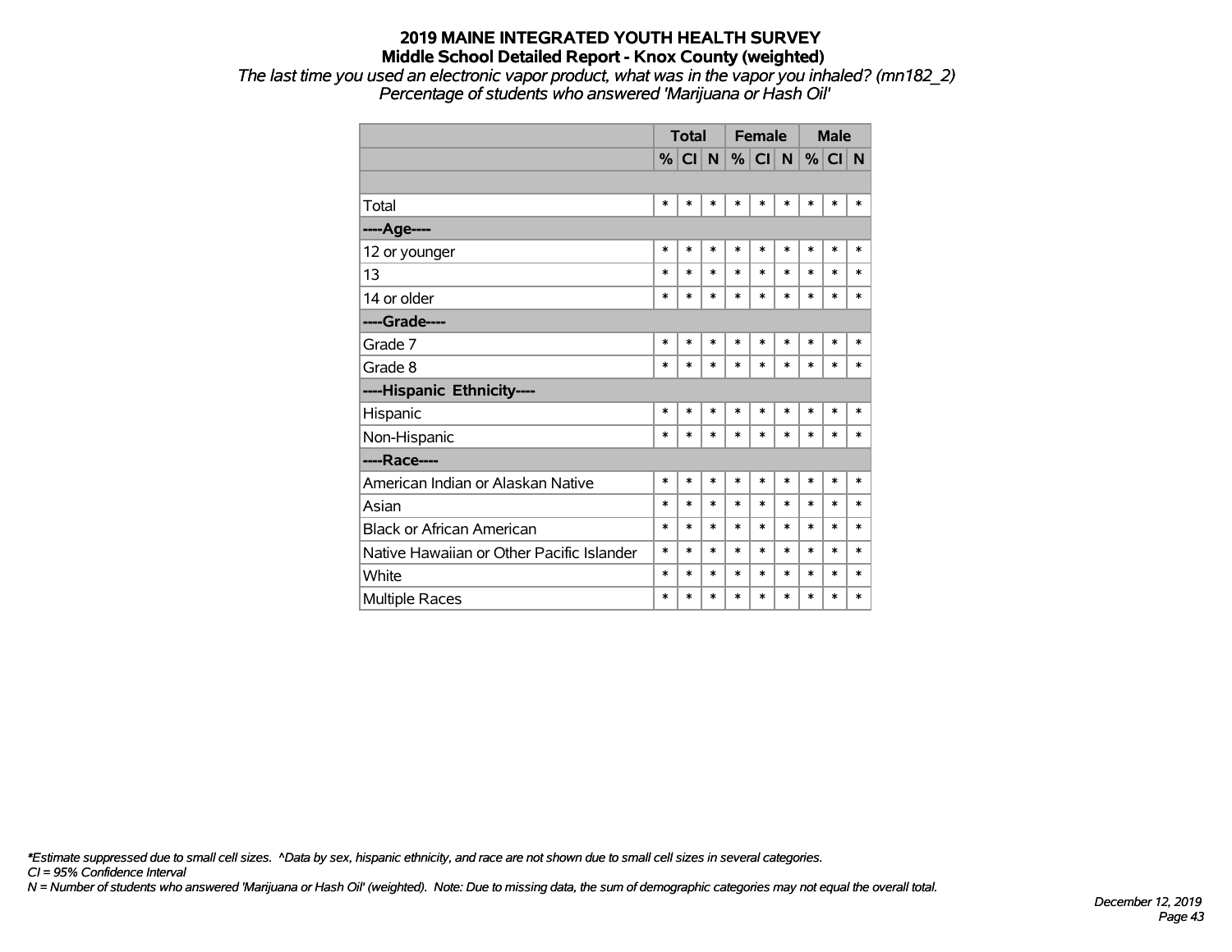# 2019 MAINE INTEGRATED YOUTH HEALTH SURVEY

## Middle School Detailed Report - Knox County (weighted)

*The last time you used an electronic vapor product, what was in the vapor you inhaled? (mn182_2)*
*Percentage of students who answered 'Marijuana or Hash Oil'*

| | Total | | | Female | | | Male | | |
|---|---|---|---|---|---|---|---|---|---|
| | % | CI | N | % | CI | N | % | CI | N |
| | | | | | | | | | |
| Total | * | * | * | * | * | * | * | * | * |
| **----Age----** | | | | | | | | | |
| 12 or younger | * | * | * | * | * | * | * | * | * |
| 13 | * | * | * | * | * | * | * | * | * |
| 14 or older | * | * | * | * | * | * | * | * | * |
| **----Grade----** | | | | | | | | | |
| Grade 7 | * | * | * | * | * | * | * | * | * |
| Grade 8 | * | * | * | * | * | * | * | * | * |
| **----Hispanic Ethnicity----** | | | | | | | | | |
| Hispanic | * | * | * | * | * | * | * | * | * |
| Non-Hispanic | * | * | * | * | * | * | * | * | * |
| **----Race----** | | | | | | | | | |
| American Indian or Alaskan Native | * | * | * | * | * | * | * | * | * |
| Asian | * | * | * | * | * | * | * | * | * |
| Black or African American | * | * | * | * | * | * | * | * | * |
| Native Hawaiian or Other Pacific Islander | * | * | * | * | * | * | * | * | * |
| White | * | * | * | * | * | * | * | * | * |
| Multiple Races | * | * | * | * | * | * | * | * | * |

*\*Estimate suppressed due to small cell sizes. ^Data by sex, hispanic ethnicity, and race are not shown due to small cell sizes in several categories.*
*CI = 95% Confidence Interval*
*N = Number of students who answered 'Marijuana or Hash Oil' (weighted). Note: Due to missing data, the sum of demographic categories may not equal the overall total.*

*December 12, 2019*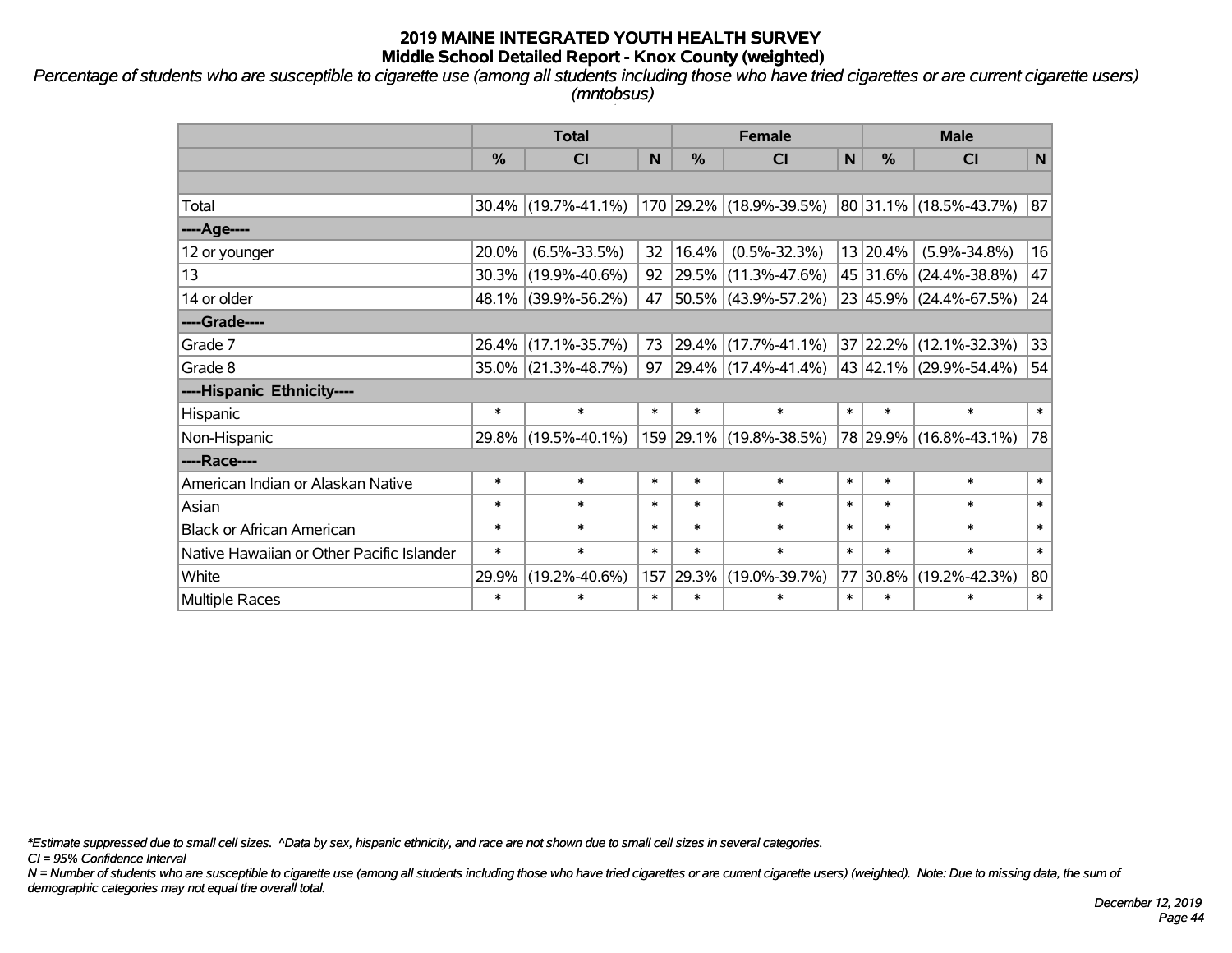# 2019 MAINE INTEGRATED YOUTH HEALTH SURVEY
## Middle School Detailed Report - Knox County (weighted)

*Percentage of students who are susceptible to cigarette use (among all students including those who have tried cigarettes or are current cigarette users) (mntobsus)*

| | Total | | | Female | | | Male | | |
|---|---|---|---|---|---|---|---|---|---|
| | % | CI | N | % | CI | N | % | CI | N |
| | | | | | | | | | |
| Total | 30.4% | (19.7%-41.1%) | 170 | 29.2% | (18.9%-39.5%) | 80 | 31.1% | (18.5%-43.7%) | 87 |
| ----Age---- | | | | | | | | | |
| 12 or younger | 20.0% | (6.5%-33.5%) | 32 | 16.4% | (0.5%-32.3%) | 13 | 20.4% | (5.9%-34.8%) | 16 |
| 13 | 30.3% | (19.9%-40.6%) | 92 | 29.5% | (11.3%-47.6%) | 45 | 31.6% | (24.4%-38.8%) | 47 |
| 14 or older | 48.1% | (39.9%-56.2%) | 47 | 50.5% | (43.9%-57.2%) | 23 | 45.9% | (24.4%-67.5%) | 24 |
| ----Grade---- | | | | | | | | | |
| Grade 7 | 26.4% | (17.1%-35.7%) | 73 | 29.4% | (17.7%-41.1%) | 37 | 22.2% | (12.1%-32.3%) | 33 |
| Grade 8 | 35.0% | (21.3%-48.7%) | 97 | 29.4% | (17.4%-41.4%) | 43 | 42.1% | (29.9%-54.4%) | 54 |
| ----Hispanic Ethnicity---- | | | | | | | | | |
| Hispanic | * | * | * | * | * | * | * | * | * |
| Non-Hispanic | 29.8% | (19.5%-40.1%) | 159 | 29.1% | (19.8%-38.5%) | 78 | 29.9% | (16.8%-43.1%) | 78 |
| ----Race---- | | | | | | | | | |
| American Indian or Alaskan Native | * | * | * | * | * | * | * | * | * |
| Asian | * | * | * | * | * | * | * | * | * |
| Black or African American | * | * | * | * | * | * | * | * | * |
| Native Hawaiian or Other Pacific Islander | * | * | * | * | * | * | * | * | * |
| White | 29.9% | (19.2%-40.6%) | 157 | 29.3% | (19.0%-39.7%) | 77 | 30.8% | (19.2%-42.3%) | 80 |
| Multiple Races | * | * | * | * | * | * | * | * | * |

*\*Estimate suppressed due to small cell sizes. ^Data by sex, hispanic ethnicity, and race are not shown due to small cell sizes in several categories.*

*CI = 95% Confidence Interval*

*N = Number of students who are susceptible to cigarette use (among all students including those who have tried cigarettes or are current cigarette users) (weighted). Note: Due to missing data, the sum of demographic categories may not equal the overall total.*

*December 12, 2019*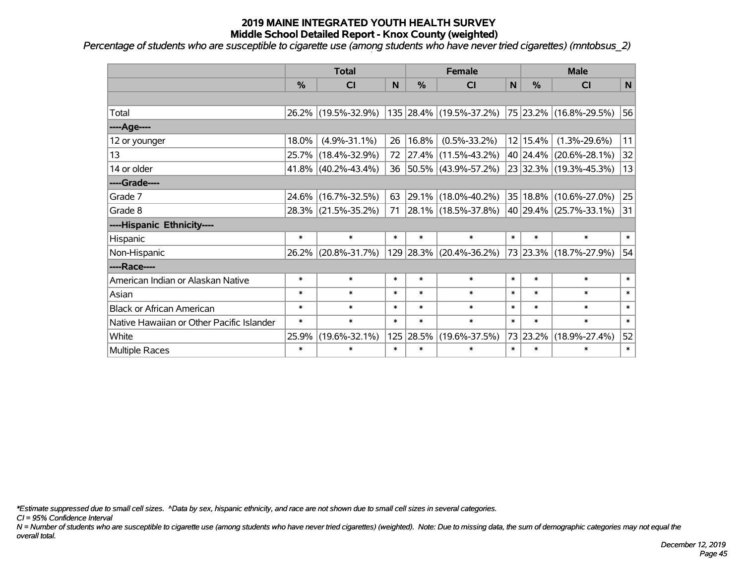# 2019 MAINE INTEGRATED YOUTH HEALTH SURVEY
## Middle School Detailed Report - Knox County (weighted)

*Percentage of students who are susceptible to cigarette use (among students who have never tried cigarettes) (mntobsus_2)*

| | Total | | | Female | | | Male | | |
|---|---|---|---|---|---|---|---|---|---|
| | % | CI | N | % | CI | N | % | CI | N |
| | | | | | | | | | |
| Total | 26.2% | (19.5%-32.9%) | 135 | 28.4% | (19.5%-37.2%) | 75 | 23.2% | (16.8%-29.5%) | 56 |
| ----Age---- | | | | | | | | | |
| 12 or younger | 18.0% | (4.9%-31.1%) | 26 | 16.8% | (0.5%-33.2%) | 12 | 15.4% | (1.3%-29.6%) | 11 |
| 13 | 25.7% | (18.4%-32.9%) | 72 | 27.4% | (11.5%-43.2%) | 40 | 24.4% | (20.6%-28.1%) | 32 |
| 14 or older | 41.8% | (40.2%-43.4%) | 36 | 50.5% | (43.9%-57.2%) | 23 | 32.3% | (19.3%-45.3%) | 13 |
| ----Grade---- | | | | | | | | | |
| Grade 7 | 24.6% | (16.7%-32.5%) | 63 | 29.1% | (18.0%-40.2%) | 35 | 18.8% | (10.6%-27.0%) | 25 |
| Grade 8 | 28.3% | (21.5%-35.2%) | 71 | 28.1% | (18.5%-37.8%) | 40 | 29.4% | (25.7%-33.1%) | 31 |
| ----Hispanic Ethnicity---- | | | | | | | | | |
| Hispanic | * | * | * | * | * | * | * | * | * |
| Non-Hispanic | 26.2% | (20.8%-31.7%) | 129 | 28.3% | (20.4%-36.2%) | 73 | 23.3% | (18.7%-27.9%) | 54 |
| ----Race---- | | | | | | | | | |
| American Indian or Alaskan Native | * | * | * | * | * | * | * | * | * |
| Asian | * | * | * | * | * | * | * | * | * |
| Black or African American | * | * | * | * | * | * | * | * | * |
| Native Hawaiian or Other Pacific Islander | * | * | * | * | * | * | * | * | * |
| White | 25.9% | (19.6%-32.1%) | 125 | 28.5% | (19.6%-37.5%) | 73 | 23.2% | (18.9%-27.4%) | 52 |
| Multiple Races | * | * | * | * | * | * | * | * | * |

*\*Estimate suppressed due to small cell sizes. ^Data by sex, hispanic ethnicity, and race are not shown due to small cell sizes in several categories.*

*CI = 95% Confidence Interval*

*N = Number of students who are susceptible to cigarette use (among students who have never tried cigarettes) (weighted). Note: Due to missing data, the sum of demographic categories may not equal the overall total.*

*December 12, 2019*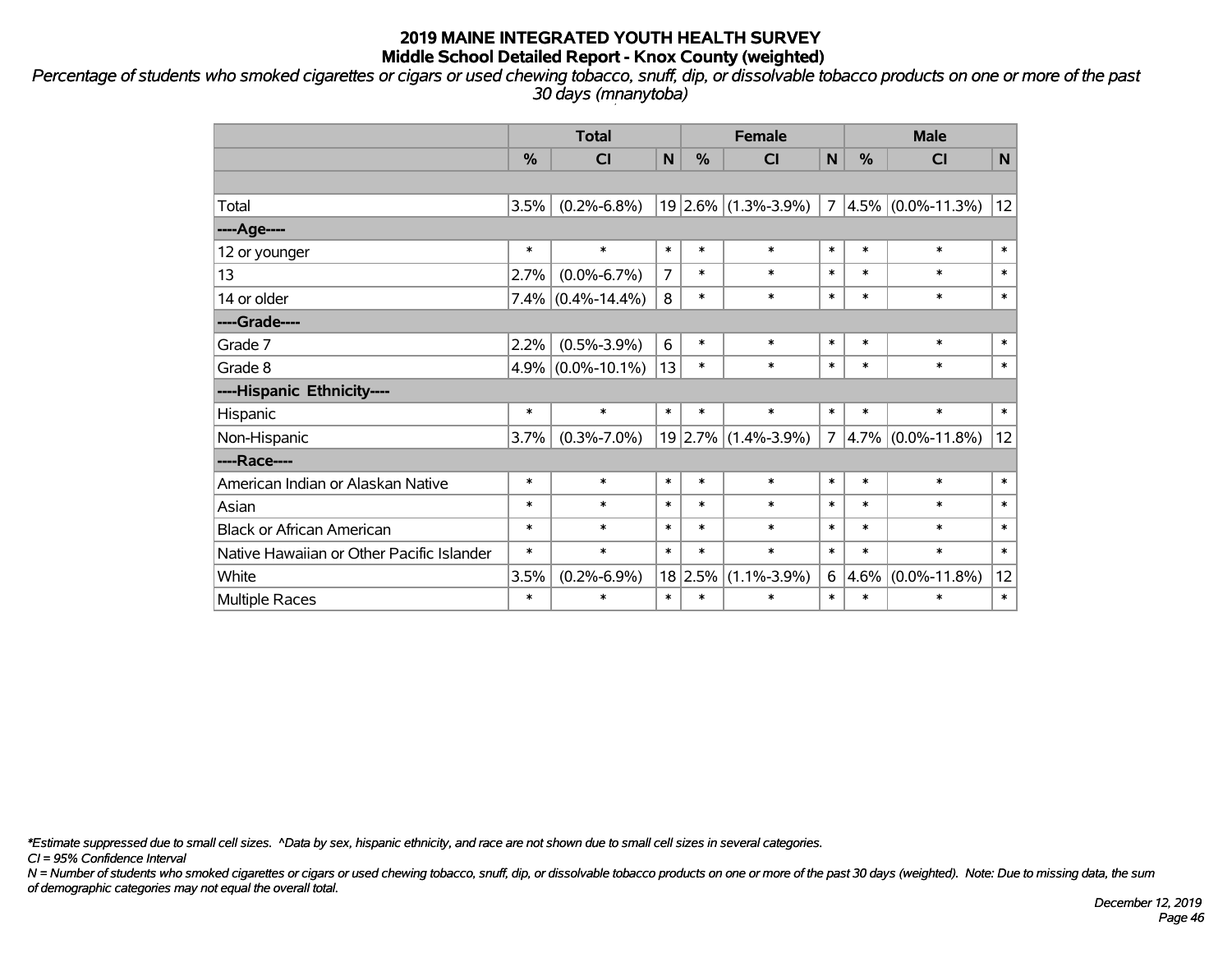# 2019 MAINE INTEGRATED YOUTH HEALTH SURVEY
## Middle School Detailed Report - Knox County (weighted)

*Percentage of students who smoked cigarettes or cigars or used chewing tobacco, snuff, dip, or dissolvable tobacco products on one or more of the past 30 days (mnanytoba)*

| | Total | | | Female | | | Male | | |
|---|---|---|---|---|---|---|---|---|---|
| | % | CI | N | % | CI | N | % | CI | N |
| | | | | | | | | | |
| Total | 3.5% | (0.2%-6.8%) | 19 | 2.6% | (1.3%-3.9%) | 7 | 4.5% | (0.0%-11.3%) | 12 |
| ----Age---- | | | | | | | | | |
| 12 or younger | * | * | * | * | * | * | * | * | * |
| 13 | 2.7% | (0.0%-6.7%) | 7 | * | * | * | * | * | * |
| 14 or older | 7.4% | (0.4%-14.4%) | 8 | * | * | * | * | * | * |
| ----Grade---- | | | | | | | | | |
| Grade 7 | 2.2% | (0.5%-3.9%) | 6 | * | * | * | * | * | * |
| Grade 8 | 4.9% | (0.0%-10.1%) | 13 | * | * | * | * | * | * |
| ----Hispanic Ethnicity---- | | | | | | | | | |
| Hispanic | * | * | * | * | * | * | * | * | * |
| Non-Hispanic | 3.7% | (0.3%-7.0%) | 19 | 2.7% | (1.4%-3.9%) | 7 | 4.7% | (0.0%-11.8%) | 12 |
| ----Race---- | | | | | | | | | |
| American Indian or Alaskan Native | * | * | * | * | * | * | * | * | * |
| Asian | * | * | * | * | * | * | * | * | * |
| Black or African American | * | * | * | * | * | * | * | * | * |
| Native Hawaiian or Other Pacific Islander | * | * | * | * | * | * | * | * | * |
| White | 3.5% | (0.2%-6.9%) | 18 | 2.5% | (1.1%-3.9%) | 6 | 4.6% | (0.0%-11.8%) | 12 |
| Multiple Races | * | * | * | * | * | * | * | * | * |

*\*Estimate suppressed due to small cell sizes. ^Data by sex, hispanic ethnicity, and race are not shown due to small cell sizes in several categories.*

*CI = 95% Confidence Interval*

*N = Number of students who smoked cigarettes or cigars or used chewing tobacco, snuff, dip, or dissolvable tobacco products on one or more of the past 30 days (weighted). Note: Due to missing data, the sum of demographic categories may not equal the overall total.*

*December 12, 2019*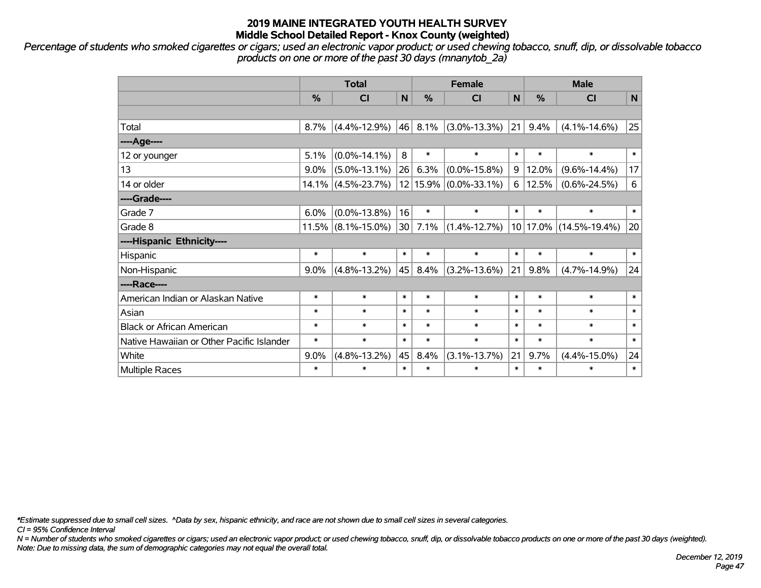# 2019 MAINE INTEGRATED YOUTH HEALTH SURVEY
## Middle School Detailed Report - Knox County (weighted)

*Percentage of students who smoked cigarettes or cigars; used an electronic vapor product; or used chewing tobacco, snuff, dip, or dissolvable tobacco products on one or more of the past 30 days (mnanytob_2a)*

| | Total | | | Female | | | Male | | |
|---|---|---|---|---|---|---|---|---|---|
| | % | CI | N | % | CI | N | % | CI | N |
| | | | | | | | | | |
| Total | 8.7% | (4.4%-12.9%) | 46 | 8.1% | (3.0%-13.3%) | 21 | 9.4% | (4.1%-14.6%) | 25 |
| ----Age---- | | | | | | | | | |
| 12 or younger | 5.1% | (0.0%-14.1%) | 8 | * | * | * | * | * | * |
| 13 | 9.0% | (5.0%-13.1%) | 26 | 6.3% | (0.0%-15.8%) | 9 | 12.0% | (9.6%-14.4%) | 17 |
| 14 or older | 14.1% | (4.5%-23.7%) | 12 | 15.9% | (0.0%-33.1%) | 6 | 12.5% | (0.6%-24.5%) | 6 |
| ----Grade---- | | | | | | | | | |
| Grade 7 | 6.0% | (0.0%-13.8%) | 16 | * | * | * | * | * | * |
| Grade 8 | 11.5% | (8.1%-15.0%) | 30 | 7.1% | (1.4%-12.7%) | 10 | 17.0% | (14.5%-19.4%) | 20 |
| ----Hispanic Ethnicity---- | | | | | | | | | |
| Hispanic | * | * | * | * | * | * | * | * | * |
| Non-Hispanic | 9.0% | (4.8%-13.2%) | 45 | 8.4% | (3.2%-13.6%) | 21 | 9.8% | (4.7%-14.9%) | 24 |
| ----Race---- | | | | | | | | | |
| American Indian or Alaskan Native | * | * | * | * | * | * | * | * | * |
| Asian | * | * | * | * | * | * | * | * | * |
| Black or African American | * | * | * | * | * | * | * | * | * |
| Native Hawaiian or Other Pacific Islander | * | * | * | * | * | * | * | * | * |
| White | 9.0% | (4.8%-13.2%) | 45 | 8.4% | (3.1%-13.7%) | 21 | 9.7% | (4.4%-15.0%) | 24 |
| Multiple Races | * | * | * | * | * | * | * | * | * |

*\*Estimate suppressed due to small cell sizes. ^Data by sex, hispanic ethnicity, and race are not shown due to small cell sizes in several categories.*
*CI = 95% Confidence Interval*
*N = Number of students who smoked cigarettes or cigars; used an electronic vapor product; or used chewing tobacco, snuff, dip, or dissolvable tobacco products on one or more of the past 30 days (weighted).*
*Note: Due to missing data, the sum of demographic categories may not equal the overall total.*

*December 12, 2019*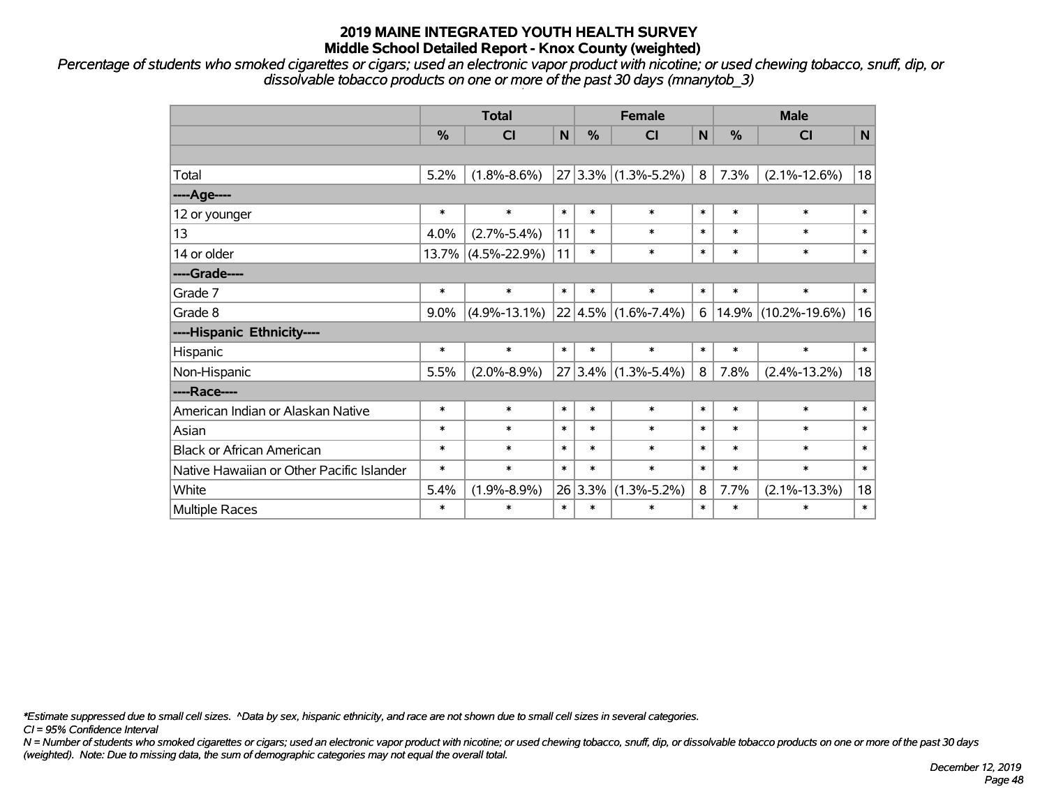# 2019 MAINE INTEGRATED YOUTH HEALTH SURVEY
## Middle School Detailed Report - Knox County (weighted)

*Percentage of students who smoked cigarettes or cigars; used an electronic vapor product with nicotine; or used chewing tobacco, snuff, dip, or dissolvable tobacco products on one or more of the past 30 days (mnanytob_3)*

| | Total | | | Female | | | Male | | |
|---|---|---|---|---|---|---|---|---|---|
| | % | CI | N | % | CI | N | % | CI | N |
| Total | 5.2% | (1.8%-8.6%) | 27 | 3.3% | (1.3%-5.2%) | 8 | 7.3% | (2.1%-12.6%) | 18 |
| ----Age---- | | | | | | | | | |
| 12 or younger | * | * | * | * | * | * | * | * | * |
| 13 | 4.0% | (2.7%-5.4%) | 11 | * | * | * | * | * | * |
| 14 or older | 13.7% | (4.5%-22.9%) | 11 | * | * | * | * | * | * |
| ----Grade---- | | | | | | | | | |
| Grade 7 | * | * | * | * | * | * | * | * | * |
| Grade 8 | 9.0% | (4.9%-13.1%) | 22 | 4.5% | (1.6%-7.4%) | 6 | 14.9% | (10.2%-19.6%) | 16 |
| ----Hispanic Ethnicity---- | | | | | | | | | |
| Hispanic | * | * | * | * | * | * | * | * | * |
| Non-Hispanic | 5.5% | (2.0%-8.9%) | 27 | 3.4% | (1.3%-5.4%) | 8 | 7.8% | (2.4%-13.2%) | 18 |
| ----Race---- | | | | | | | | | |
| American Indian or Alaskan Native | * | * | * | * | * | * | * | * | * |
| Asian | * | * | * | * | * | * | * | * | * |
| Black or African American | * | * | * | * | * | * | * | * | * |
| Native Hawaiian or Other Pacific Islander | * | * | * | * | * | * | * | * | * |
| White | 5.4% | (1.9%-8.9%) | 26 | 3.3% | (1.3%-5.2%) | 8 | 7.7% | (2.1%-13.3%) | 18 |
| Multiple Races | * | * | * | * | * | * | * | * | * |

*\*Estimate suppressed due to small cell sizes. ^Data by sex, hispanic ethnicity, and race are not shown due to small cell sizes in several categories.*

*CI = 95% Confidence Interval*

*N = Number of students who smoked cigarettes or cigars; used an electronic vapor product with nicotine; or used chewing tobacco, snuff, dip, or dissolvable tobacco products on one or more of the past 30 days (weighted). Note: Due to missing data, the sum of demographic categories may not equal the overall total.*

*December 12, 2019*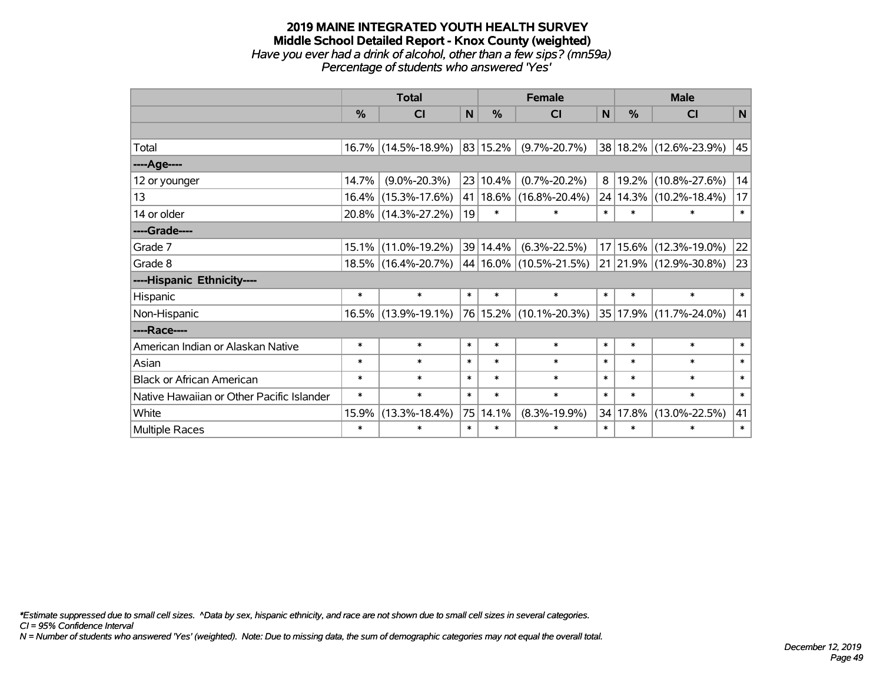# 2019 MAINE INTEGRATED YOUTH HEALTH SURVEY
## Middle School Detailed Report - Knox County (weighted)
*Have you ever had a drink of alcohol, other than a few sips? (mn59a)*
*Percentage of students who answered 'Yes'*

| | Total | | | Female | | | Male | | |
|---|---|---|---|---|---|---|---|---|---|
| | % | CI | N | % | CI | N | % | CI | N |
| | | | | | | | | | |
| Total | 16.7% | (14.5%-18.9%) | 83 | 15.2% | (9.7%-20.7%) | 38 | 18.2% | (12.6%-23.9%) | 45 |
| ----Age---- | | | | | | | | | |
| 12 or younger | 14.7% | (9.0%-20.3%) | 23 | 10.4% | (0.7%-20.2%) | 8 | 19.2% | (10.8%-27.6%) | 14 |
| 13 | 16.4% | (15.3%-17.6%) | 41 | 18.6% | (16.8%-20.4%) | 24 | 14.3% | (10.2%-18.4%) | 17 |
| 14 or older | 20.8% | (14.3%-27.2%) | 19 | * | * | * | * | * | * |
| ----Grade---- | | | | | | | | | |
| Grade 7 | 15.1% | (11.0%-19.2%) | 39 | 14.4% | (6.3%-22.5%) | 17 | 15.6% | (12.3%-19.0%) | 22 |
| Grade 8 | 18.5% | (16.4%-20.7%) | 44 | 16.0% | (10.5%-21.5%) | 21 | 21.9% | (12.9%-30.8%) | 23 |
| ----Hispanic Ethnicity---- | | | | | | | | | |
| Hispanic | * | * | * | * | * | * | * | * | * |
| Non-Hispanic | 16.5% | (13.9%-19.1%) | 76 | 15.2% | (10.1%-20.3%) | 35 | 17.9% | (11.7%-24.0%) | 41 |
| ----Race---- | | | | | | | | | |
| American Indian or Alaskan Native | * | * | * | * | * | * | * | * | * |
| Asian | * | * | * | * | * | * | * | * | * |
| Black or African American | * | * | * | * | * | * | * | * | * |
| Native Hawaiian or Other Pacific Islander | * | * | * | * | * | * | * | * | * |
| White | 15.9% | (13.3%-18.4%) | 75 | 14.1% | (8.3%-19.9%) | 34 | 17.8% | (13.0%-22.5%) | 41 |
| Multiple Races | * | * | * | * | * | * | * | * | * |

*Estimate suppressed due to small cell sizes. ^Data by sex, hispanic ethnicity, and race are not shown due to small cell sizes in several categories.
CI = 95% Confidence Interval
N = Number of students who answered 'Yes' (weighted). Note: Due to missing data, the sum of demographic categories may not equal the overall total.

*December 12, 2019*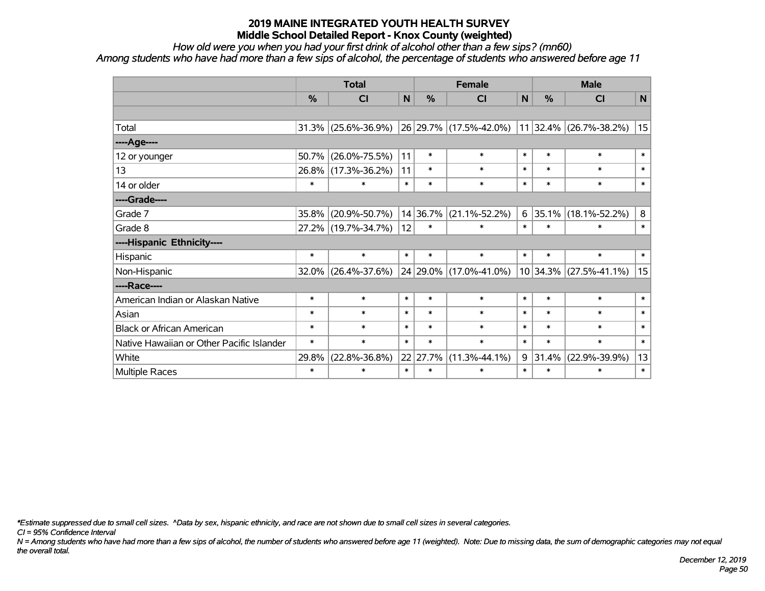# 2019 MAINE INTEGRATED YOUTH HEALTH SURVEY
## Middle School Detailed Report - Knox County (weighted)

*How old were you when you had your first drink of alcohol other than a few sips? (mn60)*
*Among students who have had more than a few sips of alcohol, the percentage of students who answered before age 11*

| | Total | | | Female | | | Male | | |
|---|---|---|---|---|---|---|---|---|---|
| | % | CI | N | % | CI | N | % | CI | N |
| | | | | | | | | | |
| Total | 31.3% | (25.6%-36.9%) | 26 | 29.7% | (17.5%-42.0%) | 11 | 32.4% | (26.7%-38.2%) | 15 |
| ----Age---- | | | | | | | | | |
| 12 or younger | 50.7% | (26.0%-75.5%) | 11 | * | * | * | * | * | * |
| 13 | 26.8% | (17.3%-36.2%) | 11 | * | * | * | * | * | * |
| 14 or older | * | * | * | * | * | * | * | * | * |
| ----Grade---- | | | | | | | | | |
| Grade 7 | 35.8% | (20.9%-50.7%) | 14 | 36.7% | (21.1%-52.2%) | 6 | 35.1% | (18.1%-52.2%) | 8 |
| Grade 8 | 27.2% | (19.7%-34.7%) | 12 | * | * | * | * | * | * |
| ----Hispanic Ethnicity---- | | | | | | | | | |
| Hispanic | * | * | * | * | * | * | * | * | * |
| Non-Hispanic | 32.0% | (26.4%-37.6%) | 24 | 29.0% | (17.0%-41.0%) | 10 | 34.3% | (27.5%-41.1%) | 15 |
| ----Race---- | | | | | | | | | |
| American Indian or Alaskan Native | * | * | * | * | * | * | * | * | * |
| Asian | * | * | * | * | * | * | * | * | * |
| Black or African American | * | * | * | * | * | * | * | * | * |
| Native Hawaiian or Other Pacific Islander | * | * | * | * | * | * | * | * | * |
| White | 29.8% | (22.8%-36.8%) | 22 | 27.7% | (11.3%-44.1%) | 9 | 31.4% | (22.9%-39.9%) | 13 |
| Multiple Races | * | * | * | * | * | * | * | * | * |

*\*Estimate suppressed due to small cell sizes. ^Data by sex, hispanic ethnicity, and race are not shown due to small cell sizes in several categories.*
*CI = 95% Confidence Interval*
*N = Among students who have had more than a few sips of alcohol, the number of students who answered before age 11 (weighted). Note: Due to missing data, the sum of demographic categories may not equal the overall total.*

*December 12, 2019*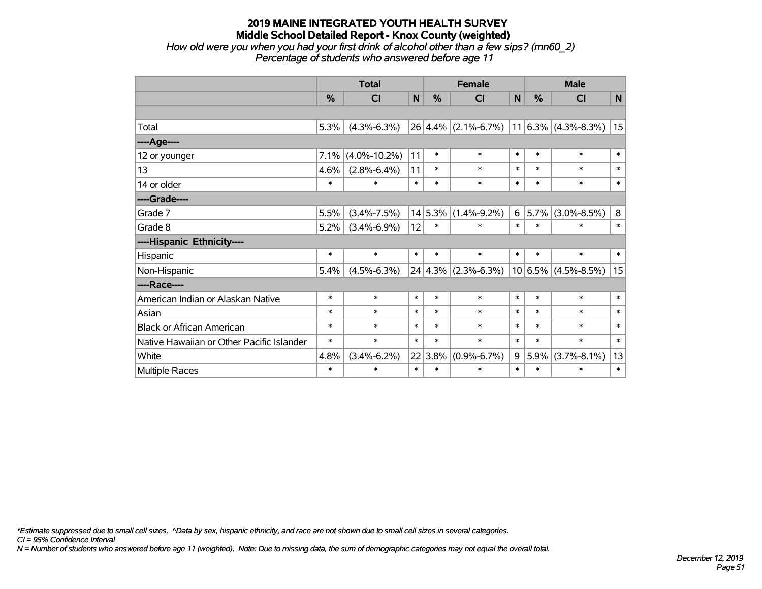# 2019 MAINE INTEGRATED YOUTH HEALTH SURVEY
## Middle School Detailed Report - Knox County (weighted)

*How old were you when you had your first drink of alcohol other than a few sips? (mn60_2)*
*Percentage of students who answered before age 11*

| | Total | | | Female | | | Male | | |
|---|---|---|---|---|---|---|---|---|---|
| | % | CI | N | % | CI | N | % | CI | N |
| | | | | | | | | | |
| Total | 5.3% | (4.3%-6.3%) | 26 | 4.4% | (2.1%-6.7%) | 11 | 6.3% | (4.3%-8.3%) | 15 |
| ----Age---- | | | | | | | | | |
| 12 or younger | 7.1% | (4.0%-10.2%) | 11 | * | * | * | * | * | * |
| 13 | 4.6% | (2.8%-6.4%) | 11 | * | * | * | * | * | * |
| 14 or older | * | * | * | * | * | * | * | * | * |
| ----Grade---- | | | | | | | | | |
| Grade 7 | 5.5% | (3.4%-7.5%) | 14 | 5.3% | (1.4%-9.2%) | 6 | 5.7% | (3.0%-8.5%) | 8 |
| Grade 8 | 5.2% | (3.4%-6.9%) | 12 | * | * | * | * | * | * |
| ----Hispanic Ethnicity---- | | | | | | | | | |
| Hispanic | * | * | * | * | * | * | * | * | * |
| Non-Hispanic | 5.4% | (4.5%-6.3%) | 24 | 4.3% | (2.3%-6.3%) | 10 | 6.5% | (4.5%-8.5%) | 15 |
| ----Race---- | | | | | | | | | |
| American Indian or Alaskan Native | * | * | * | * | * | * | * | * | * |
| Asian | * | * | * | * | * | * | * | * | * |
| Black or African American | * | * | * | * | * | * | * | * | * |
| Native Hawaiian or Other Pacific Islander | * | * | * | * | * | * | * | * | * |
| White | 4.8% | (3.4%-6.2%) | 22 | 3.8% | (0.9%-6.7%) | 9 | 5.9% | (3.7%-8.1%) | 13 |
| Multiple Races | * | * | * | * | * | * | * | * | * |

*\*Estimate suppressed due to small cell sizes. ^Data by sex, hispanic ethnicity, and race are not shown due to small cell sizes in several categories.*
*CI = 95% Confidence Interval*
*N = Number of students who answered before age 11 (weighted). Note: Due to missing data, the sum of demographic categories may not equal the overall total.*

*December 12, 2019*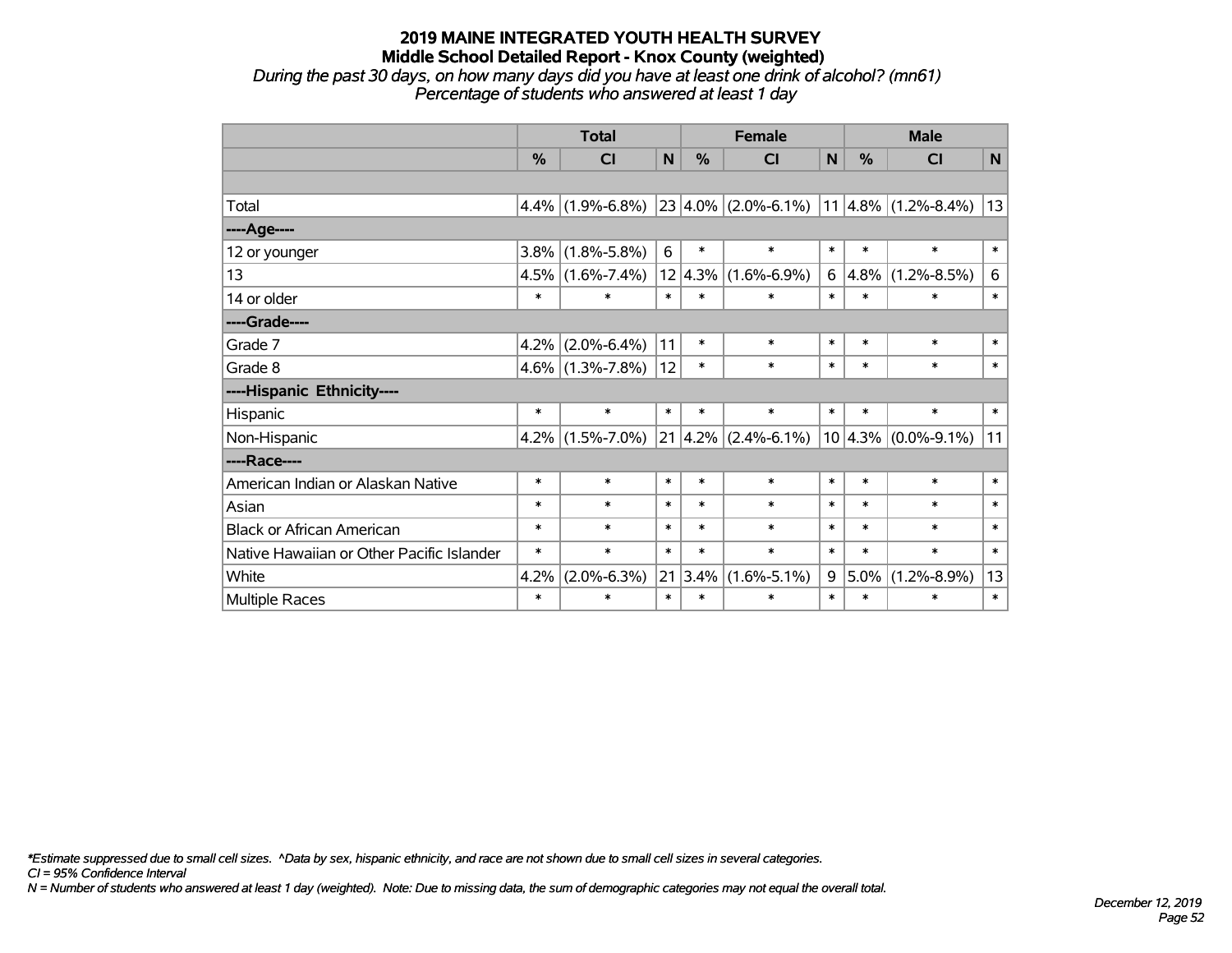# 2019 MAINE INTEGRATED YOUTH HEALTH SURVEY
## Middle School Detailed Report - Knox County (weighted)
*During the past 30 days, on how many days did you have at least one drink of alcohol? (mn61)*
*Percentage of students who answered at least 1 day*

| | Total | | | Female | | | Male | | |
|---|---|---|---|---|---|---|---|---|---|
| | % | CI | N | % | CI | N | % | CI | N |
| | | | | | | | | | |
| Total | 4.4% | (1.9%-6.8%) | 23 | 4.0% | (2.0%-6.1%) | 11 | 4.8% | (1.2%-8.4%) | 13 |
| ----Age---- | | | | | | | | | |
| 12 or younger | 3.8% | (1.8%-5.8%) | 6 | * | * | * | * | * | * |
| 13 | 4.5% | (1.6%-7.4%) | 12 | 4.3% | (1.6%-6.9%) | 6 | 4.8% | (1.2%-8.5%) | 6 |
| 14 or older | * | * | * | * | * | * | * | * | * |
| ----Grade---- | | | | | | | | | |
| Grade 7 | 4.2% | (2.0%-6.4%) | 11 | * | * | * | * | * | * |
| Grade 8 | 4.6% | (1.3%-7.8%) | 12 | * | * | * | * | * | * |
| ----Hispanic Ethnicity---- | | | | | | | | | |
| Hispanic | * | * | * | * | * | * | * | * | * |
| Non-Hispanic | 4.2% | (1.5%-7.0%) | 21 | 4.2% | (2.4%-6.1%) | 10 | 4.3% | (0.0%-9.1%) | 11 |
| ----Race---- | | | | | | | | | |
| American Indian or Alaskan Native | * | * | * | * | * | * | * | * | * |
| Asian | * | * | * | * | * | * | * | * | * |
| Black or African American | * | * | * | * | * | * | * | * | * |
| Native Hawaiian or Other Pacific Islander | * | * | * | * | * | * | * | * | * |
| White | 4.2% | (2.0%-6.3%) | 21 | 3.4% | (1.6%-5.1%) | 9 | 5.0% | (1.2%-8.9%) | 13 |
| Multiple Races | * | * | * | * | * | * | * | * | * |

*\*Estimate suppressed due to small cell sizes. ^Data by sex, hispanic ethnicity, and race are not shown due to small cell sizes in several categories.*
*CI = 95% Confidence Interval*
*N = Number of students who answered at least 1 day (weighted). Note: Due to missing data, the sum of demographic categories may not equal the overall total.*

*December 12, 2019*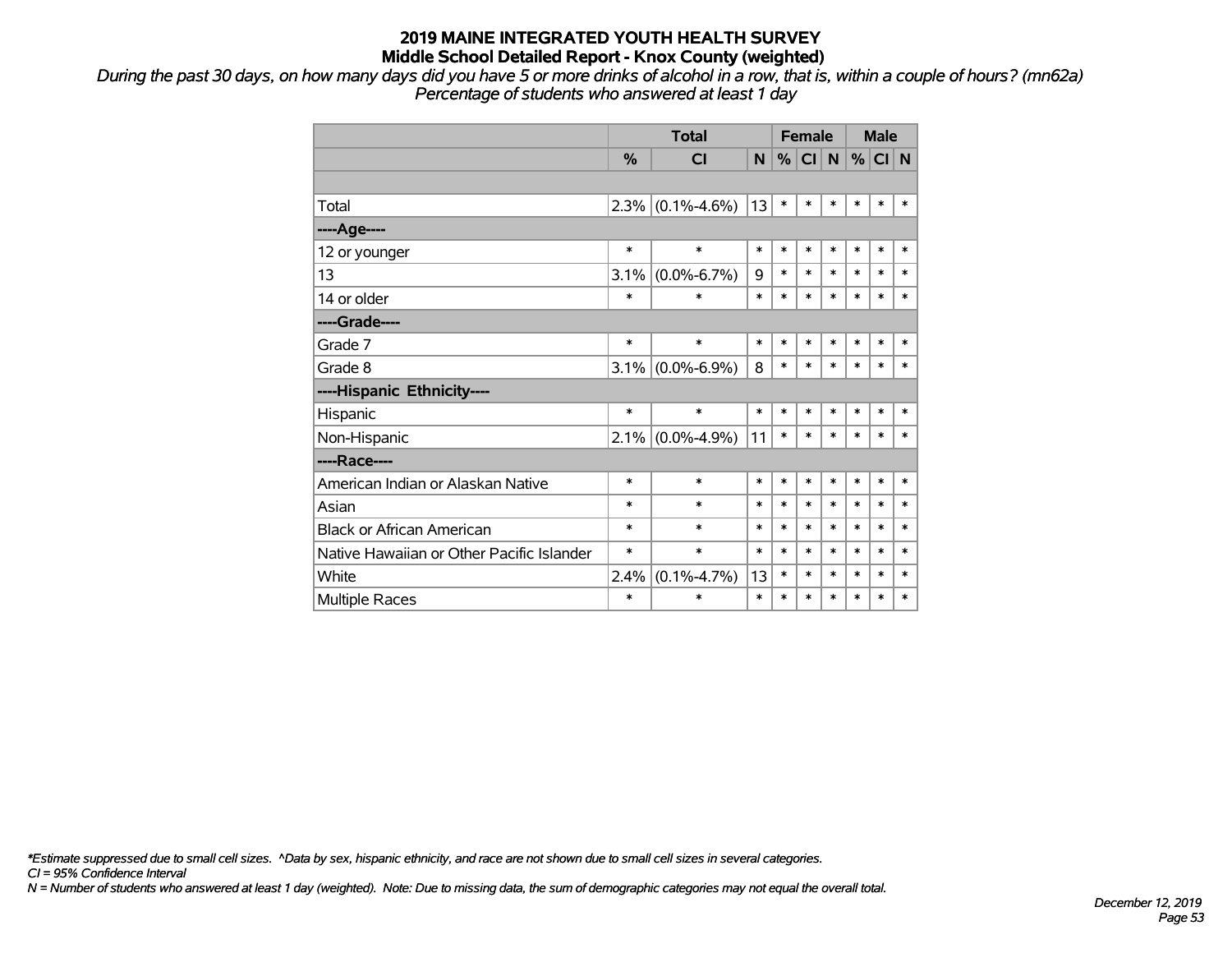# 2019 MAINE INTEGRATED YOUTH HEALTH SURVEY
## Middle School Detailed Report - Knox County (weighted)

*During the past 30 days, on how many days did you have 5 or more drinks of alcohol in a row, that is, within a couple of hours? (mn62a)*
*Percentage of students who answered at least 1 day*

| | Total | | | Female | | | Male | | |
|---|---|---|---|---|---|---|---|---|---|
| | % | CI | N | % | CI | N | % | CI | N |
| | | | | | | | | | |
| Total | 2.3% | (0.1%-4.6%) | 13 | * | * | * | * | * | * |
| ----Age---- | | | | | | | | | |
| 12 or younger | * | * | * | * | * | * | * | * | * |
| 13 | 3.1% | (0.0%-6.7%) | 9 | * | * | * | * | * | * |
| 14 or older | * | * | * | * | * | * | * | * | * |
| ----Grade---- | | | | | | | | | |
| Grade 7 | * | * | * | * | * | * | * | * | * |
| Grade 8 | 3.1% | (0.0%-6.9%) | 8 | * | * | * | * | * | * |
| ----Hispanic Ethnicity---- | | | | | | | | | |
| Hispanic | * | * | * | * | * | * | * | * | * |
| Non-Hispanic | 2.1% | (0.0%-4.9%) | 11 | * | * | * | * | * | * |
| ----Race---- | | | | | | | | | |
| American Indian or Alaskan Native | * | * | * | * | * | * | * | * | * |
| Asian | * | * | * | * | * | * | * | * | * |
| Black or African American | * | * | * | * | * | * | * | * | * |
| Native Hawaiian or Other Pacific Islander | * | * | * | * | * | * | * | * | * |
| White | 2.4% | (0.1%-4.7%) | 13 | * | * | * | * | * | * |
| Multiple Races | * | * | * | * | * | * | * | * | * |

*\*Estimate suppressed due to small cell sizes. ^Data by sex, hispanic ethnicity, and race are not shown due to small cell sizes in several categories.*
*CI = 95% Confidence Interval*
*N = Number of students who answered at least 1 day (weighted). Note: Due to missing data, the sum of demographic categories may not equal the overall total.*

*December 12, 2019*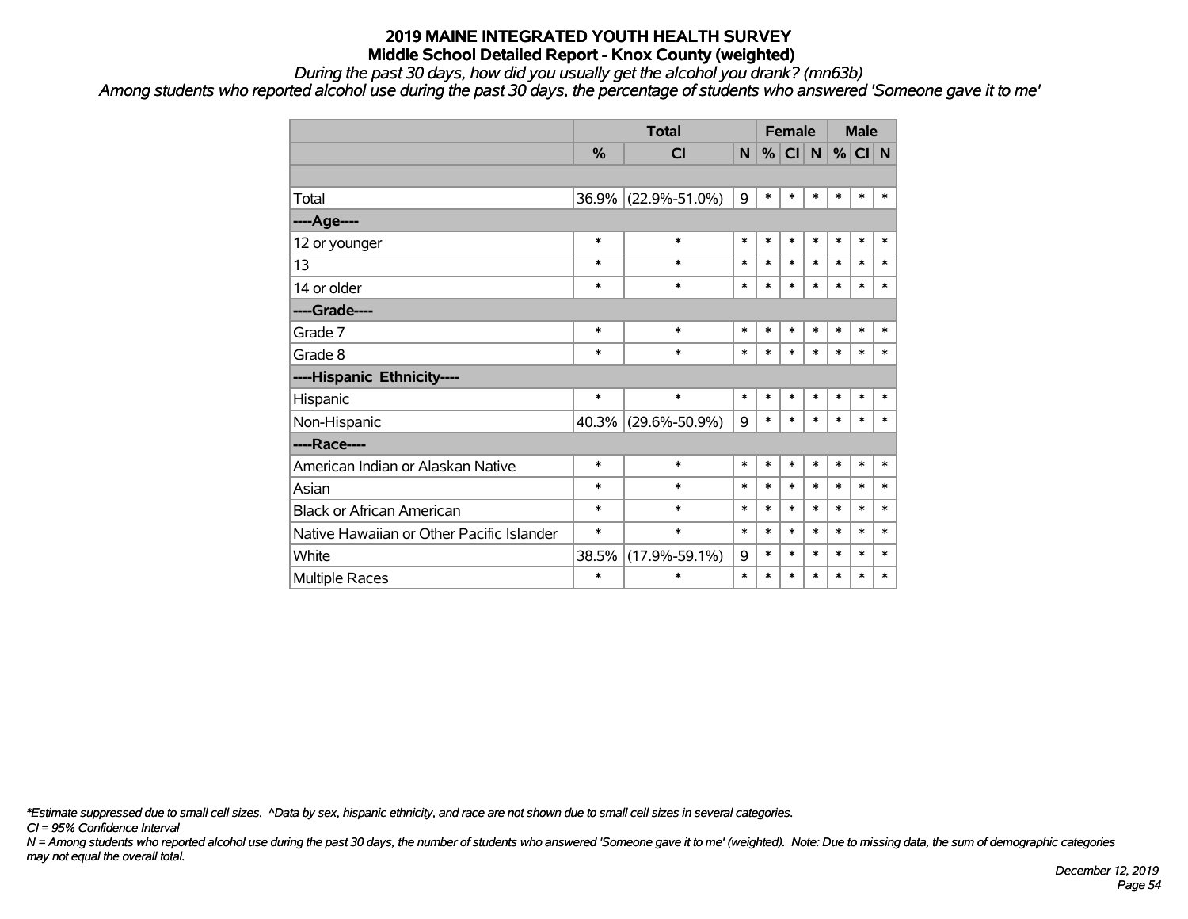# 2019 MAINE INTEGRATED YOUTH HEALTH SURVEY

## Middle School Detailed Report - Knox County (weighted)

*During the past 30 days, how did you usually get the alcohol you drank? (mn63b)*

*Among students who reported alcohol use during the past 30 days, the percentage of students who answered 'Someone gave it to me'*

| | Total | | | Female | | | Male | | |
|---|---|---|---|---|---|---|---|---|---|
| | % | CI | N | % | CI | N | % | CI | N |
| | | | | | | | | | |
| Total | 36.9% | (22.9%-51.0%) | 9 | * | * | * | * | * | * |
| ----Age---- | | | | | | | | | |
| 12 or younger | * | * | * | * | * | * | * | * | * |
| 13 | * | * | * | * | * | * | * | * | * |
| 14 or older | * | * | * | * | * | * | * | * | * |
| ----Grade---- | | | | | | | | | |
| Grade 7 | * | * | * | * | * | * | * | * | * |
| Grade 8 | * | * | * | * | * | * | * | * | * |
| ----Hispanic Ethnicity---- | | | | | | | | | |
| Hispanic | * | * | * | * | * | * | * | * | * |
| Non-Hispanic | 40.3% | (29.6%-50.9%) | 9 | * | * | * | * | * | * |
| ----Race---- | | | | | | | | | |
| American Indian or Alaskan Native | * | * | * | * | * | * | * | * | * |
| Asian | * | * | * | * | * | * | * | * | * |
| Black or African American | * | * | * | * | * | * | * | * | * |
| Native Hawaiian or Other Pacific Islander | * | * | * | * | * | * | * | * | * |
| White | 38.5% | (17.9%-59.1%) | 9 | * | * | * | * | * | * |
| Multiple Races | * | * | * | * | * | * | * | * | * |

*\*Estimate suppressed due to small cell sizes. ^Data by sex, hispanic ethnicity, and race are not shown due to small cell sizes in several categories.*

*CI = 95% Confidence Interval*

*N = Among students who reported alcohol use during the past 30 days, the number of students who answered 'Someone gave it to me' (weighted). Note: Due to missing data, the sum of demographic categories may not equal the overall total.*

*December 12, 2019*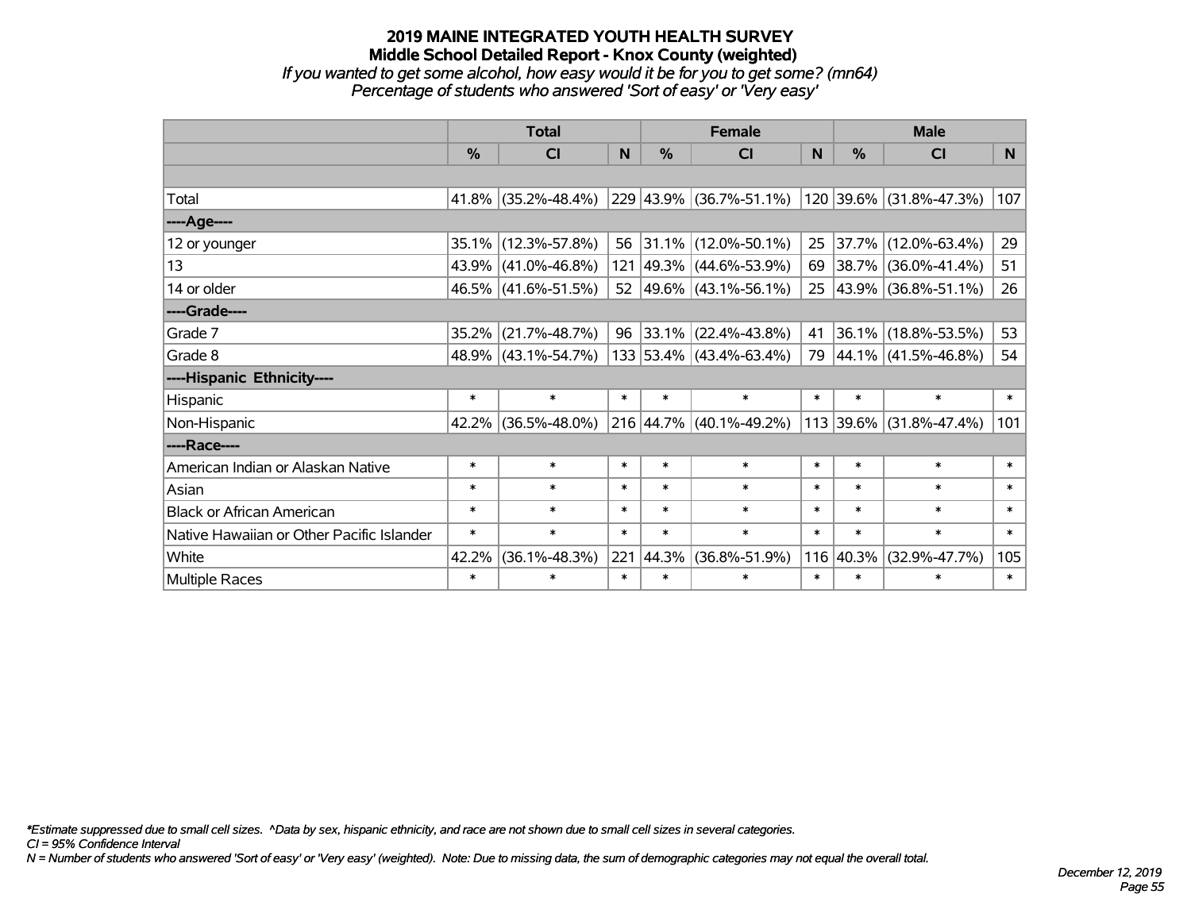# 2019 MAINE INTEGRATED YOUTH HEALTH SURVEY
## Middle School Detailed Report - Knox County (weighted)
*If you wanted to get some alcohol, how easy would it be for you to get some? (mn64)*
*Percentage of students who answered 'Sort of easy' or 'Very easy'*

| | Total | | | Female | | | Male | | |
|---|---|---|---|---|---|---|---|---|---|
| | % | CI | N | % | CI | N | % | CI | N |
| Total | 41.8% | (35.2%-48.4%) | 229 | 43.9% | (36.7%-51.1%) | 120 | 39.6% | (31.8%-47.3%) | 107 |
| ----Age---- | | | | | | | | | |
| 12 or younger | 35.1% | (12.3%-57.8%) | 56 | 31.1% | (12.0%-50.1%) | 25 | 37.7% | (12.0%-63.4%) | 29 |
| 13 | 43.9% | (41.0%-46.8%) | 121 | 49.3% | (44.6%-53.9%) | 69 | 38.7% | (36.0%-41.4%) | 51 |
| 14 or older | 46.5% | (41.6%-51.5%) | 52 | 49.6% | (43.1%-56.1%) | 25 | 43.9% | (36.8%-51.1%) | 26 |
| ----Grade---- | | | | | | | | | |
| Grade 7 | 35.2% | (21.7%-48.7%) | 96 | 33.1% | (22.4%-43.8%) | 41 | 36.1% | (18.8%-53.5%) | 53 |
| Grade 8 | 48.9% | (43.1%-54.7%) | 133 | 53.4% | (43.4%-63.4%) | 79 | 44.1% | (41.5%-46.8%) | 54 |
| ----Hispanic Ethnicity---- | | | | | | | | | |
| Hispanic | * | * | * | * | * | * | * | * | * |
| Non-Hispanic | 42.2% | (36.5%-48.0%) | 216 | 44.7% | (40.1%-49.2%) | 113 | 39.6% | (31.8%-47.4%) | 101 |
| ----Race---- | | | | | | | | | |
| American Indian or Alaskan Native | * | * | * | * | * | * | * | * | * |
| Asian | * | * | * | * | * | * | * | * | * |
| Black or African American | * | * | * | * | * | * | * | * | * |
| Native Hawaiian or Other Pacific Islander | * | * | * | * | * | * | * | * | * |
| White | 42.2% | (36.1%-48.3%) | 221 | 44.3% | (36.8%-51.9%) | 116 | 40.3% | (32.9%-47.7%) | 105 |
| Multiple Races | * | * | * | * | * | * | * | * | * |

*\*Estimate suppressed due to small cell sizes. ^Data by sex, hispanic ethnicity, and race are not shown due to small cell sizes in several categories.*
*CI = 95% Confidence Interval*
*N = Number of students who answered 'Sort of easy' or 'Very easy' (weighted). Note: Due to missing data, the sum of demographic categories may not equal the overall total.*

*December 12, 2019*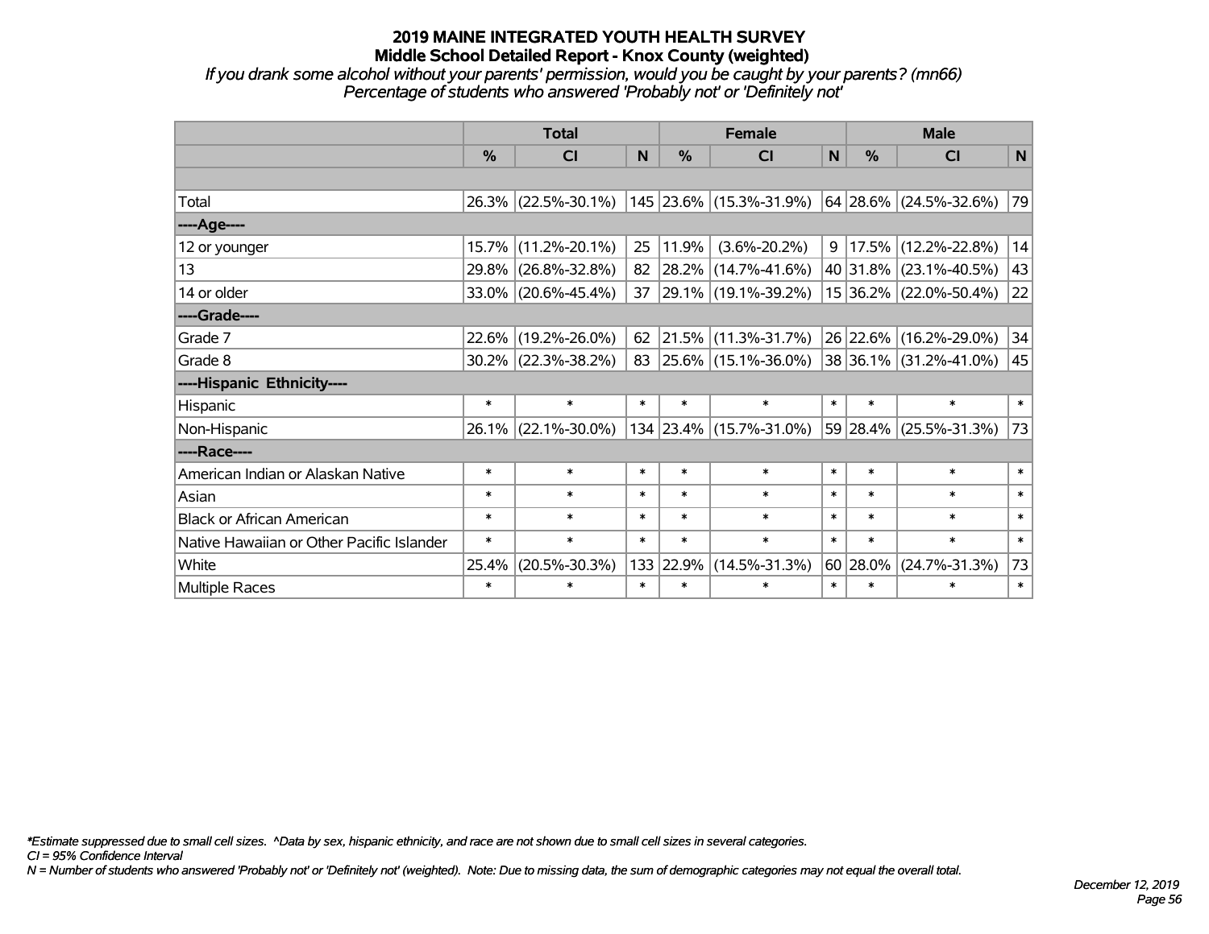# 2019 MAINE INTEGRATED YOUTH HEALTH SURVEY
## Middle School Detailed Report - Knox County (weighted)

*If you drank some alcohol without your parents' permission, would you be caught by your parents? (mn66)*
*Percentage of students who answered 'Probably not' or 'Definitely not'*

| | Total | | | Female | | | Male | | |
|---|---|---|---|---|---|---|---|---|---|
| | % | CI | N | % | CI | N | % | CI | N |
| Total | 26.3% | (22.5%-30.1%) | 145 | 23.6% | (15.3%-31.9%) | 64 | 28.6% | (24.5%-32.6%) | 79 |
| ----Age---- | | | | | | | | | |
| 12 or younger | 15.7% | (11.2%-20.1%) | 25 | 11.9% | (3.6%-20.2%) | 9 | 17.5% | (12.2%-22.8%) | 14 |
| 13 | 29.8% | (26.8%-32.8%) | 82 | 28.2% | (14.7%-41.6%) | 40 | 31.8% | (23.1%-40.5%) | 43 |
| 14 or older | 33.0% | (20.6%-45.4%) | 37 | 29.1% | (19.1%-39.2%) | 15 | 36.2% | (22.0%-50.4%) | 22 |
| ----Grade---- | | | | | | | | | |
| Grade 7 | 22.6% | (19.2%-26.0%) | 62 | 21.5% | (11.3%-31.7%) | 26 | 22.6% | (16.2%-29.0%) | 34 |
| Grade 8 | 30.2% | (22.3%-38.2%) | 83 | 25.6% | (15.1%-36.0%) | 38 | 36.1% | (31.2%-41.0%) | 45 |
| ----Hispanic Ethnicity---- | | | | | | | | | |
| Hispanic | * | * | * | * | * | * | * | * | * |
| Non-Hispanic | 26.1% | (22.1%-30.0%) | 134 | 23.4% | (15.7%-31.0%) | 59 | 28.4% | (25.5%-31.3%) | 73 |
| ----Race---- | | | | | | | | | |
| American Indian or Alaskan Native | * | * | * | * | * | * | * | * | * |
| Asian | * | * | * | * | * | * | * | * | * |
| Black or African American | * | * | * | * | * | * | * | * | * |
| Native Hawaiian or Other Pacific Islander | * | * | * | * | * | * | * | * | * |
| White | 25.4% | (20.5%-30.3%) | 133 | 22.9% | (14.5%-31.3%) | 60 | 28.0% | (24.7%-31.3%) | 73 |
| Multiple Races | * | * | * | * | * | * | * | * | * |

*\*Estimate suppressed due to small cell sizes. ^Data by sex, hispanic ethnicity, and race are not shown due to small cell sizes in several categories.*
*CI = 95% Confidence Interval*
*N = Number of students who answered 'Probably not' or 'Definitely not' (weighted). Note: Due to missing data, the sum of demographic categories may not equal the overall total.*

*December 12, 2019*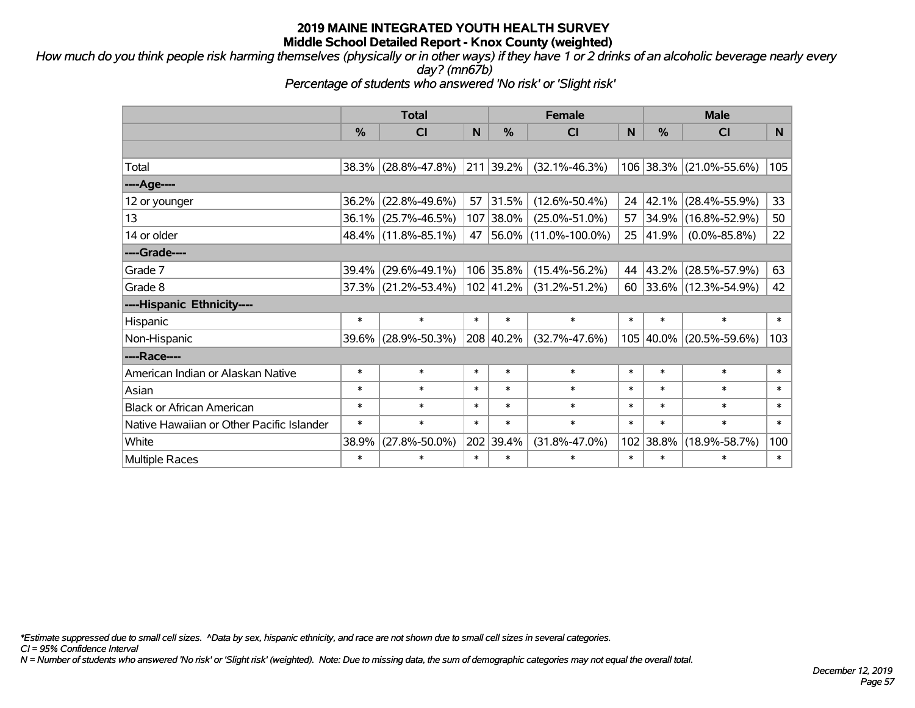# 2019 MAINE INTEGRATED YOUTH HEALTH SURVEY
## Middle School Detailed Report - Knox County (weighted)

*How much do you think people risk harming themselves (physically or in other ways) if they have 1 or 2 drinks of an alcoholic beverage nearly every day? (mn67b)*

*Percentage of students who answered 'No risk' or 'Slight risk'*

| | Total | | | Female | | | Male | | |
|---|---|---|---|---|---|---|---|---|---|
| | % | CI | N | % | CI | N | % | CI | N |
| | | | | | | | | | |
| Total | 38.3% | (28.8%-47.8%) | 211 | 39.2% | (32.1%-46.3%) | 106 | 38.3% | (21.0%-55.6%) | 105 |
| ----Age---- | | | | | | | | | |
| 12 or younger | 36.2% | (22.8%-49.6%) | 57 | 31.5% | (12.6%-50.4%) | 24 | 42.1% | (28.4%-55.9%) | 33 |
| 13 | 36.1% | (25.7%-46.5%) | 107 | 38.0% | (25.0%-51.0%) | 57 | 34.9% | (16.8%-52.9%) | 50 |
| 14 or older | 48.4% | (11.8%-85.1%) | 47 | 56.0% | (11.0%-100.0%) | 25 | 41.9% | (0.0%-85.8%) | 22 |
| ----Grade---- | | | | | | | | | |
| Grade 7 | 39.4% | (29.6%-49.1%) | 106 | 35.8% | (15.4%-56.2%) | 44 | 43.2% | (28.5%-57.9%) | 63 |
| Grade 8 | 37.3% | (21.2%-53.4%) | 102 | 41.2% | (31.2%-51.2%) | 60 | 33.6% | (12.3%-54.9%) | 42 |
| ----Hispanic Ethnicity---- | | | | | | | | | |
| Hispanic | * | * | * | * | * | * | * | * | * |
| Non-Hispanic | 39.6% | (28.9%-50.3%) | 208 | 40.2% | (32.7%-47.6%) | 105 | 40.0% | (20.5%-59.6%) | 103 |
| ----Race---- | | | | | | | | | |
| American Indian or Alaskan Native | * | * | * | * | * | * | * | * | * |
| Asian | * | * | * | * | * | * | * | * | * |
| Black or African American | * | * | * | * | * | * | * | * | * |
| Native Hawaiian or Other Pacific Islander | * | * | * | * | * | * | * | * | * |
| White | 38.9% | (27.8%-50.0%) | 202 | 39.4% | (31.8%-47.0%) | 102 | 38.8% | (18.9%-58.7%) | 100 |
| Multiple Races | * | * | * | * | * | * | * | * | * |

*\*Estimate suppressed due to small cell sizes. ^Data by sex, hispanic ethnicity, and race are not shown due to small cell sizes in several categories.*

*CI = 95% Confidence Interval*

*N = Number of students who answered 'No risk' or 'Slight risk' (weighted). Note: Due to missing data, the sum of demographic categories may not equal the overall total.*

*December 12, 2019*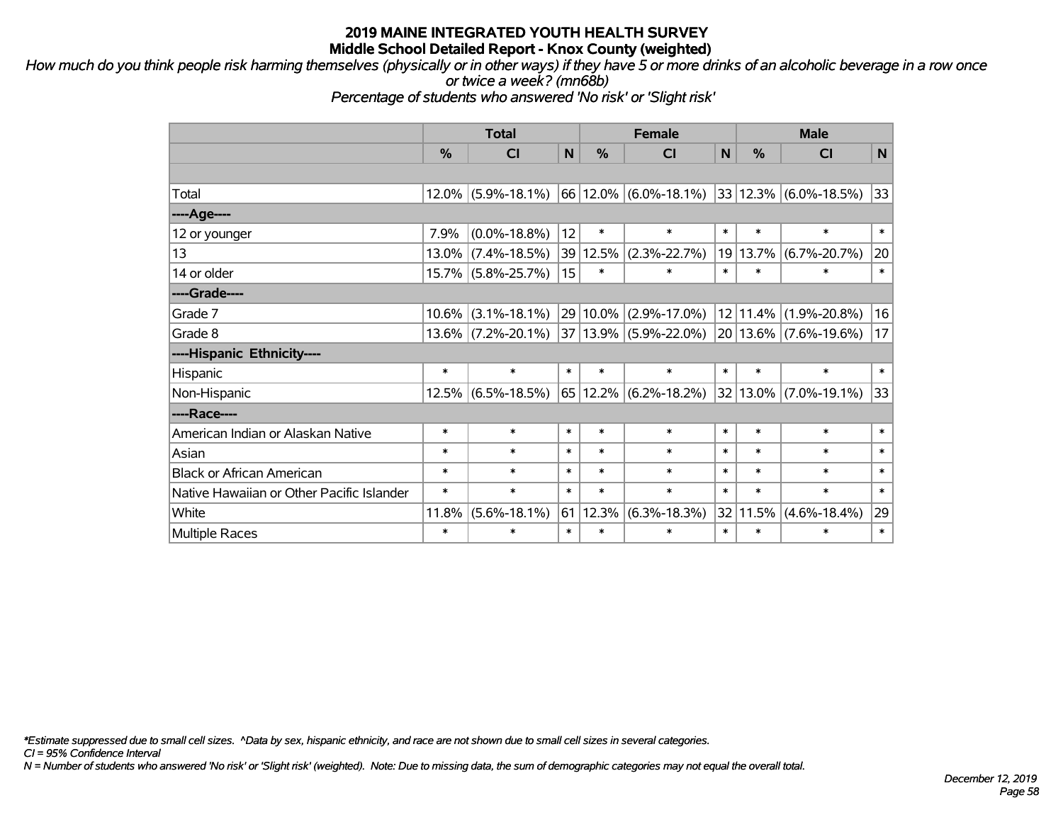# 2019 MAINE INTEGRATED YOUTH HEALTH SURVEY
## Middle School Detailed Report - Knox County (weighted)

*How much do you think people risk harming themselves (physically or in other ways) if they have 5 or more drinks of an alcoholic beverage in a row once or twice a week? (mn68b)*
*Percentage of students who answered 'No risk' or 'Slight risk'*

| | Total | | | Female | | | Male | | |
|---|---|---|---|---|---|---|---|---|---|
| | % | CI | N | % | CI | N | % | CI | N |
| | | | | | | | | | |
| Total | 12.0% | (5.9%-18.1%) | 66 | 12.0% | (6.0%-18.1%) | 33 | 12.3% | (6.0%-18.5%) | 33 |
| ----Age---- | | | | | | | | | |
| 12 or younger | 7.9% | (0.0%-18.8%) | 12 | * | * | * | * | * | * |
| 13 | 13.0% | (7.4%-18.5%) | 39 | 12.5% | (2.3%-22.7%) | 19 | 13.7% | (6.7%-20.7%) | 20 |
| 14 or older | 15.7% | (5.8%-25.7%) | 15 | * | * | * | * | * | * |
| ----Grade---- | | | | | | | | | |
| Grade 7 | 10.6% | (3.1%-18.1%) | 29 | 10.0% | (2.9%-17.0%) | 12 | 11.4% | (1.9%-20.8%) | 16 |
| Grade 8 | 13.6% | (7.2%-20.1%) | 37 | 13.9% | (5.9%-22.0%) | 20 | 13.6% | (7.6%-19.6%) | 17 |
| ----Hispanic Ethnicity---- | | | | | | | | | |
| Hispanic | * | * | * | * | * | * | * | * | * |
| Non-Hispanic | 12.5% | (6.5%-18.5%) | 65 | 12.2% | (6.2%-18.2%) | 32 | 13.0% | (7.0%-19.1%) | 33 |
| ----Race---- | | | | | | | | | |
| American Indian or Alaskan Native | * | * | * | * | * | * | * | * | * |
| Asian | * | * | * | * | * | * | * | * | * |
| Black or African American | * | * | * | * | * | * | * | * | * |
| Native Hawaiian or Other Pacific Islander | * | * | * | * | * | * | * | * | * |
| White | 11.8% | (5.6%-18.1%) | 61 | 12.3% | (6.3%-18.3%) | 32 | 11.5% | (4.6%-18.4%) | 29 |
| Multiple Races | * | * | * | * | * | * | * | * | * |

*\*Estimate suppressed due to small cell sizes. ^Data by sex, hispanic ethnicity, and race are not shown due to small cell sizes in several categories.*
*CI = 95% Confidence Interval*
*N = Number of students who answered 'No risk' or 'Slight risk' (weighted). Note: Due to missing data, the sum of demographic categories may not equal the overall total.*

*December 12, 2019*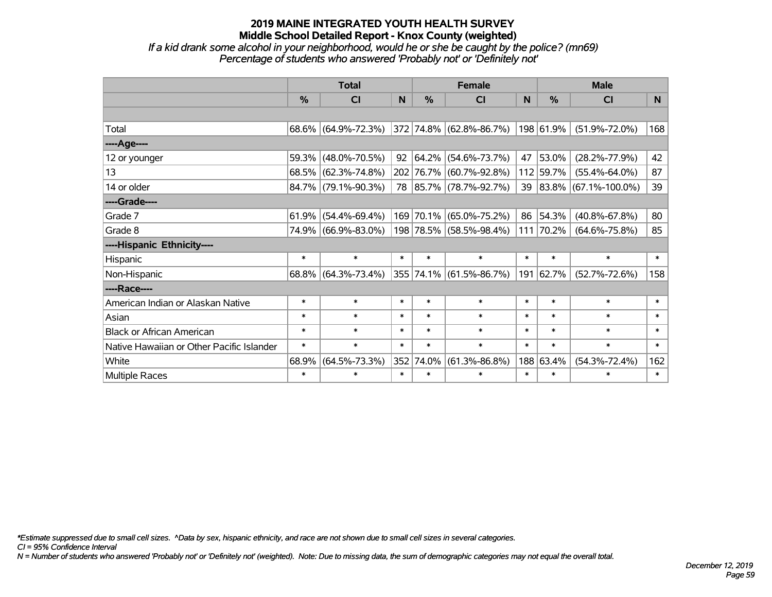# 2019 MAINE INTEGRATED YOUTH HEALTH SURVEY
## Middle School Detailed Report - Knox County (weighted)
*If a kid drank some alcohol in your neighborhood, would he or she be caught by the police? (mn69)*
*Percentage of students who answered 'Probably not' or 'Definitely not'*

| | Total | | | Female | | | Male | | |
|---|---|---|---|---|---|---|---|---|---|
| | % | CI | N | % | CI | N | % | CI | N |
| | | | | | | | | | |
| Total | 68.6% | (64.9%-72.3%) | 372 | 74.8% | (62.8%-86.7%) | 198 | 61.9% | (51.9%-72.0%) | 168 |
| ----Age---- | | | | | | | | | |
| 12 or younger | 59.3% | (48.0%-70.5%) | 92 | 64.2% | (54.6%-73.7%) | 47 | 53.0% | (28.2%-77.9%) | 42 |
| 13 | 68.5% | (62.3%-74.8%) | 202 | 76.7% | (60.7%-92.8%) | 112 | 59.7% | (55.4%-64.0%) | 87 |
| 14 or older | 84.7% | (79.1%-90.3%) | 78 | 85.7% | (78.7%-92.7%) | 39 | 83.8% | (67.1%-100.0%) | 39 |
| ----Grade---- | | | | | | | | | |
| Grade 7 | 61.9% | (54.4%-69.4%) | 169 | 70.1% | (65.0%-75.2%) | 86 | 54.3% | (40.8%-67.8%) | 80 |
| Grade 8 | 74.9% | (66.9%-83.0%) | 198 | 78.5% | (58.5%-98.4%) | 111 | 70.2% | (64.6%-75.8%) | 85 |
| ----Hispanic Ethnicity---- | | | | | | | | | |
| Hispanic | * | * | * | * | * | * | * | * | * |
| Non-Hispanic | 68.8% | (64.3%-73.4%) | 355 | 74.1% | (61.5%-86.7%) | 191 | 62.7% | (52.7%-72.6%) | 158 |
| ----Race---- | | | | | | | | | |
| American Indian or Alaskan Native | * | * | * | * | * | * | * | * | * |
| Asian | * | * | * | * | * | * | * | * | * |
| Black or African American | * | * | * | * | * | * | * | * | * |
| Native Hawaiian or Other Pacific Islander | * | * | * | * | * | * | * | * | * |
| White | 68.9% | (64.5%-73.3%) | 352 | 74.0% | (61.3%-86.8%) | 188 | 63.4% | (54.3%-72.4%) | 162 |
| Multiple Races | * | * | * | * | * | * | * | * | * |

*\*Estimate suppressed due to small cell sizes. ^Data by sex, hispanic ethnicity, and race are not shown due to small cell sizes in several categories.*
*CI = 95% Confidence Interval*
*N = Number of students who answered 'Probably not' or 'Definitely not' (weighted). Note: Due to missing data, the sum of demographic categories may not equal the overall total.*

*December 12, 2019*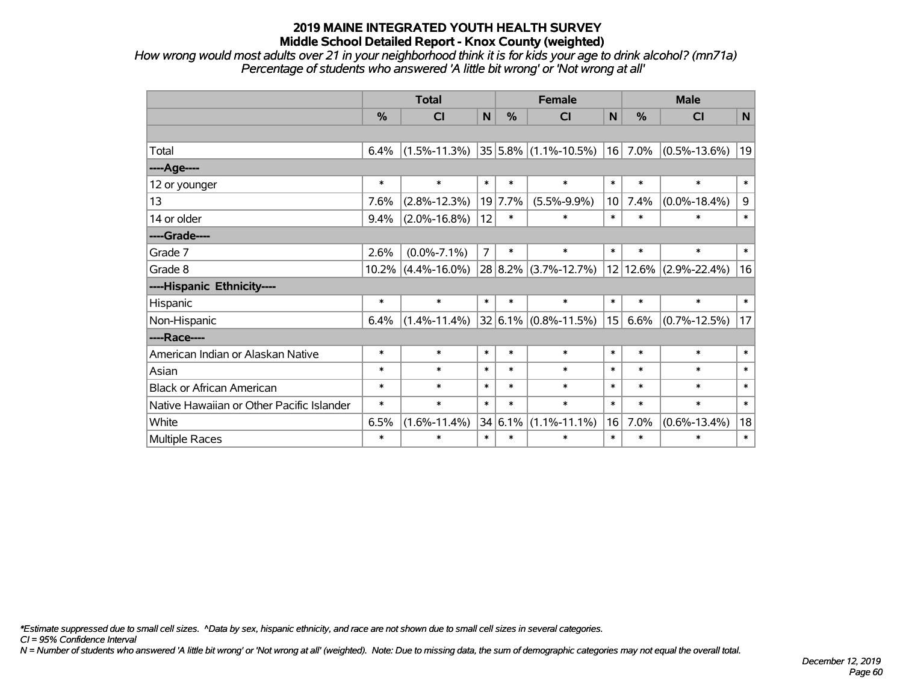# 2019 MAINE INTEGRATED YOUTH HEALTH SURVEY
## Middle School Detailed Report - Knox County (weighted)

*How wrong would most adults over 21 in your neighborhood think it is for kids your age to drink alcohol? (mn71a)*
*Percentage of students who answered 'A little bit wrong' or 'Not wrong at all'*

| | Total | | | Female | | | Male | | |
|---|---|---|---|---|---|---|---|---|---|
| | % | CI | N | % | CI | N | % | CI | N |
| | | | | | | | | | |
| Total | 6.4% | (1.5%-11.3%) | 35 | 5.8% | (1.1%-10.5%) | 16 | 7.0% | (0.5%-13.6%) | 19 |
| ----Age---- | | | | | | | | | |
| 12 or younger | * | * | * | * | * | * | * | * | * |
| 13 | 7.6% | (2.8%-12.3%) | 19 | 7.7% | (5.5%-9.9%) | 10 | 7.4% | (0.0%-18.4%) | 9 |
| 14 or older | 9.4% | (2.0%-16.8%) | 12 | * | * | * | * | * | * |
| ----Grade---- | | | | | | | | | |
| Grade 7 | 2.6% | (0.0%-7.1%) | 7 | * | * | * | * | * | * |
| Grade 8 | 10.2% | (4.4%-16.0%) | 28 | 8.2% | (3.7%-12.7%) | 12 | 12.6% | (2.9%-22.4%) | 16 |
| ----Hispanic Ethnicity---- | | | | | | | | | |
| Hispanic | * | * | * | * | * | * | * | * | * |
| Non-Hispanic | 6.4% | (1.4%-11.4%) | 32 | 6.1% | (0.8%-11.5%) | 15 | 6.6% | (0.7%-12.5%) | 17 |
| ----Race---- | | | | | | | | | |
| American Indian or Alaskan Native | * | * | * | * | * | * | * | * | * |
| Asian | * | * | * | * | * | * | * | * | * |
| Black or African American | * | * | * | * | * | * | * | * | * |
| Native Hawaiian or Other Pacific Islander | * | * | * | * | * | * | * | * | * |
| White | 6.5% | (1.6%-11.4%) | 34 | 6.1% | (1.1%-11.1%) | 16 | 7.0% | (0.6%-13.4%) | 18 |
| Multiple Races | * | * | * | * | * | * | * | * | * |

*\*Estimate suppressed due to small cell sizes. ^Data by sex, hispanic ethnicity, and race are not shown due to small cell sizes in several categories.*
*CI = 95% Confidence Interval*
*N = Number of students who answered 'A little bit wrong' or 'Not wrong at all' (weighted). Note: Due to missing data, the sum of demographic categories may not equal the overall total.*

*December 12, 2019*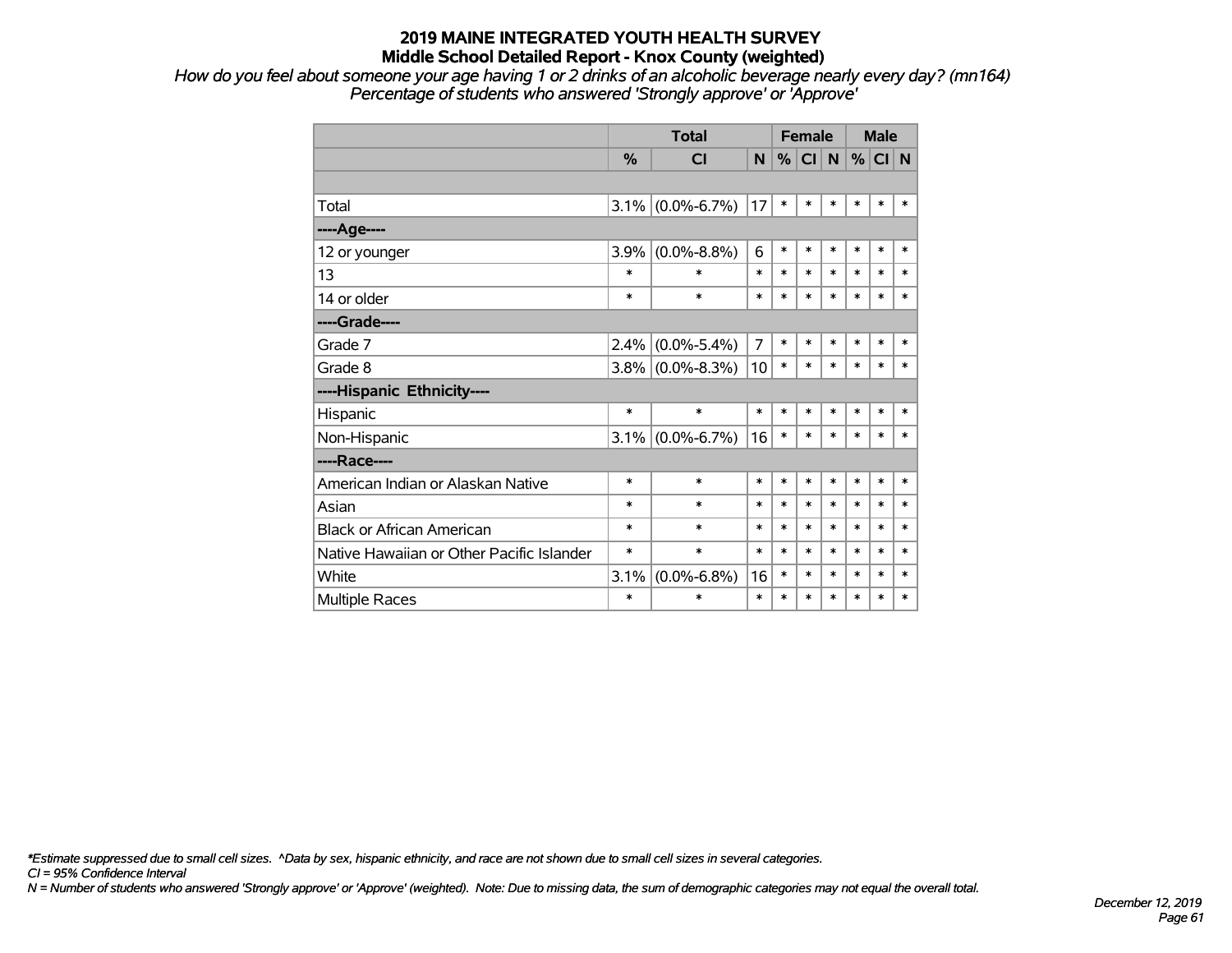# 2019 MAINE INTEGRATED YOUTH HEALTH SURVEY
## Middle School Detailed Report - Knox County (weighted)

*How do you feel about someone your age having 1 or 2 drinks of an alcoholic beverage nearly every day? (mn164)*
*Percentage of students who answered 'Strongly approve' or 'Approve'*

| | Total | | | Female | | | Male | | |
|---|---|---|---|---|---|---|---|---|---|
| | % | CI | N | % | CI | N | % | CI | N |
| | | | | | | | | | |
| Total | 3.1% | (0.0%-6.7%) | 17 | * | * | * | * | * | * |
| ----Age---- | | | | | | | | | |
| 12 or younger | 3.9% | (0.0%-8.8%) | 6 | * | * | * | * | * | * |
| 13 | * | * | * | * | * | * | * | * | * |
| 14 or older | * | * | * | * | * | * | * | * | * |
| ----Grade---- | | | | | | | | | |
| Grade 7 | 2.4% | (0.0%-5.4%) | 7 | * | * | * | * | * | * |
| Grade 8 | 3.8% | (0.0%-8.3%) | 10 | * | * | * | * | * | * |
| ----Hispanic Ethnicity---- | | | | | | | | | |
| Hispanic | * | * | * | * | * | * | * | * | * |
| Non-Hispanic | 3.1% | (0.0%-6.7%) | 16 | * | * | * | * | * | * |
| ----Race---- | | | | | | | | | |
| American Indian or Alaskan Native | * | * | * | * | * | * | * | * | * |
| Asian | * | * | * | * | * | * | * | * | * |
| Black or African American | * | * | * | * | * | * | * | * | * |
| Native Hawaiian or Other Pacific Islander | * | * | * | * | * | * | * | * | * |
| White | 3.1% | (0.0%-6.8%) | 16 | * | * | * | * | * | * |
| Multiple Races | * | * | * | * | * | * | * | * | * |

*\*Estimate suppressed due to small cell sizes. ^Data by sex, hispanic ethnicity, and race are not shown due to small cell sizes in several categories.*
*CI = 95% Confidence Interval*
*N = Number of students who answered 'Strongly approve' or 'Approve' (weighted). Note: Due to missing data, the sum of demographic categories may not equal the overall total.*

*December 12, 2019*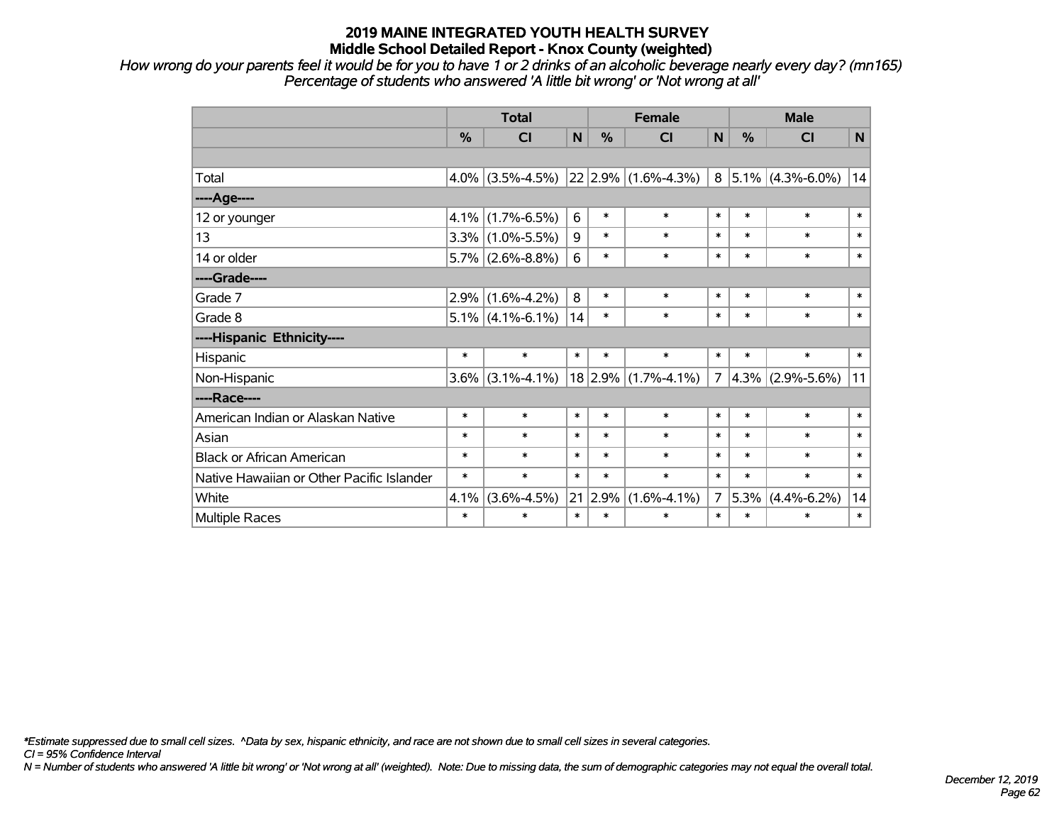# 2019 MAINE INTEGRATED YOUTH HEALTH SURVEY
## Middle School Detailed Report - Knox County (weighted)

*How wrong do your parents feel it would be for you to have 1 or 2 drinks of an alcoholic beverage nearly every day? (mn165)*
*Percentage of students who answered 'A little bit wrong' or 'Not wrong at all'*

| | Total | | | Female | | | Male | | |
|---|---|---|---|---|---|---|---|---|---|
| | % | CI | N | % | CI | N | % | CI | N |
| | | | | | | | | | |
| Total | 4.0% | (3.5%-4.5%) | 22 | 2.9% | (1.6%-4.3%) | 8 | 5.1% | (4.3%-6.0%) | 14 |
| ----Age---- | | | | | | | | | |
| 12 or younger | 4.1% | (1.7%-6.5%) | 6 | * | * | * | * | * | * |
| 13 | 3.3% | (1.0%-5.5%) | 9 | * | * | * | * | * | * |
| 14 or older | 5.7% | (2.6%-8.8%) | 6 | * | * | * | * | * | * |
| ----Grade---- | | | | | | | | | |
| Grade 7 | 2.9% | (1.6%-4.2%) | 8 | * | * | * | * | * | * |
| Grade 8 | 5.1% | (4.1%-6.1%) | 14 | * | * | * | * | * | * |
| ----Hispanic Ethnicity---- | | | | | | | | | |
| Hispanic | * | * | * | * | * | * | * | * | * |
| Non-Hispanic | 3.6% | (3.1%-4.1%) | 18 | 2.9% | (1.7%-4.1%) | 7 | 4.3% | (2.9%-5.6%) | 11 |
| ----Race---- | | | | | | | | | |
| American Indian or Alaskan Native | * | * | * | * | * | * | * | * | * |
| Asian | * | * | * | * | * | * | * | * | * |
| Black or African American | * | * | * | * | * | * | * | * | * |
| Native Hawaiian or Other Pacific Islander | * | * | * | * | * | * | * | * | * |
| White | 4.1% | (3.6%-4.5%) | 21 | 2.9% | (1.6%-4.1%) | 7 | 5.3% | (4.4%-6.2%) | 14 |
| Multiple Races | * | * | * | * | * | * | * | * | * |

*\*Estimate suppressed due to small cell sizes. ^Data by sex, hispanic ethnicity, and race are not shown due to small cell sizes in several categories.*
*CI = 95% Confidence Interval*
*N = Number of students who answered 'A little bit wrong' or 'Not wrong at all' (weighted). Note: Due to missing data, the sum of demographic categories may not equal the overall total.*

*December 12, 2019*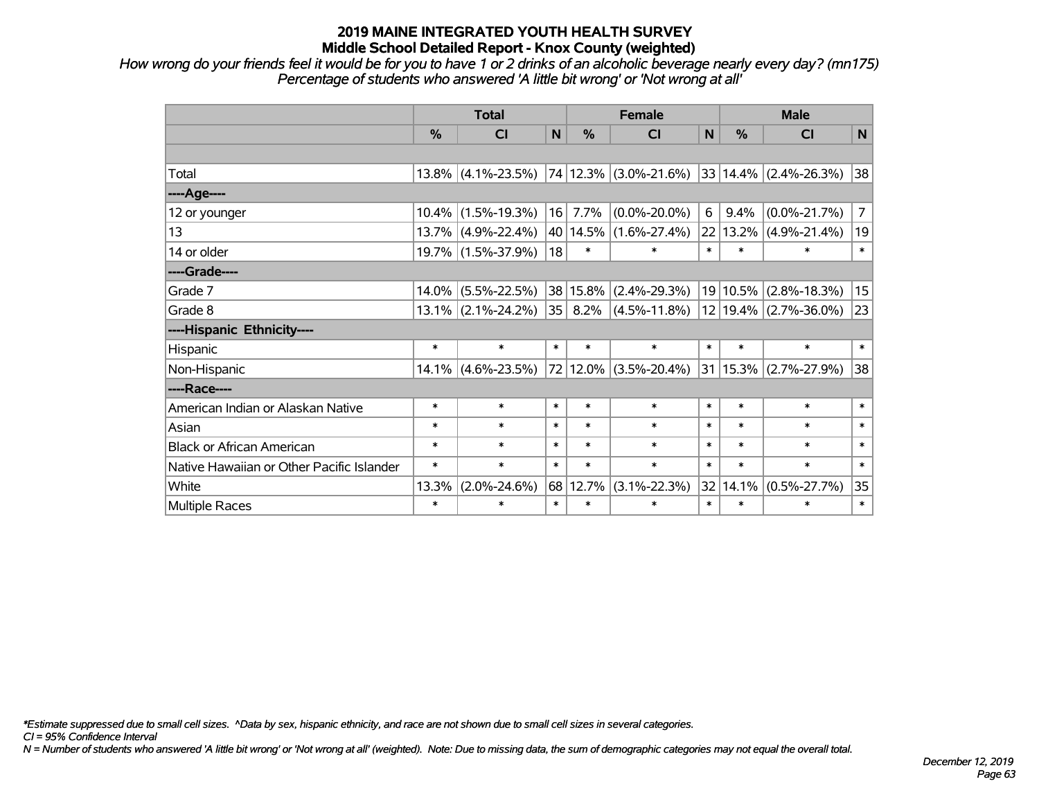# 2019 MAINE INTEGRATED YOUTH HEALTH SURVEY
## Middle School Detailed Report - Knox County (weighted)

*How wrong do your friends feel it would be for you to have 1 or 2 drinks of an alcoholic beverage nearly every day? (mn175)*
*Percentage of students who answered 'A little bit wrong' or 'Not wrong at all'*

| | Total | | | Female | | | Male | | |
|---|---|---|---|---|---|---|---|---|---|
| | % | CI | N | % | CI | N | % | CI | N |
| | | | | | | | | | |
| Total | 13.8% | (4.1%-23.5%) | 74 | 12.3% | (3.0%-21.6%) | 33 | 14.4% | (2.4%-26.3%) | 38 |
| ----Age---- | | | | | | | | | |
| 12 or younger | 10.4% | (1.5%-19.3%) | 16 | 7.7% | (0.0%-20.0%) | 6 | 9.4% | (0.0%-21.7%) | 7 |
| 13 | 13.7% | (4.9%-22.4%) | 40 | 14.5% | (1.6%-27.4%) | 22 | 13.2% | (4.9%-21.4%) | 19 |
| 14 or older | 19.7% | (1.5%-37.9%) | 18 | * | * | * | * | * | * |
| ----Grade---- | | | | | | | | | |
| Grade 7 | 14.0% | (5.5%-22.5%) | 38 | 15.8% | (2.4%-29.3%) | 19 | 10.5% | (2.8%-18.3%) | 15 |
| Grade 8 | 13.1% | (2.1%-24.2%) | 35 | 8.2% | (4.5%-11.8%) | 12 | 19.4% | (2.7%-36.0%) | 23 |
| ----Hispanic Ethnicity---- | | | | | | | | | |
| Hispanic | * | * | * | * | * | * | * | * | * |
| Non-Hispanic | 14.1% | (4.6%-23.5%) | 72 | 12.0% | (3.5%-20.4%) | 31 | 15.3% | (2.7%-27.9%) | 38 |
| ----Race---- | | | | | | | | | |
| American Indian or Alaskan Native | * | * | * | * | * | * | * | * | * |
| Asian | * | * | * | * | * | * | * | * | * |
| Black or African American | * | * | * | * | * | * | * | * | * |
| Native Hawaiian or Other Pacific Islander | * | * | * | * | * | * | * | * | * |
| White | 13.3% | (2.0%-24.6%) | 68 | 12.7% | (3.1%-22.3%) | 32 | 14.1% | (0.5%-27.7%) | 35 |
| Multiple Races | * | * | * | * | * | * | * | * | * |

*\*Estimate suppressed due to small cell sizes. ^Data by sex, hispanic ethnicity, and race are not shown due to small cell sizes in several categories.*
*CI = 95% Confidence Interval*
*N = Number of students who answered 'A little bit wrong' or 'Not wrong at all' (weighted). Note: Due to missing data, the sum of demographic categories may not equal the overall total.*

*December 12, 2019*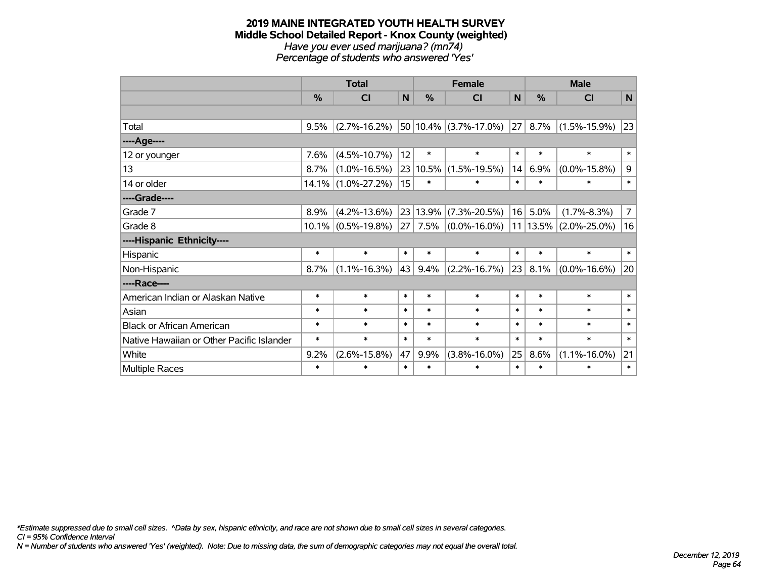# 2019 MAINE INTEGRATED YOUTH HEALTH SURVEY
## Middle School Detailed Report - Knox County (weighted)
*Have you ever used marijuana? (mn74)*
*Percentage of students who answered 'Yes'*

| | Total | | | Female | | | Male | | |
|---|---|---|---|---|---|---|---|---|---|
| | % | CI | N | % | CI | N | % | CI | N |
| | | | | | | | | | |
| Total | 9.5% | (2.7%-16.2%) | 50 | 10.4% | (3.7%-17.0%) | 27 | 8.7% | (1.5%-15.9%) | 23 |
| ----Age---- | | | | | | | | | |
| 12 or younger | 7.6% | (4.5%-10.7%) | 12 | * | * | * | * | * | * |
| 13 | 8.7% | (1.0%-16.5%) | 23 | 10.5% | (1.5%-19.5%) | 14 | 6.9% | (0.0%-15.8%) | 9 |
| 14 or older | 14.1% | (1.0%-27.2%) | 15 | * | * | * | * | * | * |
| ----Grade---- | | | | | | | | | |
| Grade 7 | 8.9% | (4.2%-13.6%) | 23 | 13.9% | (7.3%-20.5%) | 16 | 5.0% | (1.7%-8.3%) | 7 |
| Grade 8 | 10.1% | (0.5%-19.8%) | 27 | 7.5% | (0.0%-16.0%) | 11 | 13.5% | (2.0%-25.0%) | 16 |
| ----Hispanic Ethnicity---- | | | | | | | | | |
| Hispanic | * | * | * | * | * | * | * | * | * |
| Non-Hispanic | 8.7% | (1.1%-16.3%) | 43 | 9.4% | (2.2%-16.7%) | 23 | 8.1% | (0.0%-16.6%) | 20 |
| ----Race---- | | | | | | | | | |
| American Indian or Alaskan Native | * | * | * | * | * | * | * | * | * |
| Asian | * | * | * | * | * | * | * | * | * |
| Black or African American | * | * | * | * | * | * | * | * | * |
| Native Hawaiian or Other Pacific Islander | * | * | * | * | * | * | * | * | * |
| White | 9.2% | (2.6%-15.8%) | 47 | 9.9% | (3.8%-16.0%) | 25 | 8.6% | (1.1%-16.0%) | 21 |
| Multiple Races | * | * | * | * | * | * | * | * | * |

*\*Estimate suppressed due to small cell sizes. ^Data by sex, hispanic ethnicity, and race are not shown due to small cell sizes in several categories.*
*CI = 95% Confidence Interval*
*N = Number of students who answered 'Yes' (weighted). Note: Due to missing data, the sum of demographic categories may not equal the overall total.*

*December 12, 2019*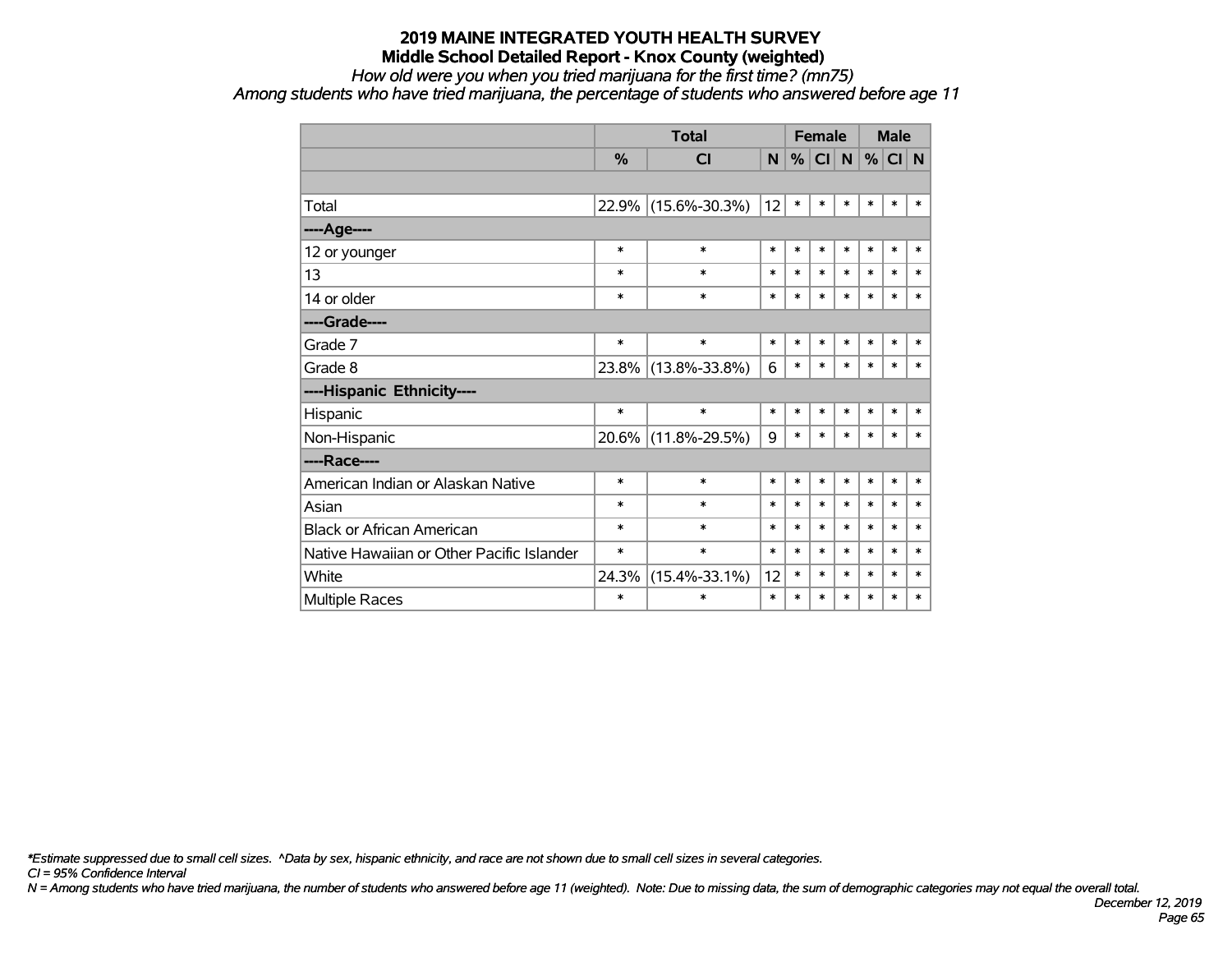# 2019 MAINE INTEGRATED YOUTH HEALTH SURVEY

## Middle School Detailed Report - Knox County (weighted)

*How old were you when you tried marijuana for the first time? (mn75)*

*Among students who have tried marijuana, the percentage of students who answered before age 11*

| | Total | | | Female | | | Male | | |
|---|---|---|---|---|---|---|---|---|---|
| | % | CI | N | % | CI | N | % | CI | N |
| | | | | | | | | | |
| Total | 22.9% | (15.6%-30.3%) | 12 | * | * | * | * | * | * |
| ----Age---- | | | | | | | | | |
| 12 or younger | * | * | * | * | * | * | * | * | * |
| 13 | * | * | * | * | * | * | * | * | * |
| 14 or older | * | * | * | * | * | * | * | * | * |
| ----Grade---- | | | | | | | | | |
| Grade 7 | * | * | * | * | * | * | * | * | * |
| Grade 8 | 23.8% | (13.8%-33.8%) | 6 | * | * | * | * | * | * |
| ----Hispanic Ethnicity---- | | | | | | | | | |
| Hispanic | * | * | * | * | * | * | * | * | * |
| Non-Hispanic | 20.6% | (11.8%-29.5%) | 9 | * | * | * | * | * | * |
| ----Race---- | | | | | | | | | |
| American Indian or Alaskan Native | * | * | * | * | * | * | * | * | * |
| Asian | * | * | * | * | * | * | * | * | * |
| Black or African American | * | * | * | * | * | * | * | * | * |
| Native Hawaiian or Other Pacific Islander | * | * | * | * | * | * | * | * | * |
| White | 24.3% | (15.4%-33.1%) | 12 | * | * | * | * | * | * |
| Multiple Races | * | * | * | * | * | * | * | * | * |

*\*Estimate suppressed due to small cell sizes. ^Data by sex, hispanic ethnicity, and race are not shown due to small cell sizes in several categories.*

*CI = 95% Confidence Interval*

*N = Among students who have tried marijuana, the number of students who answered before age 11 (weighted). Note: Due to missing data, the sum of demographic categories may not equal the overall total.*

*December 12, 2019*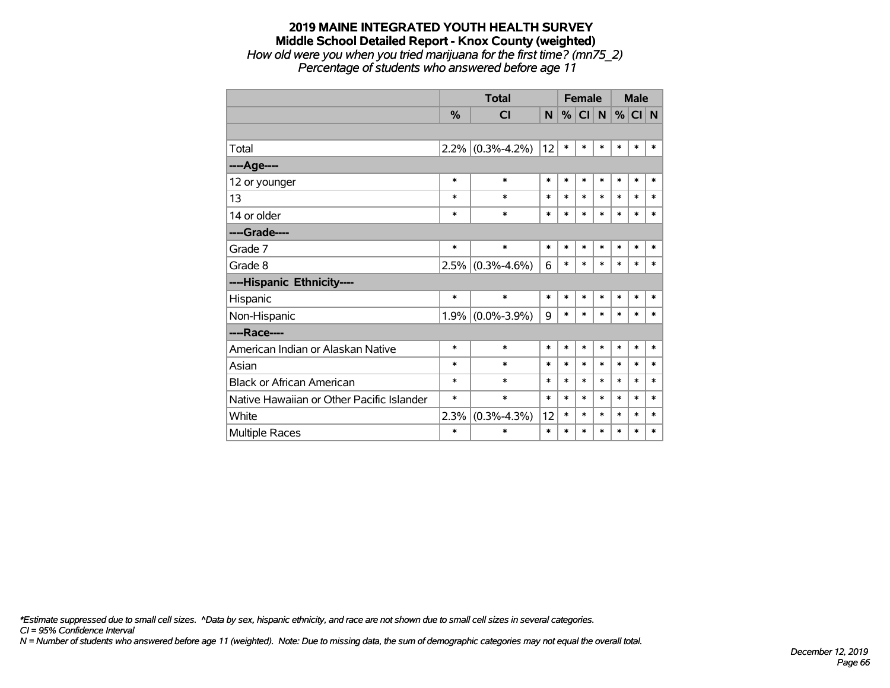**2019 MAINE INTEGRATED YOUTH HEALTH SURVEY**
**Middle School Detailed Report - Knox County (weighted)**
*How old were you when you tried marijuana for the first time? (mn75_2)*
*Percentage of students who answered before age 11*

| | Total | | | Female | | | Male | | |
|---|---|---|---|---|---|---|---|---|---|
| | % | CI | N | % | CI | N | % | CI | N |
| | | | | | | | | | |
| Total | 2.2% | (0.3%-4.2%) | 12 | * | * | * | * | * | * |
| ----Age---- | | | | | | | | | |
| 12 or younger | * | * | * | * | * | * | * | * | * |
| 13 | * | * | * | * | * | * | * | * | * |
| 14 or older | * | * | * | * | * | * | * | * | * |
| ----Grade---- | | | | | | | | | |
| Grade 7 | * | * | * | * | * | * | * | * | * |
| Grade 8 | 2.5% | (0.3%-4.6%) | 6 | * | * | * | * | * | * |
| ----Hispanic Ethnicity---- | | | | | | | | | |
| Hispanic | * | * | * | * | * | * | * | * | * |
| Non-Hispanic | 1.9% | (0.0%-3.9%) | 9 | * | * | * | * | * | * |
| ----Race---- | | | | | | | | | |
| American Indian or Alaskan Native | * | * | * | * | * | * | * | * | * |
| Asian | * | * | * | * | * | * | * | * | * |
| Black or African American | * | * | * | * | * | * | * | * | * |
| Native Hawaiian or Other Pacific Islander | * | * | * | * | * | * | * | * | * |
| White | 2.3% | (0.3%-4.3%) | 12 | * | * | * | * | * | * |
| Multiple Races | * | * | * | * | * | * | * | * | * |

*\*Estimate suppressed due to small cell sizes. ^Data by sex, hispanic ethnicity, and race are not shown due to small cell sizes in several categories.*
*CI = 95% Confidence Interval*
*N = Number of students who answered before age 11 (weighted). Note: Due to missing data, the sum of demographic categories may not equal the overall total.*

*December 12, 2019*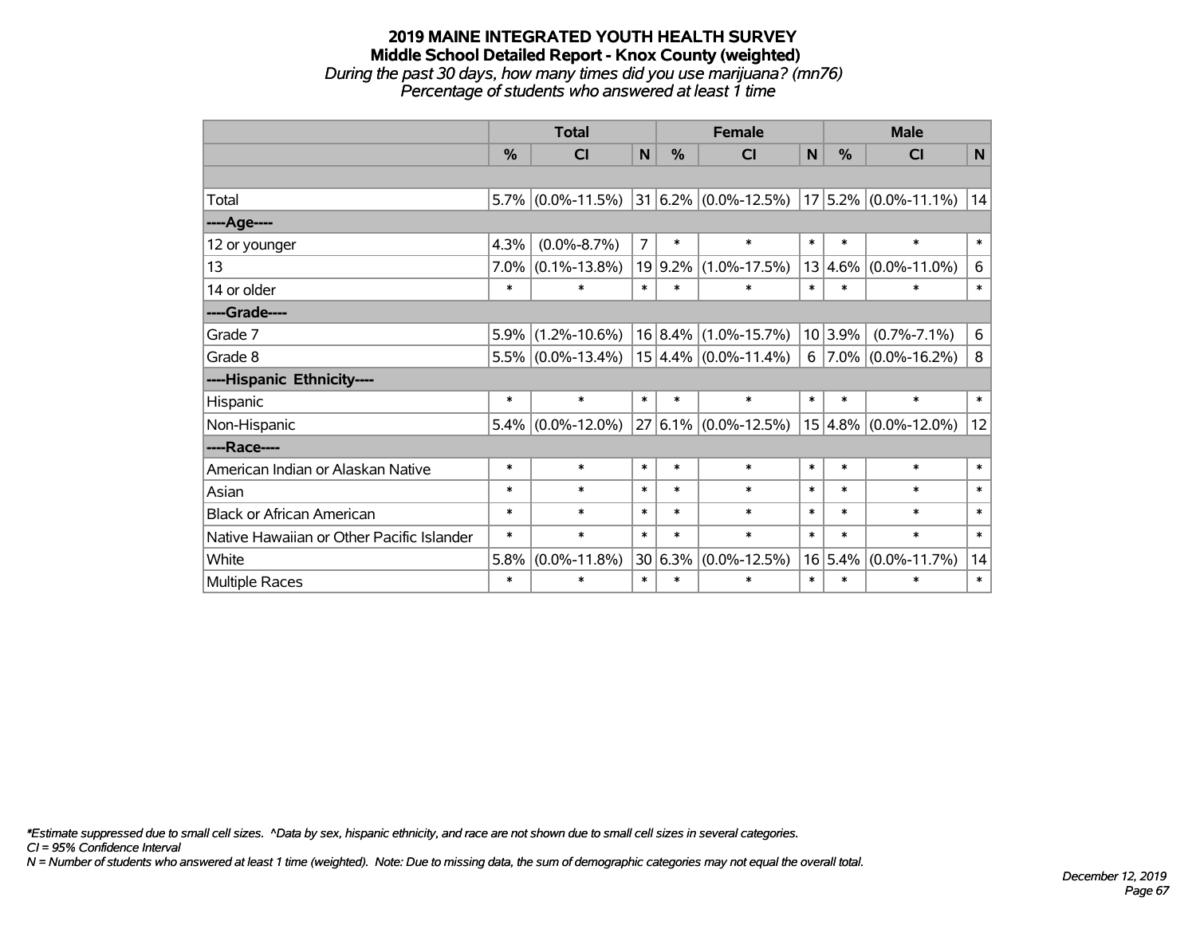# 2019 MAINE INTEGRATED YOUTH HEALTH SURVEY
## Middle School Detailed Report - Knox County (weighted)
*During the past 30 days, how many times did you use marijuana? (mn76)*
*Percentage of students who answered at least 1 time*

| | Total | | | Female | | | Male | | |
|---|---|---|---|---|---|---|---|---|---|
| | % | CI | N | % | CI | N | % | CI | N |
| | | | | | | | | | |
| Total | 5.7% | (0.0%-11.5%) | 31 | 6.2% | (0.0%-12.5%) | 17 | 5.2% | (0.0%-11.1%) | 14 |
| ----Age---- | | | | | | | | | |
| 12 or younger | 4.3% | (0.0%-8.7%) | 7 | * | * | * | * | * | * |
| 13 | 7.0% | (0.1%-13.8%) | 19 | 9.2% | (1.0%-17.5%) | 13 | 4.6% | (0.0%-11.0%) | 6 |
| 14 or older | * | * | * | * | * | * | * | * | * |
| ----Grade---- | | | | | | | | | |
| Grade 7 | 5.9% | (1.2%-10.6%) | 16 | 8.4% | (1.0%-15.7%) | 10 | 3.9% | (0.7%-7.1%) | 6 |
| Grade 8 | 5.5% | (0.0%-13.4%) | 15 | 4.4% | (0.0%-11.4%) | 6 | 7.0% | (0.0%-16.2%) | 8 |
| ----Hispanic Ethnicity---- | | | | | | | | | |
| Hispanic | * | * | * | * | * | * | * | * | * |
| Non-Hispanic | 5.4% | (0.0%-12.0%) | 27 | 6.1% | (0.0%-12.5%) | 15 | 4.8% | (0.0%-12.0%) | 12 |
| ----Race---- | | | | | | | | | |
| American Indian or Alaskan Native | * | * | * | * | * | * | * | * | * |
| Asian | * | * | * | * | * | * | * | * | * |
| Black or African American | * | * | * | * | * | * | * | * | * |
| Native Hawaiian or Other Pacific Islander | * | * | * | * | * | * | * | * | * |
| White | 5.8% | (0.0%-11.8%) | 30 | 6.3% | (0.0%-12.5%) | 16 | 5.4% | (0.0%-11.7%) | 14 |
| Multiple Races | * | * | * | * | * | * | * | * | * |

*\*Estimate suppressed due to small cell sizes. ^Data by sex, hispanic ethnicity, and race are not shown due to small cell sizes in several categories.*
*CI = 95% Confidence Interval*
*N = Number of students who answered at least 1 time (weighted). Note: Due to missing data, the sum of demographic categories may not equal the overall total.*

*December 12, 2019*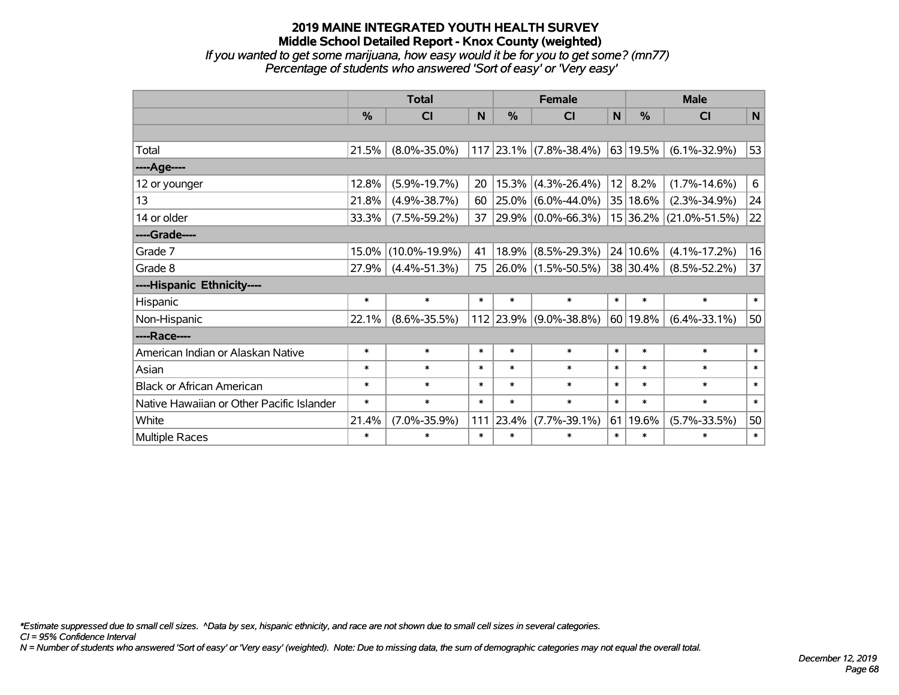# 2019 MAINE INTEGRATED YOUTH HEALTH SURVEY
## Middle School Detailed Report - Knox County (weighted)
*If you wanted to get some marijuana, how easy would it be for you to get some? (mn77)*
*Percentage of students who answered 'Sort of easy' or 'Very easy'*

| | Total | | | Female | | | Male | | |
|---|---|---|---|---|---|---|---|---|---|
| | % | CI | N | % | CI | N | % | CI | N |
| | | | | | | | | | |
| Total | 21.5% | (8.0%-35.0%) | 117 | 23.1% | (7.8%-38.4%) | 63 | 19.5% | (6.1%-32.9%) | 53 |
| ----Age---- | | | | | | | | | |
| 12 or younger | 12.8% | (5.9%-19.7%) | 20 | 15.3% | (4.3%-26.4%) | 12 | 8.2% | (1.7%-14.6%) | 6 |
| 13 | 21.8% | (4.9%-38.7%) | 60 | 25.0% | (6.0%-44.0%) | 35 | 18.6% | (2.3%-34.9%) | 24 |
| 14 or older | 33.3% | (7.5%-59.2%) | 37 | 29.9% | (0.0%-66.3%) | 15 | 36.2% | (21.0%-51.5%) | 22 |
| ----Grade---- | | | | | | | | | |
| Grade 7 | 15.0% | (10.0%-19.9%) | 41 | 18.9% | (8.5%-29.3%) | 24 | 10.6% | (4.1%-17.2%) | 16 |
| Grade 8 | 27.9% | (4.4%-51.3%) | 75 | 26.0% | (1.5%-50.5%) | 38 | 30.4% | (8.5%-52.2%) | 37 |
| ----Hispanic Ethnicity---- | | | | | | | | | |
| Hispanic | * | * | * | * | * | * | * | * | * |
| Non-Hispanic | 22.1% | (8.6%-35.5%) | 112 | 23.9% | (9.0%-38.8%) | 60 | 19.8% | (6.4%-33.1%) | 50 |
| ----Race---- | | | | | | | | | |
| American Indian or Alaskan Native | * | * | * | * | * | * | * | * | * |
| Asian | * | * | * | * | * | * | * | * | * |
| Black or African American | * | * | * | * | * | * | * | * | * |
| Native Hawaiian or Other Pacific Islander | * | * | * | * | * | * | * | * | * |
| White | 21.4% | (7.0%-35.9%) | 111 | 23.4% | (7.7%-39.1%) | 61 | 19.6% | (5.7%-33.5%) | 50 |
| Multiple Races | * | * | * | * | * | * | * | * | * |

*\*Estimate suppressed due to small cell sizes. ^Data by sex, hispanic ethnicity, and race are not shown due to small cell sizes in several categories.*
*CI = 95% Confidence Interval*
*N = Number of students who answered 'Sort of easy' or 'Very easy' (weighted). Note: Due to missing data, the sum of demographic categories may not equal the overall total.*

*December 12, 2019*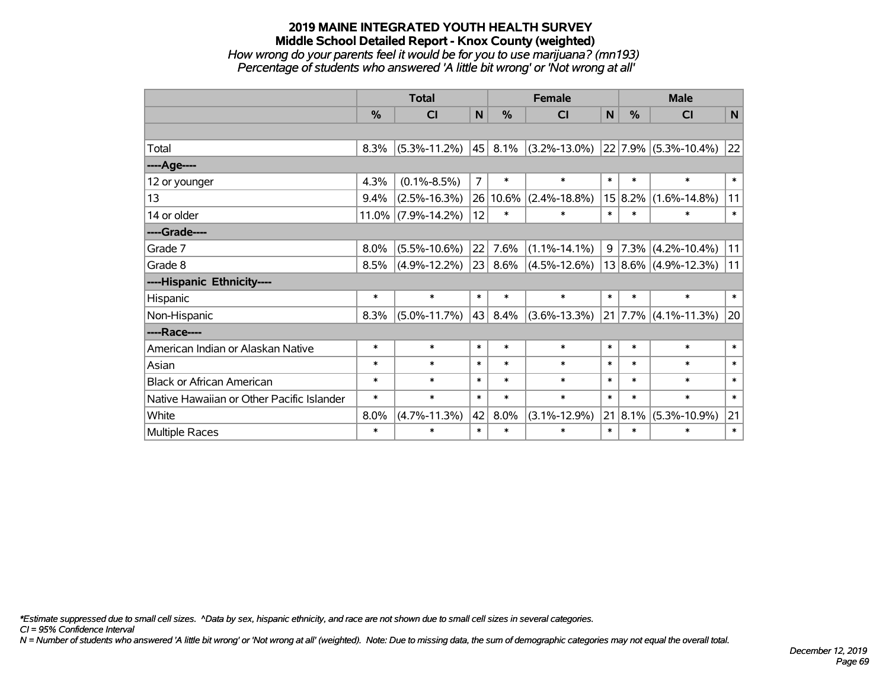# 2019 MAINE INTEGRATED YOUTH HEALTH SURVEY

## Middle School Detailed Report - Knox County (weighted)

*How wrong do your parents feel it would be for you to use marijuana? (mn193)*

*Percentage of students who answered 'A little bit wrong' or 'Not wrong at all'*

| | Total | | | Female | | | Male | | |
|---|---|---|---|---|---|---|---|---|---|
| | % | CI | N | % | CI | N | % | CI | N |
| | | | | | | | | | |
| Total | 8.3% | (5.3%-11.2%) | 45 | 8.1% | (3.2%-13.0%) | 22 | 7.9% | (5.3%-10.4%) | 22 |
| ----Age---- | | | | | | | | | |
| 12 or younger | 4.3% | (0.1%-8.5%) | 7 | * | * | * | * | * | * |
| 13 | 9.4% | (2.5%-16.3%) | 26 | 10.6% | (2.4%-18.8%) | 15 | 8.2% | (1.6%-14.8%) | 11 |
| 14 or older | 11.0% | (7.9%-14.2%) | 12 | * | * | * | * | * | * |
| ----Grade---- | | | | | | | | | |
| Grade 7 | 8.0% | (5.5%-10.6%) | 22 | 7.6% | (1.1%-14.1%) | 9 | 7.3% | (4.2%-10.4%) | 11 |
| Grade 8 | 8.5% | (4.9%-12.2%) | 23 | 8.6% | (4.5%-12.6%) | 13 | 8.6% | (4.9%-12.3%) | 11 |
| ----Hispanic Ethnicity---- | | | | | | | | | |
| Hispanic | * | * | * | * | * | * | * | * | * |
| Non-Hispanic | 8.3% | (5.0%-11.7%) | 43 | 8.4% | (3.6%-13.3%) | 21 | 7.7% | (4.1%-11.3%) | 20 |
| ----Race---- | | | | | | | | | |
| American Indian or Alaskan Native | * | * | * | * | * | * | * | * | * |
| Asian | * | * | * | * | * | * | * | * | * |
| Black or African American | * | * | * | * | * | * | * | * | * |
| Native Hawaiian or Other Pacific Islander | * | * | * | * | * | * | * | * | * |
| White | 8.0% | (4.7%-11.3%) | 42 | 8.0% | (3.1%-12.9%) | 21 | 8.1% | (5.3%-10.9%) | 21 |
| Multiple Races | * | * | * | * | * | * | * | * | * |

*\*Estimate suppressed due to small cell sizes. ^Data by sex, hispanic ethnicity, and race are not shown due to small cell sizes in several categories.*

*CI = 95% Confidence Interval*

*N = Number of students who answered 'A little bit wrong' or 'Not wrong at all' (weighted). Note: Due to missing data, the sum of demographic categories may not equal the overall total.*

*December 12, 2019*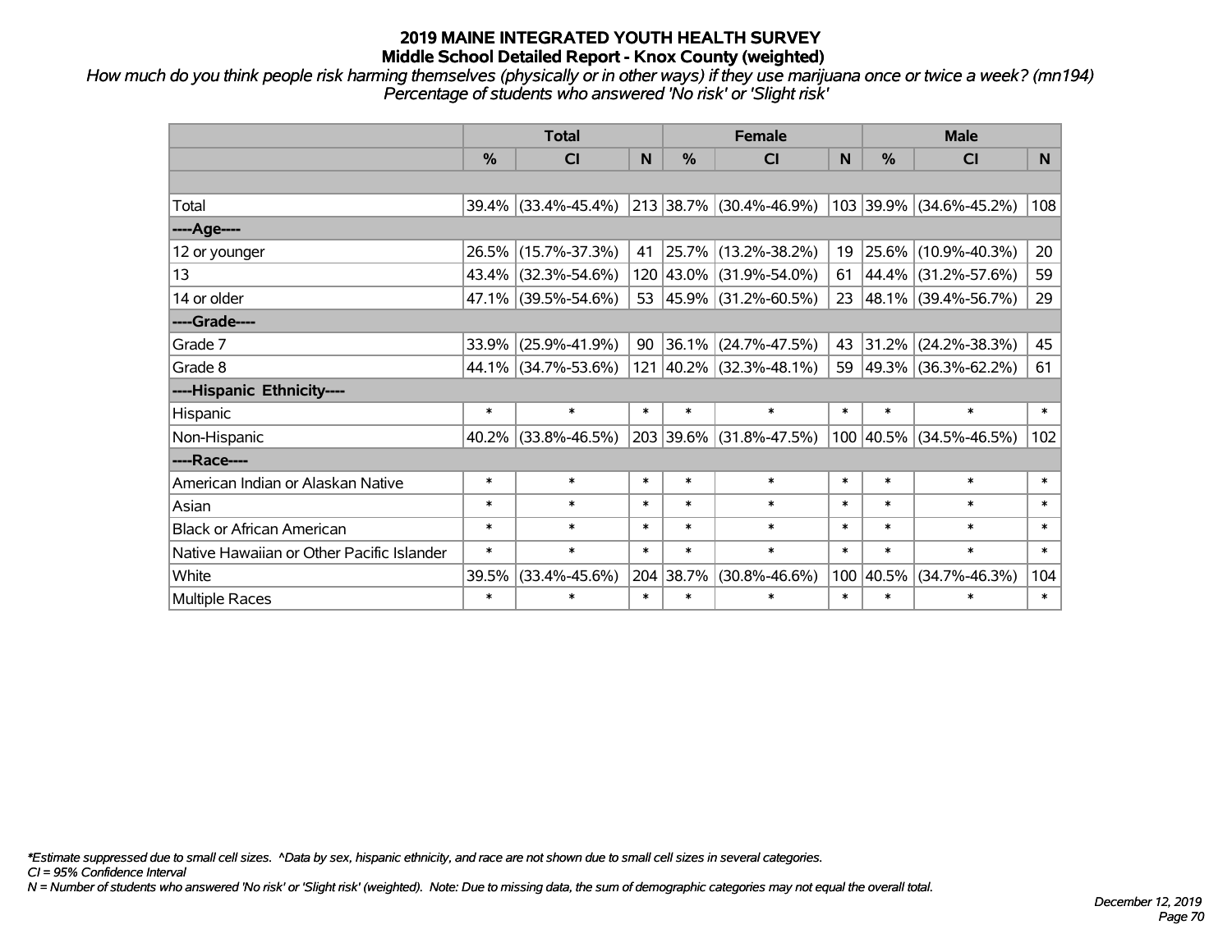# 2019 MAINE INTEGRATED YOUTH HEALTH SURVEY
## Middle School Detailed Report - Knox County (weighted)

*How much do you think people risk harming themselves (physically or in other ways) if they use marijuana once or twice a week? (mn194)*
*Percentage of students who answered 'No risk' or 'Slight risk'*

| | Total | | | Female | | | Male | | |
|---|---|---|---|---|---|---|---|---|---|
| | % | CI | N | % | CI | N | % | CI | N |
| | | | | | | | | | |
| Total | 39.4% | (33.4%-45.4%) | 213 | 38.7% | (30.4%-46.9%) | 103 | 39.9% | (34.6%-45.2%) | 108 |
| ----Age---- | | | | | | | | | |
| 12 or younger | 26.5% | (15.7%-37.3%) | 41 | 25.7% | (13.2%-38.2%) | 19 | 25.6% | (10.9%-40.3%) | 20 |
| 13 | 43.4% | (32.3%-54.6%) | 120 | 43.0% | (31.9%-54.0%) | 61 | 44.4% | (31.2%-57.6%) | 59 |
| 14 or older | 47.1% | (39.5%-54.6%) | 53 | 45.9% | (31.2%-60.5%) | 23 | 48.1% | (39.4%-56.7%) | 29 |
| ----Grade---- | | | | | | | | | |
| Grade 7 | 33.9% | (25.9%-41.9%) | 90 | 36.1% | (24.7%-47.5%) | 43 | 31.2% | (24.2%-38.3%) | 45 |
| Grade 8 | 44.1% | (34.7%-53.6%) | 121 | 40.2% | (32.3%-48.1%) | 59 | 49.3% | (36.3%-62.2%) | 61 |
| ----Hispanic Ethnicity---- | | | | | | | | | |
| Hispanic | * | * | * | * | * | * | * | * | * |
| Non-Hispanic | 40.2% | (33.8%-46.5%) | 203 | 39.6% | (31.8%-47.5%) | 100 | 40.5% | (34.5%-46.5%) | 102 |
| ----Race---- | | | | | | | | | |
| American Indian or Alaskan Native | * | * | * | * | * | * | * | * | * |
| Asian | * | * | * | * | * | * | * | * | * |
| Black or African American | * | * | * | * | * | * | * | * | * |
| Native Hawaiian or Other Pacific Islander | * | * | * | * | * | * | * | * | * |
| White | 39.5% | (33.4%-45.6%) | 204 | 38.7% | (30.8%-46.6%) | 100 | 40.5% | (34.7%-46.3%) | 104 |
| Multiple Races | * | * | * | * | * | * | * | * | * |

*\*Estimate suppressed due to small cell sizes. ^Data by sex, hispanic ethnicity, and race are not shown due to small cell sizes in several categories.*
*CI = 95% Confidence Interval*
*N = Number of students who answered 'No risk' or 'Slight risk' (weighted). Note: Due to missing data, the sum of demographic categories may not equal the overall total.*

*December 12, 2019*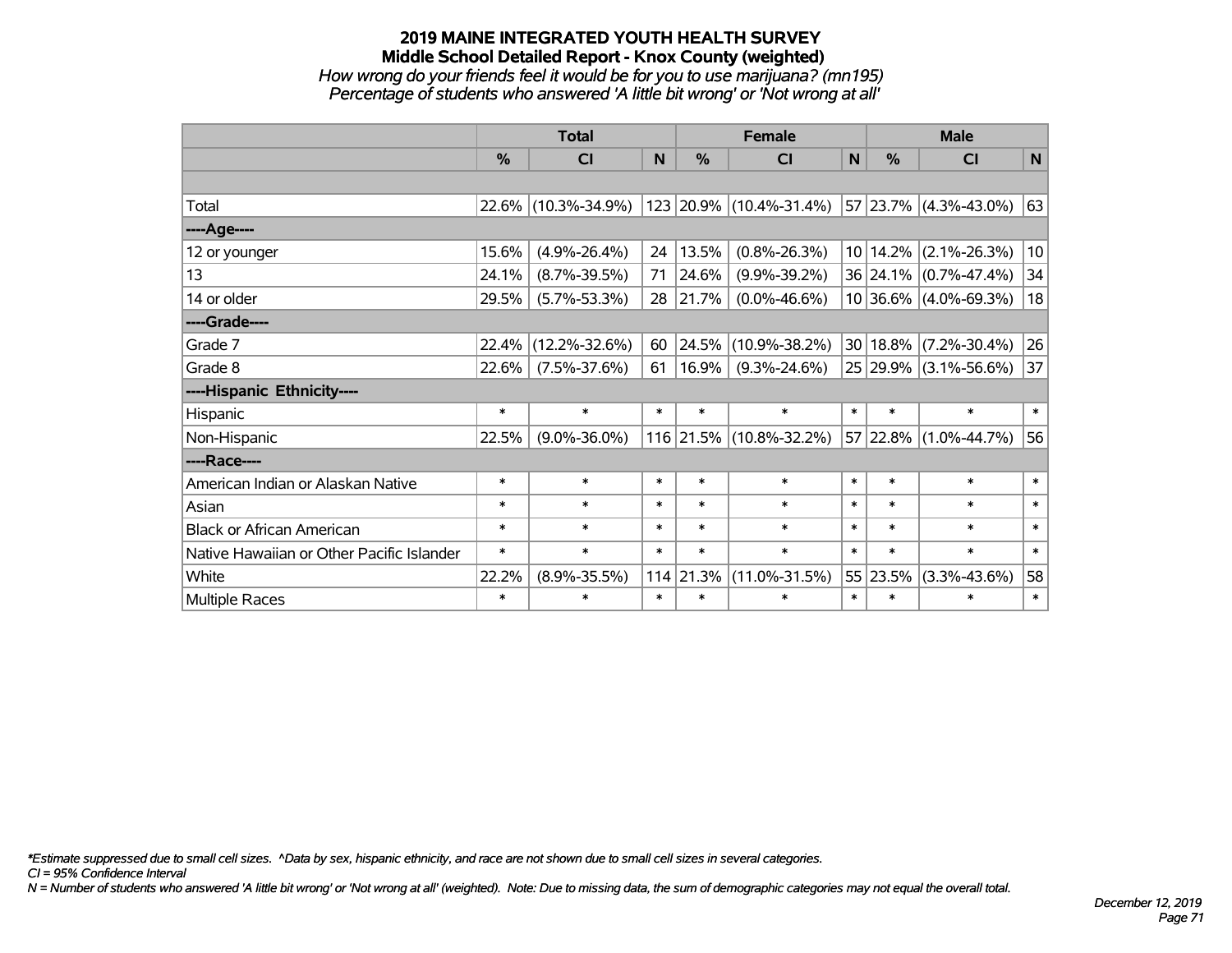# 2019 MAINE INTEGRATED YOUTH HEALTH SURVEY

## Middle School Detailed Report - Knox County (weighted)

*How wrong do your friends feel it would be for you to use marijuana? (mn195)*

*Percentage of students who answered 'A little bit wrong' or 'Not wrong at all'*

| | Total | | | Female | | | Male | | |
|---|---|---|---|---|---|---|---|---|---|
| | % | CI | N | % | CI | N | % | CI | N |
| | | | | | | | | | |
| Total | 22.6% | (10.3%-34.9%) | 123 | 20.9% | (10.4%-31.4%) | 57 | 23.7% | (4.3%-43.0%) | 63 |
| ----Age---- | | | | | | | | | |
| 12 or younger | 15.6% | (4.9%-26.4%) | 24 | 13.5% | (0.8%-26.3%) | 10 | 14.2% | (2.1%-26.3%) | 10 |
| 13 | 24.1% | (8.7%-39.5%) | 71 | 24.6% | (9.9%-39.2%) | 36 | 24.1% | (0.7%-47.4%) | 34 |
| 14 or older | 29.5% | (5.7%-53.3%) | 28 | 21.7% | (0.0%-46.6%) | 10 | 36.6% | (4.0%-69.3%) | 18 |
| ----Grade---- | | | | | | | | | |
| Grade 7 | 22.4% | (12.2%-32.6%) | 60 | 24.5% | (10.9%-38.2%) | 30 | 18.8% | (7.2%-30.4%) | 26 |
| Grade 8 | 22.6% | (7.5%-37.6%) | 61 | 16.9% | (9.3%-24.6%) | 25 | 29.9% | (3.1%-56.6%) | 37 |
| ----Hispanic Ethnicity---- | | | | | | | | | |
| Hispanic | * | * | * | * | * | * | * | * | * |
| Non-Hispanic | 22.5% | (9.0%-36.0%) | 116 | 21.5% | (10.8%-32.2%) | 57 | 22.8% | (1.0%-44.7%) | 56 |
| ----Race---- | | | | | | | | | |
| American Indian or Alaskan Native | * | * | * | * | * | * | * | * | * |
| Asian | * | * | * | * | * | * | * | * | * |
| Black or African American | * | * | * | * | * | * | * | * | * |
| Native Hawaiian or Other Pacific Islander | * | * | * | * | * | * | * | * | * |
| White | 22.2% | (8.9%-35.5%) | 114 | 21.3% | (11.0%-31.5%) | 55 | 23.5% | (3.3%-43.6%) | 58 |
| Multiple Races | * | * | * | * | * | * | * | * | * |

*\*Estimate suppressed due to small cell sizes. ^Data by sex, hispanic ethnicity, and race are not shown due to small cell sizes in several categories.*

*CI = 95% Confidence Interval*

*N = Number of students who answered 'A little bit wrong' or 'Not wrong at all' (weighted). Note: Due to missing data, the sum of demographic categories may not equal the overall total.*

*December 12, 2019*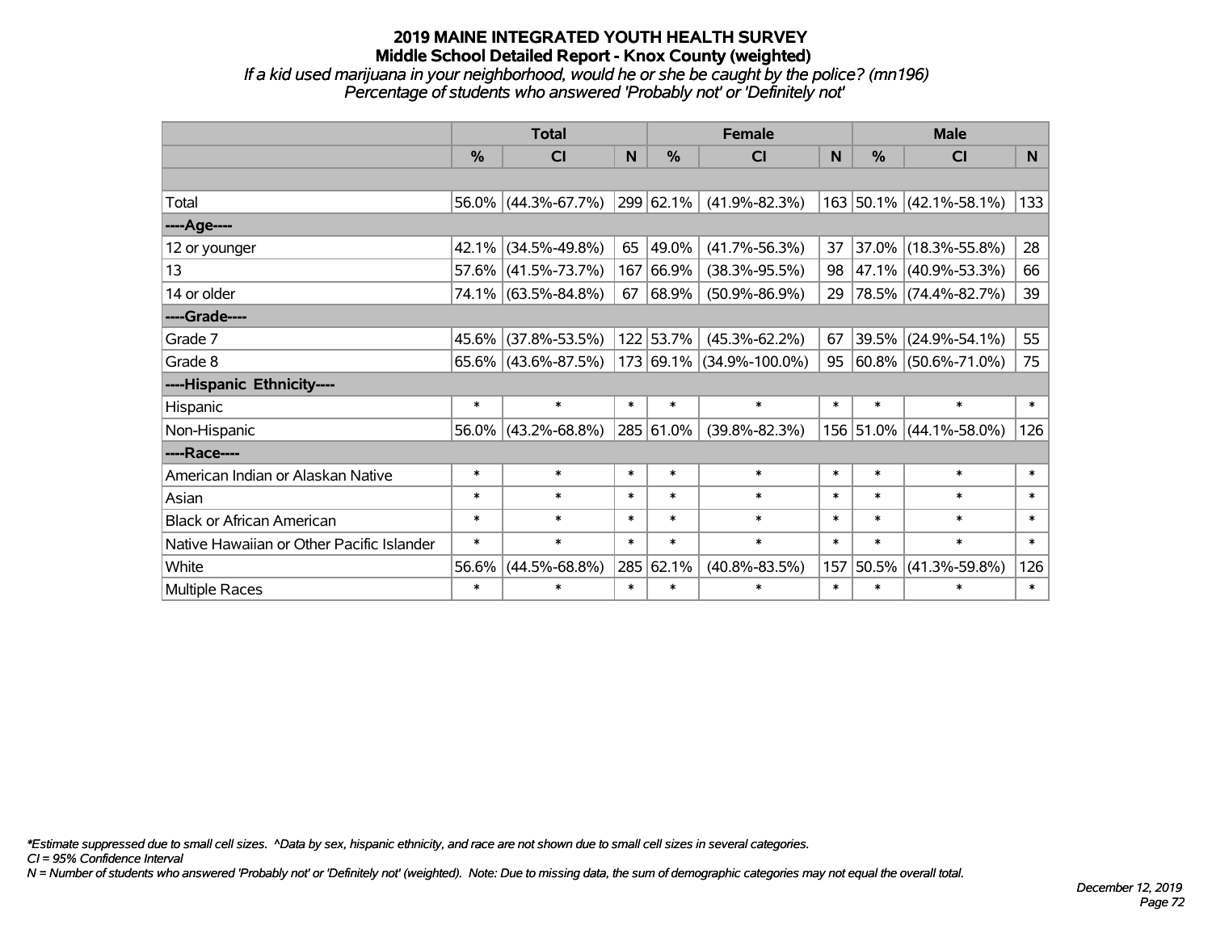# 2019 MAINE INTEGRATED YOUTH HEALTH SURVEY
## Middle School Detailed Report - Knox County (weighted)
*If a kid used marijuana in your neighborhood, would he or she be caught by the police? (mn196)*
*Percentage of students who answered 'Probably not' or 'Definitely not'*

| | Total | | | Female | | | Male | | |
|---|---|---|---|---|---|---|---|---|---|
| | % | CI | N | % | CI | N | % | CI | N |
| | | | | | | | | | |
| Total | 56.0% | (44.3%-67.7%) | 299 | 62.1% | (41.9%-82.3%) | 163 | 50.1% | (42.1%-58.1%) | 133 |
| ----Age---- | | | | | | | | | |
| 12 or younger | 42.1% | (34.5%-49.8%) | 65 | 49.0% | (41.7%-56.3%) | 37 | 37.0% | (18.3%-55.8%) | 28 |
| 13 | 57.6% | (41.5%-73.7%) | 167 | 66.9% | (38.3%-95.5%) | 98 | 47.1% | (40.9%-53.3%) | 66 |
| 14 or older | 74.1% | (63.5%-84.8%) | 67 | 68.9% | (50.9%-86.9%) | 29 | 78.5% | (74.4%-82.7%) | 39 |
| ----Grade---- | | | | | | | | | |
| Grade 7 | 45.6% | (37.8%-53.5%) | 122 | 53.7% | (45.3%-62.2%) | 67 | 39.5% | (24.9%-54.1%) | 55 |
| Grade 8 | 65.6% | (43.6%-87.5%) | 173 | 69.1% | (34.9%-100.0%) | 95 | 60.8% | (50.6%-71.0%) | 75 |
| ----Hispanic Ethnicity---- | | | | | | | | | |
| Hispanic | * | * | * | * | * | * | * | * | * |
| Non-Hispanic | 56.0% | (43.2%-68.8%) | 285 | 61.0% | (39.8%-82.3%) | 156 | 51.0% | (44.1%-58.0%) | 126 |
| ----Race---- | | | | | | | | | |
| American Indian or Alaskan Native | * | * | * | * | * | * | * | * | * |
| Asian | * | * | * | * | * | * | * | * | * |
| Black or African American | * | * | * | * | * | * | * | * | * |
| Native Hawaiian or Other Pacific Islander | * | * | * | * | * | * | * | * | * |
| White | 56.6% | (44.5%-68.8%) | 285 | 62.1% | (40.8%-83.5%) | 157 | 50.5% | (41.3%-59.8%) | 126 |
| Multiple Races | * | * | * | * | * | * | * | * | * |

*\*Estimate suppressed due to small cell sizes. ^Data by sex, hispanic ethnicity, and race are not shown due to small cell sizes in several categories.*
*CI = 95% Confidence Interval*
*N = Number of students who answered 'Probably not' or 'Definitely not' (weighted). Note: Due to missing data, the sum of demographic categories may not equal the overall total.*

*December 12, 2019*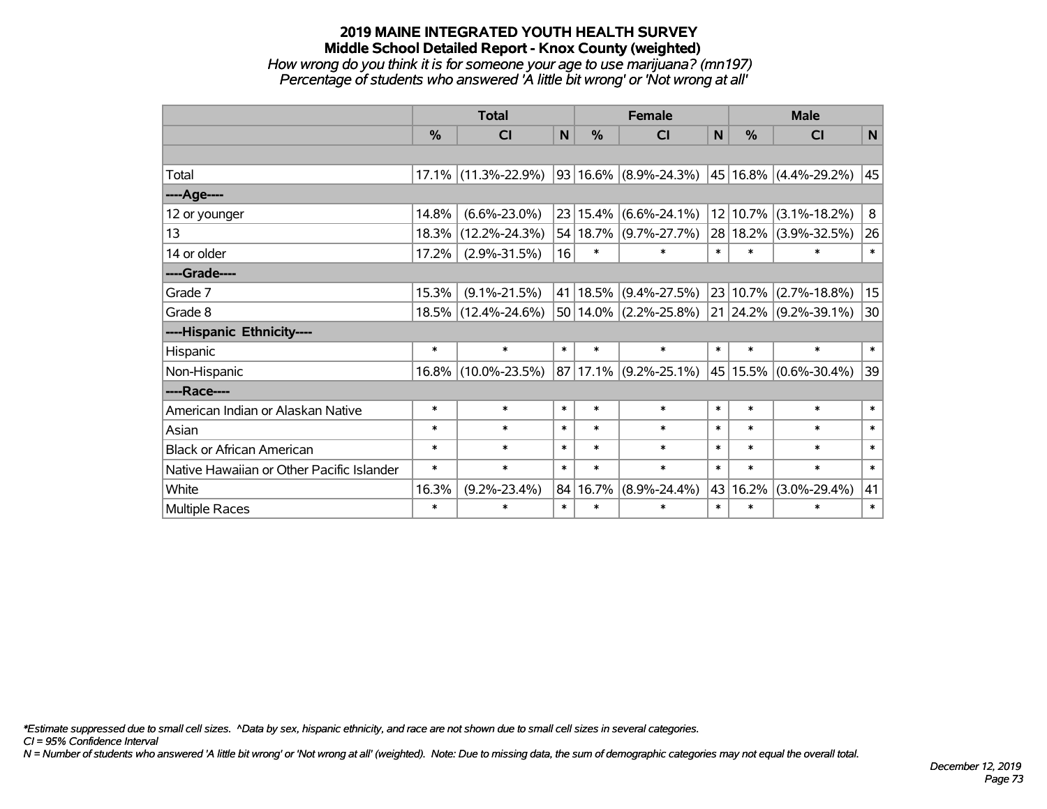# 2019 MAINE INTEGRATED YOUTH HEALTH SURVEY
## Middle School Detailed Report - Knox County (weighted)
*How wrong do you think it is for someone your age to use marijuana? (mn197)*
*Percentage of students who answered 'A little bit wrong' or 'Not wrong at all'*

| | Total | | | Female | | | Male | | |
|---|---|---|---|---|---|---|---|---|---|
| | % | CI | N | % | CI | N | % | CI | N |
| Total | 17.1% | (11.3%-22.9%) | 93 | 16.6% | (8.9%-24.3%) | 45 | 16.8% | (4.4%-29.2%) | 45 |
| ----Age---- | | | | | | | | | |
| 12 or younger | 14.8% | (6.6%-23.0%) | 23 | 15.4% | (6.6%-24.1%) | 12 | 10.7% | (3.1%-18.2%) | 8 |
| 13 | 18.3% | (12.2%-24.3%) | 54 | 18.7% | (9.7%-27.7%) | 28 | 18.2% | (3.9%-32.5%) | 26 |
| 14 or older | 17.2% | (2.9%-31.5%) | 16 | * | * | * | * | * | * |
| ----Grade---- | | | | | | | | | |
| Grade 7 | 15.3% | (9.1%-21.5%) | 41 | 18.5% | (9.4%-27.5%) | 23 | 10.7% | (2.7%-18.8%) | 15 |
| Grade 8 | 18.5% | (12.4%-24.6%) | 50 | 14.0% | (2.2%-25.8%) | 21 | 24.2% | (9.2%-39.1%) | 30 |
| ----Hispanic Ethnicity---- | | | | | | | | | |
| Hispanic | * | * | * | * | * | * | * | * | * |
| Non-Hispanic | 16.8% | (10.0%-23.5%) | 87 | 17.1% | (9.2%-25.1%) | 45 | 15.5% | (0.6%-30.4%) | 39 |
| ----Race---- | | | | | | | | | |
| American Indian or Alaskan Native | * | * | * | * | * | * | * | * | * |
| Asian | * | * | * | * | * | * | * | * | * |
| Black or African American | * | * | * | * | * | * | * | * | * |
| Native Hawaiian or Other Pacific Islander | * | * | * | * | * | * | * | * | * |
| White | 16.3% | (9.2%-23.4%) | 84 | 16.7% | (8.9%-24.4%) | 43 | 16.2% | (3.0%-29.4%) | 41 |
| Multiple Races | * | * | * | * | * | * | * | * | * |

*\*Estimate suppressed due to small cell sizes. ^Data by sex, hispanic ethnicity, and race are not shown due to small cell sizes in several categories.*
*CI = 95% Confidence Interval*
*N = Number of students who answered 'A little bit wrong' or 'Not wrong at all' (weighted). Note: Due to missing data, the sum of demographic categories may not equal the overall total.*

*December 12, 2019*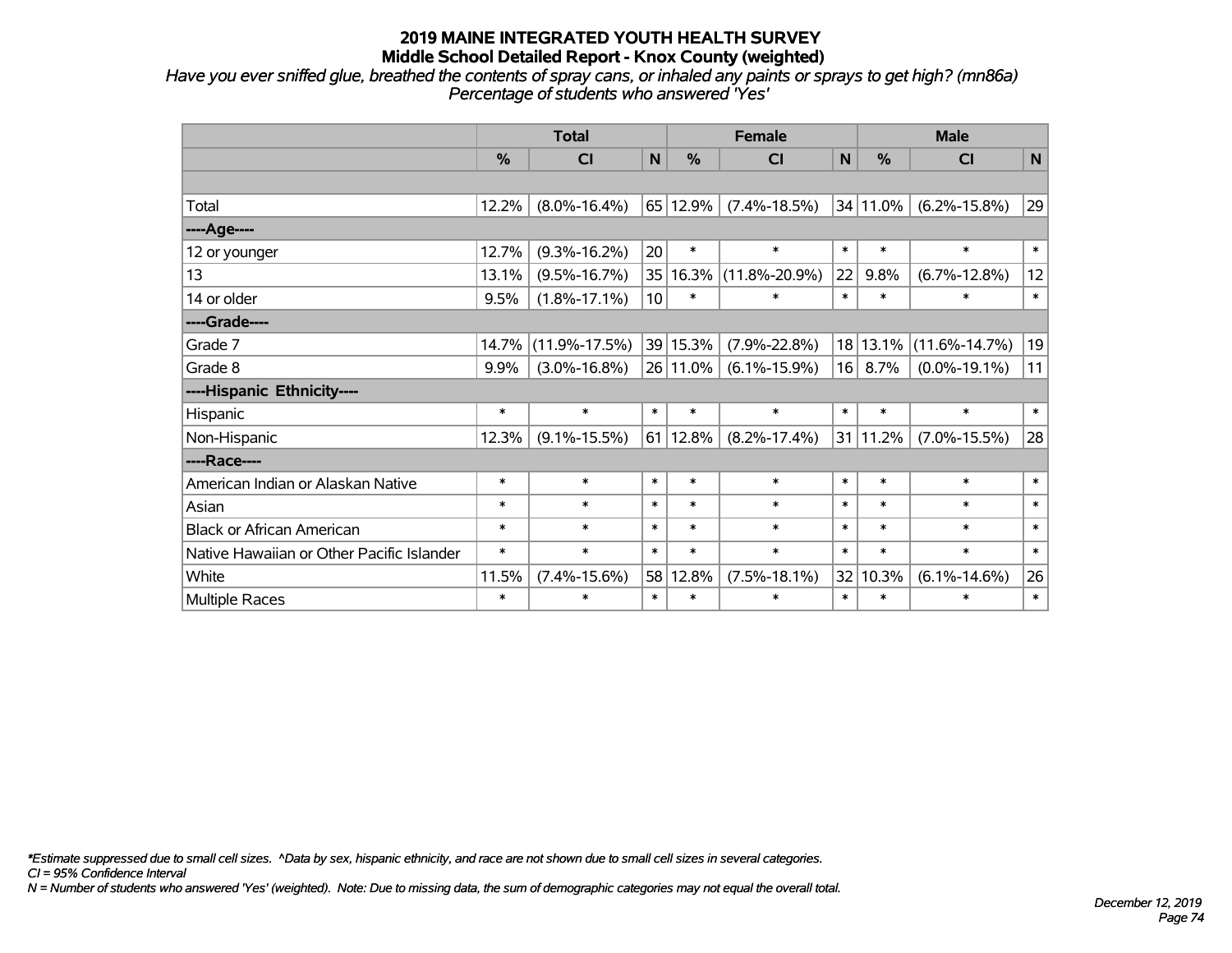# 2019 MAINE INTEGRATED YOUTH HEALTH SURVEY
## Middle School Detailed Report - Knox County (weighted)

*Have you ever sniffed glue, breathed the contents of spray cans, or inhaled any paints or sprays to get high? (mn86a)*
*Percentage of students who answered 'Yes'*

| | Total | | | Female | | | Male | | |
|---|---|---|---|---|---|---|---|---|---|
| | % | CI | N | % | CI | N | % | CI | N |
| | | | | | | | | | |
| Total | 12.2% | (8.0%-16.4%) | 65 | 12.9% | (7.4%-18.5%) | 34 | 11.0% | (6.2%-15.8%) | 29 |
| ----Age---- | | | | | | | | | |
| 12 or younger | 12.7% | (9.3%-16.2%) | 20 | * | * | * | * | * | * |
| 13 | 13.1% | (9.5%-16.7%) | 35 | 16.3% | (11.8%-20.9%) | 22 | 9.8% | (6.7%-12.8%) | 12 |
| 14 or older | 9.5% | (1.8%-17.1%) | 10 | * | * | * | * | * | * |
| ----Grade---- | | | | | | | | | |
| Grade 7 | 14.7% | (11.9%-17.5%) | 39 | 15.3% | (7.9%-22.8%) | 18 | 13.1% | (11.6%-14.7%) | 19 |
| Grade 8 | 9.9% | (3.0%-16.8%) | 26 | 11.0% | (6.1%-15.9%) | 16 | 8.7% | (0.0%-19.1%) | 11 |
| ----Hispanic Ethnicity---- | | | | | | | | | |
| Hispanic | * | * | * | * | * | * | * | * | * |
| Non-Hispanic | 12.3% | (9.1%-15.5%) | 61 | 12.8% | (8.2%-17.4%) | 31 | 11.2% | (7.0%-15.5%) | 28 |
| ----Race---- | | | | | | | | | |
| American Indian or Alaskan Native | * | * | * | * | * | * | * | * | * |
| Asian | * | * | * | * | * | * | * | * | * |
| Black or African American | * | * | * | * | * | * | * | * | * |
| Native Hawaiian or Other Pacific Islander | * | * | * | * | * | * | * | * | * |
| White | 11.5% | (7.4%-15.6%) | 58 | 12.8% | (7.5%-18.1%) | 32 | 10.3% | (6.1%-14.6%) | 26 |
| Multiple Races | * | * | * | * | * | * | * | * | * |

*Estimate suppressed due to small cell sizes. ^Data by sex, hispanic ethnicity, and race are not shown due to small cell sizes in several categories.
*CI = 95% Confidence Interval*
*N = Number of students who answered 'Yes' (weighted). Note: Due to missing data, the sum of demographic categories may not equal the overall total.*

*December 12, 2019*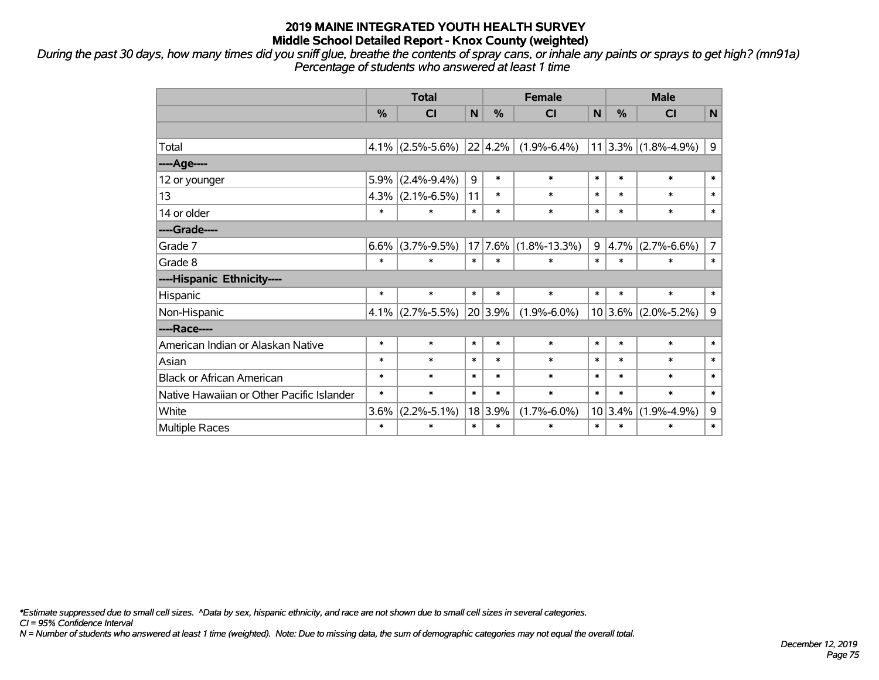## 2019 MAINE INTEGRATED YOUTH HEALTH SURVEY
### Middle School Detailed Report - Knox County (weighted)

*During the past 30 days, how many times did you sniff glue, breathe the contents of spray cans, or inhale any paints or sprays to get high? (mn91a)*
*Percentage of students who answered at least 1 time*

| | Total | | | Female | | | Male | | |
|---|---|---|---|---|---|---|---|---|---|
| | % | CI | N | % | CI | N | % | CI | N |
| | | | | | | | | | |
| Total | 4.1% | (2.5%-5.6%) | 22 | 4.2% | (1.9%-6.4%) | 11 | 3.3% | (1.8%-4.9%) | 9 |
| ----Age---- | | | | | | | | | |
| 12 or younger | 5.9% | (2.4%-9.4%) | 9 | * | * | * | * | * | * |
| 13 | 4.3% | (2.1%-6.5%) | 11 | * | * | * | * | * | * |
| 14 or older | * | * | * | * | * | * | * | * | * |
| ----Grade---- | | | | | | | | | |
| Grade 7 | 6.6% | (3.7%-9.5%) | 17 | 7.6% | (1.8%-13.3%) | 9 | 4.7% | (2.7%-6.6%) | 7 |
| Grade 8 | * | * | * | * | * | * | * | * | * |
| ----Hispanic Ethnicity---- | | | | | | | | | |
| Hispanic | * | * | * | * | * | * | * | * | * |
| Non-Hispanic | 4.1% | (2.7%-5.5%) | 20 | 3.9% | (1.9%-6.0%) | 10 | 3.6% | (2.0%-5.2%) | 9 |
| ----Race---- | | | | | | | | | |
| American Indian or Alaskan Native | * | * | * | * | * | * | * | * | * |
| Asian | * | * | * | * | * | * | * | * | * |
| Black or African American | * | * | * | * | * | * | * | * | * |
| Native Hawaiian or Other Pacific Islander | * | * | * | * | * | * | * | * | * |
| White | 3.6% | (2.2%-5.1%) | 18 | 3.9% | (1.7%-6.0%) | 10 | 3.4% | (1.9%-4.9%) | 9 |
| Multiple Races | * | * | * | * | * | * | * | * | * |

*\*Estimate suppressed due to small cell sizes. ^Data by sex, hispanic ethnicity, and race are not shown due to small cell sizes in several categories.*
*CI = 95% Confidence Interval*
*N = Number of students who answered at least 1 time (weighted). Note: Due to missing data, the sum of demographic categories may not equal the overall total.*

*December 12, 2019*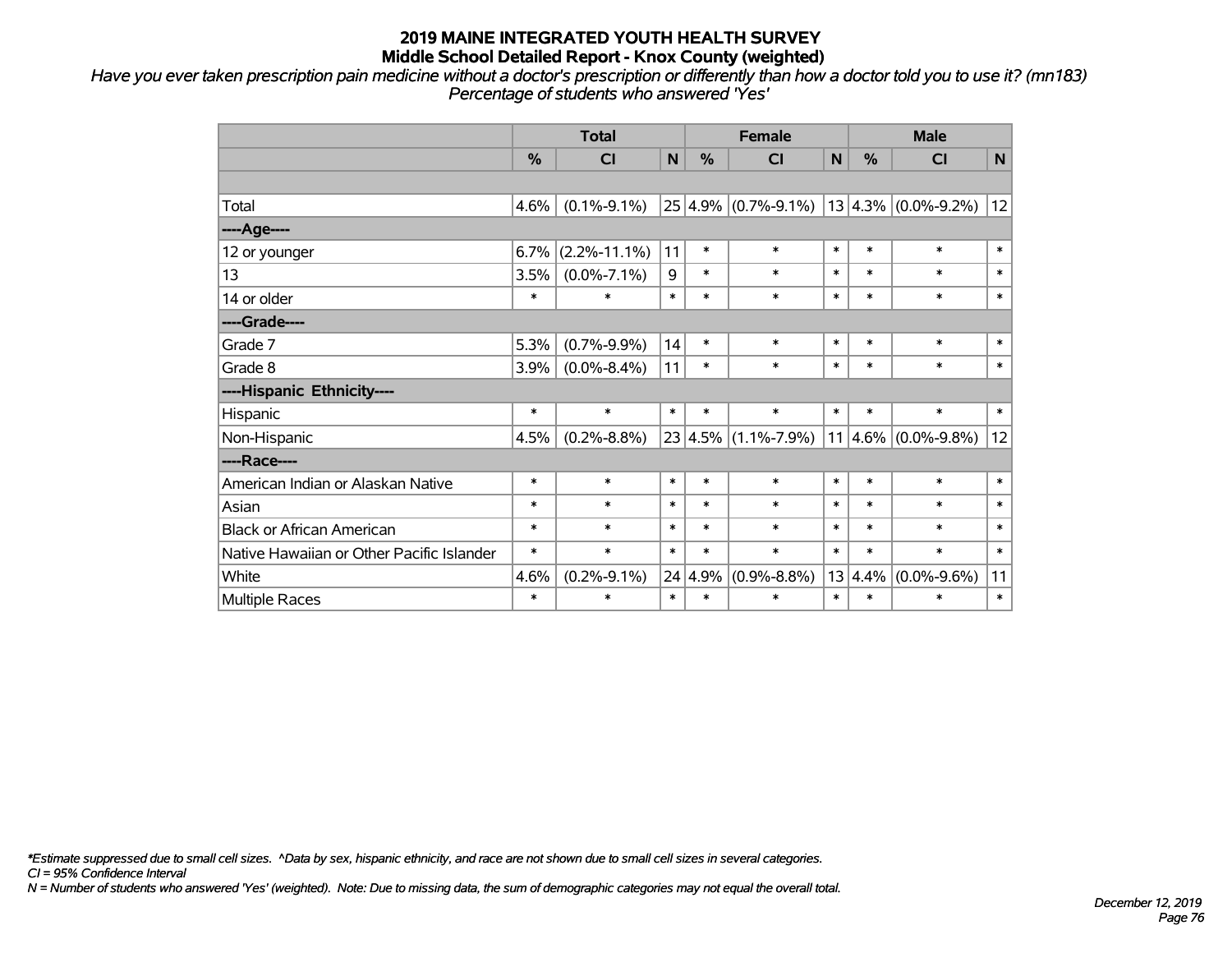# 2019 MAINE INTEGRATED YOUTH HEALTH SURVEY
## Middle School Detailed Report - Knox County (weighted)

*Have you ever taken prescription pain medicine without a doctor's prescription or differently than how a doctor told you to use it? (mn183)*
*Percentage of students who answered 'Yes'*

| | Total | | | Female | | | Male | | |
|---|---|---|---|---|---|---|---|---|---|
| | % | CI | N | % | CI | N | % | CI | N |
| | | | | | | | | | |
| Total | 4.6% | (0.1%-9.1%) | 25 | 4.9% | (0.7%-9.1%) | 13 | 4.3% | (0.0%-9.2%) | 12 |
| ----Age---- | | | | | | | | | |
| 12 or younger | 6.7% | (2.2%-11.1%) | 11 | * | * | * | * | * | * |
| 13 | 3.5% | (0.0%-7.1%) | 9 | * | * | * | * | * | * |
| 14 or older | * | * | * | * | * | * | * | * | * |
| ----Grade---- | | | | | | | | | |
| Grade 7 | 5.3% | (0.7%-9.9%) | 14 | * | * | * | * | * | * |
| Grade 8 | 3.9% | (0.0%-8.4%) | 11 | * | * | * | * | * | * |
| ----Hispanic Ethnicity---- | | | | | | | | | |
| Hispanic | * | * | * | * | * | * | * | * | * |
| Non-Hispanic | 4.5% | (0.2%-8.8%) | 23 | 4.5% | (1.1%-7.9%) | 11 | 4.6% | (0.0%-9.8%) | 12 |
| ----Race---- | | | | | | | | | |
| American Indian or Alaskan Native | * | * | * | * | * | * | * | * | * |
| Asian | * | * | * | * | * | * | * | * | * |
| Black or African American | * | * | * | * | * | * | * | * | * |
| Native Hawaiian or Other Pacific Islander | * | * | * | * | * | * | * | * | * |
| White | 4.6% | (0.2%-9.1%) | 24 | 4.9% | (0.9%-8.8%) | 13 | 4.4% | (0.0%-9.6%) | 11 |
| Multiple Races | * | * | * | * | * | * | * | * | * |

*\*Estimate suppressed due to small cell sizes. ^Data by sex, hispanic ethnicity, and race are not shown due to small cell sizes in several categories.*
*CI = 95% Confidence Interval*
*N = Number of students who answered 'Yes' (weighted). Note: Due to missing data, the sum of demographic categories may not equal the overall total.*

*December 12, 2019*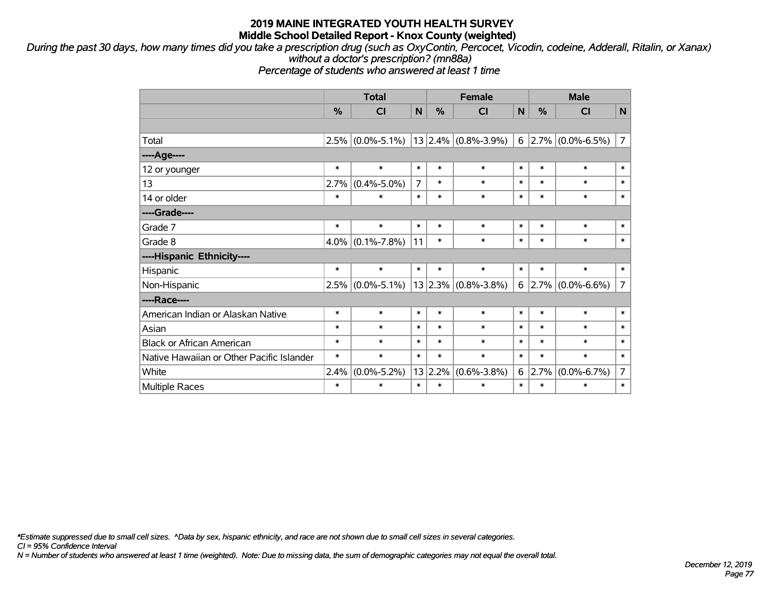# 2019 MAINE INTEGRATED YOUTH HEALTH SURVEY

## Middle School Detailed Report - Knox County (weighted)

*During the past 30 days, how many times did you take a prescription drug (such as OxyContin, Percocet, Vicodin, codeine, Adderall, Ritalin, or Xanax) without a doctor's prescription? (mn88a)*

*Percentage of students who answered at least 1 time*

| | Total | | | Female | | | Male | | |
|---|---|---|---|---|---|---|---|---|---|
| | % | CI | N | % | CI | N | % | CI | N |
| | | | | | | | | | |
| Total | 2.5% | (0.0%-5.1%) | 13 | 2.4% | (0.8%-3.9%) | 6 | 2.7% | (0.0%-6.5%) | 7 |
| ----Age---- | | | | | | | | | |
| 12 or younger | * | * | * | * | * | * | * | * | * |
| 13 | 2.7% | (0.4%-5.0%) | 7 | * | * | * | * | * | * |
| 14 or older | * | * | * | * | * | * | * | * | * |
| ----Grade---- | | | | | | | | | |
| Grade 7 | * | * | * | * | * | * | * | * | * |
| Grade 8 | 4.0% | (0.1%-7.8%) | 11 | * | * | * | * | * | * |
| ----Hispanic Ethnicity---- | | | | | | | | | |
| Hispanic | * | * | * | * | * | * | * | * | * |
| Non-Hispanic | 2.5% | (0.0%-5.1%) | 13 | 2.3% | (0.8%-3.8%) | 6 | 2.7% | (0.0%-6.6%) | 7 |
| ----Race---- | | | | | | | | | |
| American Indian or Alaskan Native | * | * | * | * | * | * | * | * | * |
| Asian | * | * | * | * | * | * | * | * | * |
| Black or African American | * | * | * | * | * | * | * | * | * |
| Native Hawaiian or Other Pacific Islander | * | * | * | * | * | * | * | * | * |
| White | 2.4% | (0.0%-5.2%) | 13 | 2.2% | (0.6%-3.8%) | 6 | 2.7% | (0.0%-6.7%) | 7 |
| Multiple Races | * | * | * | * | * | * | * | * | * |

*\*Estimate suppressed due to small cell sizes. ^Data by sex, hispanic ethnicity, and race are not shown due to small cell sizes in several categories.*

*CI = 95% Confidence Interval*

*N = Number of students who answered at least 1 time (weighted). Note: Due to missing data, the sum of demographic categories may not equal the overall total.*

*December 12, 2019*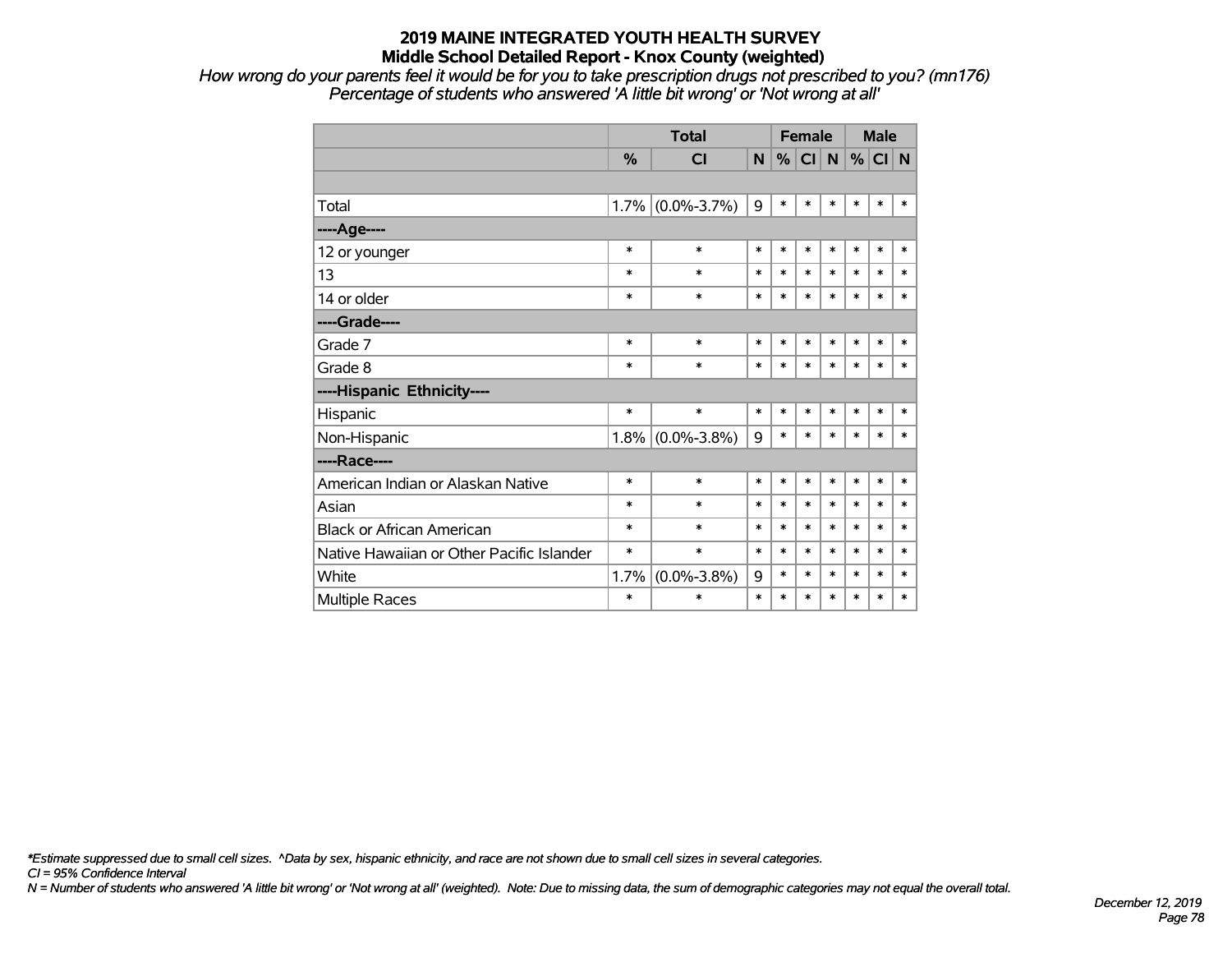# 2019 MAINE INTEGRATED YOUTH HEALTH SURVEY
## Middle School Detailed Report - Knox County (weighted)

*How wrong do your parents feel it would be for you to take prescription drugs not prescribed to you? (mn176)*
*Percentage of students who answered 'A little bit wrong' or 'Not wrong at all'*

| | Total | | | Female | | | Male | | |
|---|---|---|---|---|---|---|---|---|---|
| | % | CI | N | % | CI | N | % | CI | N |
| | | | | | | | | | |
| Total | 1.7% | (0.0%-3.7%) | 9 | * | * | * | * | * | * |
| ----Age---- | | | | | | | | | |
| 12 or younger | * | * | * | * | * | * | * | * | * |
| 13 | * | * | * | * | * | * | * | * | * |
| 14 or older | * | * | * | * | * | * | * | * | * |
| ----Grade---- | | | | | | | | | |
| Grade 7 | * | * | * | * | * | * | * | * | * |
| Grade 8 | * | * | * | * | * | * | * | * | * |
| ----Hispanic Ethnicity---- | | | | | | | | | |
| Hispanic | * | * | * | * | * | * | * | * | * |
| Non-Hispanic | 1.8% | (0.0%-3.8%) | 9 | * | * | * | * | * | * |
| ----Race---- | | | | | | | | | |
| American Indian or Alaskan Native | * | * | * | * | * | * | * | * | * |
| Asian | * | * | * | * | * | * | * | * | * |
| Black or African American | * | * | * | * | * | * | * | * | * |
| Native Hawaiian or Other Pacific Islander | * | * | * | * | * | * | * | * | * |
| White | 1.7% | (0.0%-3.8%) | 9 | * | * | * | * | * | * |
| Multiple Races | * | * | * | * | * | * | * | * | * |

*\*Estimate suppressed due to small cell sizes. ^Data by sex, hispanic ethnicity, and race are not shown due to small cell sizes in several categories.*
*CI = 95% Confidence Interval*
*N = Number of students who answered 'A little bit wrong' or 'Not wrong at all' (weighted). Note: Due to missing data, the sum of demographic categories may not equal the overall total.*

*December 12, 2019*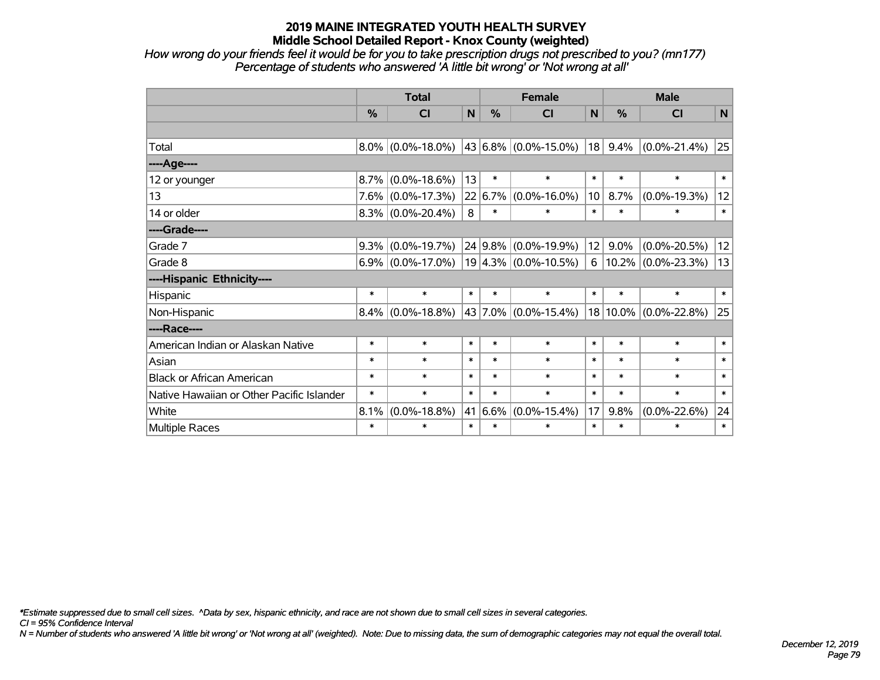# 2019 MAINE INTEGRATED YOUTH HEALTH SURVEY
## Middle School Detailed Report - Knox County (weighted)

*How wrong do your friends feel it would be for you to take prescription drugs not prescribed to you? (mn177)*
*Percentage of students who answered 'A little bit wrong' or 'Not wrong at all'*

| | Total | | | Female | | | Male | | |
|---|---|---|---|---|---|---|---|---|---|
| | % | CI | N | % | CI | N | % | CI | N |
| | | | | | | | | | |
| Total | 8.0% | (0.0%-18.0%) | 43 | 6.8% | (0.0%-15.0%) | 18 | 9.4% | (0.0%-21.4%) | 25 |
| ----Age---- | | | | | | | | | |
| 12 or younger | 8.7% | (0.0%-18.6%) | 13 | * | * | * | * | * | * |
| 13 | 7.6% | (0.0%-17.3%) | 22 | 6.7% | (0.0%-16.0%) | 10 | 8.7% | (0.0%-19.3%) | 12 |
| 14 or older | 8.3% | (0.0%-20.4%) | 8 | * | * | * | * | * | * |
| ----Grade---- | | | | | | | | | |
| Grade 7 | 9.3% | (0.0%-19.7%) | 24 | 9.8% | (0.0%-19.9%) | 12 | 9.0% | (0.0%-20.5%) | 12 |
| Grade 8 | 6.9% | (0.0%-17.0%) | 19 | 4.3% | (0.0%-10.5%) | 6 | 10.2% | (0.0%-23.3%) | 13 |
| ----Hispanic Ethnicity---- | | | | | | | | | |
| Hispanic | * | * | * | * | * | * | * | * | * |
| Non-Hispanic | 8.4% | (0.0%-18.8%) | 43 | 7.0% | (0.0%-15.4%) | 18 | 10.0% | (0.0%-22.8%) | 25 |
| ----Race---- | | | | | | | | | |
| American Indian or Alaskan Native | * | * | * | * | * | * | * | * | * |
| Asian | * | * | * | * | * | * | * | * | * |
| Black or African American | * | * | * | * | * | * | * | * | * |
| Native Hawaiian or Other Pacific Islander | * | * | * | * | * | * | * | * | * |
| White | 8.1% | (0.0%-18.8%) | 41 | 6.6% | (0.0%-15.4%) | 17 | 9.8% | (0.0%-22.6%) | 24 |
| Multiple Races | * | * | * | * | * | * | * | * | * |

*\*Estimate suppressed due to small cell sizes. ^Data by sex, hispanic ethnicity, and race are not shown due to small cell sizes in several categories.*
*CI = 95% Confidence Interval*
*N = Number of students who answered 'A little bit wrong' or 'Not wrong at all' (weighted). Note: Due to missing data, the sum of demographic categories may not equal the overall total.*

*December 12, 2019*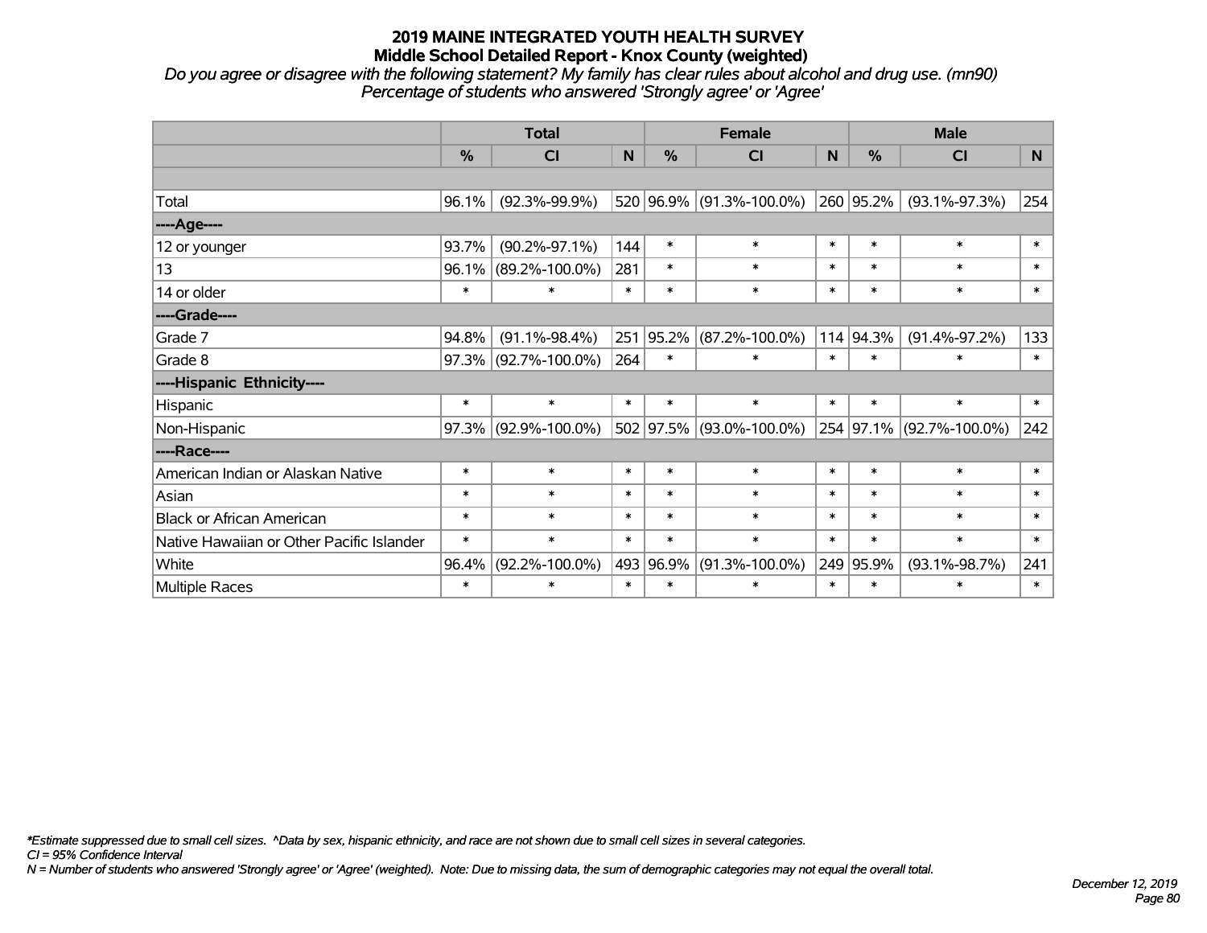**2019 MAINE INTEGRATED YOUTH HEALTH SURVEY**
**Middle School Detailed Report - Knox County (weighted)**
*Do you agree or disagree with the following statement? My family has clear rules about alcohol and drug use. (mn90)*
*Percentage of students who answered 'Strongly agree' or 'Agree'*

| | Total | | | Female | | | Male | | |
|---|---|---|---|---|---|---|---|---|---|
| | % | CI | N | % | CI | N | % | CI | N |
| Total | 96.1% | (92.3%-99.9%) | 520 | 96.9% | (91.3%-100.0%) | 260 | 95.2% | (93.1%-97.3%) | 254 |
| ----Age---- | | | | | | | | | |
| 12 or younger | 93.7% | (90.2%-97.1%) | 144 | * | * | * | * | * | * |
| 13 | 96.1% | (89.2%-100.0%) | 281 | * | * | * | * | * | * |
| 14 or older | * | * | * | * | * | * | * | * | * |
| ----Grade---- | | | | | | | | | |
| Grade 7 | 94.8% | (91.1%-98.4%) | 251 | 95.2% | (87.2%-100.0%) | 114 | 94.3% | (91.4%-97.2%) | 133 |
| Grade 8 | 97.3% | (92.7%-100.0%) | 264 | * | * | * | * | * | * |
| ----Hispanic Ethnicity---- | | | | | | | | | |
| Hispanic | * | * | * | * | * | * | * | * | * |
| Non-Hispanic | 97.3% | (92.9%-100.0%) | 502 | 97.5% | (93.0%-100.0%) | 254 | 97.1% | (92.7%-100.0%) | 242 |
| ----Race---- | | | | | | | | | |
| American Indian or Alaskan Native | * | * | * | * | * | * | * | * | * |
| Asian | * | * | * | * | * | * | * | * | * |
| Black or African American | * | * | * | * | * | * | * | * | * |
| Native Hawaiian or Other Pacific Islander | * | * | * | * | * | * | * | * | * |
| White | 96.4% | (92.2%-100.0%) | 493 | 96.9% | (91.3%-100.0%) | 249 | 95.9% | (93.1%-98.7%) | 241 |
| Multiple Races | * | * | * | * | * | * | * | * | * |

*\*Estimate suppressed due to small cell sizes. ^Data by sex, hispanic ethnicity, and race are not shown due to small cell sizes in several categories.*
*CI = 95% Confidence Interval*
*N = Number of students who answered 'Strongly agree' or 'Agree' (weighted). Note: Due to missing data, the sum of demographic categories may not equal the overall total.*

*December 12, 2019*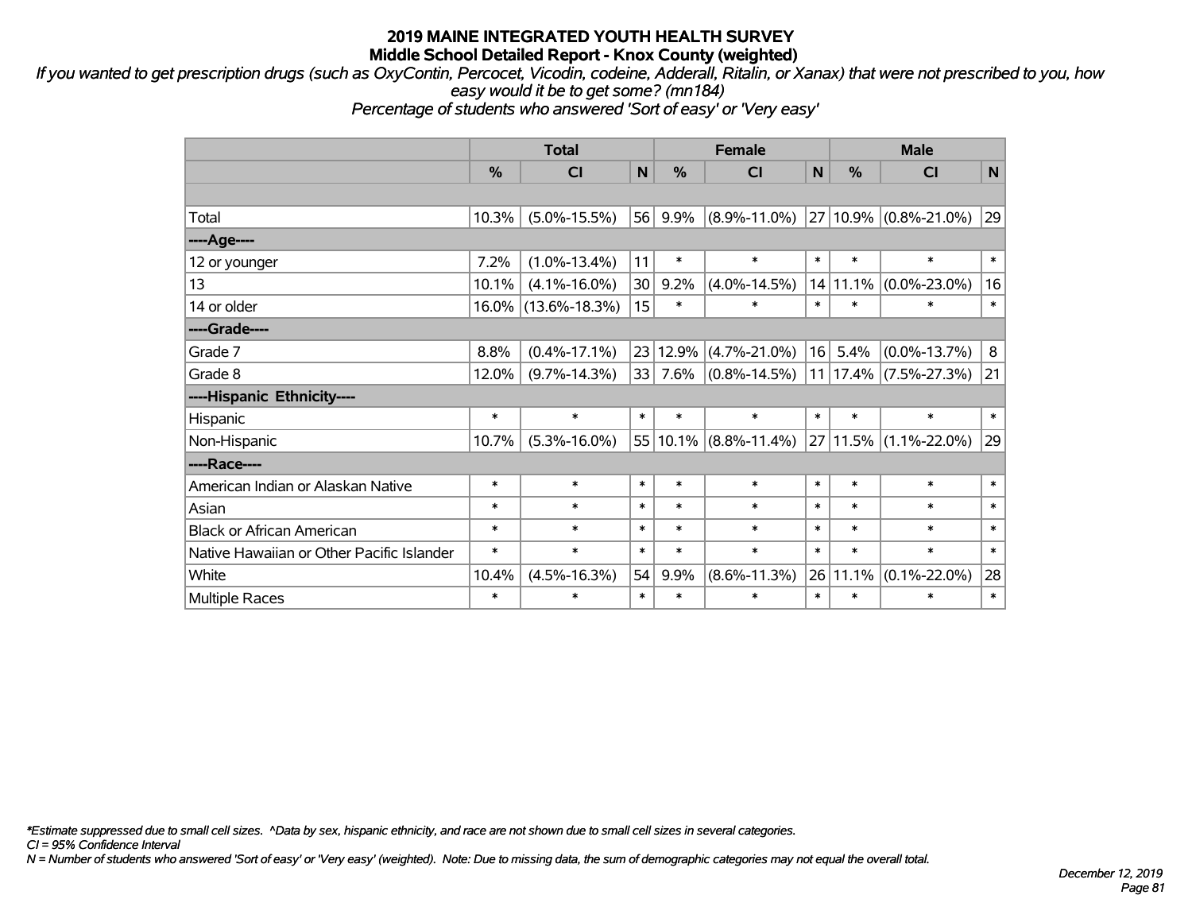# 2019 MAINE INTEGRATED YOUTH HEALTH SURVEY
## Middle School Detailed Report - Knox County (weighted)

*If you wanted to get prescription drugs (such as OxyContin, Percocet, Vicodin, codeine, Adderall, Ritalin, or Xanax) that were not prescribed to you, how easy would it be to get some? (mn184)*
*Percentage of students who answered 'Sort of easy' or 'Very easy'*

| | Total | | | Female | | | Male | | |
|---|---|---|---|---|---|---|---|---|---|
| | % | CI | N | % | CI | N | % | CI | N |
| Total | 10.3% | (5.0%-15.5%) | 56 | 9.9% | (8.9%-11.0%) | 27 | 10.9% | (0.8%-21.0%) | 29 |
| ----Age---- | | | | | | | | | |
| 12 or younger | 7.2% | (1.0%-13.4%) | 11 | * | * | * | * | * | * |
| 13 | 10.1% | (4.1%-16.0%) | 30 | 9.2% | (4.0%-14.5%) | 14 | 11.1% | (0.0%-23.0%) | 16 |
| 14 or older | 16.0% | (13.6%-18.3%) | 15 | * | * | * | * | * | * |
| ----Grade---- | | | | | | | | | |
| Grade 7 | 8.8% | (0.4%-17.1%) | 23 | 12.9% | (4.7%-21.0%) | 16 | 5.4% | (0.0%-13.7%) | 8 |
| Grade 8 | 12.0% | (9.7%-14.3%) | 33 | 7.6% | (0.8%-14.5%) | 11 | 17.4% | (7.5%-27.3%) | 21 |
| ----Hispanic Ethnicity---- | | | | | | | | | |
| Hispanic | * | * | * | * | * | * | * | * | * |
| Non-Hispanic | 10.7% | (5.3%-16.0%) | 55 | 10.1% | (8.8%-11.4%) | 27 | 11.5% | (1.1%-22.0%) | 29 |
| ----Race---- | | | | | | | | | |
| American Indian or Alaskan Native | * | * | * | * | * | * | * | * | * |
| Asian | * | * | * | * | * | * | * | * | * |
| Black or African American | * | * | * | * | * | * | * | * | * |
| Native Hawaiian or Other Pacific Islander | * | * | * | * | * | * | * | * | * |
| White | 10.4% | (4.5%-16.3%) | 54 | 9.9% | (8.6%-11.3%) | 26 | 11.1% | (0.1%-22.0%) | 28 |
| Multiple Races | * | * | * | * | * | * | * | * | * |

*\*Estimate suppressed due to small cell sizes. ^Data by sex, hispanic ethnicity, and race are not shown due to small cell sizes in several categories.*
*CI = 95% Confidence Interval*
*N = Number of students who answered 'Sort of easy' or 'Very easy' (weighted). Note: Due to missing data, the sum of demographic categories may not equal the overall total.*

*December 12, 2019*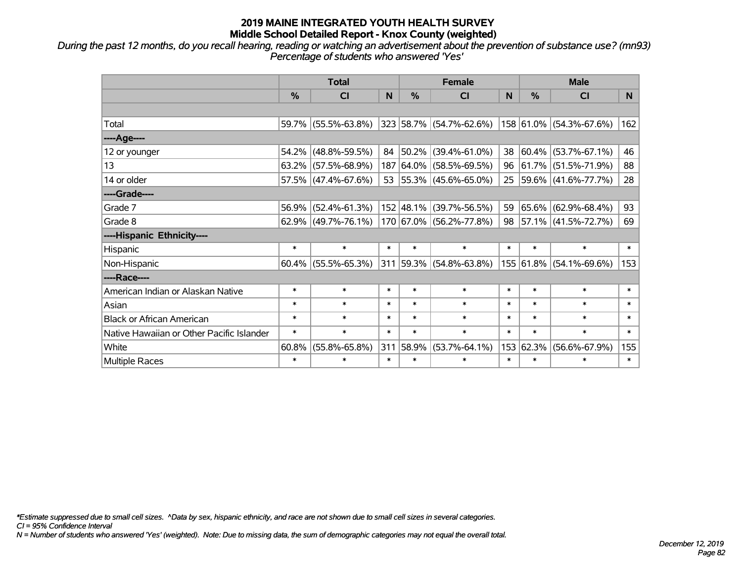# 2019 MAINE INTEGRATED YOUTH HEALTH SURVEY
## Middle School Detailed Report - Knox County (weighted)

*During the past 12 months, do you recall hearing, reading or watching an advertisement about the prevention of substance use? (mn93)*
*Percentage of students who answered 'Yes'*

| | Total | | | Female | | | Male | | |
|---|---|---|---|---|---|---|---|---|---|
| | % | CI | N | % | CI | N | % | CI | N |
| Total | 59.7% | (55.5%-63.8%) | 323 | 58.7% | (54.7%-62.6%) | 158 | 61.0% | (54.3%-67.6%) | 162 |
| ----Age---- | | | | | | | | | |
| 12 or younger | 54.2% | (48.8%-59.5%) | 84 | 50.2% | (39.4%-61.0%) | 38 | 60.4% | (53.7%-67.1%) | 46 |
| 13 | 63.2% | (57.5%-68.9%) | 187 | 64.0% | (58.5%-69.5%) | 96 | 61.7% | (51.5%-71.9%) | 88 |
| 14 or older | 57.5% | (47.4%-67.6%) | 53 | 55.3% | (45.6%-65.0%) | 25 | 59.6% | (41.6%-77.7%) | 28 |
| ----Grade---- | | | | | | | | | |
| Grade 7 | 56.9% | (52.4%-61.3%) | 152 | 48.1% | (39.7%-56.5%) | 59 | 65.6% | (62.9%-68.4%) | 93 |
| Grade 8 | 62.9% | (49.7%-76.1%) | 170 | 67.0% | (56.2%-77.8%) | 98 | 57.1% | (41.5%-72.7%) | 69 |
| ----Hispanic Ethnicity---- | | | | | | | | | |
| Hispanic | * | * | * | * | * | * | * | * | * |
| Non-Hispanic | 60.4% | (55.5%-65.3%) | 311 | 59.3% | (54.8%-63.8%) | 155 | 61.8% | (54.1%-69.6%) | 153 |
| ----Race---- | | | | | | | | | |
| American Indian or Alaskan Native | * | * | * | * | * | * | * | * | * |
| Asian | * | * | * | * | * | * | * | * | * |
| Black or African American | * | * | * | * | * | * | * | * | * |
| Native Hawaiian or Other Pacific Islander | * | * | * | * | * | * | * | * | * |
| White | 60.8% | (55.8%-65.8%) | 311 | 58.9% | (53.7%-64.1%) | 153 | 62.3% | (56.6%-67.9%) | 155 |
| Multiple Races | * | * | * | * | * | * | * | * | * |

*\*Estimate suppressed due to small cell sizes. ^Data by sex, hispanic ethnicity, and race are not shown due to small cell sizes in several categories.*
*CI = 95% Confidence Interval*
*N = Number of students who answered 'Yes' (weighted). Note: Due to missing data, the sum of demographic categories may not equal the overall total.*

*December 12, 2019*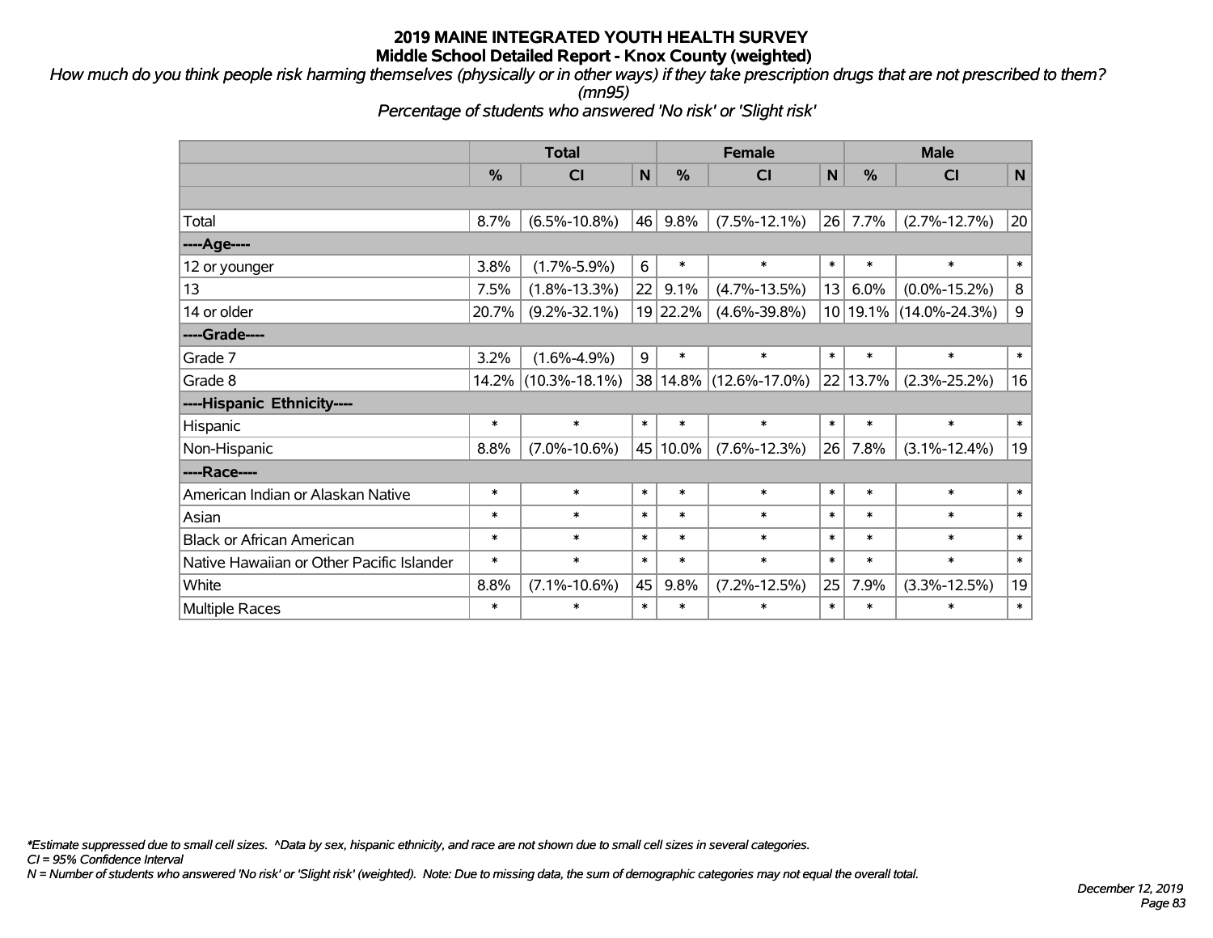# 2019 MAINE INTEGRATED YOUTH HEALTH SURVEY
## Middle School Detailed Report - Knox County (weighted)

*How much do you think people risk harming themselves (physically or in other ways) if they take prescription drugs that are not prescribed to them? (mn95)*

*Percentage of students who answered 'No risk' or 'Slight risk'*

| | Total | | | Female | | | Male | | |
|---|---|---|---|---|---|---|---|---|---|
| | % | CI | N | % | CI | N | % | CI | N |
| | | | | | | | | | |
| Total | 8.7% | (6.5%-10.8%) | 46 | 9.8% | (7.5%-12.1%) | 26 | 7.7% | (2.7%-12.7%) | 20 |
| ----Age---- | | | | | | | | | |
| 12 or younger | 3.8% | (1.7%-5.9%) | 6 | * | * | * | * | * | * |
| 13 | 7.5% | (1.8%-13.3%) | 22 | 9.1% | (4.7%-13.5%) | 13 | 6.0% | (0.0%-15.2%) | 8 |
| 14 or older | 20.7% | (9.2%-32.1%) | 19 | 22.2% | (4.6%-39.8%) | 10 | 19.1% | (14.0%-24.3%) | 9 |
| ----Grade---- | | | | | | | | | |
| Grade 7 | 3.2% | (1.6%-4.9%) | 9 | * | * | * | * | * | * |
| Grade 8 | 14.2% | (10.3%-18.1%) | 38 | 14.8% | (12.6%-17.0%) | 22 | 13.7% | (2.3%-25.2%) | 16 |
| ----Hispanic Ethnicity---- | | | | | | | | | |
| Hispanic | * | * | * | * | * | * | * | * | * |
| Non-Hispanic | 8.8% | (7.0%-10.6%) | 45 | 10.0% | (7.6%-12.3%) | 26 | 7.8% | (3.1%-12.4%) | 19 |
| ----Race---- | | | | | | | | | |
| American Indian or Alaskan Native | * | * | * | * | * | * | * | * | * |
| Asian | * | * | * | * | * | * | * | * | * |
| Black or African American | * | * | * | * | * | * | * | * | * |
| Native Hawaiian or Other Pacific Islander | * | * | * | * | * | * | * | * | * |
| White | 8.8% | (7.1%-10.6%) | 45 | 9.8% | (7.2%-12.5%) | 25 | 7.9% | (3.3%-12.5%) | 19 |
| Multiple Races | * | * | * | * | * | * | * | * | * |

*\*Estimate suppressed due to small cell sizes. ^Data by sex, hispanic ethnicity, and race are not shown due to small cell sizes in several categories.*

*CI = 95% Confidence Interval*

*N = Number of students who answered 'No risk' or 'Slight risk' (weighted). Note: Due to missing data, the sum of demographic categories may not equal the overall total.*

*December 12, 2019*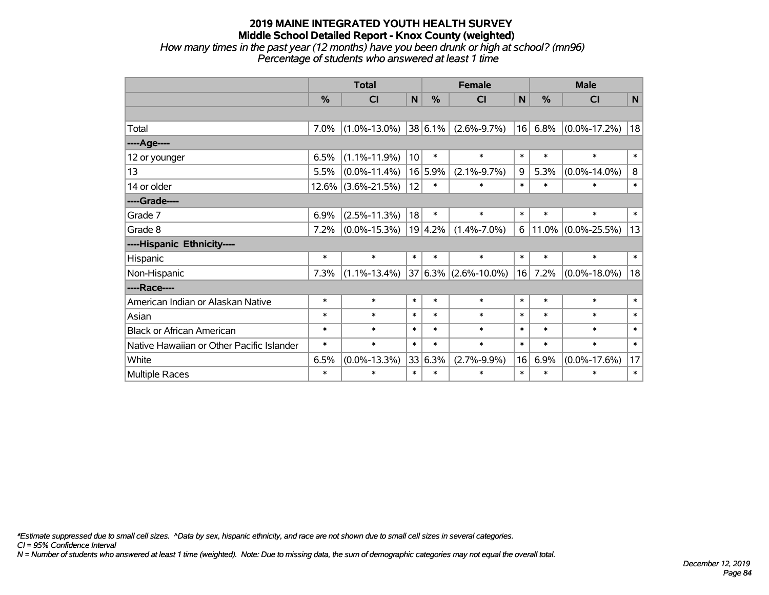# 2019 MAINE INTEGRATED YOUTH HEALTH SURVEY

## Middle School Detailed Report - Knox County (weighted)

*How many times in the past year (12 months) have you been drunk or high at school? (mn96)*

*Percentage of students who answered at least 1 time*

| | Total | | | Female | | | Male | | |
|---|---|---|---|---|---|---|---|---|---|
| | % | CI | N | % | CI | N | % | CI | N |
| | | | | | | | | | |
| Total | 7.0% | (1.0%-13.0%) | 38 | 6.1% | (2.6%-9.7%) | 16 | 6.8% | (0.0%-17.2%) | 18 |
| ----Age---- | | | | | | | | | |
| 12 or younger | 6.5% | (1.1%-11.9%) | 10 | * | * | * | * | * | * |
| 13 | 5.5% | (0.0%-11.4%) | 16 | 5.9% | (2.1%-9.7%) | 9 | 5.3% | (0.0%-14.0%) | 8 |
| 14 or older | 12.6% | (3.6%-21.5%) | 12 | * | * | * | * | * | * |
| ----Grade---- | | | | | | | | | |
| Grade 7 | 6.9% | (2.5%-11.3%) | 18 | * | * | * | * | * | * |
| Grade 8 | 7.2% | (0.0%-15.3%) | 19 | 4.2% | (1.4%-7.0%) | 6 | 11.0% | (0.0%-25.5%) | 13 |
| ----Hispanic Ethnicity---- | | | | | | | | | |
| Hispanic | * | * | * | * | * | * | * | * | * |
| Non-Hispanic | 7.3% | (1.1%-13.4%) | 37 | 6.3% | (2.6%-10.0%) | 16 | 7.2% | (0.0%-18.0%) | 18 |
| ----Race---- | | | | | | | | | |
| American Indian or Alaskan Native | * | * | * | * | * | * | * | * | * |
| Asian | * | * | * | * | * | * | * | * | * |
| Black or African American | * | * | * | * | * | * | * | * | * |
| Native Hawaiian or Other Pacific Islander | * | * | * | * | * | * | * | * | * |
| White | 6.5% | (0.0%-13.3%) | 33 | 6.3% | (2.7%-9.9%) | 16 | 6.9% | (0.0%-17.6%) | 17 |
| Multiple Races | * | * | * | * | * | * | * | * | * |

*\*Estimate suppressed due to small cell sizes. ^Data by sex, hispanic ethnicity, and race are not shown due to small cell sizes in several categories.*

*CI = 95% Confidence Interval*

*N = Number of students who answered at least 1 time (weighted). Note: Due to missing data, the sum of demographic categories may not equal the overall total.*

*December 12, 2019*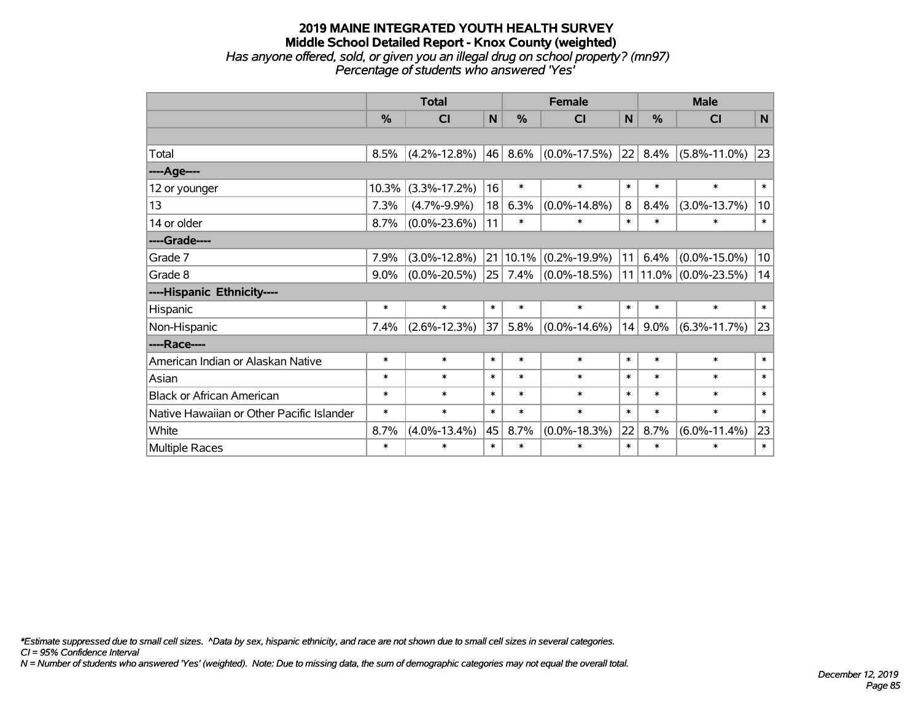# 2019 MAINE INTEGRATED YOUTH HEALTH SURVEY
## Middle School Detailed Report - Knox County (weighted)
*Has anyone offered, sold, or given you an illegal drug on school property? (mn97)*
*Percentage of students who answered 'Yes'*

| | Total | | | Female | | | Male | | |
|---|---|---|---|---|---|---|---|---|---|
| | % | CI | N | % | CI | N | % | CI | N |
| | | | | | | | | | |
| Total | 8.5% | (4.2%-12.8%) | 46 | 8.6% | (0.0%-17.5%) | 22 | 8.4% | (5.8%-11.0%) | 23 |
| ----Age---- | | | | | | | | | |
| 12 or younger | 10.3% | (3.3%-17.2%) | 16 | * | * | * | * | * | * |
| 13 | 7.3% | (4.7%-9.9%) | 18 | 6.3% | (0.0%-14.8%) | 8 | 8.4% | (3.0%-13.7%) | 10 |
| 14 or older | 8.7% | (0.0%-23.6%) | 11 | * | * | * | * | * | * |
| ----Grade---- | | | | | | | | | |
| Grade 7 | 7.9% | (3.0%-12.8%) | 21 | 10.1% | (0.2%-19.9%) | 11 | 6.4% | (0.0%-15.0%) | 10 |
| Grade 8 | 9.0% | (0.0%-20.5%) | 25 | 7.4% | (0.0%-18.5%) | 11 | 11.0% | (0.0%-23.5%) | 14 |
| ----Hispanic Ethnicity---- | | | | | | | | | |
| Hispanic | * | * | * | * | * | * | * | * | * |
| Non-Hispanic | 7.4% | (2.6%-12.3%) | 37 | 5.8% | (0.0%-14.6%) | 14 | 9.0% | (6.3%-11.7%) | 23 |
| ----Race---- | | | | | | | | | |
| American Indian or Alaskan Native | * | * | * | * | * | * | * | * | * |
| Asian | * | * | * | * | * | * | * | * | * |
| Black or African American | * | * | * | * | * | * | * | * | * |
| Native Hawaiian or Other Pacific Islander | * | * | * | * | * | * | * | * | * |
| White | 8.7% | (4.0%-13.4%) | 45 | 8.7% | (0.0%-18.3%) | 22 | 8.7% | (6.0%-11.4%) | 23 |
| Multiple Races | * | * | * | * | * | * | * | * | * |

*\*Estimate suppressed due to small cell sizes. ^Data by sex, hispanic ethnicity, and race are not shown due to small cell sizes in several categories.*
*CI = 95% Confidence Interval*
*N = Number of students who answered 'Yes' (weighted). Note: Due to missing data, the sum of demographic categories may not equal the overall total.*

*December 12, 2019*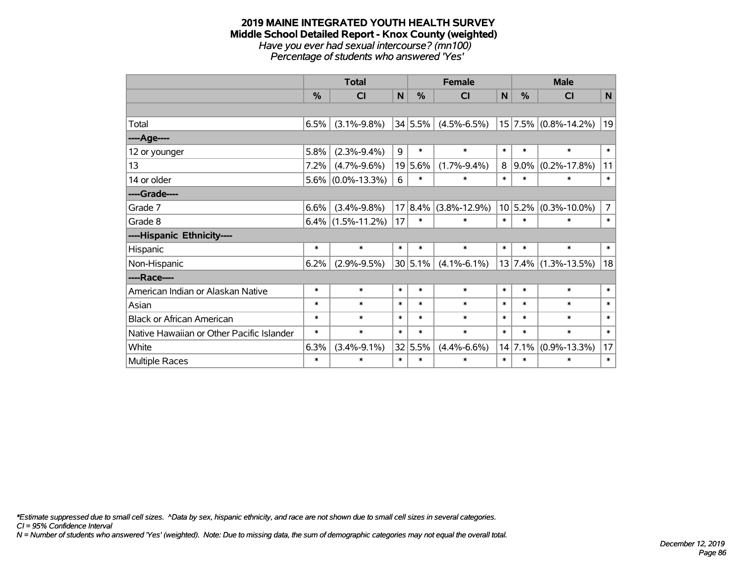# 2019 MAINE INTEGRATED YOUTH HEALTH SURVEY
## Middle School Detailed Report - Knox County (weighted)
*Have you ever had sexual intercourse? (mn100)*
*Percentage of students who answered 'Yes'*

| | Total | | | Female | | | Male | | |
|---|---|---|---|---|---|---|---|---|---|
| | % | CI | N | % | CI | N | % | CI | N |
| | | | | | | | | | |
| Total | 6.5% | (3.1%-9.8%) | 34 | 5.5% | (4.5%-6.5%) | 15 | 7.5% | (0.8%-14.2%) | 19 |
| ----Age---- | | | | | | | | | |
| 12 or younger | 5.8% | (2.3%-9.4%) | 9 | * | * | * | * | * | * |
| 13 | 7.2% | (4.7%-9.6%) | 19 | 5.6% | (1.7%-9.4%) | 8 | 9.0% | (0.2%-17.8%) | 11 |
| 14 or older | 5.6% | (0.0%-13.3%) | 6 | * | * | * | * | * | * |
| ----Grade---- | | | | | | | | | |
| Grade 7 | 6.6% | (3.4%-9.8%) | 17 | 8.4% | (3.8%-12.9%) | 10 | 5.2% | (0.3%-10.0%) | 7 |
| Grade 8 | 6.4% | (1.5%-11.2%) | 17 | * | * | * | * | * | * |
| ----Hispanic Ethnicity---- | | | | | | | | | |
| Hispanic | * | * | * | * | * | * | * | * | * |
| Non-Hispanic | 6.2% | (2.9%-9.5%) | 30 | 5.1% | (4.1%-6.1%) | 13 | 7.4% | (1.3%-13.5%) | 18 |
| ----Race---- | | | | | | | | | |
| American Indian or Alaskan Native | * | * | * | * | * | * | * | * | * |
| Asian | * | * | * | * | * | * | * | * | * |
| Black or African American | * | * | * | * | * | * | * | * | * |
| Native Hawaiian or Other Pacific Islander | * | * | * | * | * | * | * | * | * |
| White | 6.3% | (3.4%-9.1%) | 32 | 5.5% | (4.4%-6.6%) | 14 | 7.1% | (0.9%-13.3%) | 17 |
| Multiple Races | * | * | * | * | * | * | * | * | * |

*\*Estimate suppressed due to small cell sizes. ^Data by sex, hispanic ethnicity, and race are not shown due to small cell sizes in several categories.*
*CI = 95% Confidence Interval*
*N = Number of students who answered 'Yes' (weighted). Note: Due to missing data, the sum of demographic categories may not equal the overall total.*

*December 12, 2019*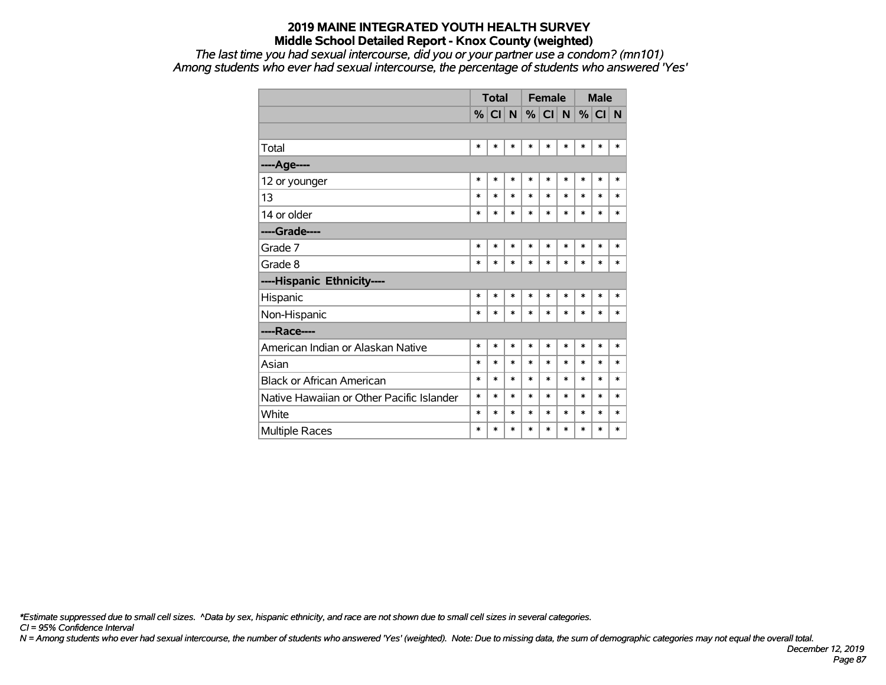# 2019 MAINE INTEGRATED YOUTH HEALTH SURVEY
## Middle School Detailed Report - Knox County (weighted)

*The last time you had sexual intercourse, did you or your partner use a condom? (mn101)*
*Among students who ever had sexual intercourse, the percentage of students who answered 'Yes'*

| | Total | | | Female | | | Male | | |
|---|---|---|---|---|---|---|---|---|---|
| | % | CI | N | % | CI | N | % | CI | N |
| | | | | | | | | | |
| Total | * | * | * | * | * | * | * | * | * |
| **----Age----** | | | | | | | | | |
| 12 or younger | * | * | * | * | * | * | * | * | * |
| 13 | * | * | * | * | * | * | * | * | * |
| 14 or older | * | * | * | * | * | * | * | * | * |
| **----Grade----** | | | | | | | | | |
| Grade 7 | * | * | * | * | * | * | * | * | * |
| Grade 8 | * | * | * | * | * | * | * | * | * |
| **----Hispanic Ethnicity----** | | | | | | | | | |
| Hispanic | * | * | * | * | * | * | * | * | * |
| Non-Hispanic | * | * | * | * | * | * | * | * | * |
| **----Race----** | | | | | | | | | |
| American Indian or Alaskan Native | * | * | * | * | * | * | * | * | * |
| Asian | * | * | * | * | * | * | * | * | * |
| Black or African American | * | * | * | * | * | * | * | * | * |
| Native Hawaiian or Other Pacific Islander | * | * | * | * | * | * | * | * | * |
| White | * | * | * | * | * | * | * | * | * |
| Multiple Races | * | * | * | * | * | * | * | * | * |

*\*Estimate suppressed due to small cell sizes. ^Data by sex, hispanic ethnicity, and race are not shown due to small cell sizes in several categories.*
*CI = 95% Confidence Interval*
*N = Among students who ever had sexual intercourse, the number of students who answered 'Yes' (weighted). Note: Due to missing data, the sum of demographic categories may not equal the overall total.*

*December 12, 2019*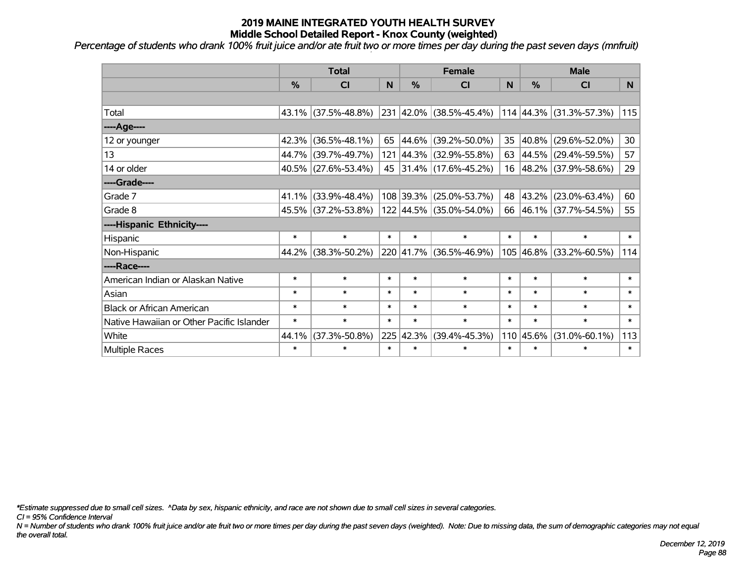# 2019 MAINE INTEGRATED YOUTH HEALTH SURVEY
## Middle School Detailed Report - Knox County (weighted)

*Percentage of students who drank 100% fruit juice and/or ate fruit two or more times per day during the past seven days (mnfruit)*

| | Total | | | Female | | | Male | | |
|---|---|---|---|---|---|---|---|---|---|
| | % | CI | N | % | CI | N | % | CI | N |
| | | | | | | | | | |
| Total | 43.1% | (37.5%-48.8%) | 231 | 42.0% | (38.5%-45.4%) | 114 | 44.3% | (31.3%-57.3%) | 115 |
| ----Age---- | | | | | | | | | |
| 12 or younger | 42.3% | (36.5%-48.1%) | 65 | 44.6% | (39.2%-50.0%) | 35 | 40.8% | (29.6%-52.0%) | 30 |
| 13 | 44.7% | (39.7%-49.7%) | 121 | 44.3% | (32.9%-55.8%) | 63 | 44.5% | (29.4%-59.5%) | 57 |
| 14 or older | 40.5% | (27.6%-53.4%) | 45 | 31.4% | (17.6%-45.2%) | 16 | 48.2% | (37.9%-58.6%) | 29 |
| ----Grade---- | | | | | | | | | |
| Grade 7 | 41.1% | (33.9%-48.4%) | 108 | 39.3% | (25.0%-53.7%) | 48 | 43.2% | (23.0%-63.4%) | 60 |
| Grade 8 | 45.5% | (37.2%-53.8%) | 122 | 44.5% | (35.0%-54.0%) | 66 | 46.1% | (37.7%-54.5%) | 55 |
| ----Hispanic Ethnicity---- | | | | | | | | | |
| Hispanic | * | * | * | * | * | * | * | * | * |
| Non-Hispanic | 44.2% | (38.3%-50.2%) | 220 | 41.7% | (36.5%-46.9%) | 105 | 46.8% | (33.2%-60.5%) | 114 |
| ----Race---- | | | | | | | | | |
| American Indian or Alaskan Native | * | * | * | * | * | * | * | * | * |
| Asian | * | * | * | * | * | * | * | * | * |
| Black or African American | * | * | * | * | * | * | * | * | * |
| Native Hawaiian or Other Pacific Islander | * | * | * | * | * | * | * | * | * |
| White | 44.1% | (37.3%-50.8%) | 225 | 42.3% | (39.4%-45.3%) | 110 | 45.6% | (31.0%-60.1%) | 113 |
| Multiple Races | * | * | * | * | * | * | * | * | * |

*\*Estimate suppressed due to small cell sizes. ^Data by sex, hispanic ethnicity, and race are not shown due to small cell sizes in several categories.*

*CI = 95% Confidence Interval*

*N = Number of students who drank 100% fruit juice and/or ate fruit two or more times per day during the past seven days (weighted). Note: Due to missing data, the sum of demographic categories may not equal the overall total.*

*December 12, 2019*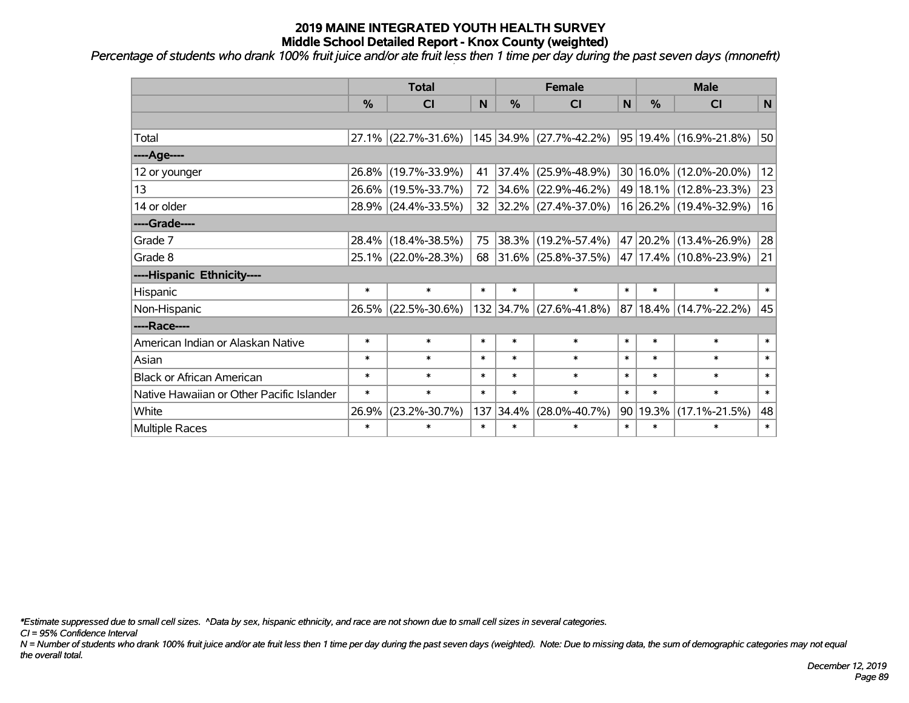# 2019 MAINE INTEGRATED YOUTH HEALTH SURVEY
## Middle School Detailed Report - Knox County (weighted)

*Percentage of students who drank 100% fruit juice and/or ate fruit less then 1 time per day during the past seven days (mnonefrt)*

| | Total | | | Female | | | Male | | |
|---|---|---|---|---|---|---|---|---|---|
| | % | CI | N | % | CI | N | % | CI | N |
| | | | | | | | | | |
| Total | 27.1% | (22.7%-31.6%) | 145 | 34.9% | (27.7%-42.2%) | 95 | 19.4% | (16.9%-21.8%) | 50 |
| ----Age---- | | | | | | | | | |
| 12 or younger | 26.8% | (19.7%-33.9%) | 41 | 37.4% | (25.9%-48.9%) | 30 | 16.0% | (12.0%-20.0%) | 12 |
| 13 | 26.6% | (19.5%-33.7%) | 72 | 34.6% | (22.9%-46.2%) | 49 | 18.1% | (12.8%-23.3%) | 23 |
| 14 or older | 28.9% | (24.4%-33.5%) | 32 | 32.2% | (27.4%-37.0%) | 16 | 26.2% | (19.4%-32.9%) | 16 |
| ----Grade---- | | | | | | | | | |
| Grade 7 | 28.4% | (18.4%-38.5%) | 75 | 38.3% | (19.2%-57.4%) | 47 | 20.2% | (13.4%-26.9%) | 28 |
| Grade 8 | 25.1% | (22.0%-28.3%) | 68 | 31.6% | (25.8%-37.5%) | 47 | 17.4% | (10.8%-23.9%) | 21 |
| ----Hispanic Ethnicity---- | | | | | | | | | |
| Hispanic | * | * | * | * | * | * | * | * | * |
| Non-Hispanic | 26.5% | (22.5%-30.6%) | 132 | 34.7% | (27.6%-41.8%) | 87 | 18.4% | (14.7%-22.2%) | 45 |
| ----Race---- | | | | | | | | | |
| American Indian or Alaskan Native | * | * | * | * | * | * | * | * | * |
| Asian | * | * | * | * | * | * | * | * | * |
| Black or African American | * | * | * | * | * | * | * | * | * |
| Native Hawaiian or Other Pacific Islander | * | * | * | * | * | * | * | * | * |
| White | 26.9% | (23.2%-30.7%) | 137 | 34.4% | (28.0%-40.7%) | 90 | 19.3% | (17.1%-21.5%) | 48 |
| Multiple Races | * | * | * | * | * | * | * | * | * |

*\*Estimate suppressed due to small cell sizes. ^Data by sex, hispanic ethnicity, and race are not shown due to small cell sizes in several categories.*

*CI = 95% Confidence Interval*

*N = Number of students who drank 100% fruit juice and/or ate fruit less then 1 time per day during the past seven days (weighted). Note: Due to missing data, the sum of demographic categories may not equal the overall total.*

*December 12, 2019*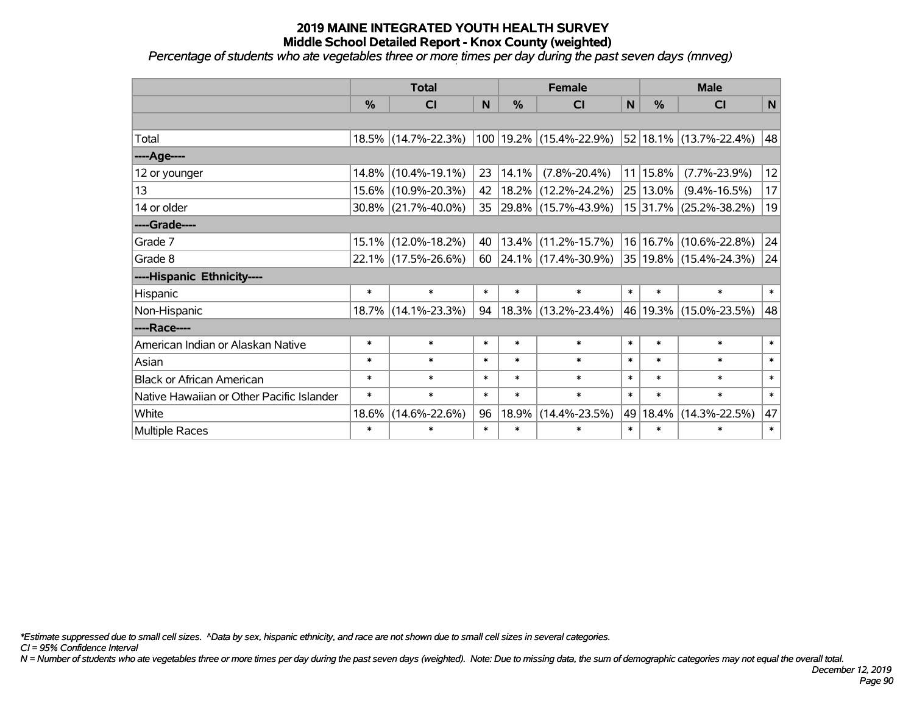# 2019 MAINE INTEGRATED YOUTH HEALTH SURVEY
## Middle School Detailed Report - Knox County (weighted)
*Percentage of students who ate vegetables three or more times per day during the past seven days (mnveg)*

| | Total | | | Female | | | Male | | |
|---|---|---|---|---|---|---|---|---|---|
| | % | CI | N | % | CI | N | % | CI | N |
| | | | | | | | | | |
| Total | 18.5% | (14.7%-22.3%) | 100 | 19.2% | (15.4%-22.9%) | 52 | 18.1% | (13.7%-22.4%) | 48 |
| ----Age---- | | | | | | | | | |
| 12 or younger | 14.8% | (10.4%-19.1%) | 23 | 14.1% | (7.8%-20.4%) | 11 | 15.8% | (7.7%-23.9%) | 12 |
| 13 | 15.6% | (10.9%-20.3%) | 42 | 18.2% | (12.2%-24.2%) | 25 | 13.0% | (9.4%-16.5%) | 17 |
| 14 or older | 30.8% | (21.7%-40.0%) | 35 | 29.8% | (15.7%-43.9%) | 15 | 31.7% | (25.2%-38.2%) | 19 |
| ----Grade---- | | | | | | | | | |
| Grade 7 | 15.1% | (12.0%-18.2%) | 40 | 13.4% | (11.2%-15.7%) | 16 | 16.7% | (10.6%-22.8%) | 24 |
| Grade 8 | 22.1% | (17.5%-26.6%) | 60 | 24.1% | (17.4%-30.9%) | 35 | 19.8% | (15.4%-24.3%) | 24 |
| ----Hispanic Ethnicity---- | | | | | | | | | |
| Hispanic | * | * | * | * | * | * | * | * | * |
| Non-Hispanic | 18.7% | (14.1%-23.3%) | 94 | 18.3% | (13.2%-23.4%) | 46 | 19.3% | (15.0%-23.5%) | 48 |
| ----Race---- | | | | | | | | | |
| American Indian or Alaskan Native | * | * | * | * | * | * | * | * | * |
| Asian | * | * | * | * | * | * | * | * | * |
| Black or African American | * | * | * | * | * | * | * | * | * |
| Native Hawaiian or Other Pacific Islander | * | * | * | * | * | * | * | * | * |
| White | 18.6% | (14.6%-22.6%) | 96 | 18.9% | (14.4%-23.5%) | 49 | 18.4% | (14.3%-22.5%) | 47 |
| Multiple Races | * | * | * | * | * | * | * | * | * |

*Estimate suppressed due to small cell sizes. ^Data by sex, hispanic ethnicity, and race are not shown due to small cell sizes in several categories.

CI = 95% Confidence Interval

N = Number of students who ate vegetables three or more times per day during the past seven days (weighted). Note: Due to missing data, the sum of demographic categories may not equal the overall total.

December 12, 2019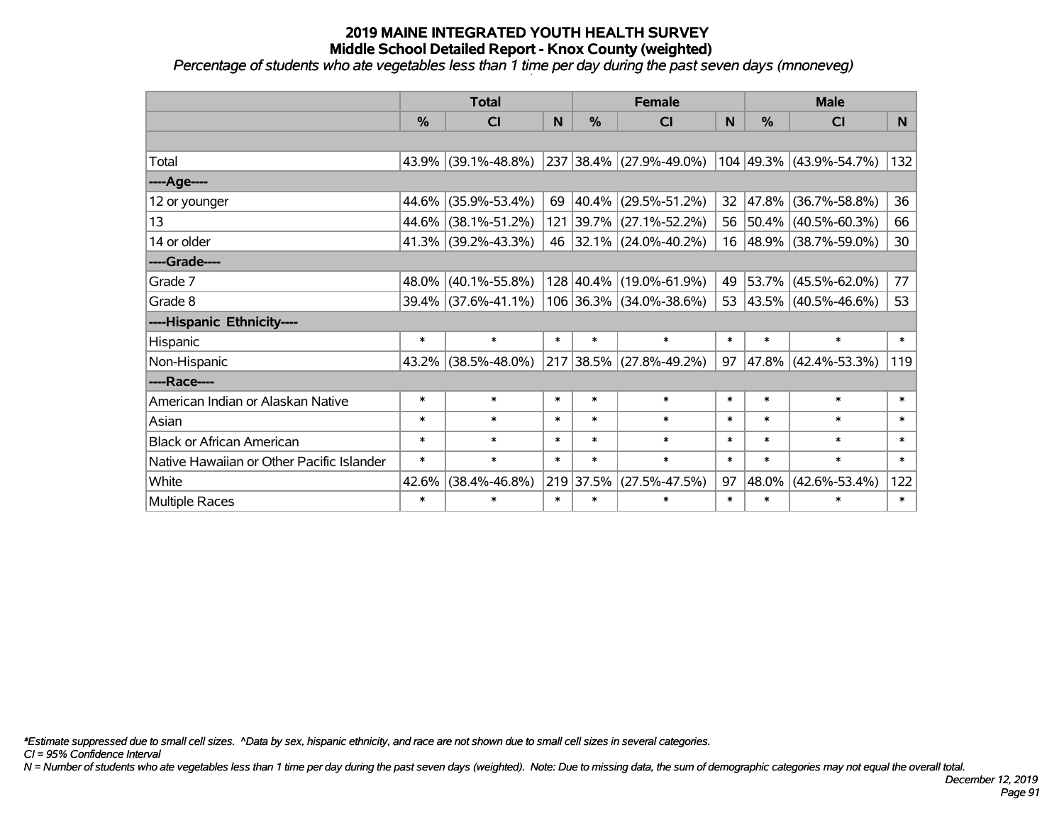# 2019 MAINE INTEGRATED YOUTH HEALTH SURVEY
## Middle School Detailed Report - Knox County (weighted)

*Percentage of students who ate vegetables less than 1 time per day during the past seven days (mnoneveg)*

| | Total | | | Female | | | Male | | |
|---|---|---|---|---|---|---|---|---|---|
| | % | CI | N | % | CI | N | % | CI | N |
| | | | | | | | | | |
| Total | 43.9% | (39.1%-48.8%) | 237 | 38.4% | (27.9%-49.0%) | 104 | 49.3% | (43.9%-54.7%) | 132 |
| ----Age---- | | | | | | | | | |
| 12 or younger | 44.6% | (35.9%-53.4%) | 69 | 40.4% | (29.5%-51.2%) | 32 | 47.8% | (36.7%-58.8%) | 36 |
| 13 | 44.6% | (38.1%-51.2%) | 121 | 39.7% | (27.1%-52.2%) | 56 | 50.4% | (40.5%-60.3%) | 66 |
| 14 or older | 41.3% | (39.2%-43.3%) | 46 | 32.1% | (24.0%-40.2%) | 16 | 48.9% | (38.7%-59.0%) | 30 |
| ----Grade---- | | | | | | | | | |
| Grade 7 | 48.0% | (40.1%-55.8%) | 128 | 40.4% | (19.0%-61.9%) | 49 | 53.7% | (45.5%-62.0%) | 77 |
| Grade 8 | 39.4% | (37.6%-41.1%) | 106 | 36.3% | (34.0%-38.6%) | 53 | 43.5% | (40.5%-46.6%) | 53 |
| ----Hispanic Ethnicity---- | | | | | | | | | |
| Hispanic | * | * | * | * | * | * | * | * | * |
| Non-Hispanic | 43.2% | (38.5%-48.0%) | 217 | 38.5% | (27.8%-49.2%) | 97 | 47.8% | (42.4%-53.3%) | 119 |
| ----Race---- | | | | | | | | | |
| American Indian or Alaskan Native | * | * | * | * | * | * | * | * | * |
| Asian | * | * | * | * | * | * | * | * | * |
| Black or African American | * | * | * | * | * | * | * | * | * |
| Native Hawaiian or Other Pacific Islander | * | * | * | * | * | * | * | * | * |
| White | 42.6% | (38.4%-46.8%) | 219 | 37.5% | (27.5%-47.5%) | 97 | 48.0% | (42.6%-53.4%) | 122 |
| Multiple Races | * | * | * | * | * | * | * | * | * |

*\*Estimate suppressed due to small cell sizes. ^Data by sex, hispanic ethnicity, and race are not shown due to small cell sizes in several categories.*

*CI = 95% Confidence Interval*

*N = Number of students who ate vegetables less than 1 time per day during the past seven days (weighted). Note: Due to missing data, the sum of demographic categories may not equal the overall total.*

*December 12, 2019*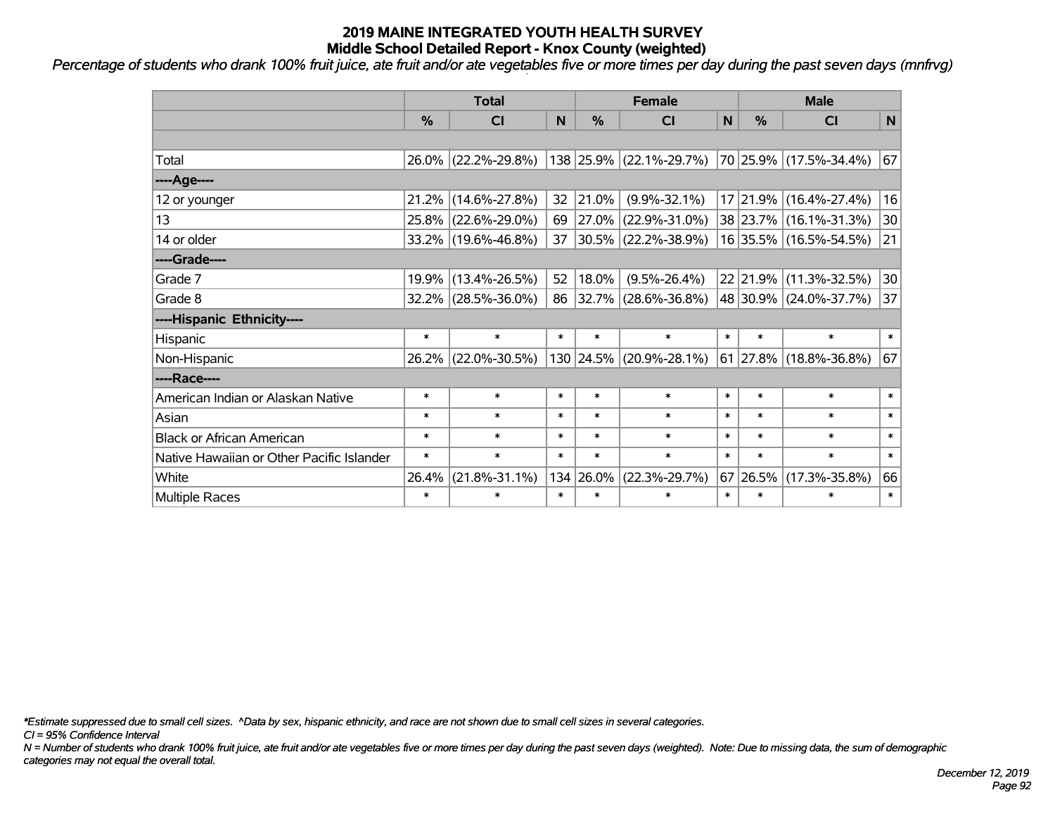# 2019 MAINE INTEGRATED YOUTH HEALTH SURVEY
## Middle School Detailed Report - Knox County (weighted)

*Percentage of students who drank 100% fruit juice, ate fruit and/or ate vegetables five or more times per day during the past seven days (mnfrvg)*

| | Total | | | Female | | | Male | | |
|---|---|---|---|---|---|---|---|---|---|
| | % | CI | N | % | CI | N | % | CI | N |
| | | | | | | | | | |
| Total | 26.0% | (22.2%-29.8%) | 138 | 25.9% | (22.1%-29.7%) | 70 | 25.9% | (17.5%-34.4%) | 67 |
| ----Age---- | | | | | | | | | |
| 12 or younger | 21.2% | (14.6%-27.8%) | 32 | 21.0% | (9.9%-32.1%) | 17 | 21.9% | (16.4%-27.4%) | 16 |
| 13 | 25.8% | (22.6%-29.0%) | 69 | 27.0% | (22.9%-31.0%) | 38 | 23.7% | (16.1%-31.3%) | 30 |
| 14 or older | 33.2% | (19.6%-46.8%) | 37 | 30.5% | (22.2%-38.9%) | 16 | 35.5% | (16.5%-54.5%) | 21 |
| ----Grade---- | | | | | | | | | |
| Grade 7 | 19.9% | (13.4%-26.5%) | 52 | 18.0% | (9.5%-26.4%) | 22 | 21.9% | (11.3%-32.5%) | 30 |
| Grade 8 | 32.2% | (28.5%-36.0%) | 86 | 32.7% | (28.6%-36.8%) | 48 | 30.9% | (24.0%-37.7%) | 37 |
| ----Hispanic Ethnicity---- | | | | | | | | | |
| Hispanic | * | * | * | * | * | * | * | * | * |
| Non-Hispanic | 26.2% | (22.0%-30.5%) | 130 | 24.5% | (20.9%-28.1%) | 61 | 27.8% | (18.8%-36.8%) | 67 |
| ----Race---- | | | | | | | | | |
| American Indian or Alaskan Native | * | * | * | * | * | * | * | * | * |
| Asian | * | * | * | * | * | * | * | * | * |
| Black or African American | * | * | * | * | * | * | * | * | * |
| Native Hawaiian or Other Pacific Islander | * | * | * | * | * | * | * | * | * |
| White | 26.4% | (21.8%-31.1%) | 134 | 26.0% | (22.3%-29.7%) | 67 | 26.5% | (17.3%-35.8%) | 66 |
| Multiple Races | * | * | * | * | * | * | * | * | * |

*\*Estimate suppressed due to small cell sizes. ^Data by sex, hispanic ethnicity, and race are not shown due to small cell sizes in several categories.*

*CI = 95% Confidence Interval*

*N = Number of students who drank 100% fruit juice, ate fruit and/or ate vegetables five or more times per day during the past seven days (weighted). Note: Due to missing data, the sum of demographic categories may not equal the overall total.*

*December 12, 2019*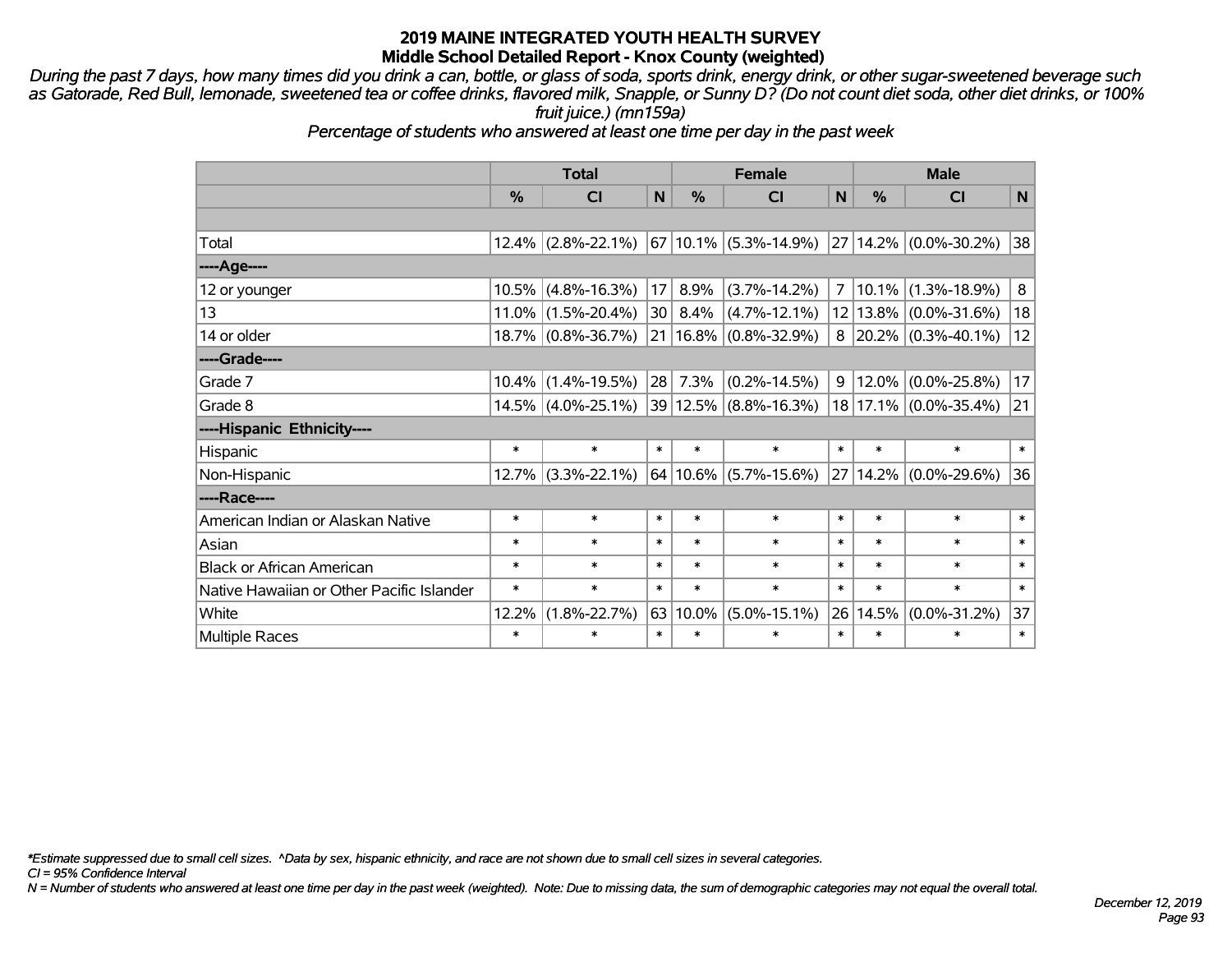# 2019 MAINE INTEGRATED YOUTH HEALTH SURVEY
## Middle School Detailed Report - Knox County (weighted)

*During the past 7 days, how many times did you drink a can, bottle, or glass of soda, sports drink, energy drink, or other sugar-sweetened beverage such as Gatorade, Red Bull, lemonade, sweetened tea or coffee drinks, flavored milk, Snapple, or Sunny D? (Do not count diet soda, other diet drinks, or 100% fruit juice.) (mn159a)*

*Percentage of students who answered at least one time per day in the past week*

| | Total | | | Female | | | Male | | |
|---|---|---|---|---|---|---|---|---|---|
| | % | CI | N | % | CI | N | % | CI | N |
| Total | 12.4% | (2.8%-22.1%) | 67 | 10.1% | (5.3%-14.9%) | 27 | 14.2% | (0.0%-30.2%) | 38 |
| **----Age----** | | | | | | | | | |
| 12 or younger | 10.5% | (4.8%-16.3%) | 17 | 8.9% | (3.7%-14.2%) | 7 | 10.1% | (1.3%-18.9%) | 8 |
| 13 | 11.0% | (1.5%-20.4%) | 30 | 8.4% | (4.7%-12.1%) | 12 | 13.8% | (0.0%-31.6%) | 18 |
| 14 or older | 18.7% | (0.8%-36.7%) | 21 | 16.8% | (0.8%-32.9%) | 8 | 20.2% | (0.3%-40.1%) | 12 |
| **----Grade----** | | | | | | | | | |
| Grade 7 | 10.4% | (1.4%-19.5%) | 28 | 7.3% | (0.2%-14.5%) | 9 | 12.0% | (0.0%-25.8%) | 17 |
| Grade 8 | 14.5% | (4.0%-25.1%) | 39 | 12.5% | (8.8%-16.3%) | 18 | 17.1% | (0.0%-35.4%) | 21 |
| **----Hispanic Ethnicity----** | | | | | | | | | |
| Hispanic | * | * | * | * | * | * | * | * | * |
| Non-Hispanic | 12.7% | (3.3%-22.1%) | 64 | 10.6% | (5.7%-15.6%) | 27 | 14.2% | (0.0%-29.6%) | 36 |
| **----Race----** | | | | | | | | | |
| American Indian or Alaskan Native | * | * | * | * | * | * | * | * | * |
| Asian | * | * | * | * | * | * | * | * | * |
| Black or African American | * | * | * | * | * | * | * | * | * |
| Native Hawaiian or Other Pacific Islander | * | * | * | * | * | * | * | * | * |
| White | 12.2% | (1.8%-22.7%) | 63 | 10.0% | (5.0%-15.1%) | 26 | 14.5% | (0.0%-31.2%) | 37 |
| Multiple Races | * | * | * | * | * | * | * | * | * |

*\*Estimate suppressed due to small cell sizes. ^Data by sex, hispanic ethnicity, and race are not shown due to small cell sizes in several categories.*

*CI = 95% Confidence Interval*

*N = Number of students who answered at least one time per day in the past week (weighted). Note: Due to missing data, the sum of demographic categories may not equal the overall total.*

*December 12, 2019*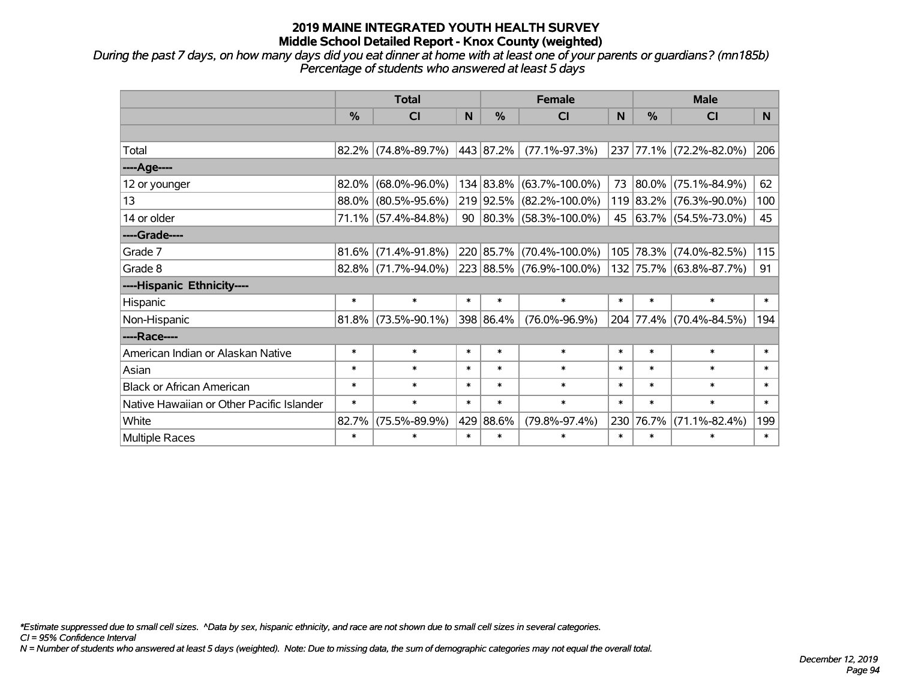# 2019 MAINE INTEGRATED YOUTH HEALTH SURVEY
## Middle School Detailed Report - Knox County (weighted)

*During the past 7 days, on how many days did you eat dinner at home with at least one of your parents or guardians? (mn185b)*
*Percentage of students who answered at least 5 days*

| | Total | | | Female | | | Male | | |
|---|---|---|---|---|---|---|---|---|---|
| | % | CI | N | % | CI | N | % | CI | N |
| Total | 82.2% | (74.8%-89.7%) | 443 | 87.2% | (77.1%-97.3%) | 237 | 77.1% | (72.2%-82.0%) | 206 |
| **----Age----** | | | | | | | | | |
| 12 or younger | 82.0% | (68.0%-96.0%) | 134 | 83.8% | (63.7%-100.0%) | 73 | 80.0% | (75.1%-84.9%) | 62 |
| 13 | 88.0% | (80.5%-95.6%) | 219 | 92.5% | (82.2%-100.0%) | 119 | 83.2% | (76.3%-90.0%) | 100 |
| 14 or older | 71.1% | (57.4%-84.8%) | 90 | 80.3% | (58.3%-100.0%) | 45 | 63.7% | (54.5%-73.0%) | 45 |
| **----Grade----** | | | | | | | | | |
| Grade 7 | 81.6% | (71.4%-91.8%) | 220 | 85.7% | (70.4%-100.0%) | 105 | 78.3% | (74.0%-82.5%) | 115 |
| Grade 8 | 82.8% | (71.7%-94.0%) | 223 | 88.5% | (76.9%-100.0%) | 132 | 75.7% | (63.8%-87.7%) | 91 |
| **----Hispanic Ethnicity----** | | | | | | | | | |
| Hispanic | * | * | * | * | * | * | * | * | * |
| Non-Hispanic | 81.8% | (73.5%-90.1%) | 398 | 86.4% | (76.0%-96.9%) | 204 | 77.4% | (70.4%-84.5%) | 194 |
| **----Race----** | | | | | | | | | |
| American Indian or Alaskan Native | * | * | * | * | * | * | * | * | * |
| Asian | * | * | * | * | * | * | * | * | * |
| Black or African American | * | * | * | * | * | * | * | * | * |
| Native Hawaiian or Other Pacific Islander | * | * | * | * | * | * | * | * | * |
| White | 82.7% | (75.5%-89.9%) | 429 | 88.6% | (79.8%-97.4%) | 230 | 76.7% | (71.1%-82.4%) | 199 |
| Multiple Races | * | * | * | * | * | * | * | * | * |

*\*Estimate suppressed due to small cell sizes. ^Data by sex, hispanic ethnicity, and race are not shown due to small cell sizes in several categories.*
*CI = 95% Confidence Interval*
*N = Number of students who answered at least 5 days (weighted). Note: Due to missing data, the sum of demographic categories may not equal the overall total.*

*December 12, 2019*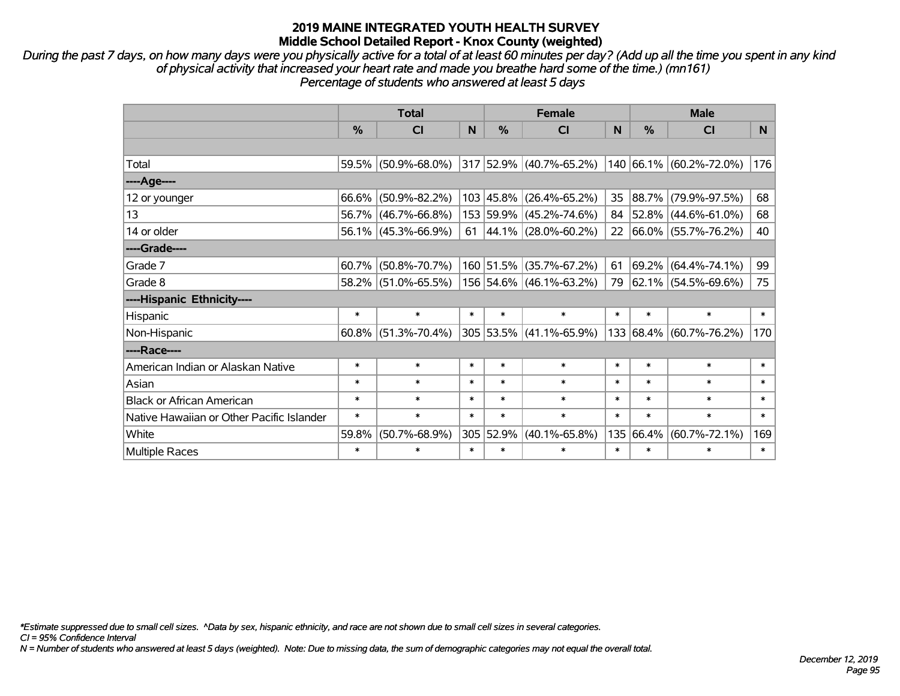# 2019 MAINE INTEGRATED YOUTH HEALTH SURVEY
## Middle School Detailed Report - Knox County (weighted)

*During the past 7 days, on how many days were you physically active for a total of at least 60 minutes per day? (Add up all the time you spent in any kind of physical activity that increased your heart rate and made you breathe hard some of the time.) (mn161)*
*Percentage of students who answered at least 5 days*

| | Total | | | Female | | | Male | | |
|---|---|---|---|---|---|---|---|---|---|
| | % | CI | N | % | CI | N | % | CI | N |
| Total | 59.5% | (50.9%-68.0%) | 317 | 52.9% | (40.7%-65.2%) | 140 | 66.1% | (60.2%-72.0%) | 176 |
| ----Age---- | | | | | | | | | |
| 12 or younger | 66.6% | (50.9%-82.2%) | 103 | 45.8% | (26.4%-65.2%) | 35 | 88.7% | (79.9%-97.5%) | 68 |
| 13 | 56.7% | (46.7%-66.8%) | 153 | 59.9% | (45.2%-74.6%) | 84 | 52.8% | (44.6%-61.0%) | 68 |
| 14 or older | 56.1% | (45.3%-66.9%) | 61 | 44.1% | (28.0%-60.2%) | 22 | 66.0% | (55.7%-76.2%) | 40 |
| ----Grade---- | | | | | | | | | |
| Grade 7 | 60.7% | (50.8%-70.7%) | 160 | 51.5% | (35.7%-67.2%) | 61 | 69.2% | (64.4%-74.1%) | 99 |
| Grade 8 | 58.2% | (51.0%-65.5%) | 156 | 54.6% | (46.1%-63.2%) | 79 | 62.1% | (54.5%-69.6%) | 75 |
| ----Hispanic Ethnicity---- | | | | | | | | | |
| Hispanic | * | * | * | * | * | * | * | * | * |
| Non-Hispanic | 60.8% | (51.3%-70.4%) | 305 | 53.5% | (41.1%-65.9%) | 133 | 68.4% | (60.7%-76.2%) | 170 |
| ----Race---- | | | | | | | | | |
| American Indian or Alaskan Native | * | * | * | * | * | * | * | * | * |
| Asian | * | * | * | * | * | * | * | * | * |
| Black or African American | * | * | * | * | * | * | * | * | * |
| Native Hawaiian or Other Pacific Islander | * | * | * | * | * | * | * | * | * |
| White | 59.8% | (50.7%-68.9%) | 305 | 52.9% | (40.1%-65.8%) | 135 | 66.4% | (60.7%-72.1%) | 169 |
| Multiple Races | * | * | * | * | * | * | * | * | * |

*\*Estimate suppressed due to small cell sizes. ^Data by sex, hispanic ethnicity, and race are not shown due to small cell sizes in several categories.*
*CI = 95% Confidence Interval*
*N = Number of students who answered at least 5 days (weighted). Note: Due to missing data, the sum of demographic categories may not equal the overall total.*

*December 12, 2019*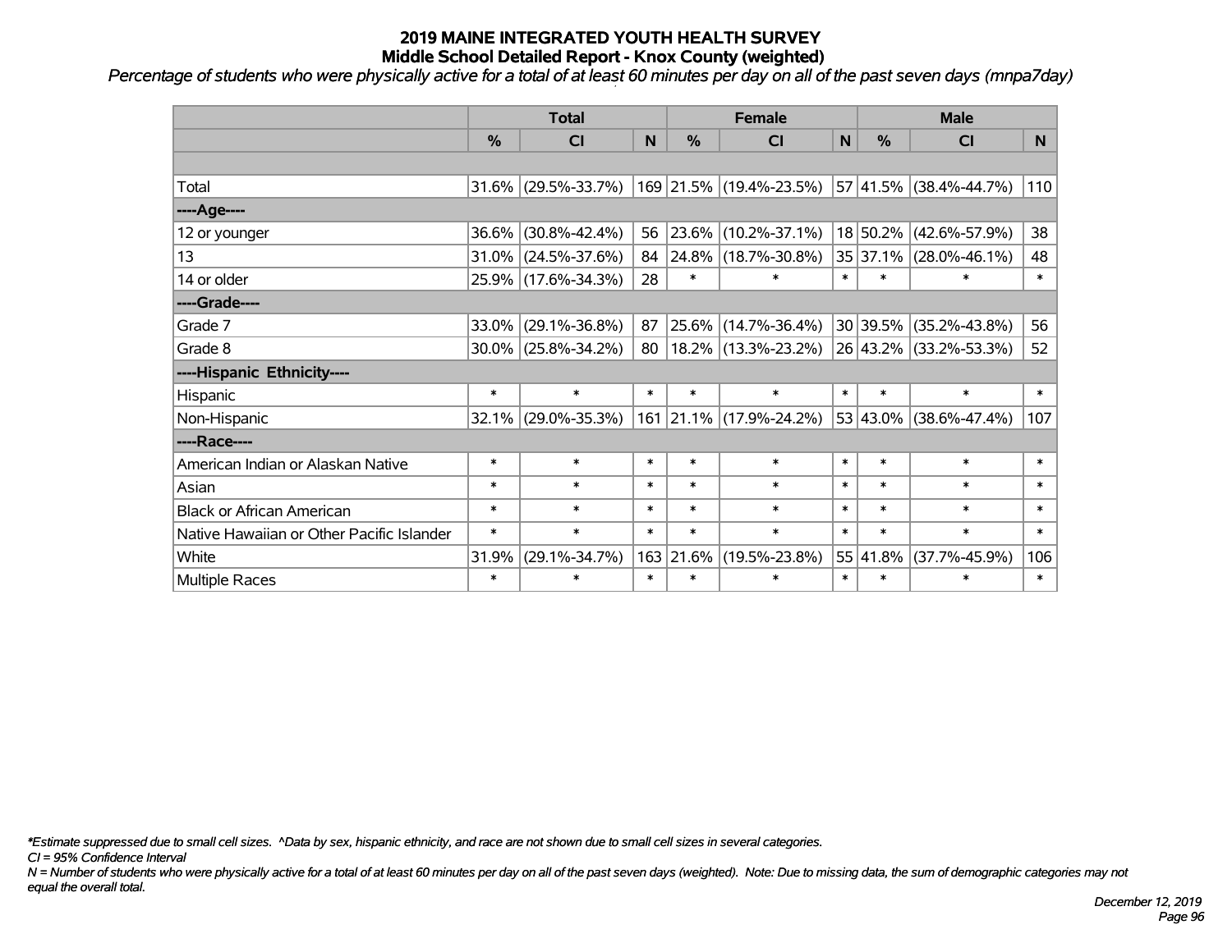# 2019 MAINE INTEGRATED YOUTH HEALTH SURVEY
## Middle School Detailed Report - Knox County (weighted)

*Percentage of students who were physically active for a total of at least 60 minutes per day on all of the past seven days (mnpa7day)*

| | Total | | | Female | | | Male | | |
|---|---|---|---|---|---|---|---|---|---|
| | % | CI | N | % | CI | N | % | CI | N |
| | | | | | | | | | |
| Total | 31.6% | (29.5%-33.7%) | 169 | 21.5% | (19.4%-23.5%) | 57 | 41.5% | (38.4%-44.7%) | 110 |
| ----Age---- | | | | | | | | | |
| 12 or younger | 36.6% | (30.8%-42.4%) | 56 | 23.6% | (10.2%-37.1%) | 18 | 50.2% | (42.6%-57.9%) | 38 |
| 13 | 31.0% | (24.5%-37.6%) | 84 | 24.8% | (18.7%-30.8%) | 35 | 37.1% | (28.0%-46.1%) | 48 |
| 14 or older | 25.9% | (17.6%-34.3%) | 28 | * | * | * | * | * | * |
| ----Grade---- | | | | | | | | | |
| Grade 7 | 33.0% | (29.1%-36.8%) | 87 | 25.6% | (14.7%-36.4%) | 30 | 39.5% | (35.2%-43.8%) | 56 |
| Grade 8 | 30.0% | (25.8%-34.2%) | 80 | 18.2% | (13.3%-23.2%) | 26 | 43.2% | (33.2%-53.3%) | 52 |
| ----Hispanic Ethnicity---- | | | | | | | | | |
| Hispanic | * | * | * | * | * | * | * | * | * |
| Non-Hispanic | 32.1% | (29.0%-35.3%) | 161 | 21.1% | (17.9%-24.2%) | 53 | 43.0% | (38.6%-47.4%) | 107 |
| ----Race---- | | | | | | | | | |
| American Indian or Alaskan Native | * | * | * | * | * | * | * | * | * |
| Asian | * | * | * | * | * | * | * | * | * |
| Black or African American | * | * | * | * | * | * | * | * | * |
| Native Hawaiian or Other Pacific Islander | * | * | * | * | * | * | * | * | * |
| White | 31.9% | (29.1%-34.7%) | 163 | 21.6% | (19.5%-23.8%) | 55 | 41.8% | (37.7%-45.9%) | 106 |
| Multiple Races | * | * | * | * | * | * | * | * | * |

*\*Estimate suppressed due to small cell sizes. ^Data by sex, hispanic ethnicity, and race are not shown due to small cell sizes in several categories.*

*CI = 95% Confidence Interval*

*N = Number of students who were physically active for a total of at least 60 minutes per day on all of the past seven days (weighted). Note: Due to missing data, the sum of demographic categories may not equal the overall total.*

*December 12, 2019*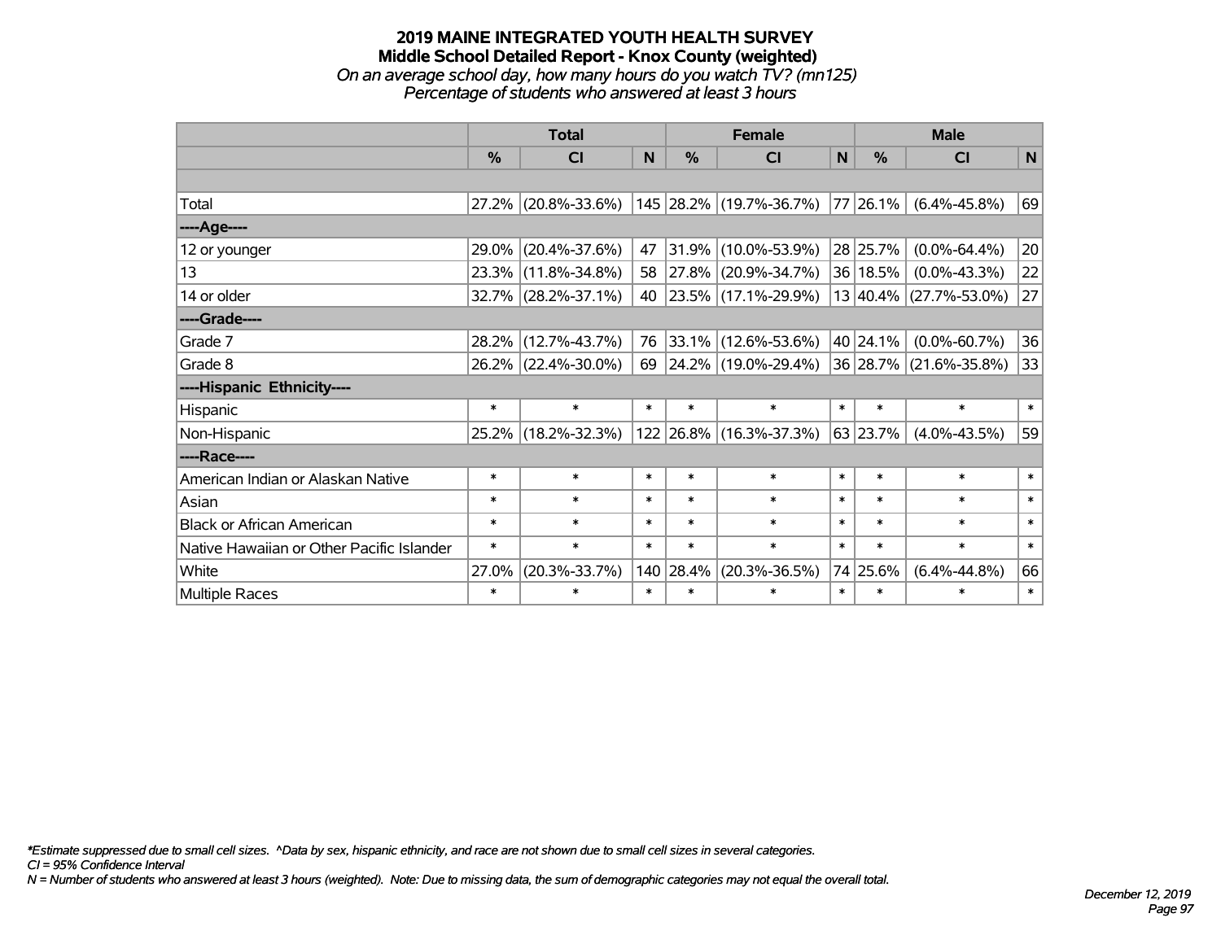# 2019 MAINE INTEGRATED YOUTH HEALTH SURVEY
## Middle School Detailed Report - Knox County (weighted)
*On an average school day, how many hours do you watch TV? (mn125)*
*Percentage of students who answered at least 3 hours*

| | Total | | | Female | | | Male | | |
|---|---|---|---|---|---|---|---|---|---|
| | % | CI | N | % | CI | N | % | CI | N |
| | | | | | | | | | |
| Total | 27.2% | (20.8%-33.6%) | 145 | 28.2% | (19.7%-36.7%) | 77 | 26.1% | (6.4%-45.8%) | 69 |
| ----Age---- | | | | | | | | | |
| 12 or younger | 29.0% | (20.4%-37.6%) | 47 | 31.9% | (10.0%-53.9%) | 28 | 25.7% | (0.0%-64.4%) | 20 |
| 13 | 23.3% | (11.8%-34.8%) | 58 | 27.8% | (20.9%-34.7%) | 36 | 18.5% | (0.0%-43.3%) | 22 |
| 14 or older | 32.7% | (28.2%-37.1%) | 40 | 23.5% | (17.1%-29.9%) | 13 | 40.4% | (27.7%-53.0%) | 27 |
| ----Grade---- | | | | | | | | | |
| Grade 7 | 28.2% | (12.7%-43.7%) | 76 | 33.1% | (12.6%-53.6%) | 40 | 24.1% | (0.0%-60.7%) | 36 |
| Grade 8 | 26.2% | (22.4%-30.0%) | 69 | 24.2% | (19.0%-29.4%) | 36 | 28.7% | (21.6%-35.8%) | 33 |
| ----Hispanic Ethnicity---- | | | | | | | | | |
| Hispanic | * | * | * | * | * | * | * | * | * |
| Non-Hispanic | 25.2% | (18.2%-32.3%) | 122 | 26.8% | (16.3%-37.3%) | 63 | 23.7% | (4.0%-43.5%) | 59 |
| ----Race---- | | | | | | | | | |
| American Indian or Alaskan Native | * | * | * | * | * | * | * | * | * |
| Asian | * | * | * | * | * | * | * | * | * |
| Black or African American | * | * | * | * | * | * | * | * | * |
| Native Hawaiian or Other Pacific Islander | * | * | * | * | * | * | * | * | * |
| White | 27.0% | (20.3%-33.7%) | 140 | 28.4% | (20.3%-36.5%) | 74 | 25.6% | (6.4%-44.8%) | 66 |
| Multiple Races | * | * | * | * | * | * | * | * | * |

*\*Estimate suppressed due to small cell sizes. ^Data by sex, hispanic ethnicity, and race are not shown due to small cell sizes in several categories.*
*CI = 95% Confidence Interval*
*N = Number of students who answered at least 3 hours (weighted). Note: Due to missing data, the sum of demographic categories may not equal the overall total.*

*December 12, 2019*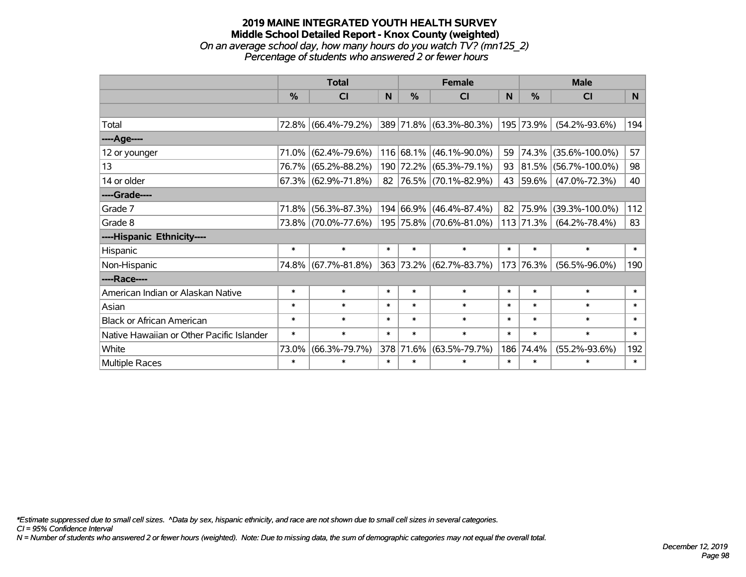# 2019 MAINE INTEGRATED YOUTH HEALTH SURVEY
## Middle School Detailed Report - Knox County (weighted)
*On an average school day, how many hours do you watch TV? (mn125_2)*
*Percentage of students who answered 2 or fewer hours*

| | Total | | | Female | | | Male | | |
|---|---|---|---|---|---|---|---|---|---|
| | % | CI | N | % | CI | N | % | CI | N |
| | | | | | | | | | |
| Total | 72.8% | (66.4%-79.2%) | 389 | 71.8% | (63.3%-80.3%) | 195 | 73.9% | (54.2%-93.6%) | 194 |
| ----Age---- | | | | | | | | | |
| 12 or younger | 71.0% | (62.4%-79.6%) | 116 | 68.1% | (46.1%-90.0%) | 59 | 74.3% | (35.6%-100.0%) | 57 |
| 13 | 76.7% | (65.2%-88.2%) | 190 | 72.2% | (65.3%-79.1%) | 93 | 81.5% | (56.7%-100.0%) | 98 |
| 14 or older | 67.3% | (62.9%-71.8%) | 82 | 76.5% | (70.1%-82.9%) | 43 | 59.6% | (47.0%-72.3%) | 40 |
| ----Grade---- | | | | | | | | | |
| Grade 7 | 71.8% | (56.3%-87.3%) | 194 | 66.9% | (46.4%-87.4%) | 82 | 75.9% | (39.3%-100.0%) | 112 |
| Grade 8 | 73.8% | (70.0%-77.6%) | 195 | 75.8% | (70.6%-81.0%) | 113 | 71.3% | (64.2%-78.4%) | 83 |
| ----Hispanic Ethnicity---- | | | | | | | | | |
| Hispanic | * | * | * | * | * | * | * | * | * |
| Non-Hispanic | 74.8% | (67.7%-81.8%) | 363 | 73.2% | (62.7%-83.7%) | 173 | 76.3% | (56.5%-96.0%) | 190 |
| ----Race---- | | | | | | | | | |
| American Indian or Alaskan Native | * | * | * | * | * | * | * | * | * |
| Asian | * | * | * | * | * | * | * | * | * |
| Black or African American | * | * | * | * | * | * | * | * | * |
| Native Hawaiian or Other Pacific Islander | * | * | * | * | * | * | * | * | * |
| White | 73.0% | (66.3%-79.7%) | 378 | 71.6% | (63.5%-79.7%) | 186 | 74.4% | (55.2%-93.6%) | 192 |
| Multiple Races | * | * | * | * | * | * | * | * | * |

*\*Estimate suppressed due to small cell sizes. ^Data by sex, hispanic ethnicity, and race are not shown due to small cell sizes in several categories.*
*CI = 95% Confidence Interval*
*N = Number of students who answered 2 or fewer hours (weighted). Note: Due to missing data, the sum of demographic categories may not equal the overall total.*

*December 12, 2019*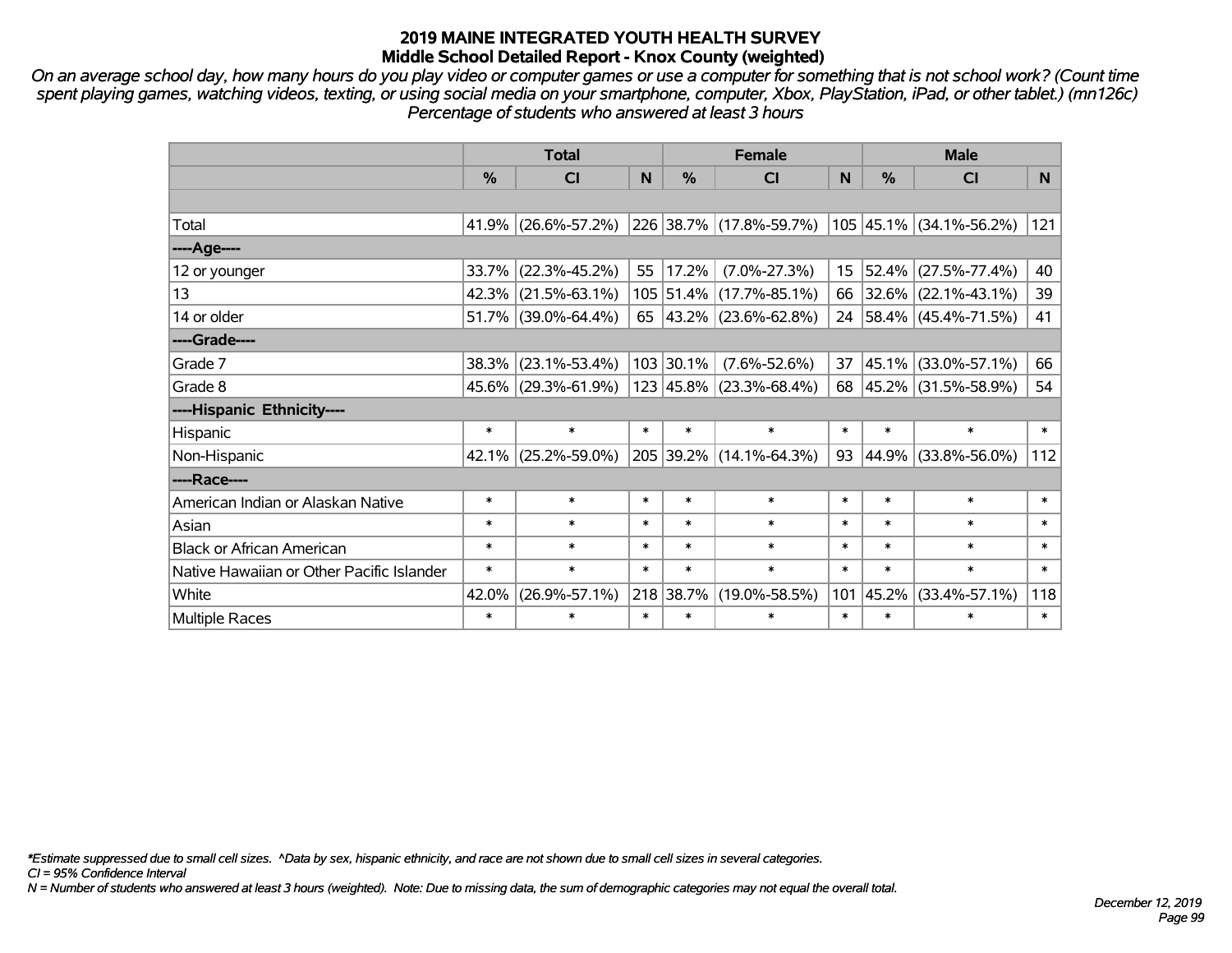# 2019 MAINE INTEGRATED YOUTH HEALTH SURVEY
## Middle School Detailed Report - Knox County (weighted)

*On an average school day, how many hours do you play video or computer games or use a computer for something that is not school work? (Count time spent playing games, watching videos, texting, or using social media on your smartphone, computer, Xbox, PlayStation, iPad, or other tablet.) (mn126c) Percentage of students who answered at least 3 hours*

| | Total | | | Female | | | Male | | |
|---|---|---|---|---|---|---|---|---|---|
| | % | CI | N | % | CI | N | % | CI | N |
| Total | 41.9% | (26.6%-57.2%) | 226 | 38.7% | (17.8%-59.7%) | 105 | 45.1% | (34.1%-56.2%) | 121 |
| ----Age---- | | | | | | | | | |
| 12 or younger | 33.7% | (22.3%-45.2%) | 55 | 17.2% | (7.0%-27.3%) | 15 | 52.4% | (27.5%-77.4%) | 40 |
| 13 | 42.3% | (21.5%-63.1%) | 105 | 51.4% | (17.7%-85.1%) | 66 | 32.6% | (22.1%-43.1%) | 39 |
| 14 or older | 51.7% | (39.0%-64.4%) | 65 | 43.2% | (23.6%-62.8%) | 24 | 58.4% | (45.4%-71.5%) | 41 |
| ----Grade---- | | | | | | | | | |
| Grade 7 | 38.3% | (23.1%-53.4%) | 103 | 30.1% | (7.6%-52.6%) | 37 | 45.1% | (33.0%-57.1%) | 66 |
| Grade 8 | 45.6% | (29.3%-61.9%) | 123 | 45.8% | (23.3%-68.4%) | 68 | 45.2% | (31.5%-58.9%) | 54 |
| ----Hispanic Ethnicity---- | | | | | | | | | |
| Hispanic | * | * | * | * | * | * | * | * | * |
| Non-Hispanic | 42.1% | (25.2%-59.0%) | 205 | 39.2% | (14.1%-64.3%) | 93 | 44.9% | (33.8%-56.0%) | 112 |
| ----Race---- | | | | | | | | | |
| American Indian or Alaskan Native | * | * | * | * | * | * | * | * | * |
| Asian | * | * | * | * | * | * | * | * | * |
| Black or African American | * | * | * | * | * | * | * | * | * |
| Native Hawaiian or Other Pacific Islander | * | * | * | * | * | * | * | * | * |
| White | 42.0% | (26.9%-57.1%) | 218 | 38.7% | (19.0%-58.5%) | 101 | 45.2% | (33.4%-57.1%) | 118 |
| Multiple Races | * | * | * | * | * | * | * | * | * |

*\*Estimate suppressed due to small cell sizes. ^Data by sex, hispanic ethnicity, and race are not shown due to small cell sizes in several categories.*

*CI = 95% Confidence Interval*

*N = Number of students who answered at least 3 hours (weighted). Note: Due to missing data, the sum of demographic categories may not equal the overall total.*

*December 12, 2019*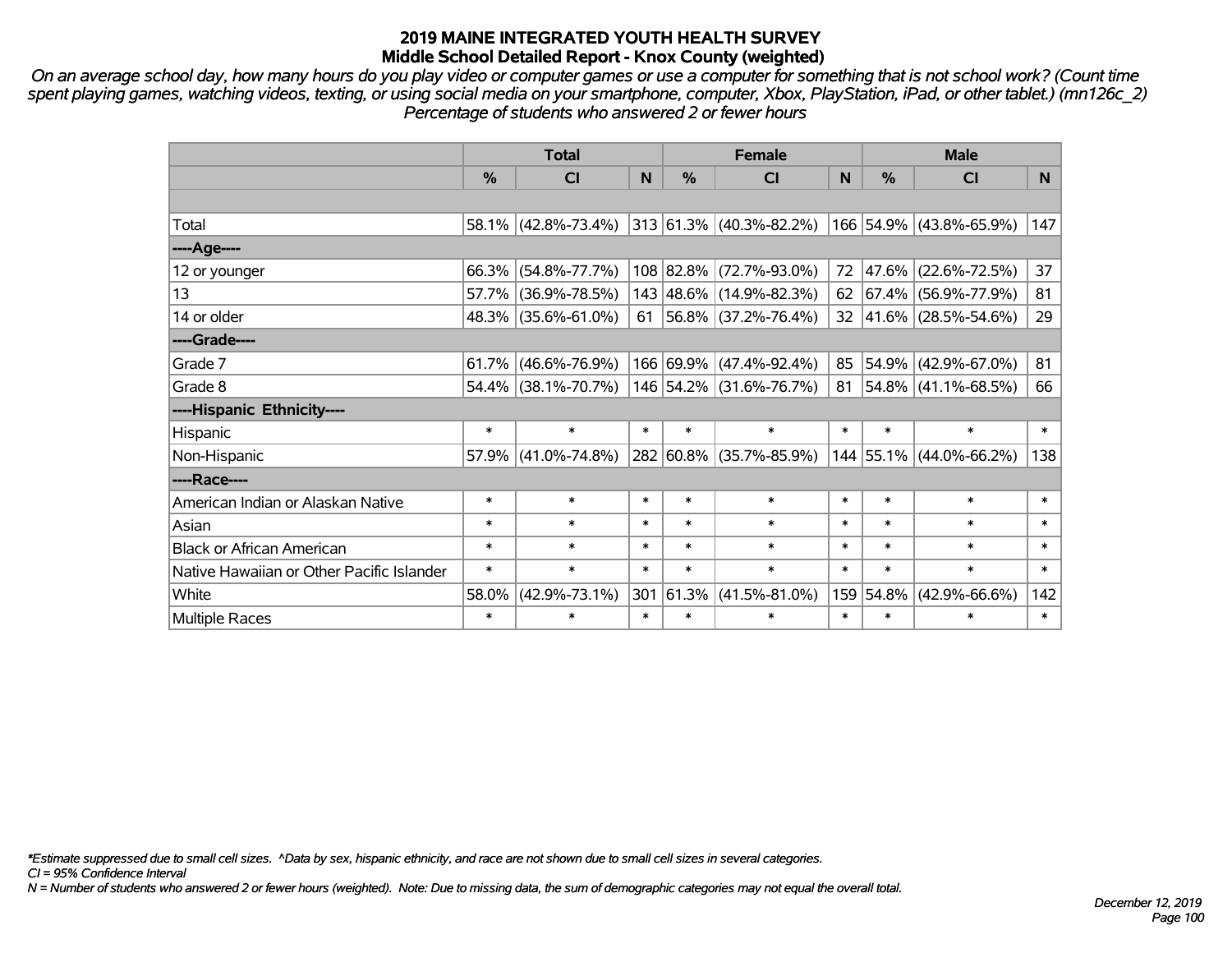# 2019 MAINE INTEGRATED YOUTH HEALTH SURVEY
## Middle School Detailed Report - Knox County (weighted)

*On an average school day, how many hours do you play video or computer games or use a computer for something that is not school work? (Count time spent playing games, watching videos, texting, or using social media on your smartphone, computer, Xbox, PlayStation, iPad, or other tablet.) (mn126c_2) Percentage of students who answered 2 or fewer hours*

| | Total | | | Female | | | Male | | |
|---|---|---|---|---|---|---|---|---|---|
| | % | CI | N | % | CI | N | % | CI | N |
| | | | | | | | | | |
| Total | 58.1% | (42.8%-73.4%) | 313 | 61.3% | (40.3%-82.2%) | 166 | 54.9% | (43.8%-65.9%) | 147 |
| ----Age---- | | | | | | | | | |
| 12 or younger | 66.3% | (54.8%-77.7%) | 108 | 82.8% | (72.7%-93.0%) | 72 | 47.6% | (22.6%-72.5%) | 37 |
| 13 | 57.7% | (36.9%-78.5%) | 143 | 48.6% | (14.9%-82.3%) | 62 | 67.4% | (56.9%-77.9%) | 81 |
| 14 or older | 48.3% | (35.6%-61.0%) | 61 | 56.8% | (37.2%-76.4%) | 32 | 41.6% | (28.5%-54.6%) | 29 |
| ----Grade---- | | | | | | | | | |
| Grade 7 | 61.7% | (46.6%-76.9%) | 166 | 69.9% | (47.4%-92.4%) | 85 | 54.9% | (42.9%-67.0%) | 81 |
| Grade 8 | 54.4% | (38.1%-70.7%) | 146 | 54.2% | (31.6%-76.7%) | 81 | 54.8% | (41.1%-68.5%) | 66 |
| ----Hispanic Ethnicity---- | | | | | | | | | |
| Hispanic | * | * | * | * | * | * | * | * | * |
| Non-Hispanic | 57.9% | (41.0%-74.8%) | 282 | 60.8% | (35.7%-85.9%) | 144 | 55.1% | (44.0%-66.2%) | 138 |
| ----Race---- | | | | | | | | | |
| American Indian or Alaskan Native | * | * | * | * | * | * | * | * | * |
| Asian | * | * | * | * | * | * | * | * | * |
| Black or African American | * | * | * | * | * | * | * | * | * |
| Native Hawaiian or Other Pacific Islander | * | * | * | * | * | * | * | * | * |
| White | 58.0% | (42.9%-73.1%) | 301 | 61.3% | (41.5%-81.0%) | 159 | 54.8% | (42.9%-66.6%) | 142 |
| Multiple Races | * | * | * | * | * | * | * | * | * |

*\*Estimate suppressed due to small cell sizes. ^Data by sex, hispanic ethnicity, and race are not shown due to small cell sizes in several categories.*

*CI = 95% Confidence Interval*

*N = Number of students who answered 2 or fewer hours (weighted). Note: Due to missing data, the sum of demographic categories may not equal the overall total.*

*December 12, 2019*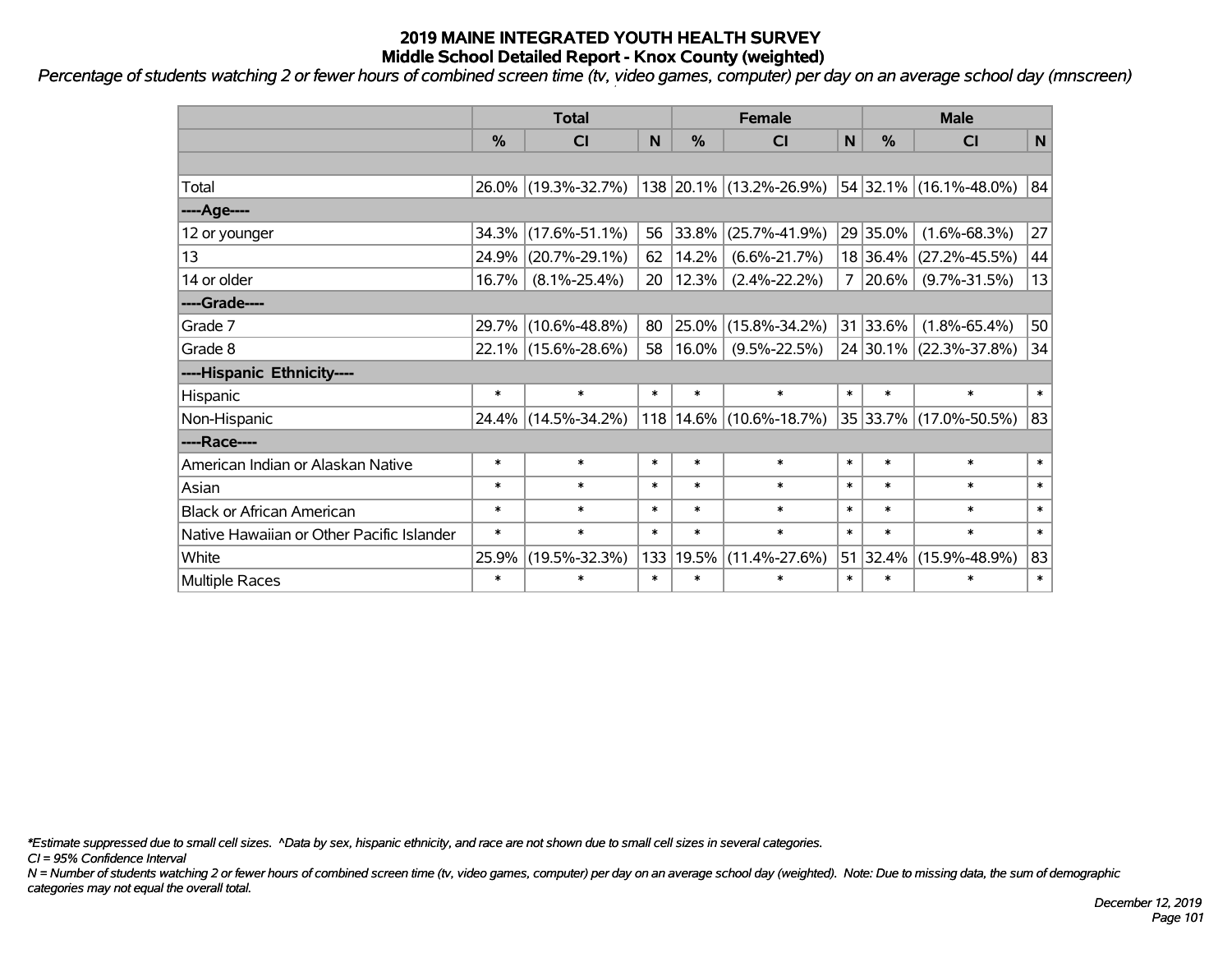# 2019 MAINE INTEGRATED YOUTH HEALTH SURVEY
## Middle School Detailed Report - Knox County (weighted)

*Percentage of students watching 2 or fewer hours of combined screen time (tv, video games, computer) per day on an average school day (mnscreen)*

| | Total | | | Female | | | Male | | |
|---|---|---|---|---|---|---|---|---|---|
| | % | CI | N | % | CI | N | % | CI | N |
| | | | | | | | | | |
| Total | 26.0% | (19.3%-32.7%) | 138 | 20.1% | (13.2%-26.9%) | 54 | 32.1% | (16.1%-48.0%) | 84 |
| ----Age---- | | | | | | | | | |
| 12 or younger | 34.3% | (17.6%-51.1%) | 56 | 33.8% | (25.7%-41.9%) | 29 | 35.0% | (1.6%-68.3%) | 27 |
| 13 | 24.9% | (20.7%-29.1%) | 62 | 14.2% | (6.6%-21.7%) | 18 | 36.4% | (27.2%-45.5%) | 44 |
| 14 or older | 16.7% | (8.1%-25.4%) | 20 | 12.3% | (2.4%-22.2%) | 7 | 20.6% | (9.7%-31.5%) | 13 |
| ----Grade---- | | | | | | | | | |
| Grade 7 | 29.7% | (10.6%-48.8%) | 80 | 25.0% | (15.8%-34.2%) | 31 | 33.6% | (1.8%-65.4%) | 50 |
| Grade 8 | 22.1% | (15.6%-28.6%) | 58 | 16.0% | (9.5%-22.5%) | 24 | 30.1% | (22.3%-37.8%) | 34 |
| ----Hispanic Ethnicity---- | | | | | | | | | |
| Hispanic | * | * | * | * | * | * | * | * | * |
| Non-Hispanic | 24.4% | (14.5%-34.2%) | 118 | 14.6% | (10.6%-18.7%) | 35 | 33.7% | (17.0%-50.5%) | 83 |
| ----Race---- | | | | | | | | | |
| American Indian or Alaskan Native | * | * | * | * | * | * | * | * | * |
| Asian | * | * | * | * | * | * | * | * | * |
| Black or African American | * | * | * | * | * | * | * | * | * |
| Native Hawaiian or Other Pacific Islander | * | * | * | * | * | * | * | * | * |
| White | 25.9% | (19.5%-32.3%) | 133 | 19.5% | (11.4%-27.6%) | 51 | 32.4% | (15.9%-48.9%) | 83 |
| Multiple Races | * | * | * | * | * | * | * | * | * |

*Estimate suppressed due to small cell sizes. ^Data by sex, hispanic ethnicity, and race are not shown due to small cell sizes in several categories.

*CI = 95% Confidence Interval*

*N = Number of students watching 2 or fewer hours of combined screen time (tv, video games, computer) per day on an average school day (weighted). Note: Due to missing data, the sum of demographic categories may not equal the overall total.*

*December 12, 2019*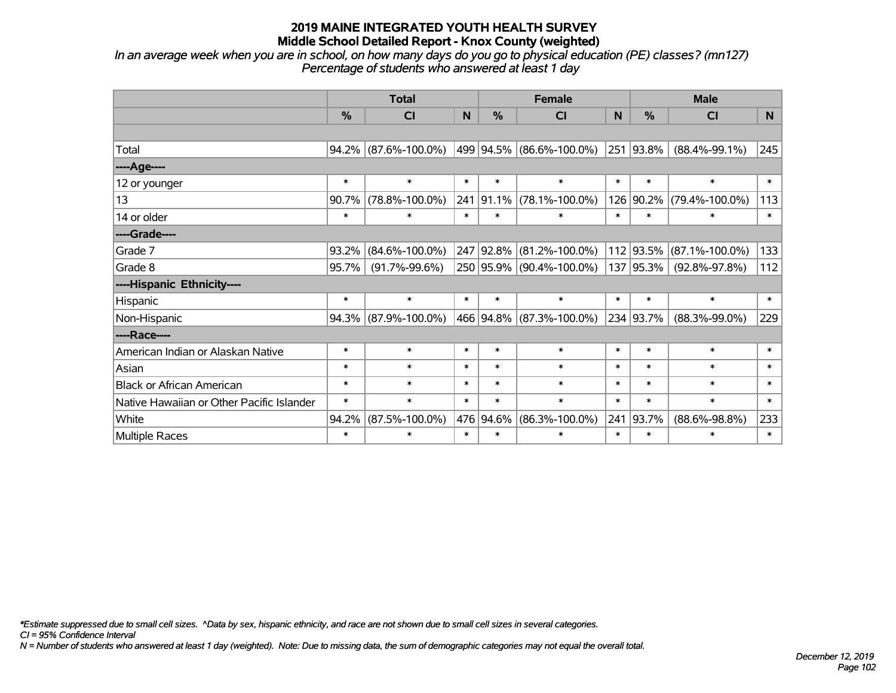# 2019 MAINE INTEGRATED YOUTH HEALTH SURVEY
## Middle School Detailed Report - Knox County (weighted)

*In an average week when you are in school, on how many days do you go to physical education (PE) classes? (mn127)*
*Percentage of students who answered at least 1 day*

| | Total | | | Female | | | Male | | |
|---|---|---|---|---|---|---|---|---|---|
| | % | CI | N | % | CI | N | % | CI | N |
| | | | | | | | | | |
| Total | 94.2% | (87.6%-100.0%) | 499 | 94.5% | (86.6%-100.0%) | 251 | 93.8% | (88.4%-99.1%) | 245 |
| ----Age---- | | | | | | | | | |
| 12 or younger | * | * | * | * | * | * | * | * | * |
| 13 | 90.7% | (78.8%-100.0%) | 241 | 91.1% | (78.1%-100.0%) | 126 | 90.2% | (79.4%-100.0%) | 113 |
| 14 or older | * | * | * | * | * | * | * | * | * |
| ----Grade---- | | | | | | | | | |
| Grade 7 | 93.2% | (84.6%-100.0%) | 247 | 92.8% | (81.2%-100.0%) | 112 | 93.5% | (87.1%-100.0%) | 133 |
| Grade 8 | 95.7% | (91.7%-99.6%) | 250 | 95.9% | (90.4%-100.0%) | 137 | 95.3% | (92.8%-97.8%) | 112 |
| ----Hispanic Ethnicity---- | | | | | | | | | |
| Hispanic | * | * | * | * | * | * | * | * | * |
| Non-Hispanic | 94.3% | (87.9%-100.0%) | 466 | 94.8% | (87.3%-100.0%) | 234 | 93.7% | (88.3%-99.0%) | 229 |
| ----Race---- | | | | | | | | | |
| American Indian or Alaskan Native | * | * | * | * | * | * | * | * | * |
| Asian | * | * | * | * | * | * | * | * | * |
| Black or African American | * | * | * | * | * | * | * | * | * |
| Native Hawaiian or Other Pacific Islander | * | * | * | * | * | * | * | * | * |
| White | 94.2% | (87.5%-100.0%) | 476 | 94.6% | (86.3%-100.0%) | 241 | 93.7% | (88.6%-98.8%) | 233 |
| Multiple Races | * | * | * | * | * | * | * | * | * |

*\*Estimate suppressed due to small cell sizes. ^Data by sex, hispanic ethnicity, and race are not shown due to small cell sizes in several categories.*
*CI = 95% Confidence Interval*
*N = Number of students who answered at least 1 day (weighted). Note: Due to missing data, the sum of demographic categories may not equal the overall total.*

*December 12, 2019*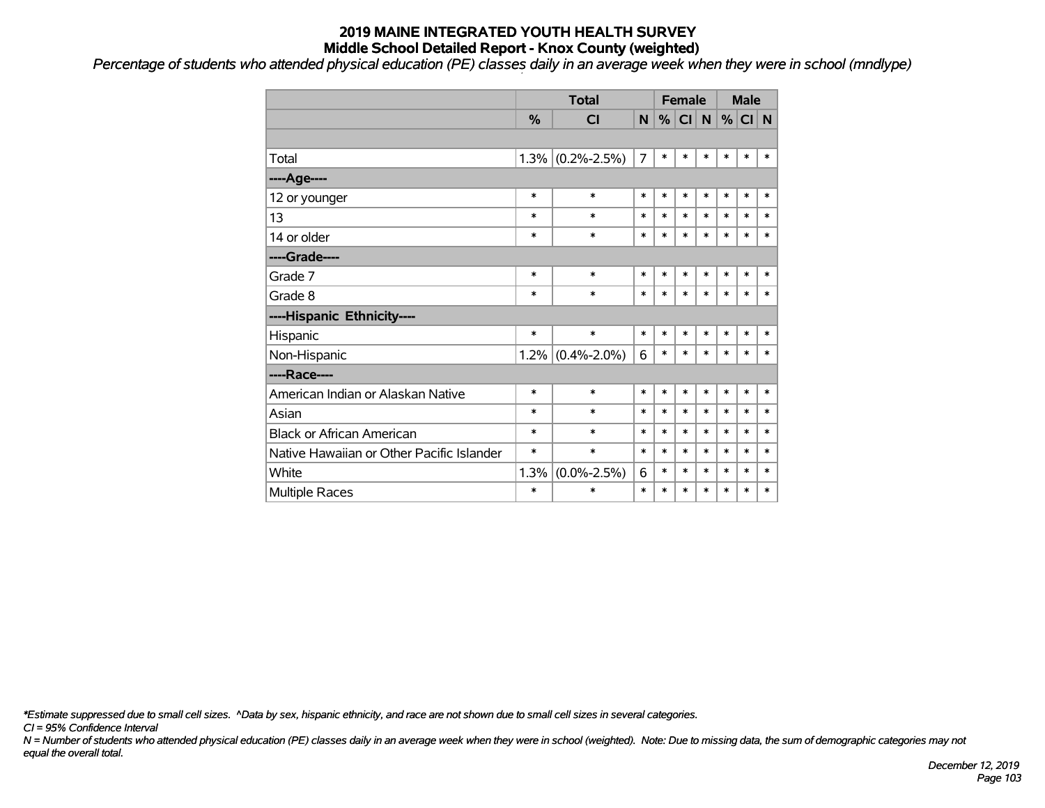# 2019 MAINE INTEGRATED YOUTH HEALTH SURVEY
## Middle School Detailed Report - Knox County (weighted)

*Percentage of students who attended physical education (PE) classes daily in an average week when they were in school (mndlype)*

| | Total | | | Female | | | Male | | |
|---|---|---|---|---|---|---|---|---|---|
| | % | CI | N | % | CI | N | % | CI | N |
| Total | 1.3% | (0.2%-2.5%) | 7 | * | * | * | * | * | * |
| ----Age---- | | | | | | | | | |
| 12 or younger | * | * | * | * | * | * | * | * | * |
| 13 | * | * | * | * | * | * | * | * | * |
| 14 or older | * | * | * | * | * | * | * | * | * |
| ----Grade---- | | | | | | | | | |
| Grade 7 | * | * | * | * | * | * | * | * | * |
| Grade 8 | * | * | * | * | * | * | * | * | * |
| ----Hispanic Ethnicity---- | | | | | | | | | |
| Hispanic | * | * | * | * | * | * | * | * | * |
| Non-Hispanic | 1.2% | (0.4%-2.0%) | 6 | * | * | * | * | * | * |
| ----Race---- | | | | | | | | | |
| American Indian or Alaskan Native | * | * | * | * | * | * | * | * | * |
| Asian | * | * | * | * | * | * | * | * | * |
| Black or African American | * | * | * | * | * | * | * | * | * |
| Native Hawaiian or Other Pacific Islander | * | * | * | * | * | * | * | * | * |
| White | 1.3% | (0.0%-2.5%) | 6 | * | * | * | * | * | * |
| Multiple Races | * | * | * | * | * | * | * | * | * |

*\*Estimate suppressed due to small cell sizes. ^Data by sex, hispanic ethnicity, and race are not shown due to small cell sizes in several categories.*

*CI = 95% Confidence Interval*

*N = Number of students who attended physical education (PE) classes daily in an average week when they were in school (weighted). Note: Due to missing data, the sum of demographic categories may not equal the overall total.*

*December 12, 2019*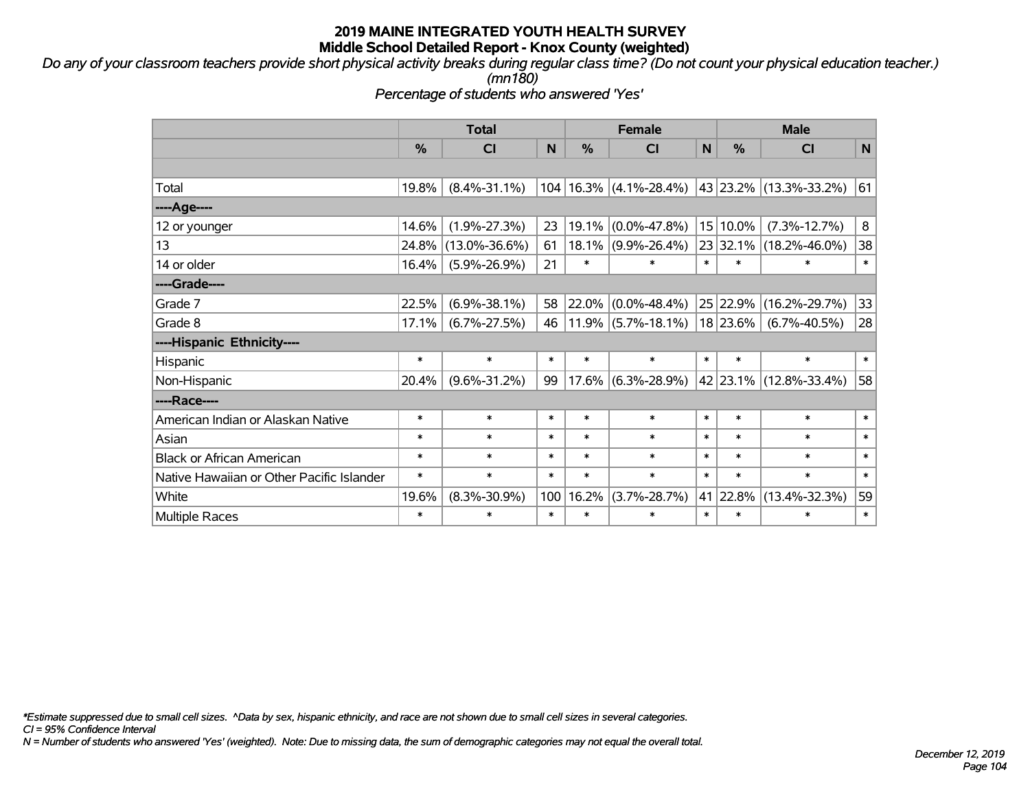# 2019 MAINE INTEGRATED YOUTH HEALTH SURVEY
## Middle School Detailed Report - Knox County (weighted)

*Do any of your classroom teachers provide short physical activity breaks during regular class time? (Do not count your physical education teacher.) (mn180)*

*Percentage of students who answered 'Yes'*

| | Total | | | Female | | | Male | | |
|---|---|---|---|---|---|---|---|---|---|
| | % | CI | N | % | CI | N | % | CI | N |
| | | | | | | | | | |
| Total | 19.8% | (8.4%-31.1%) | 104 | 16.3% | (4.1%-28.4%) | 43 | 23.2% | (13.3%-33.2%) | 61 |
| ----Age---- | | | | | | | | | |
| 12 or younger | 14.6% | (1.9%-27.3%) | 23 | 19.1% | (0.0%-47.8%) | 15 | 10.0% | (7.3%-12.7%) | 8 |
| 13 | 24.8% | (13.0%-36.6%) | 61 | 18.1% | (9.9%-26.4%) | 23 | 32.1% | (18.2%-46.0%) | 38 |
| 14 or older | 16.4% | (5.9%-26.9%) | 21 | * | * | * | * | * | * |
| ----Grade---- | | | | | | | | | |
| Grade 7 | 22.5% | (6.9%-38.1%) | 58 | 22.0% | (0.0%-48.4%) | 25 | 22.9% | (16.2%-29.7%) | 33 |
| Grade 8 | 17.1% | (6.7%-27.5%) | 46 | 11.9% | (5.7%-18.1%) | 18 | 23.6% | (6.7%-40.5%) | 28 |
| ----Hispanic Ethnicity---- | | | | | | | | | |
| Hispanic | * | * | * | * | * | * | * | * | * |
| Non-Hispanic | 20.4% | (9.6%-31.2%) | 99 | 17.6% | (6.3%-28.9%) | 42 | 23.1% | (12.8%-33.4%) | 58 |
| ----Race---- | | | | | | | | | |
| American Indian or Alaskan Native | * | * | * | * | * | * | * | * | * |
| Asian | * | * | * | * | * | * | * | * | * |
| Black or African American | * | * | * | * | * | * | * | * | * |
| Native Hawaiian or Other Pacific Islander | * | * | * | * | * | * | * | * | * |
| White | 19.6% | (8.3%-30.9%) | 100 | 16.2% | (3.7%-28.7%) | 41 | 22.8% | (13.4%-32.3%) | 59 |
| Multiple Races | * | * | * | * | * | * | * | * | * |

*\*Estimate suppressed due to small cell sizes. ^Data by sex, hispanic ethnicity, and race are not shown due to small cell sizes in several categories.*
*CI = 95% Confidence Interval*
*N = Number of students who answered 'Yes' (weighted). Note: Due to missing data, the sum of demographic categories may not equal the overall total.*

*December 12, 2019*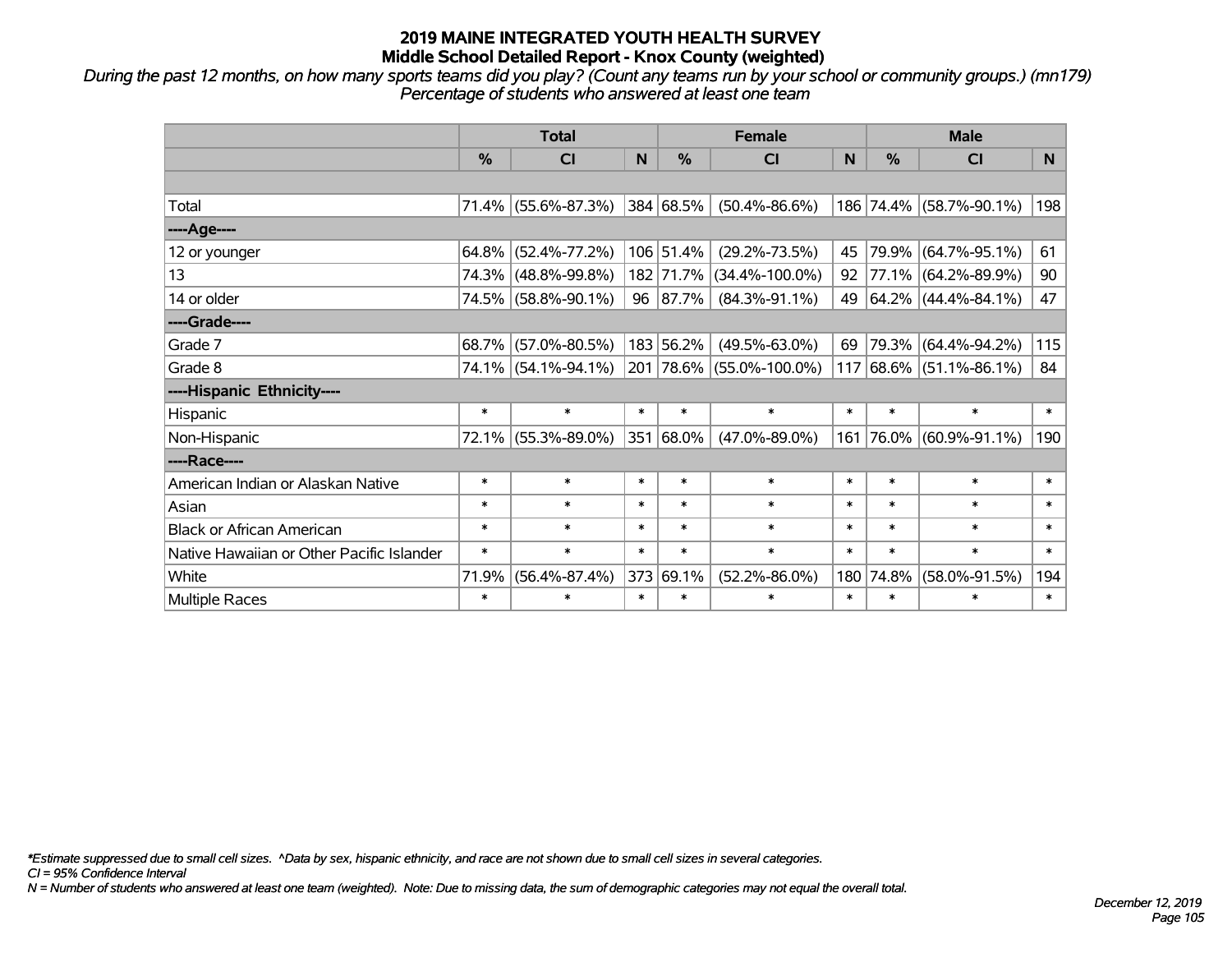# 2019 MAINE INTEGRATED YOUTH HEALTH SURVEY
## Middle School Detailed Report - Knox County (weighted)

*During the past 12 months, on how many sports teams did you play? (Count any teams run by your school or community groups.) (mn179)*
*Percentage of students who answered at least one team*

| | Total | | | Female | | | Male | | |
|---|---|---|---|---|---|---|---|---|---|
| | % | CI | N | % | CI | N | % | CI | N |
| | | | | | | | | | |
| Total | 71.4% | (55.6%-87.3%) | 384 | 68.5% | (50.4%-86.6%) | 186 | 74.4% | (58.7%-90.1%) | 198 |
| ----Age---- | | | | | | | | | |
| 12 or younger | 64.8% | (52.4%-77.2%) | 106 | 51.4% | (29.2%-73.5%) | 45 | 79.9% | (64.7%-95.1%) | 61 |
| 13 | 74.3% | (48.8%-99.8%) | 182 | 71.7% | (34.4%-100.0%) | 92 | 77.1% | (64.2%-89.9%) | 90 |
| 14 or older | 74.5% | (58.8%-90.1%) | 96 | 87.7% | (84.3%-91.1%) | 49 | 64.2% | (44.4%-84.1%) | 47 |
| ----Grade---- | | | | | | | | | |
| Grade 7 | 68.7% | (57.0%-80.5%) | 183 | 56.2% | (49.5%-63.0%) | 69 | 79.3% | (64.4%-94.2%) | 115 |
| Grade 8 | 74.1% | (54.1%-94.1%) | 201 | 78.6% | (55.0%-100.0%) | 117 | 68.6% | (51.1%-86.1%) | 84 |
| ----Hispanic Ethnicity---- | | | | | | | | | |
| Hispanic | * | * | * | * | * | * | * | * | * |
| Non-Hispanic | 72.1% | (55.3%-89.0%) | 351 | 68.0% | (47.0%-89.0%) | 161 | 76.0% | (60.9%-91.1%) | 190 |
| ----Race---- | | | | | | | | | |
| American Indian or Alaskan Native | * | * | * | * | * | * | * | * | * |
| Asian | * | * | * | * | * | * | * | * | * |
| Black or African American | * | * | * | * | * | * | * | * | * |
| Native Hawaiian or Other Pacific Islander | * | * | * | * | * | * | * | * | * |
| White | 71.9% | (56.4%-87.4%) | 373 | 69.1% | (52.2%-86.0%) | 180 | 74.8% | (58.0%-91.5%) | 194 |
| Multiple Races | * | * | * | * | * | * | * | * | * |

*Estimate suppressed due to small cell sizes. ^Data by sex, hispanic ethnicity, and race are not shown due to small cell sizes in several categories.*
*CI = 95% Confidence Interval*
*N = Number of students who answered at least one team (weighted). Note: Due to missing data, the sum of demographic categories may not equal the overall total.*

*December 12, 2019*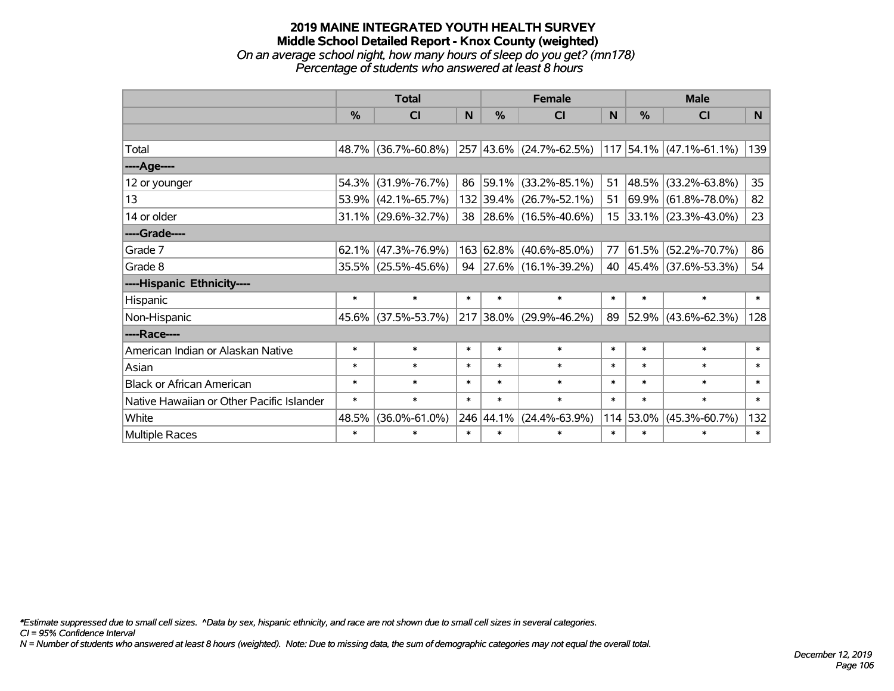# 2019 MAINE INTEGRATED YOUTH HEALTH SURVEY

## Middle School Detailed Report - Knox County (weighted)

*On an average school night, how many hours of sleep do you get? (mn178)*

*Percentage of students who answered at least 8 hours*

| | Total | | | Female | | | Male | | |
|---|---|---|---|---|---|---|---|---|---|
| | % | CI | N | % | CI | N | % | CI | N |
| | | | | | | | | | |
| Total | 48.7% | (36.7%-60.8%) | 257 | 43.6% | (24.7%-62.5%) | 117 | 54.1% | (47.1%-61.1%) | 139 |
| ----Age---- | | | | | | | | | |
| 12 or younger | 54.3% | (31.9%-76.7%) | 86 | 59.1% | (33.2%-85.1%) | 51 | 48.5% | (33.2%-63.8%) | 35 |
| 13 | 53.9% | (42.1%-65.7%) | 132 | 39.4% | (26.7%-52.1%) | 51 | 69.9% | (61.8%-78.0%) | 82 |
| 14 or older | 31.1% | (29.6%-32.7%) | 38 | 28.6% | (16.5%-40.6%) | 15 | 33.1% | (23.3%-43.0%) | 23 |
| ----Grade---- | | | | | | | | | |
| Grade 7 | 62.1% | (47.3%-76.9%) | 163 | 62.8% | (40.6%-85.0%) | 77 | 61.5% | (52.2%-70.7%) | 86 |
| Grade 8 | 35.5% | (25.5%-45.6%) | 94 | 27.6% | (16.1%-39.2%) | 40 | 45.4% | (37.6%-53.3%) | 54 |
| ----Hispanic Ethnicity---- | | | | | | | | | |
| Hispanic | * | * | * | * | * | * | * | * | * |
| Non-Hispanic | 45.6% | (37.5%-53.7%) | 217 | 38.0% | (29.9%-46.2%) | 89 | 52.9% | (43.6%-62.3%) | 128 |
| ----Race---- | | | | | | | | | |
| American Indian or Alaskan Native | * | * | * | * | * | * | * | * | * |
| Asian | * | * | * | * | * | * | * | * | * |
| Black or African American | * | * | * | * | * | * | * | * | * |
| Native Hawaiian or Other Pacific Islander | * | * | * | * | * | * | * | * | * |
| White | 48.5% | (36.0%-61.0%) | 246 | 44.1% | (24.4%-63.9%) | 114 | 53.0% | (45.3%-60.7%) | 132 |
| Multiple Races | * | * | * | * | * | * | * | * | * |

*\*Estimate suppressed due to small cell sizes. ^Data by sex, hispanic ethnicity, and race are not shown due to small cell sizes in several categories.*

*CI = 95% Confidence Interval*

*N = Number of students who answered at least 8 hours (weighted). Note: Due to missing data, the sum of demographic categories may not equal the overall total.*

*December 12, 2019*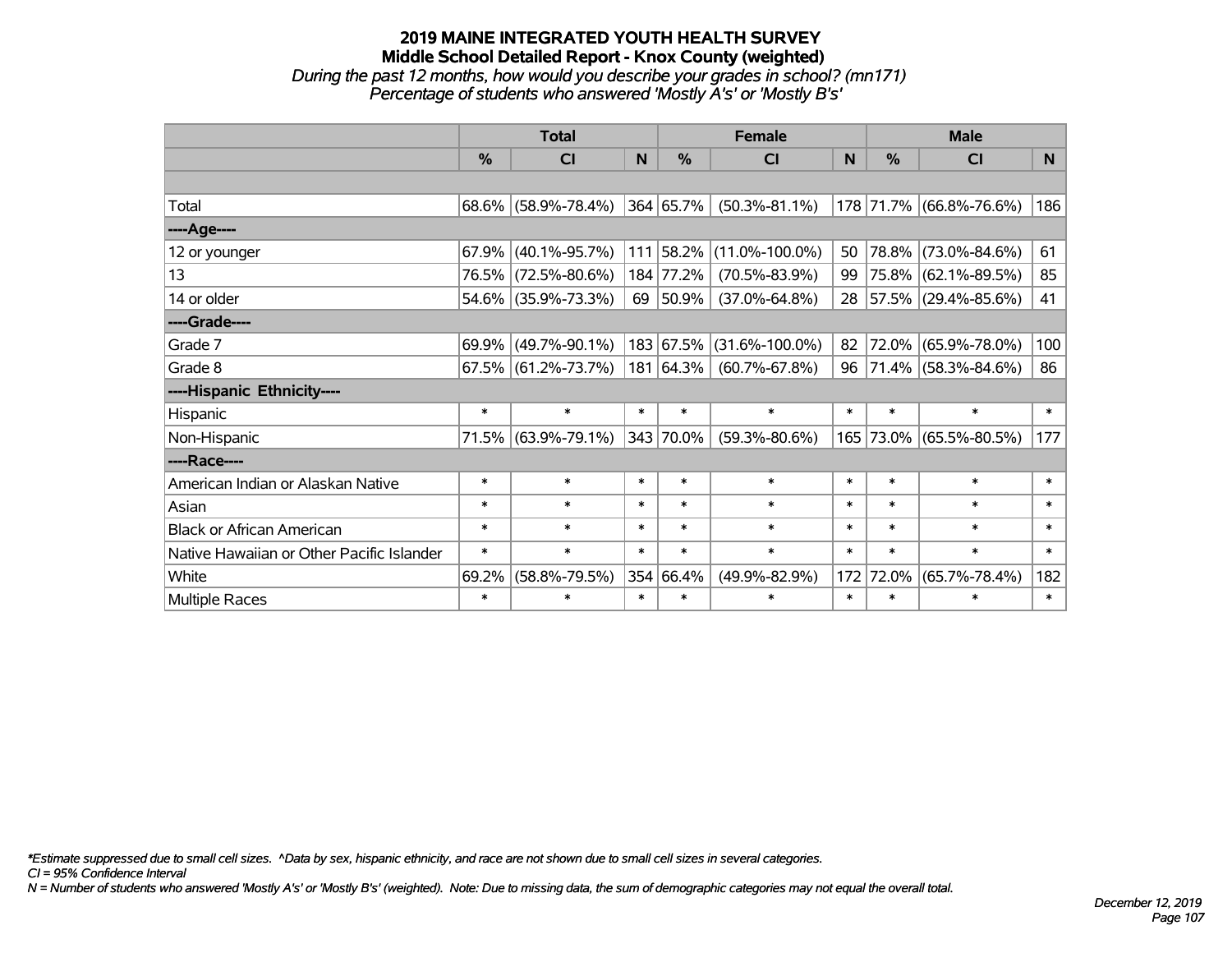# 2019 MAINE INTEGRATED YOUTH HEALTH SURVEY
## Middle School Detailed Report - Knox County (weighted)
*During the past 12 months, how would you describe your grades in school? (mn171)*
*Percentage of students who answered 'Mostly A's' or 'Mostly B's'*

| | Total | | | Female | | | Male | | |
|---|---|---|---|---|---|---|---|---|---|
| | % | CI | N | % | CI | N | % | CI | N |
| Total | 68.6% | (58.9%-78.4%) | 364 | 65.7% | (50.3%-81.1%) | 178 | 71.7% | (66.8%-76.6%) | 186 |
| **----Age----** | | | | | | | | | |
| 12 or younger | 67.9% | (40.1%-95.7%) | 111 | 58.2% | (11.0%-100.0%) | 50 | 78.8% | (73.0%-84.6%) | 61 |
| 13 | 76.5% | (72.5%-80.6%) | 184 | 77.2% | (70.5%-83.9%) | 99 | 75.8% | (62.1%-89.5%) | 85 |
| 14 or older | 54.6% | (35.9%-73.3%) | 69 | 50.9% | (37.0%-64.8%) | 28 | 57.5% | (29.4%-85.6%) | 41 |
| **----Grade----** | | | | | | | | | |
| Grade 7 | 69.9% | (49.7%-90.1%) | 183 | 67.5% | (31.6%-100.0%) | 82 | 72.0% | (65.9%-78.0%) | 100 |
| Grade 8 | 67.5% | (61.2%-73.7%) | 181 | 64.3% | (60.7%-67.8%) | 96 | 71.4% | (58.3%-84.6%) | 86 |
| **----Hispanic Ethnicity----** | | | | | | | | | |
| Hispanic | * | * | * | * | * | * | * | * | * |
| Non-Hispanic | 71.5% | (63.9%-79.1%) | 343 | 70.0% | (59.3%-80.6%) | 165 | 73.0% | (65.5%-80.5%) | 177 |
| **----Race----** | | | | | | | | | |
| American Indian or Alaskan Native | * | * | * | * | * | * | * | * | * |
| Asian | * | * | * | * | * | * | * | * | * |
| Black or African American | * | * | * | * | * | * | * | * | * |
| Native Hawaiian or Other Pacific Islander | * | * | * | * | * | * | * | * | * |
| White | 69.2% | (58.8%-79.5%) | 354 | 66.4% | (49.9%-82.9%) | 172 | 72.0% | (65.7%-78.4%) | 182 |
| Multiple Races | * | * | * | * | * | * | * | * | * |

*\*Estimate suppressed due to small cell sizes. ^Data by sex, hispanic ethnicity, and race are not shown due to small cell sizes in several categories.*
*CI = 95% Confidence Interval*
*N = Number of students who answered 'Mostly A's' or 'Mostly B's' (weighted). Note: Due to missing data, the sum of demographic categories may not equal the overall total.*

*December 12, 2019*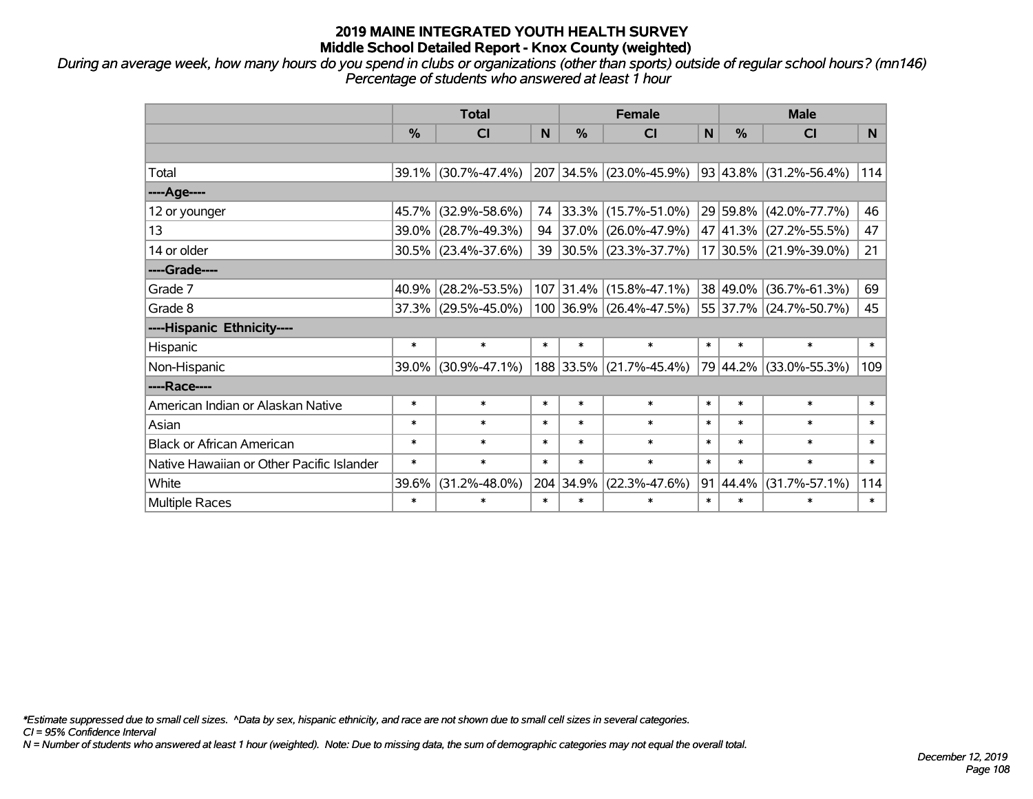# 2019 MAINE INTEGRATED YOUTH HEALTH SURVEY
## Middle School Detailed Report - Knox County (weighted)

*During an average week, how many hours do you spend in clubs or organizations (other than sports) outside of regular school hours? (mn146)*
*Percentage of students who answered at least 1 hour*

| | Total | | | Female | | | Male | | |
|---|---|---|---|---|---|---|---|---|---|
| | % | CI | N | % | CI | N | % | CI | N |
| | | | | | | | | | |
| Total | 39.1% | (30.7%-47.4%) | 207 | 34.5% | (23.0%-45.9%) | 93 | 43.8% | (31.2%-56.4%) | 114 |
| ----Age---- | | | | | | | | | |
| 12 or younger | 45.7% | (32.9%-58.6%) | 74 | 33.3% | (15.7%-51.0%) | 29 | 59.8% | (42.0%-77.7%) | 46 |
| 13 | 39.0% | (28.7%-49.3%) | 94 | 37.0% | (26.0%-47.9%) | 47 | 41.3% | (27.2%-55.5%) | 47 |
| 14 or older | 30.5% | (23.4%-37.6%) | 39 | 30.5% | (23.3%-37.7%) | 17 | 30.5% | (21.9%-39.0%) | 21 |
| ----Grade---- | | | | | | | | | |
| Grade 7 | 40.9% | (28.2%-53.5%) | 107 | 31.4% | (15.8%-47.1%) | 38 | 49.0% | (36.7%-61.3%) | 69 |
| Grade 8 | 37.3% | (29.5%-45.0%) | 100 | 36.9% | (26.4%-47.5%) | 55 | 37.7% | (24.7%-50.7%) | 45 |
| ----Hispanic Ethnicity---- | | | | | | | | | |
| Hispanic | * | * | * | * | * | * | * | * | * |
| Non-Hispanic | 39.0% | (30.9%-47.1%) | 188 | 33.5% | (21.7%-45.4%) | 79 | 44.2% | (33.0%-55.3%) | 109 |
| ----Race---- | | | | | | | | | |
| American Indian or Alaskan Native | * | * | * | * | * | * | * | * | * |
| Asian | * | * | * | * | * | * | * | * | * |
| Black or African American | * | * | * | * | * | * | * | * | * |
| Native Hawaiian or Other Pacific Islander | * | * | * | * | * | * | * | * | * |
| White | 39.6% | (31.2%-48.0%) | 204 | 34.9% | (22.3%-47.6%) | 91 | 44.4% | (31.7%-57.1%) | 114 |
| Multiple Races | * | * | * | * | * | * | * | * | * |

*\*Estimate suppressed due to small cell sizes. ^Data by sex, hispanic ethnicity, and race are not shown due to small cell sizes in several categories.*
*CI = 95% Confidence Interval*
*N = Number of students who answered at least 1 hour (weighted). Note: Due to missing data, the sum of demographic categories may not equal the overall total.*

December 12, 2019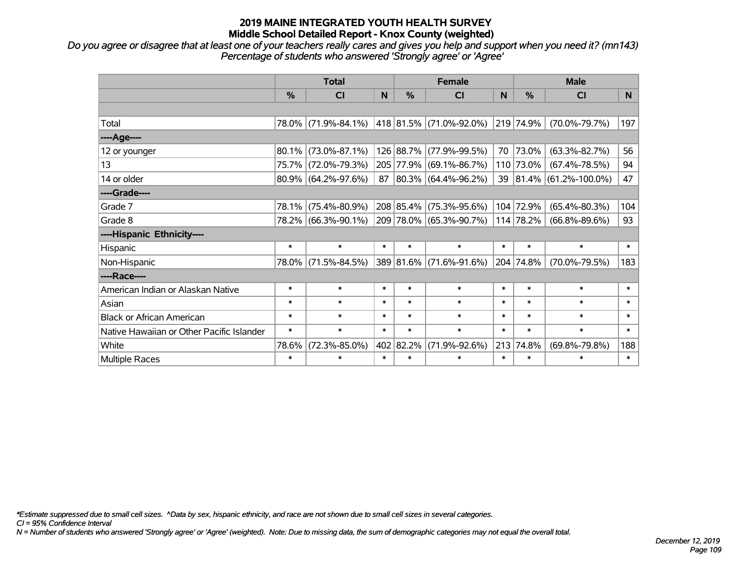# 2019 MAINE INTEGRATED YOUTH HEALTH SURVEY
## Middle School Detailed Report - Knox County (weighted)

*Do you agree or disagree that at least one of your teachers really cares and gives you help and support when you need it? (mn143)*
*Percentage of students who answered 'Strongly agree' or 'Agree'*

| | Total | | | Female | | | Male | | |
|---|---|---|---|---|---|---|---|---|---|
| | % | CI | N | % | CI | N | % | CI | N |
| | | | | | | | | | |
| Total | 78.0% | (71.9%-84.1%) | 418 | 81.5% | (71.0%-92.0%) | 219 | 74.9% | (70.0%-79.7%) | 197 |
| ----Age---- | | | | | | | | | |
| 12 or younger | 80.1% | (73.0%-87.1%) | 126 | 88.7% | (77.9%-99.5%) | 70 | 73.0% | (63.3%-82.7%) | 56 |
| 13 | 75.7% | (72.0%-79.3%) | 205 | 77.9% | (69.1%-86.7%) | 110 | 73.0% | (67.4%-78.5%) | 94 |
| 14 or older | 80.9% | (64.2%-97.6%) | 87 | 80.3% | (64.4%-96.2%) | 39 | 81.4% | (61.2%-100.0%) | 47 |
| ----Grade---- | | | | | | | | | |
| Grade 7 | 78.1% | (75.4%-80.9%) | 208 | 85.4% | (75.3%-95.6%) | 104 | 72.9% | (65.4%-80.3%) | 104 |
| Grade 8 | 78.2% | (66.3%-90.1%) | 209 | 78.0% | (65.3%-90.7%) | 114 | 78.2% | (66.8%-89.6%) | 93 |
| ----Hispanic Ethnicity---- | | | | | | | | | |
| Hispanic | * | * | * | * | * | * | * | * | * |
| Non-Hispanic | 78.0% | (71.5%-84.5%) | 389 | 81.6% | (71.6%-91.6%) | 204 | 74.8% | (70.0%-79.5%) | 183 |
| ----Race---- | | | | | | | | | |
| American Indian or Alaskan Native | * | * | * | * | * | * | * | * | * |
| Asian | * | * | * | * | * | * | * | * | * |
| Black or African American | * | * | * | * | * | * | * | * | * |
| Native Hawaiian or Other Pacific Islander | * | * | * | * | * | * | * | * | * |
| White | 78.6% | (72.3%-85.0%) | 402 | 82.2% | (71.9%-92.6%) | 213 | 74.8% | (69.8%-79.8%) | 188 |
| Multiple Races | * | * | * | * | * | * | * | * | * |

*Estimate suppressed due to small cell sizes. ^Data by sex, hispanic ethnicity, and race are not shown due to small cell sizes in several categories.
CI = 95% Confidence Interval
N = Number of students who answered 'Strongly agree' or 'Agree' (weighted). Note: Due to missing data, the sum of demographic categories may not equal the overall total.

December 12, 2019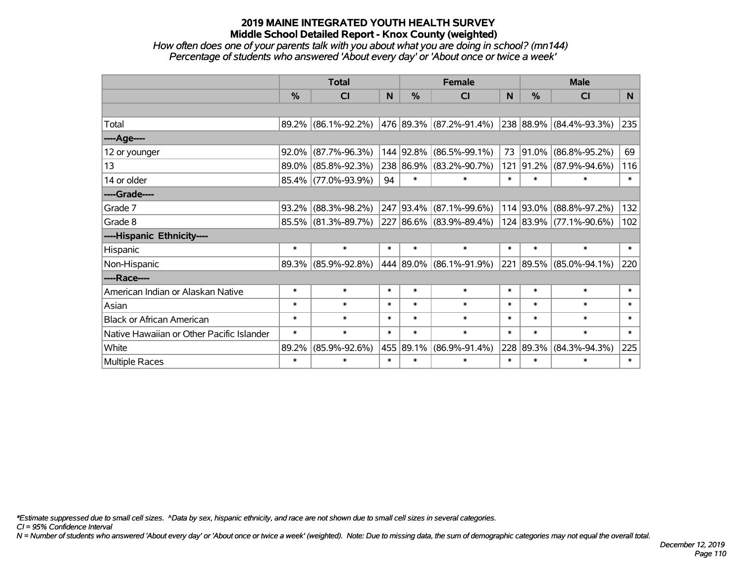# 2019 MAINE INTEGRATED YOUTH HEALTH SURVEY
## Middle School Detailed Report - Knox County (weighted)
*How often does one of your parents talk with you about what you are doing in school? (mn144)*
*Percentage of students who answered 'About every day' or 'About once or twice a week'*

| | Total | | | Female | | | Male | | |
|---|---|---|---|---|---|---|---|---|---|
| | % | CI | N | % | CI | N | % | CI | N |
| | | | | | | | | | |
| Total | 89.2% | (86.1%-92.2%) | 476 | 89.3% | (87.2%-91.4%) | 238 | 88.9% | (84.4%-93.3%) | 235 |
| ----Age---- | | | | | | | | | |
| 12 or younger | 92.0% | (87.7%-96.3%) | 144 | 92.8% | (86.5%-99.1%) | 73 | 91.0% | (86.8%-95.2%) | 69 |
| 13 | 89.0% | (85.8%-92.3%) | 238 | 86.9% | (83.2%-90.7%) | 121 | 91.2% | (87.9%-94.6%) | 116 |
| 14 or older | 85.4% | (77.0%-93.9%) | 94 | * | * | * | * | * | * |
| ----Grade---- | | | | | | | | | |
| Grade 7 | 93.2% | (88.3%-98.2%) | 247 | 93.4% | (87.1%-99.6%) | 114 | 93.0% | (88.8%-97.2%) | 132 |
| Grade 8 | 85.5% | (81.3%-89.7%) | 227 | 86.6% | (83.9%-89.4%) | 124 | 83.9% | (77.1%-90.6%) | 102 |
| ----Hispanic Ethnicity---- | | | | | | | | | |
| Hispanic | * | * | * | * | * | * | * | * | * |
| Non-Hispanic | 89.3% | (85.9%-92.8%) | 444 | 89.0% | (86.1%-91.9%) | 221 | 89.5% | (85.0%-94.1%) | 220 |
| ----Race---- | | | | | | | | | |
| American Indian or Alaskan Native | * | * | * | * | * | * | * | * | * |
| Asian | * | * | * | * | * | * | * | * | * |
| Black or African American | * | * | * | * | * | * | * | * | * |
| Native Hawaiian or Other Pacific Islander | * | * | * | * | * | * | * | * | * |
| White | 89.2% | (85.9%-92.6%) | 455 | 89.1% | (86.9%-91.4%) | 228 | 89.3% | (84.3%-94.3%) | 225 |
| Multiple Races | * | * | * | * | * | * | * | * | * |

*\*Estimate suppressed due to small cell sizes. ^Data by sex, hispanic ethnicity, and race are not shown due to small cell sizes in several categories.*

*CI = 95% Confidence Interval*

*N = Number of students who answered 'About every day' or 'About once or twice a week' (weighted). Note: Due to missing data, the sum of demographic categories may not equal the overall total.*

*December 12, 2019*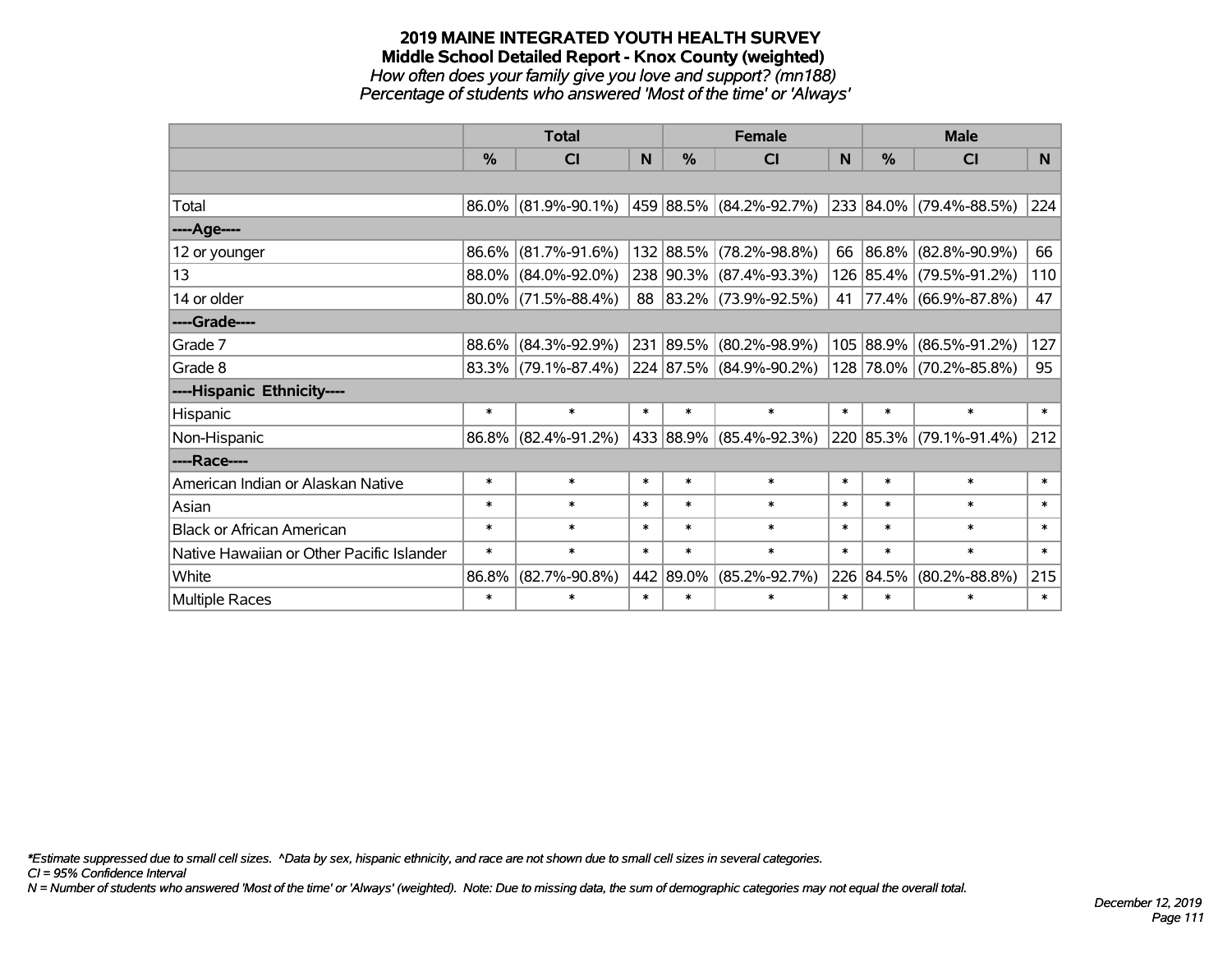# 2019 MAINE INTEGRATED YOUTH HEALTH SURVEY
## Middle School Detailed Report - Knox County (weighted)
*How often does your family give you love and support? (mn188)*
*Percentage of students who answered 'Most of the time' or 'Always'*

| | Total | | | Female | | | Male | | |
|---|---|---|---|---|---|---|---|---|---|
| | % | CI | N | % | CI | N | % | CI | N |
| | | | | | | | | | |
| Total | 86.0% | (81.9%-90.1%) | 459 | 88.5% | (84.2%-92.7%) | 233 | 84.0% | (79.4%-88.5%) | 224 |
| ----Age---- | | | | | | | | | |
| 12 or younger | 86.6% | (81.7%-91.6%) | 132 | 88.5% | (78.2%-98.8%) | 66 | 86.8% | (82.8%-90.9%) | 66 |
| 13 | 88.0% | (84.0%-92.0%) | 238 | 90.3% | (87.4%-93.3%) | 126 | 85.4% | (79.5%-91.2%) | 110 |
| 14 or older | 80.0% | (71.5%-88.4%) | 88 | 83.2% | (73.9%-92.5%) | 41 | 77.4% | (66.9%-87.8%) | 47 |
| ----Grade---- | | | | | | | | | |
| Grade 7 | 88.6% | (84.3%-92.9%) | 231 | 89.5% | (80.2%-98.9%) | 105 | 88.9% | (86.5%-91.2%) | 127 |
| Grade 8 | 83.3% | (79.1%-87.4%) | 224 | 87.5% | (84.9%-90.2%) | 128 | 78.0% | (70.2%-85.8%) | 95 |
| ----Hispanic Ethnicity---- | | | | | | | | | |
| Hispanic | * | * | * | * | * | * | * | * | * |
| Non-Hispanic | 86.8% | (82.4%-91.2%) | 433 | 88.9% | (85.4%-92.3%) | 220 | 85.3% | (79.1%-91.4%) | 212 |
| ----Race---- | | | | | | | | | |
| American Indian or Alaskan Native | * | * | * | * | * | * | * | * | * |
| Asian | * | * | * | * | * | * | * | * | * |
| Black or African American | * | * | * | * | * | * | * | * | * |
| Native Hawaiian or Other Pacific Islander | * | * | * | * | * | * | * | * | * |
| White | 86.8% | (82.7%-90.8%) | 442 | 89.0% | (85.2%-92.7%) | 226 | 84.5% | (80.2%-88.8%) | 215 |
| Multiple Races | * | * | * | * | * | * | * | * | * |

*\*Estimate suppressed due to small cell sizes. ^Data by sex, hispanic ethnicity, and race are not shown due to small cell sizes in several categories.*
*CI = 95% Confidence Interval*
*N = Number of students who answered 'Most of the time' or 'Always' (weighted). Note: Due to missing data, the sum of demographic categories may not equal the overall total.*

*December 12, 2019*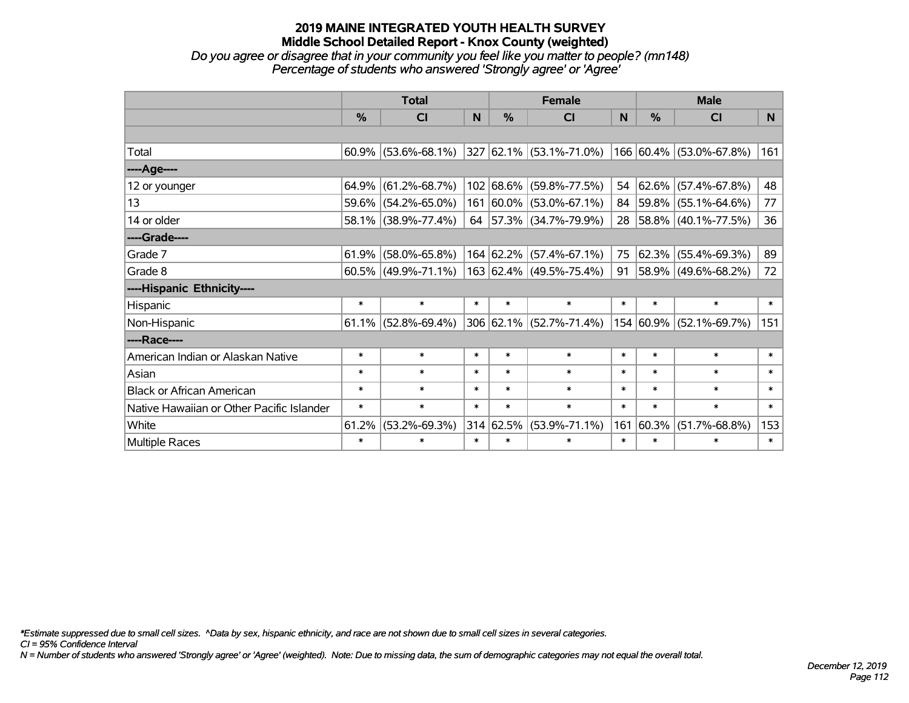# 2019 MAINE INTEGRATED YOUTH HEALTH SURVEY

## Middle School Detailed Report - Knox County (weighted)

*Do you agree or disagree that in your community you feel like you matter to people? (mn148)*

*Percentage of students who answered 'Strongly agree' or 'Agree'*

| | Total | | | Female | | | Male | | |
|---|---|---|---|---|---|---|---|---|---|
| | % | CI | N | % | CI | N | % | CI | N |
| | | | | | | | | | |
| Total | 60.9% | (53.6%-68.1%) | 327 | 62.1% | (53.1%-71.0%) | 166 | 60.4% | (53.0%-67.8%) | 161 |
| ----Age---- | | | | | | | | | |
| 12 or younger | 64.9% | (61.2%-68.7%) | 102 | 68.6% | (59.8%-77.5%) | 54 | 62.6% | (57.4%-67.8%) | 48 |
| 13 | 59.6% | (54.2%-65.0%) | 161 | 60.0% | (53.0%-67.1%) | 84 | 59.8% | (55.1%-64.6%) | 77 |
| 14 or older | 58.1% | (38.9%-77.4%) | 64 | 57.3% | (34.7%-79.9%) | 28 | 58.8% | (40.1%-77.5%) | 36 |
| ----Grade---- | | | | | | | | | |
| Grade 7 | 61.9% | (58.0%-65.8%) | 164 | 62.2% | (57.4%-67.1%) | 75 | 62.3% | (55.4%-69.3%) | 89 |
| Grade 8 | 60.5% | (49.9%-71.1%) | 163 | 62.4% | (49.5%-75.4%) | 91 | 58.9% | (49.6%-68.2%) | 72 |
| ----Hispanic Ethnicity---- | | | | | | | | | |
| Hispanic | * | * | * | * | * | * | * | * | * |
| Non-Hispanic | 61.1% | (52.8%-69.4%) | 306 | 62.1% | (52.7%-71.4%) | 154 | 60.9% | (52.1%-69.7%) | 151 |
| ----Race---- | | | | | | | | | |
| American Indian or Alaskan Native | * | * | * | * | * | * | * | * | * |
| Asian | * | * | * | * | * | * | * | * | * |
| Black or African American | * | * | * | * | * | * | * | * | * |
| Native Hawaiian or Other Pacific Islander | * | * | * | * | * | * | * | * | * |
| White | 61.2% | (53.2%-69.3%) | 314 | 62.5% | (53.9%-71.1%) | 161 | 60.3% | (51.7%-68.8%) | 153 |
| Multiple Races | * | * | * | * | * | * | * | * | * |

*\*Estimate suppressed due to small cell sizes. ^Data by sex, hispanic ethnicity, and race are not shown due to small cell sizes in several categories.*

*CI = 95% Confidence Interval*

*N = Number of students who answered 'Strongly agree' or 'Agree' (weighted). Note: Due to missing data, the sum of demographic categories may not equal the overall total.*

*December 12, 2019*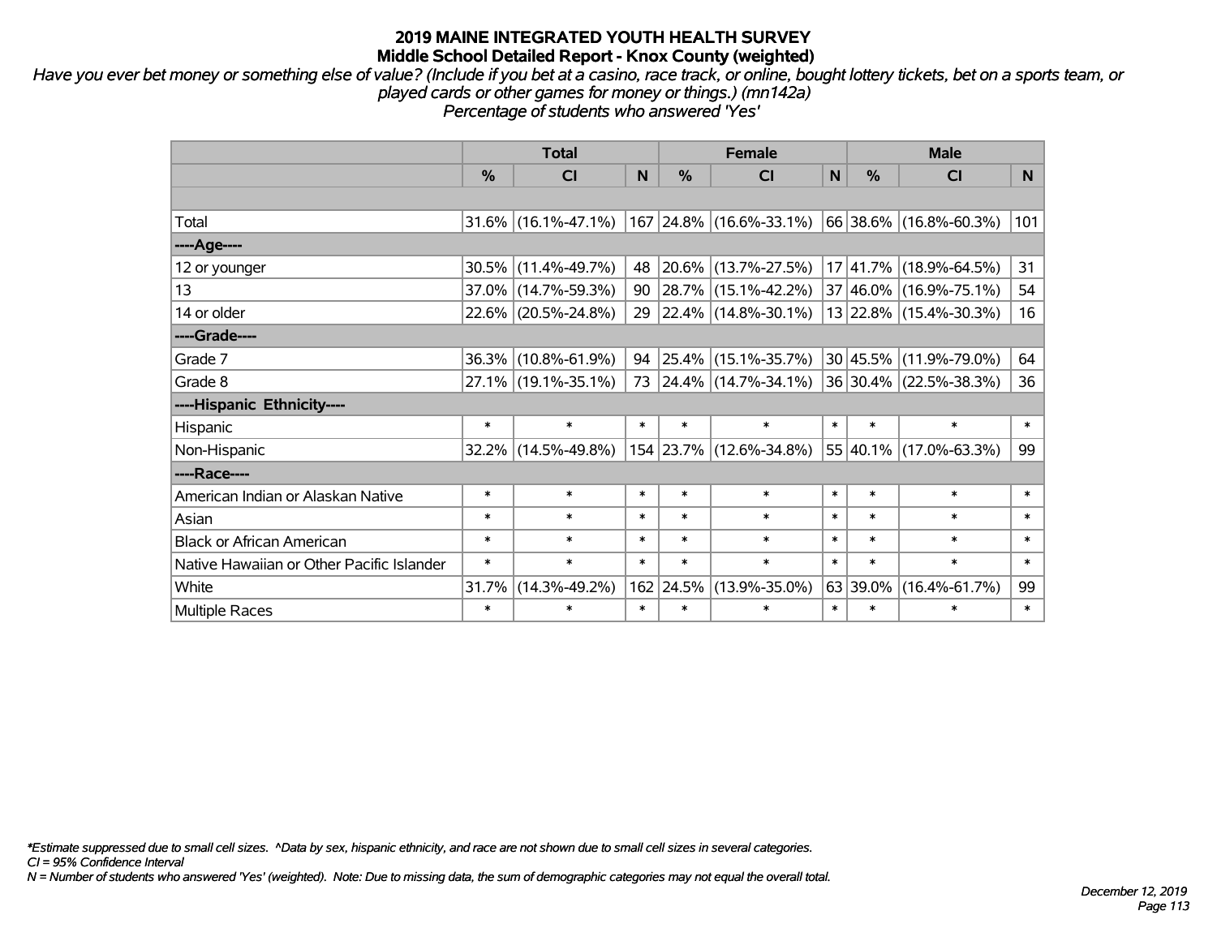**2019 MAINE INTEGRATED YOUTH HEALTH SURVEY**
**Middle School Detailed Report - Knox County (weighted)**

*Have you ever bet money or something else of value? (Include if you bet at a casino, race track, or online, bought lottery tickets, bet on a sports team, or played cards or other games for money or things.) (mn142a)*
*Percentage of students who answered 'Yes'*

| | Total | | | Female | | | Male | | |
|---|---|---|---|---|---|---|---|---|---|
| | % | CI | N | % | CI | N | % | CI | N |
| | | | | | | | | | |
| Total | 31.6% | (16.1%-47.1%) | 167 | 24.8% | (16.6%-33.1%) | 66 | 38.6% | (16.8%-60.3%) | 101 |
| ----Age---- | | | | | | | | | |
| 12 or younger | 30.5% | (11.4%-49.7%) | 48 | 20.6% | (13.7%-27.5%) | 17 | 41.7% | (18.9%-64.5%) | 31 |
| 13 | 37.0% | (14.7%-59.3%) | 90 | 28.7% | (15.1%-42.2%) | 37 | 46.0% | (16.9%-75.1%) | 54 |
| 14 or older | 22.6% | (20.5%-24.8%) | 29 | 22.4% | (14.8%-30.1%) | 13 | 22.8% | (15.4%-30.3%) | 16 |
| ----Grade---- | | | | | | | | | |
| Grade 7 | 36.3% | (10.8%-61.9%) | 94 | 25.4% | (15.1%-35.7%) | 30 | 45.5% | (11.9%-79.0%) | 64 |
| Grade 8 | 27.1% | (19.1%-35.1%) | 73 | 24.4% | (14.7%-34.1%) | 36 | 30.4% | (22.5%-38.3%) | 36 |
| ----Hispanic Ethnicity---- | | | | | | | | | |
| Hispanic | * | * | * | * | * | * | * | * | * |
| Non-Hispanic | 32.2% | (14.5%-49.8%) | 154 | 23.7% | (12.6%-34.8%) | 55 | 40.1% | (17.0%-63.3%) | 99 |
| ----Race---- | | | | | | | | | |
| American Indian or Alaskan Native | * | * | * | * | * | * | * | * | * |
| Asian | * | * | * | * | * | * | * | * | * |
| Black or African American | * | * | * | * | * | * | * | * | * |
| Native Hawaiian or Other Pacific Islander | * | * | * | * | * | * | * | * | * |
| White | 31.7% | (14.3%-49.2%) | 162 | 24.5% | (13.9%-35.0%) | 63 | 39.0% | (16.4%-61.7%) | 99 |
| Multiple Races | * | * | * | * | * | * | * | * | * |

*\*Estimate suppressed due to small cell sizes. ^Data by sex, hispanic ethnicity, and race are not shown due to small cell sizes in several categories.*
*CI = 95% Confidence Interval*
*N = Number of students who answered 'Yes' (weighted). Note: Due to missing data, the sum of demographic categories may not equal the overall total.*

*December 12, 2019*